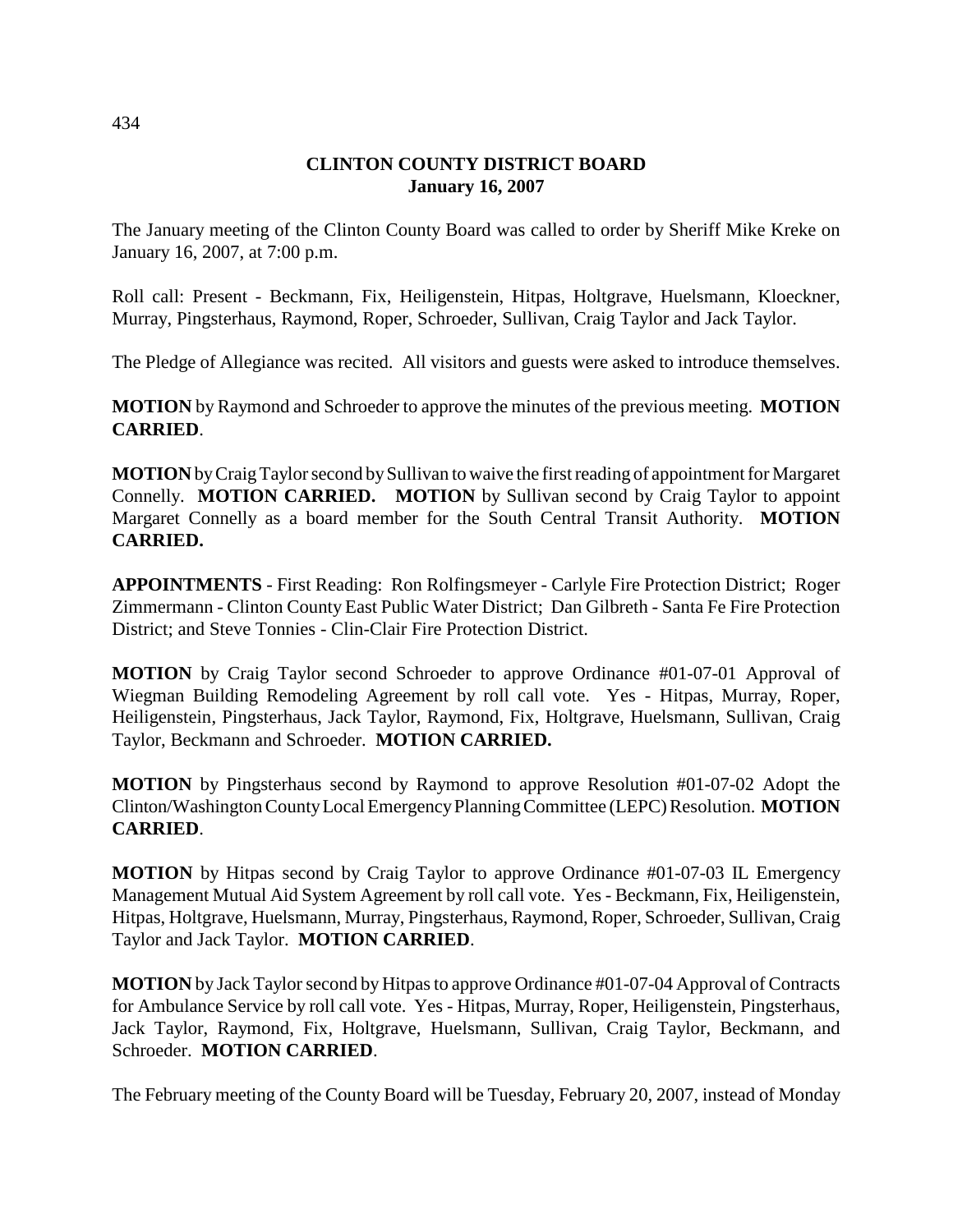**CLINTON COUNTY DISTRICT BOARD**
**January 16, 2007**

The January meeting of the Clinton County Board was called to order by Sheriff Mike Kreke on January 16, 2007, at 7:00 p.m.

Roll call: Present - Beckmann, Fix, Heiligenstein, Hitpas, Holtgrave, Huelsmann, Kloeckner, Murray, Pingsterhaus, Raymond, Roper, Schroeder, Sullivan, Craig Taylor and Jack Taylor.

The Pledge of Allegiance was recited. All visitors and guests were asked to introduce themselves.

**MOTION** by Raymond and Schroeder to approve the minutes of the previous meeting. **MOTION CARRIED**.

**MOTION** by Craig Taylor second by Sullivan to waive the first reading of appointment for Margaret Connelly. **MOTION CARRIED.** **MOTION** by Sullivan second by Craig Taylor to appoint Margaret Connelly as a board member for the South Central Transit Authority. **MOTION CARRIED.**

**APPOINTMENTS** - First Reading: Ron Rolfingsmeyer - Carlyle Fire Protection District; Roger Zimmermann - Clinton County East Public Water District; Dan Gilbreth - Santa Fe Fire Protection District; and Steve Tonnies - Clin-Clair Fire Protection District.

**MOTION** by Craig Taylor second Schroeder to approve Ordinance #01-07-01 Approval of Wiegman Building Remodeling Agreement by roll call vote. Yes - Hitpas, Murray, Roper, Heiligenstein, Pingsterhaus, Jack Taylor, Raymond, Fix, Holtgrave, Huelsmann, Sullivan, Craig Taylor, Beckmann and Schroeder. **MOTION CARRIED.**

**MOTION** by Pingsterhaus second by Raymond to approve Resolution #01-07-02 Adopt the Clinton/Washington County Local Emergency Planning Committee (LEPC) Resolution. **MOTION CARRIED**.

**MOTION** by Hitpas second by Craig Taylor to approve Ordinance #01-07-03 IL Emergency Management Mutual Aid System Agreement by roll call vote. Yes - Beckmann, Fix, Heiligenstein, Hitpas, Holtgrave, Huelsmann, Murray, Pingsterhaus, Raymond, Roper, Schroeder, Sullivan, Craig Taylor and Jack Taylor. **MOTION CARRIED**.

**MOTION** by Jack Taylor second by Hitpas to approve Ordinance #01-07-04 Approval of Contracts for Ambulance Service by roll call vote. Yes - Hitpas, Murray, Roper, Heiligenstein, Pingsterhaus, Jack Taylor, Raymond, Fix, Holtgrave, Huelsmann, Sullivan, Craig Taylor, Beckmann, and Schroeder. **MOTION CARRIED**.

The February meeting of the County Board will be Tuesday, February 20, 2007, instead of Monday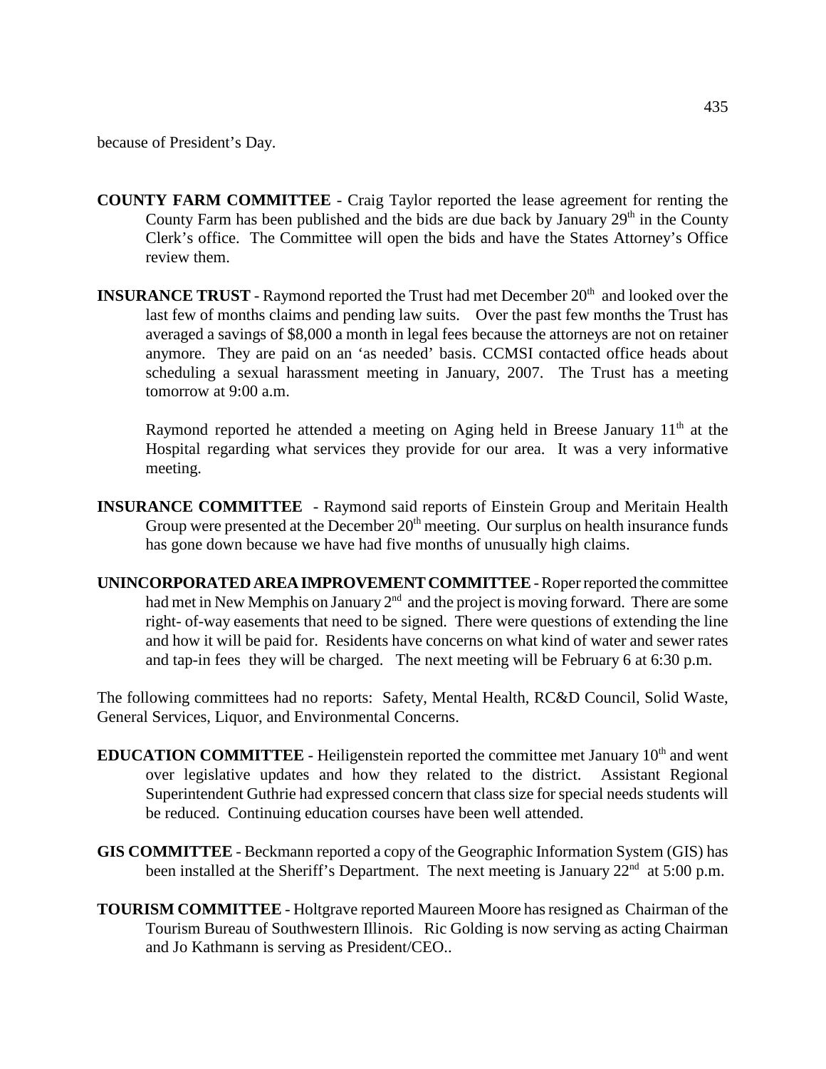because of President's Day.

**COUNTY FARM COMMITTEE** - Craig Taylor reported the lease agreement for renting the County Farm has been published and the bids are due back by January 29th in the County Clerk's office. The Committee will open the bids and have the States Attorney's Office review them.

**INSURANCE TRUST** - Raymond reported the Trust had met December 20th and looked over the last few of months claims and pending law suits. Over the past few months the Trust has averaged a savings of $8,000 a month in legal fees because the attorneys are not on retainer anymore. They are paid on an 'as needed' basis. CCMSI contacted office heads about scheduling a sexual harassment meeting in January, 2007. The Trust has a meeting tomorrow at 9:00 a.m.

Raymond reported he attended a meeting on Aging held in Breese January 11th at the Hospital regarding what services they provide for our area. It was a very informative meeting.

**INSURANCE COMMITTEE** - Raymond said reports of Einstein Group and Meritain Health Group were presented at the December 20th meeting. Our surplus on health insurance funds has gone down because we have had five months of unusually high claims.

**UNINCORPORATED AREA IMPROVEMENT COMMITTEE** - Roper reported the committee had met in New Memphis on January 2nd and the project is moving forward. There are some right- of-way easements that need to be signed. There were questions of extending the line and how it will be paid for. Residents have concerns on what kind of water and sewer rates and tap-in fees they will be charged. The next meeting will be February 6 at 6:30 p.m.

The following committees had no reports: Safety, Mental Health, RC&D Council, Solid Waste, General Services, Liquor, and Environmental Concerns.

**EDUCATION COMMITTEE** - Heiligenstein reported the committee met January 10th and went over legislative updates and how they related to the district. Assistant Regional Superintendent Guthrie had expressed concern that class size for special needs students will be reduced. Continuing education courses have been well attended.

**GIS COMMITTEE** - Beckmann reported a copy of the Geographic Information System (GIS) has been installed at the Sheriff's Department. The next meeting is January 22nd at 5:00 p.m.

**TOURISM COMMITTEE** - Holtgrave reported Maureen Moore has resigned as Chairman of the Tourism Bureau of Southwestern Illinois. Ric Golding is now serving as acting Chairman and Jo Kathmann is serving as President/CEO..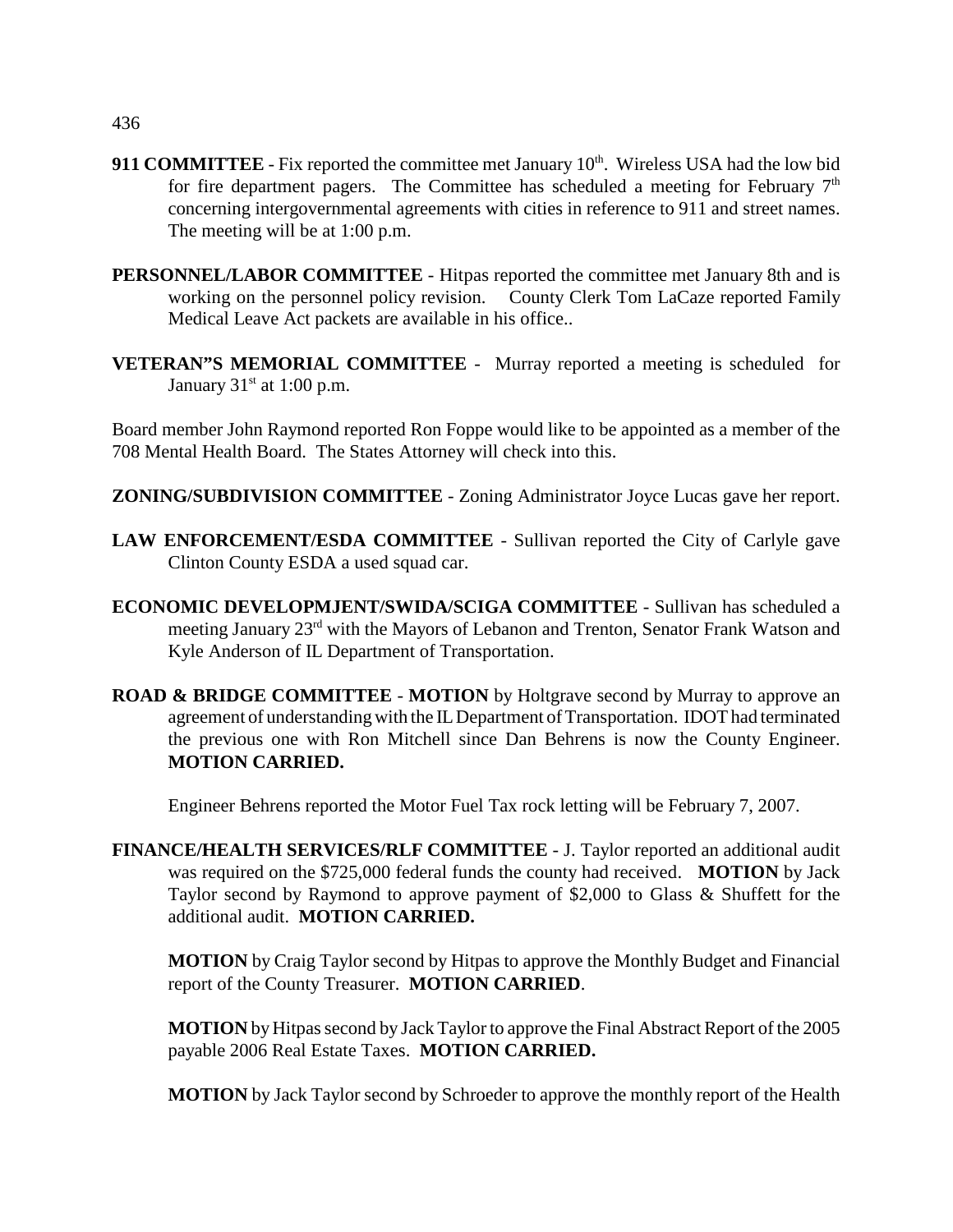**911 COMMITTEE** - Fix reported the committee met January 10th. Wireless USA had the low bid for fire department pagers. The Committee has scheduled a meeting for February 7th concerning intergovernmental agreements with cities in reference to 911 and street names. The meeting will be at 1:00 p.m.

**PERSONNEL/LABOR COMMITTEE** - Hitpas reported the committee met January 8th and is working on the personnel policy revision. County Clerk Tom LaCaze reported Family Medical Leave Act packets are available in his office..

**VETERAN"S MEMORIAL COMMITTEE** - Murray reported a meeting is scheduled for January 31st at 1:00 p.m.

Board member John Raymond reported Ron Foppe would like to be appointed as a member of the 708 Mental Health Board. The States Attorney will check into this.

**ZONING/SUBDIVISION COMMITTEE** - Zoning Administrator Joyce Lucas gave her report.

**LAW ENFORCEMENT/ESDA COMMITTEE** - Sullivan reported the City of Carlyle gave Clinton County ESDA a used squad car.

**ECONOMIC DEVELOPMJENT/SWIDA/SCIGA COMMITTEE** - Sullivan has scheduled a meeting January 23rd with the Mayors of Lebanon and Trenton, Senator Frank Watson and Kyle Anderson of IL Department of Transportation.

**ROAD & BRIDGE COMMITTEE** - **MOTION** by Holtgrave second by Murray to approve an agreement of understanding with the IL Department of Transportation. IDOT had terminated the previous one with Ron Mitchell since Dan Behrens is now the County Engineer. **MOTION CARRIED.**

Engineer Behrens reported the Motor Fuel Tax rock letting will be February 7, 2007.

**FINANCE/HEALTH SERVICES/RLF COMMITTEE** - J. Taylor reported an additional audit was required on the $725,000 federal funds the county had received. **MOTION** by Jack Taylor second by Raymond to approve payment of $2,000 to Glass & Shuffett for the additional audit. **MOTION CARRIED.**

**MOTION** by Craig Taylor second by Hitpas to approve the Monthly Budget and Financial report of the County Treasurer. **MOTION CARRIED**.

**MOTION** by Hitpas second by Jack Taylor to approve the Final Abstract Report of the 2005 payable 2006 Real Estate Taxes. **MOTION CARRIED.**

**MOTION** by Jack Taylor second by Schroeder to approve the monthly report of the Health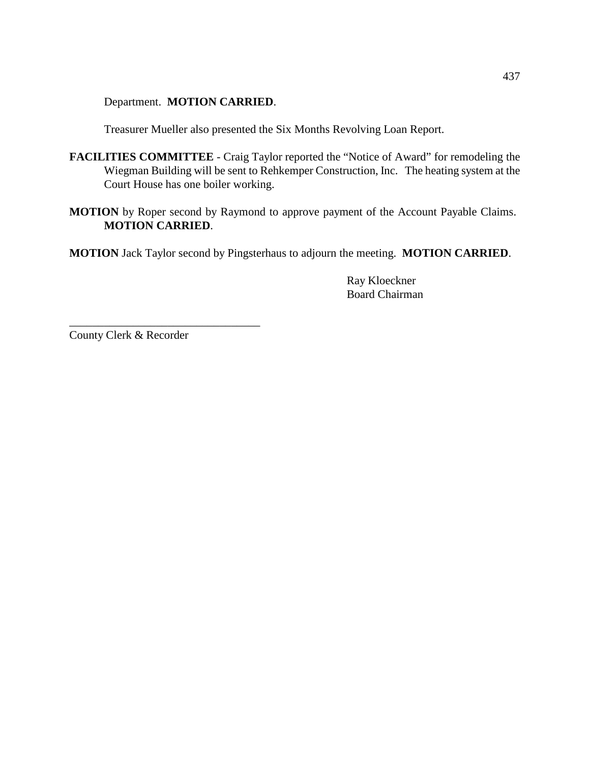Department. **MOTION CARRIED**.

Treasurer Mueller also presented the Six Months Revolving Loan Report.

**FACILITIES COMMITTEE** - Craig Taylor reported the "Notice of Award" for remodeling the Wiegman Building will be sent to Rehkemper Construction, Inc. The heating system at the Court House has one boiler working.

**MOTION** by Roper second by Raymond to approve payment of the Account Payable Claims. **MOTION CARRIED**.

**MOTION** Jack Taylor second by Pingsterhaus to adjourn the meeting. **MOTION CARRIED**.

Ray Kloeckner
Board Chairman

\_\_\_\_\_\_\_\_\_\_\_\_\_\_\_\_\_\_\_\_\_\_\_\_\_\_\_\_\_\_\_\_\_\_
County Clerk & Recorder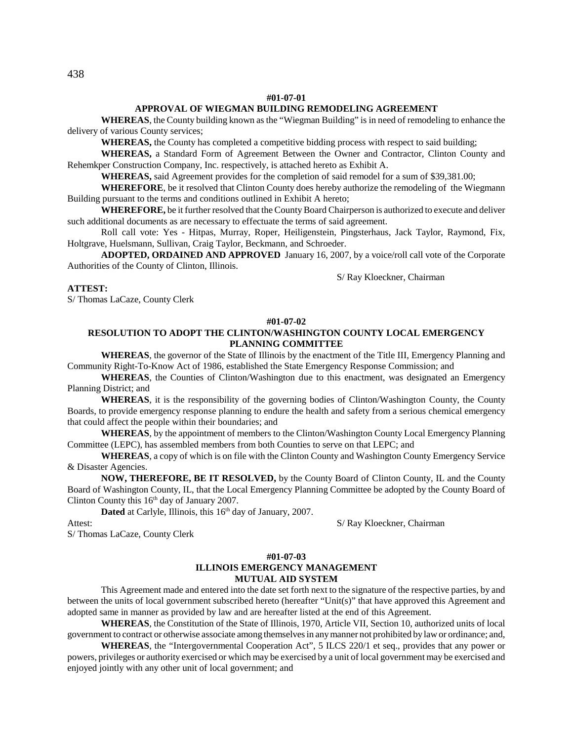**#01-07-01**

**APPROVAL OF WIEGMAN BUILDING REMODELING AGREEMENT**

**WHEREAS**, the County building known as the "Wiegman Building" is in need of remodeling to enhance the delivery of various County services;

**WHEREAS,** the County has completed a competitive bidding process with respect to said building;

**WHEREAS,** a Standard Form of Agreement Between the Owner and Contractor, Clinton County and Rehemkper Construction Company, Inc. respectively, is attached hereto as Exhibit A.

**WHEREAS,** said Agreement provides for the completion of said remodel for a sum of $39,381.00;

**WHEREFORE**, be it resolved that Clinton County does hereby authorize the remodeling of the Wiegmann Building pursuant to the terms and conditions outlined in Exhibit A hereto;

**WHEREFORE,** be it further resolved that the County Board Chairperson is authorized to execute and deliver such additional documents as are necessary to effectuate the terms of said agreement.

Roll call vote: Yes - Hitpas, Murray, Roper, Heiligenstein, Pingsterhaus, Jack Taylor, Raymond, Fix, Holtgrave, Huelsmann, Sullivan, Craig Taylor, Beckmann, and Schroeder.

**ADOPTED, ORDAINED AND APPROVED** January 16, 2007, by a voice/roll call vote of the Corporate Authorities of the County of Clinton, Illinois.

S/ Ray Kloeckner, Chairman

**ATTEST:**

S/ Thomas LaCaze, County Clerk

**#01-07-02**

**RESOLUTION TO ADOPT THE CLINTON/WASHINGTON COUNTY LOCAL EMERGENCY PLANNING COMMITTEE**

**WHEREAS**, the governor of the State of Illinois by the enactment of the Title III, Emergency Planning and Community Right-To-Know Act of 1986, established the State Emergency Response Commission; and

**WHEREAS**, the Counties of Clinton/Washington due to this enactment, was designated an Emergency Planning District; and

**WHEREAS**, it is the responsibility of the governing bodies of Clinton/Washington County, the County Boards, to provide emergency response planning to endure the health and safety from a serious chemical emergency that could affect the people within their boundaries; and

**WHEREAS**, by the appointment of members to the Clinton/Washington County Local Emergency Planning Committee (LEPC), has assembled members from both Counties to serve on that LEPC; and

**WHEREAS**, a copy of which is on file with the Clinton County and Washington County Emergency Service & Disaster Agencies.

**NOW, THEREFORE, BE IT RESOLVED,** by the County Board of Clinton County, IL and the County Board of Washington County, IL, that the Local Emergency Planning Committee be adopted by the County Board of Clinton County this 16th day of January 2007.

**Dated** at Carlyle, Illinois, this 16th day of January, 2007.

Attest: S/ Ray Kloeckner, Chairman

S/ Thomas LaCaze, County Clerk

**#01-07-03**

**ILLINOIS EMERGENCY MANAGEMENT MUTUAL AID SYSTEM**

This Agreement made and entered into the date set forth next to the signature of the respective parties, by and between the units of local government subscribed hereto (hereafter "Unit(s)" that have approved this Agreement and adopted same in manner as provided by law and are hereafter listed at the end of this Agreement.

**WHEREAS**, the Constitution of the State of Illinois, 1970, Article VII, Section 10, authorized units of local government to contract or otherwise associate among themselves in any manner not prohibited by law or ordinance; and,

**WHEREAS**, the "Intergovernmental Cooperation Act", 5 ILCS 220/1 et seq., provides that any power or powers, privileges or authority exercised or which may be exercised by a unit of local government may be exercised and enjoyed jointly with any other unit of local government; and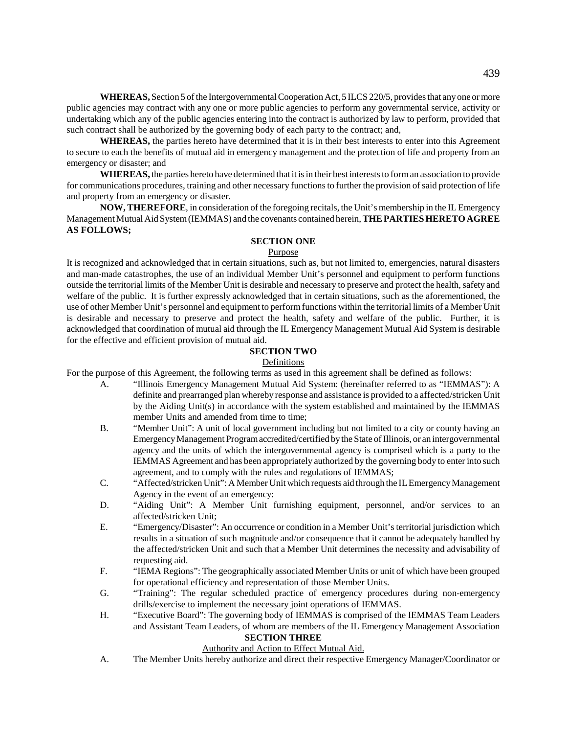**WHEREAS,** Section 5 of the Intergovernmental Cooperation Act, 5 ILCS 220/5, provides that any one or more public agencies may contract with any one or more public agencies to perform any governmental service, activity or undertaking which any of the public agencies entering into the contract is authorized by law to perform, provided that such contract shall be authorized by the governing body of each party to the contract; and,

**WHEREAS,** the parties hereto have determined that it is in their best interests to enter into this Agreement to secure to each the benefits of mutual aid in emergency management and the protection of life and property from an emergency or disaster; and

**WHEREAS,** the parties hereto have determined that it is in their best interests to form an association to provide for communications procedures, training and other necessary functions to further the provision of said protection of life and property from an emergency or disaster.

**NOW, THEREFORE**, in consideration of the foregoing recitals, the Unit's membership in the IL Emergency Management Mutual Aid System (IEMMAS) and the covenants contained herein, **THE PARTIES HERETO AGREE AS FOLLOWS;**

## SECTION ONE

Purpose

It is recognized and acknowledged that in certain situations, such as, but not limited to, emergencies, natural disasters and man-made catastrophes, the use of an individual Member Unit's personnel and equipment to perform functions outside the territorial limits of the Member Unit is desirable and necessary to preserve and protect the health, safety and welfare of the public. It is further expressly acknowledged that in certain situations, such as the aforementioned, the use of other Member Unit's personnel and equipment to perform functions within the territorial limits of a Member Unit is desirable and necessary to preserve and protect the health, safety and welfare of the public. Further, it is acknowledged that coordination of mutual aid through the IL Emergency Management Mutual Aid System is desirable for the effective and efficient provision of mutual aid.

## SECTION TWO

Definitions

For the purpose of this Agreement, the following terms as used in this agreement shall be defined as follows:

A. "Illinois Emergency Management Mutual Aid System: (hereinafter referred to as "IEMMAS"): A definite and prearranged plan whereby response and assistance is provided to a affected/stricken Unit by the Aiding Unit(s) in accordance with the system established and maintained by the IEMMAS member Units and amended from time to time;

B. "Member Unit": A unit of local government including but not limited to a city or county having an Emergency Management Program accredited/certified by the State of Illinois, or an intergovernmental agency and the units of which the intergovernmental agency is comprised which is a party to the IEMMAS Agreement and has been appropriately authorized by the governing body to enter into such agreement, and to comply with the rules and regulations of IEMMAS;

C. "Affected/stricken Unit": A Member Unit which requests aid through the IL Emergency Management Agency in the event of an emergency:

D. "Aiding Unit": A Member Unit furnishing equipment, personnel, and/or services to an affected/stricken Unit;

E. "Emergency/Disaster": An occurrence or condition in a Member Unit's territorial jurisdiction which results in a situation of such magnitude and/or consequence that it cannot be adequately handled by the affected/stricken Unit and such that a Member Unit determines the necessity and advisability of requesting aid.

F. "IEMA Regions": The geographically associated Member Units or unit of which have been grouped for operational efficiency and representation of those Member Units.

G. "Training": The regular scheduled practice of emergency procedures during non-emergency drills/exercise to implement the necessary joint operations of IEMMAS.

H. "Executive Board": The governing body of IEMMAS is comprised of the IEMMAS Team Leaders and Assistant Team Leaders, of whom are members of the IL Emergency Management Association

## SECTION THREE

Authority and Action to Effect Mutual Aid.

A. The Member Units hereby authorize and direct their respective Emergency Manager/Coordinator or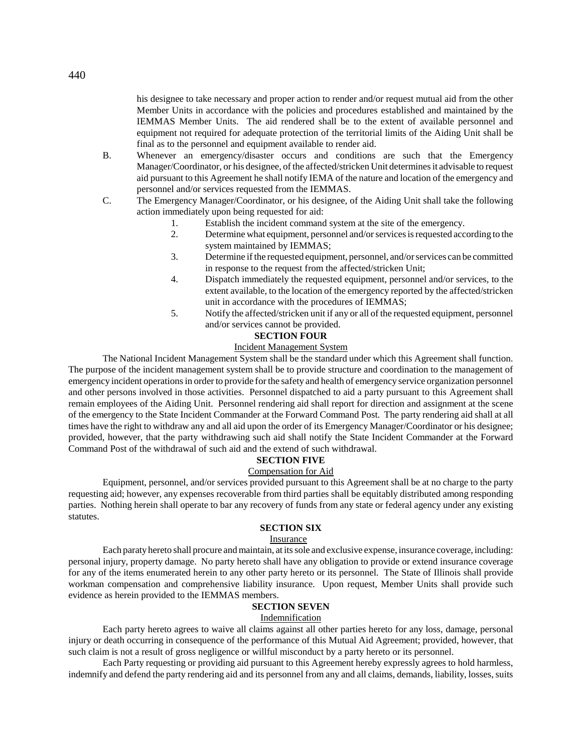his designee to take necessary and proper action to render and/or request mutual aid from the other Member Units in accordance with the policies and procedures established and maintained by the IEMMAS Member Units. The aid rendered shall be to the extent of available personnel and equipment not required for adequate protection of the territorial limits of the Aiding Unit shall be final as to the personnel and equipment available to render aid.

B. Whenever an emergency/disaster occurs and conditions are such that the Emergency Manager/Coordinator, or his designee, of the affected/stricken Unit determines it advisable to request aid pursuant to this Agreement he shall notify IEMA of the nature and location of the emergency and personnel and/or services requested from the IEMMAS.

C. The Emergency Manager/Coordinator, or his designee, of the Aiding Unit shall take the following action immediately upon being requested for aid:

1. Establish the incident command system at the site of the emergency.
2. Determine what equipment, personnel and/or services is requested according to the system maintained by IEMMAS;
3. Determine if the requested equipment, personnel, and/or services can be committed in response to the request from the affected/stricken Unit;
4. Dispatch immediately the requested equipment, personnel and/or services, to the extent available, to the location of the emergency reported by the affected/stricken unit in accordance with the procedures of IEMMAS;
5. Notify the affected/stricken unit if any or all of the requested equipment, personnel and/or services cannot be provided.

**SECTION FOUR**

Incident Management System

The National Incident Management System shall be the standard under which this Agreement shall function. The purpose of the incident management system shall be to provide structure and coordination to the management of emergency incident operations in order to provide for the safety and health of emergency service organization personnel and other persons involved in those activities. Personnel dispatched to aid a party pursuant to this Agreement shall remain employees of the Aiding Unit. Personnel rendering aid shall report for direction and assignment at the scene of the emergency to the State Incident Commander at the Forward Command Post. The party rendering aid shall at all times have the right to withdraw any and all aid upon the order of its Emergency Manager/Coordinator or his designee; provided, however, that the party withdrawing such aid shall notify the State Incident Commander at the Forward Command Post of the withdrawal of such aid and the extend of such withdrawal.

**SECTION FIVE**

Compensation for Aid

Equipment, personnel, and/or services provided pursuant to this Agreement shall be at no charge to the party requesting aid; however, any expenses recoverable from third parties shall be equitably distributed among responding parties. Nothing herein shall operate to bar any recovery of funds from any state or federal agency under any existing statutes.

**SECTION SIX**

Insurance

Each paraty hereto shall procure and maintain, at its sole and exclusive expense, insurance coverage, including: personal injury, property damage. No party hereto shall have any obligation to provide or extend insurance coverage for any of the items enumerated herein to any other party hereto or its personnel. The State of Illinois shall provide workman compensation and comprehensive liability insurance. Upon request, Member Units shall provide such evidence as herein provided to the IEMMAS members.

**SECTION SEVEN**

Indemnification

Each party hereto agrees to waive all claims against all other parties hereto for any loss, damage, personal injury or death occurring in consequence of the performance of this Mutual Aid Agreement; provided, however, that such claim is not a result of gross negligence or willful misconduct by a party hereto or its personnel.

Each Party requesting or providing aid pursuant to this Agreement hereby expressly agrees to hold harmless, indemnify and defend the party rendering aid and its personnel from any and all claims, demands, liability, losses, suits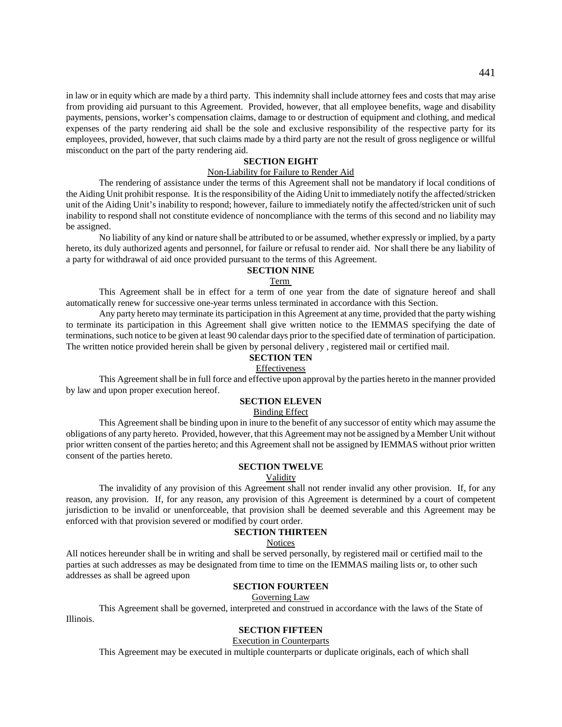in law or in equity which are made by a third party. This indemnity shall include attorney fees and costs that may arise from providing aid pursuant to this Agreement. Provided, however, that all employee benefits, wage and disability payments, pensions, worker's compensation claims, damage to or destruction of equipment and clothing, and medical expenses of the party rendering aid shall be the sole and exclusive responsibility of the respective party for its employees, provided, however, that such claims made by a third party are not the result of gross negligence or willful misconduct on the part of the party rendering aid.

**SECTION EIGHT**

Non-Liability for Failure to Render Aid

The rendering of assistance under the terms of this Agreement shall not be mandatory if local conditions of the Aiding Unit prohibit response. It is the responsibility of the Aiding Unit to immediately notify the affected/stricken unit of the Aiding Unit's inability to respond; however, failure to immediately notify the affected/stricken unit of such inability to respond shall not constitute evidence of noncompliance with the terms of this second and no liability may be assigned.

No liability of any kind or nature shall be attributed to or be assumed, whether expressly or implied, by a party hereto, its duly authorized agents and personnel, for failure or refusal to render aid. Nor shall there be any liability of a party for withdrawal of aid once provided pursuant to the terms of this Agreement.

**SECTION NINE**

Term

This Agreement shall be in effect for a term of one year from the date of signature hereof and shall automatically renew for successive one-year terms unless terminated in accordance with this Section.

Any party hereto may terminate its participation in this Agreement at any time, provided that the party wishing to terminate its participation in this Agreement shall give written notice to the IEMMAS specifying the date of terminations, such notice to be given at least 90 calendar days prior to the specified date of termination of participation. The written notice provided herein shall be given by personal delivery , registered mail or certified mail.

**SECTION TEN**

Effectiveness

This Agreement shall be in full force and effective upon approval by the parties hereto in the manner provided by law and upon proper execution hereof.

**SECTION ELEVEN**

Binding Effect

This Agreement shall be binding upon in inure to the benefit of any successor of entity which may assume the obligations of any party hereto. Provided, however, that this Agreement may not be assigned by a Member Unit without prior written consent of the parties hereto; and this Agreement shall not be assigned by IEMMAS without prior written consent of the parties hereto.

**SECTION TWELVE**

Validity

The invalidity of any provision of this Agreement shall not render invalid any other provision. If, for any reason, any provision. If, for any reason, any provision of this Agreement is determined by a court of competent jurisdiction to be invalid or unenforceable, that provision shall be deemed severable and this Agreement may be enforced with that provision severed or modified by court order.

**SECTION THIRTEEN**

Notices

All notices hereunder shall be in writing and shall be served personally, by registered mail or certified mail to the parties at such addresses as may be designated from time to time on the IEMMAS mailing lists or, to other such addresses as shall be agreed upon

**SECTION FOURTEEN**

Governing Law

This Agreement shall be governed, interpreted and construed in accordance with the laws of the State of Illinois.

**SECTION FIFTEEN**

Execution in Counterparts

This Agreement may be executed in multiple counterparts or duplicate originals, each of which shall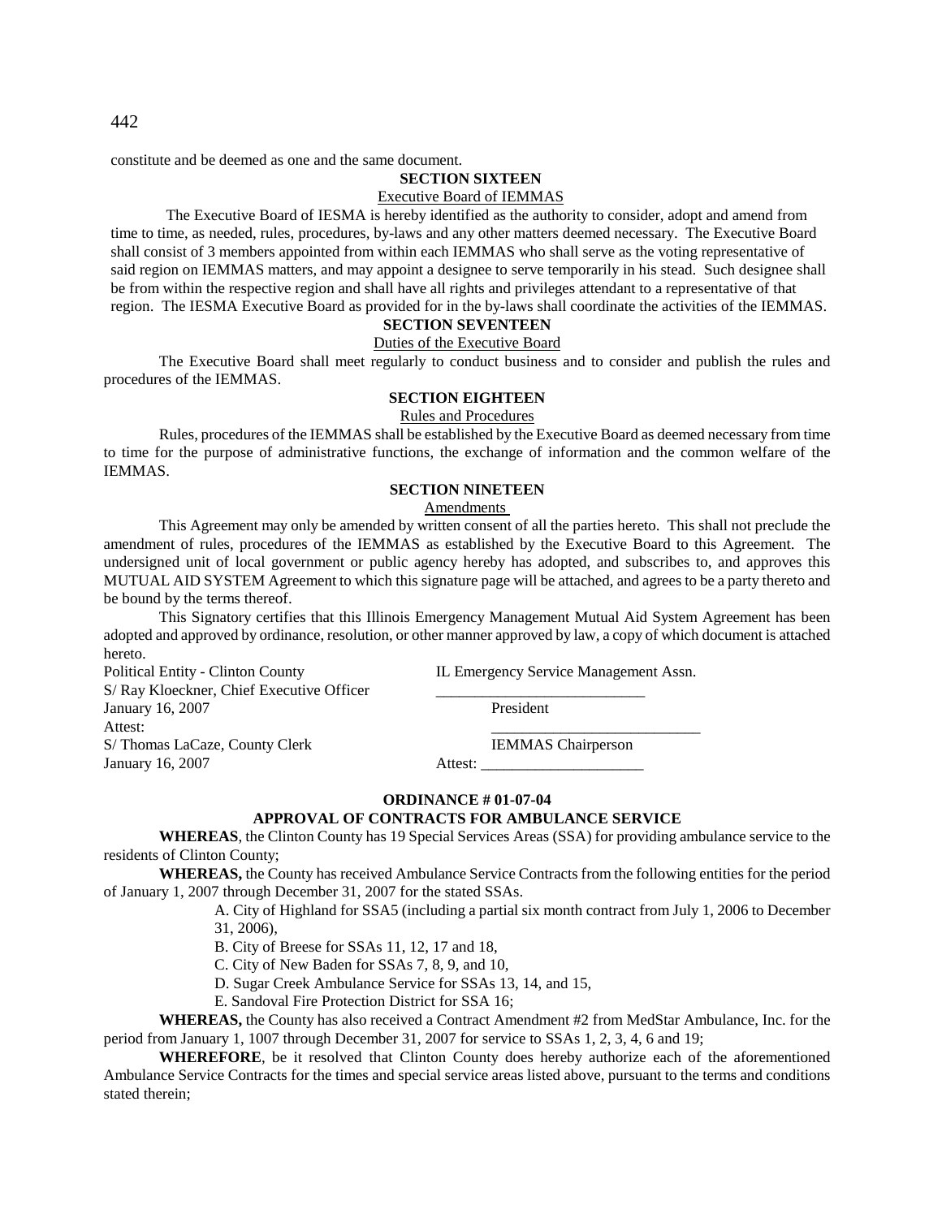constitute and be deemed as one and the same document.

**SECTION SIXTEEN**

Executive Board of IEMMAS

The Executive Board of IESMA is hereby identified as the authority to consider, adopt and amend from time to time, as needed, rules, procedures, by-laws and any other matters deemed necessary. The Executive Board shall consist of 3 members appointed from within each IEMMAS who shall serve as the voting representative of said region on IEMMAS matters, and may appoint a designee to serve temporarily in his stead. Such designee shall be from within the respective region and shall have all rights and privileges attendant to a representative of that region. The IESMA Executive Board as provided for in the by-laws shall coordinate the activities of the IEMMAS.

**SECTION SEVENTEEN**

Duties of the Executive Board

The Executive Board shall meet regularly to conduct business and to consider and publish the rules and procedures of the IEMMAS.

**SECTION EIGHTEEN**

Rules and Procedures

Rules, procedures of the IEMMAS shall be established by the Executive Board as deemed necessary from time to time for the purpose of administrative functions, the exchange of information and the common welfare of the IEMMAS.

**SECTION NINETEEN**

Amendments

This Agreement may only be amended by written consent of all the parties hereto. This shall not preclude the amendment of rules, procedures of the IEMMAS as established by the Executive Board to this Agreement. The undersigned unit of local government or public agency hereby has adopted, and subscribes to, and approves this MUTUAL AID SYSTEM Agreement to which this signature page will be attached, and agrees to be a party thereto and be bound by the terms thereof.

This Signatory certifies that this Illinois Emergency Management Mutual Aid System Agreement has been adopted and approved by ordinance, resolution, or other manner approved by law, a copy of which document is attached hereto.

Political Entity - Clinton County
S/ Ray Kloeckner, Chief Executive Officer
January 16, 2007
Attest:
S/ Thomas LaCaze, County Clerk
January 16, 2007

IL Emergency Service Management Assn.
___________________________
President
___________________________
IEMMAS Chairperson
Attest: ____________________

**ORDINANCE # 01-07-04**

**APPROVAL OF CONTRACTS FOR AMBULANCE SERVICE**

**WHEREAS**, the Clinton County has 19 Special Services Areas (SSA) for providing ambulance service to the residents of Clinton County;

**WHEREAS,** the County has received Ambulance Service Contracts from the following entities for the period of January 1, 2007 through December 31, 2007 for the stated SSAs.

A. City of Highland for SSA5 (including a partial six month contract from July 1, 2006 to December 31, 2006),

B. City of Breese for SSAs 11, 12, 17 and 18,

C. City of New Baden for SSAs 7, 8, 9, and 10,

D. Sugar Creek Ambulance Service for SSAs 13, 14, and 15,

E. Sandoval Fire Protection District for SSA 16;

**WHEREAS,** the County has also received a Contract Amendment #2 from MedStar Ambulance, Inc. for the period from January 1, 1007 through December 31, 2007 for service to SSAs 1, 2, 3, 4, 6 and 19;

**WHEREFORE**, be it resolved that Clinton County does hereby authorize each of the aforementioned Ambulance Service Contracts for the times and special service areas listed above, pursuant to the terms and conditions stated therein;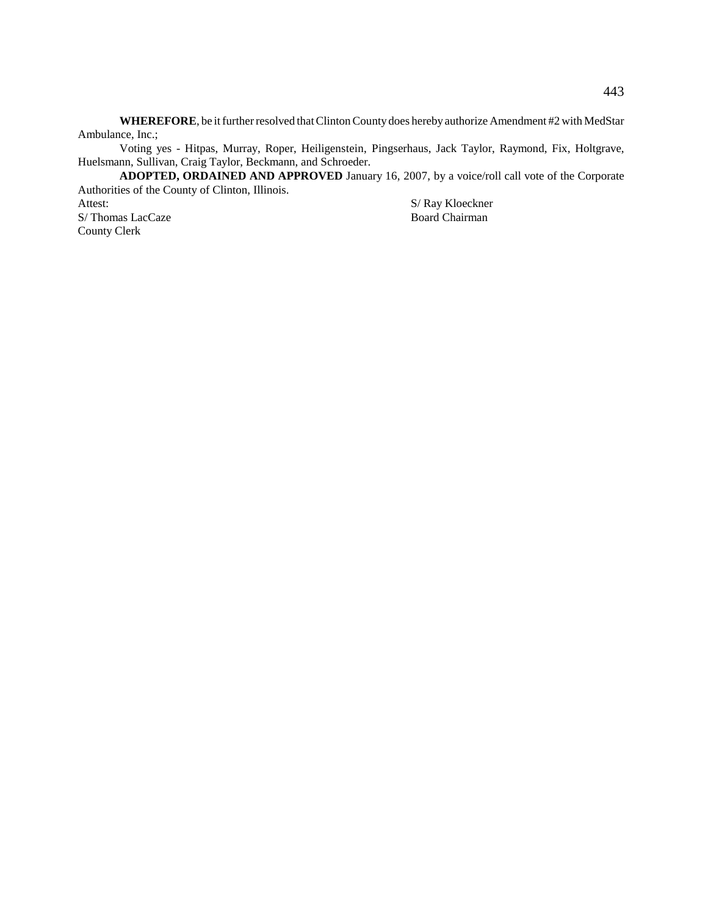**WHEREFORE**, be it further resolved that Clinton County does hereby authorize Amendment #2 with MedStar Ambulance, Inc.;

Voting yes - Hitpas, Murray, Roper, Heiligenstein, Pingserhaus, Jack Taylor, Raymond, Fix, Holtgrave, Huelsmann, Sullivan, Craig Taylor, Beckmann, and Schroeder.

**ADOPTED, ORDAINED AND APPROVED** January 16, 2007, by a voice/roll call vote of the Corporate Authorities of the County of Clinton, Illinois.

Attest:
S/ Thomas LacCaze
County Clerk

S/ Ray Kloeckner
Board Chairman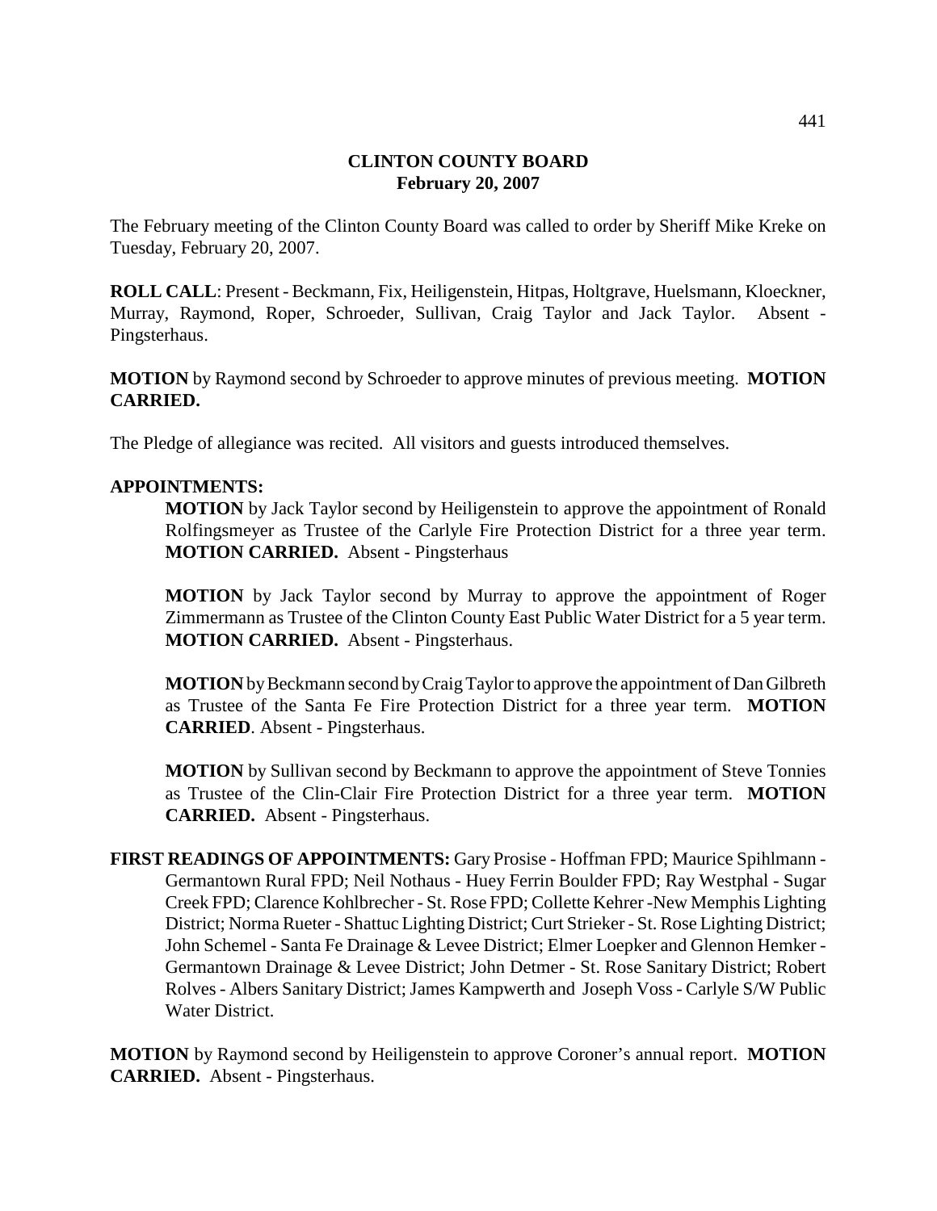# CLINTON COUNTY BOARD
## February 20, 2007

The February meeting of the Clinton County Board was called to order by Sheriff Mike Kreke on Tuesday, February 20, 2007.

**ROLL CALL**: Present - Beckmann, Fix, Heiligenstein, Hitpas, Holtgrave, Huelsmann, Kloeckner, Murray, Raymond, Roper, Schroeder, Sullivan, Craig Taylor and Jack Taylor. Absent - Pingsterhaus.

**MOTION** by Raymond second by Schroeder to approve minutes of previous meeting. **MOTION CARRIED.**

The Pledge of allegiance was recited. All visitors and guests introduced themselves.

**APPOINTMENTS:**

**MOTION** by Jack Taylor second by Heiligenstein to approve the appointment of Ronald Rolfingsmeyer as Trustee of the Carlyle Fire Protection District for a three year term. **MOTION CARRIED.** Absent - Pingsterhaus

**MOTION** by Jack Taylor second by Murray to approve the appointment of Roger Zimmermann as Trustee of the Clinton County East Public Water District for a 5 year term. **MOTION CARRIED.** Absent - Pingsterhaus.

**MOTION** by Beckmann second by Craig Taylor to approve the appointment of Dan Gilbreth as Trustee of the Santa Fe Fire Protection District for a three year term. **MOTION CARRIED**. Absent - Pingsterhaus.

**MOTION** by Sullivan second by Beckmann to approve the appointment of Steve Tonnies as Trustee of the Clin-Clair Fire Protection District for a three year term. **MOTION CARRIED.** Absent - Pingsterhaus.

**FIRST READINGS OF APPOINTMENTS:** Gary Prosise - Hoffman FPD; Maurice Spihlmann - Germantown Rural FPD; Neil Nothaus - Huey Ferrin Boulder FPD; Ray Westphal - Sugar Creek FPD; Clarence Kohlbrecher - St. Rose FPD; Collette Kehrer -New Memphis Lighting District; Norma Rueter - Shattuc Lighting District; Curt Strieker - St. Rose Lighting District; John Schemel - Santa Fe Drainage & Levee District; Elmer Loepker and Glennon Hemker - Germantown Drainage & Levee District; John Detmer - St. Rose Sanitary District; Robert Rolves - Albers Sanitary District; James Kampwerth and Joseph Voss - Carlyle S/W Public Water District.

**MOTION** by Raymond second by Heiligenstein to approve Coroner's annual report. **MOTION CARRIED.** Absent - Pingsterhaus.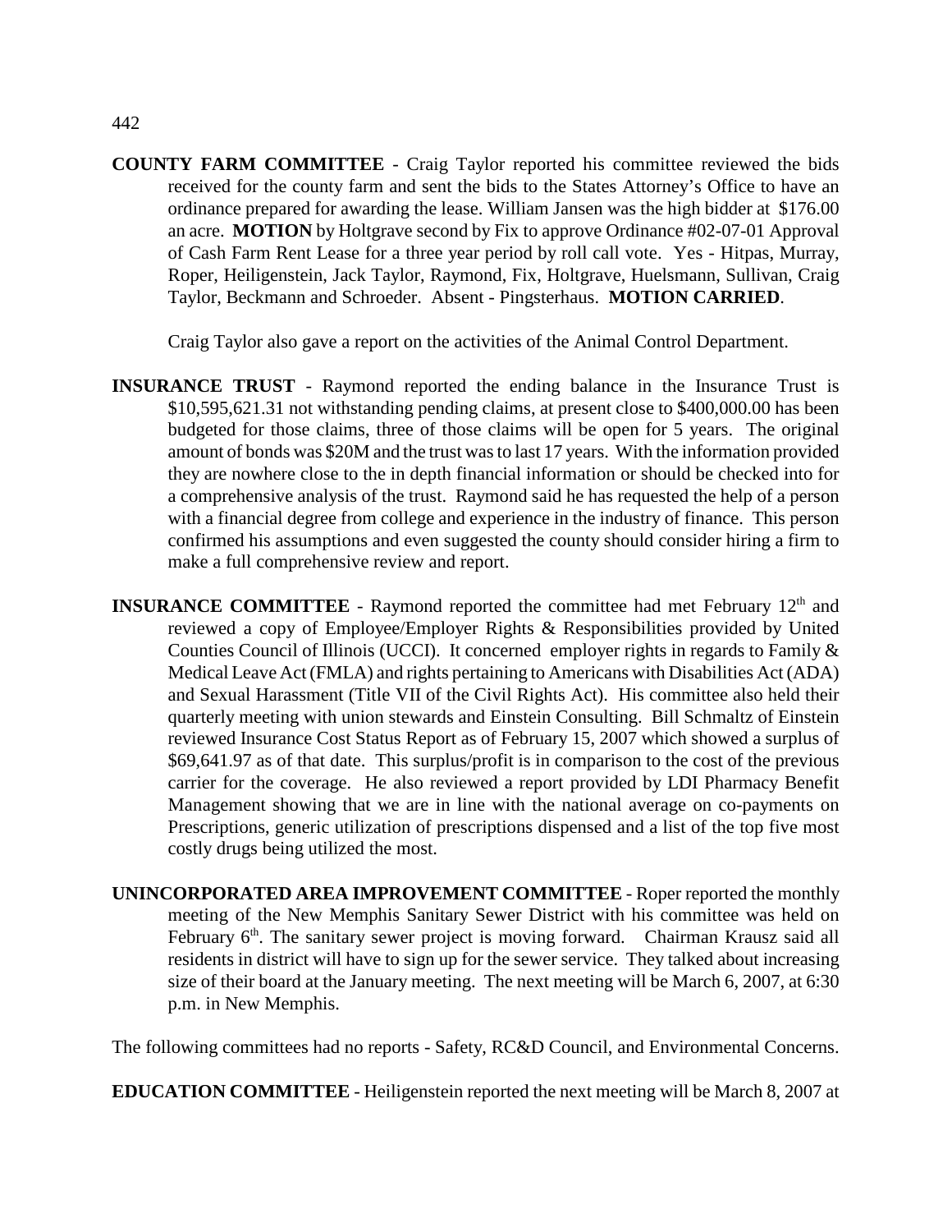**COUNTY FARM COMMITTEE** - Craig Taylor reported his committee reviewed the bids received for the county farm and sent the bids to the States Attorney's Office to have an ordinance prepared for awarding the lease. William Jansen was the high bidder at $176.00 an acre. **MOTION** by Holtgrave second by Fix to approve Ordinance #02-07-01 Approval of Cash Farm Rent Lease for a three year period by roll call vote. Yes - Hitpas, Murray, Roper, Heiligenstein, Jack Taylor, Raymond, Fix, Holtgrave, Huelsmann, Sullivan, Craig Taylor, Beckmann and Schroeder. Absent - Pingsterhaus. **MOTION CARRIED**.

Craig Taylor also gave a report on the activities of the Animal Control Department.

**INSURANCE TRUST** - Raymond reported the ending balance in the Insurance Trust is $10,595,621.31 not withstanding pending claims, at present close to $400,000.00 has been budgeted for those claims, three of those claims will be open for 5 years. The original amount of bonds was $20M and the trust was to last 17 years. With the information provided they are nowhere close to the in depth financial information or should be checked into for a comprehensive analysis of the trust. Raymond said he has requested the help of a person with a financial degree from college and experience in the industry of finance. This person confirmed his assumptions and even suggested the county should consider hiring a firm to make a full comprehensive review and report.

**INSURANCE COMMITTEE** - Raymond reported the committee had met February 12th and reviewed a copy of Employee/Employer Rights & Responsibilities provided by United Counties Council of Illinois (UCCI). It concerned employer rights in regards to Family & Medical Leave Act (FMLA) and rights pertaining to Americans with Disabilities Act (ADA) and Sexual Harassment (Title VII of the Civil Rights Act). His committee also held their quarterly meeting with union stewards and Einstein Consulting. Bill Schmaltz of Einstein reviewed Insurance Cost Status Report as of February 15, 2007 which showed a surplus of $69,641.97 as of that date. This surplus/profit is in comparison to the cost of the previous carrier for the coverage. He also reviewed a report provided by LDI Pharmacy Benefit Management showing that we are in line with the national average on co-payments on Prescriptions, generic utilization of prescriptions dispensed and a list of the top five most costly drugs being utilized the most.

**UNINCORPORATED AREA IMPROVEMENT COMMITTEE** - Roper reported the monthly meeting of the New Memphis Sanitary Sewer District with his committee was held on February 6th. The sanitary sewer project is moving forward. Chairman Krausz said all residents in district will have to sign up for the sewer service. They talked about increasing size of their board at the January meeting. The next meeting will be March 6, 2007, at 6:30 p.m. in New Memphis.

The following committees had no reports - Safety, RC&D Council, and Environmental Concerns.

**EDUCATION COMMITTEE** - Heiligenstein reported the next meeting will be March 8, 2007 at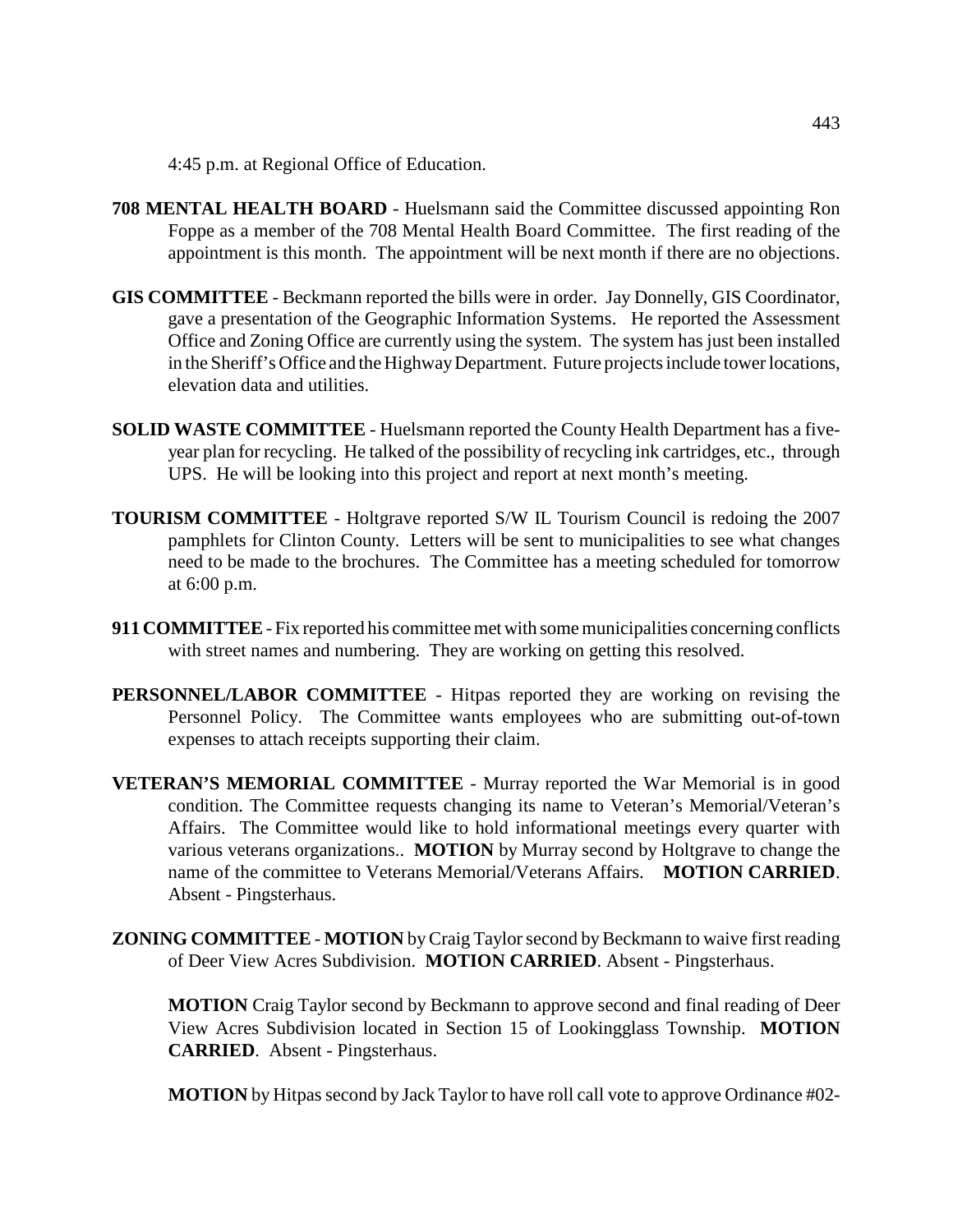4:45 p.m. at Regional Office of Education.

**708 MENTAL HEALTH BOARD** - Huelsmann said the Committee discussed appointing Ron Foppe as a member of the 708 Mental Health Board Committee. The first reading of the appointment is this month. The appointment will be next month if there are no objections.

**GIS COMMITTEE** - Beckmann reported the bills were in order. Jay Donnelly, GIS Coordinator, gave a presentation of the Geographic Information Systems. He reported the Assessment Office and Zoning Office are currently using the system. The system has just been installed in the Sheriff's Office and the Highway Department. Future projects include tower locations, elevation data and utilities.

**SOLID WASTE COMMITTEE** - Huelsmann reported the County Health Department has a five-year plan for recycling. He talked of the possibility of recycling ink cartridges, etc., through UPS. He will be looking into this project and report at next month's meeting.

**TOURISM COMMITTEE** - Holtgrave reported S/W IL Tourism Council is redoing the 2007 pamphlets for Clinton County. Letters will be sent to municipalities to see what changes need to be made to the brochures. The Committee has a meeting scheduled for tomorrow at 6:00 p.m.

**911 COMMITTEE** - Fix reported his committee met with some municipalities concerning conflicts with street names and numbering. They are working on getting this resolved.

**PERSONNEL/LABOR COMMITTEE** - Hitpas reported they are working on revising the Personnel Policy. The Committee wants employees who are submitting out-of-town expenses to attach receipts supporting their claim.

**VETERAN'S MEMORIAL COMMITTEE** - Murray reported the War Memorial is in good condition. The Committee requests changing its name to Veteran's Memorial/Veteran's Affairs. The Committee would like to hold informational meetings every quarter with various veterans organizations.. **MOTION** by Murray second by Holtgrave to change the name of the committee to Veterans Memorial/Veterans Affairs. **MOTION CARRIED**. Absent - Pingsterhaus.

**ZONING COMMITTEE** - **MOTION** by Craig Taylor second by Beckmann to waive first reading of Deer View Acres Subdivision. **MOTION CARRIED**. Absent - Pingsterhaus.

**MOTION** Craig Taylor second by Beckmann to approve second and final reading of Deer View Acres Subdivision located in Section 15 of Lookingglass Township. **MOTION CARRIED**. Absent - Pingsterhaus.

**MOTION** by Hitpas second by Jack Taylor to have roll call vote to approve Ordinance #02-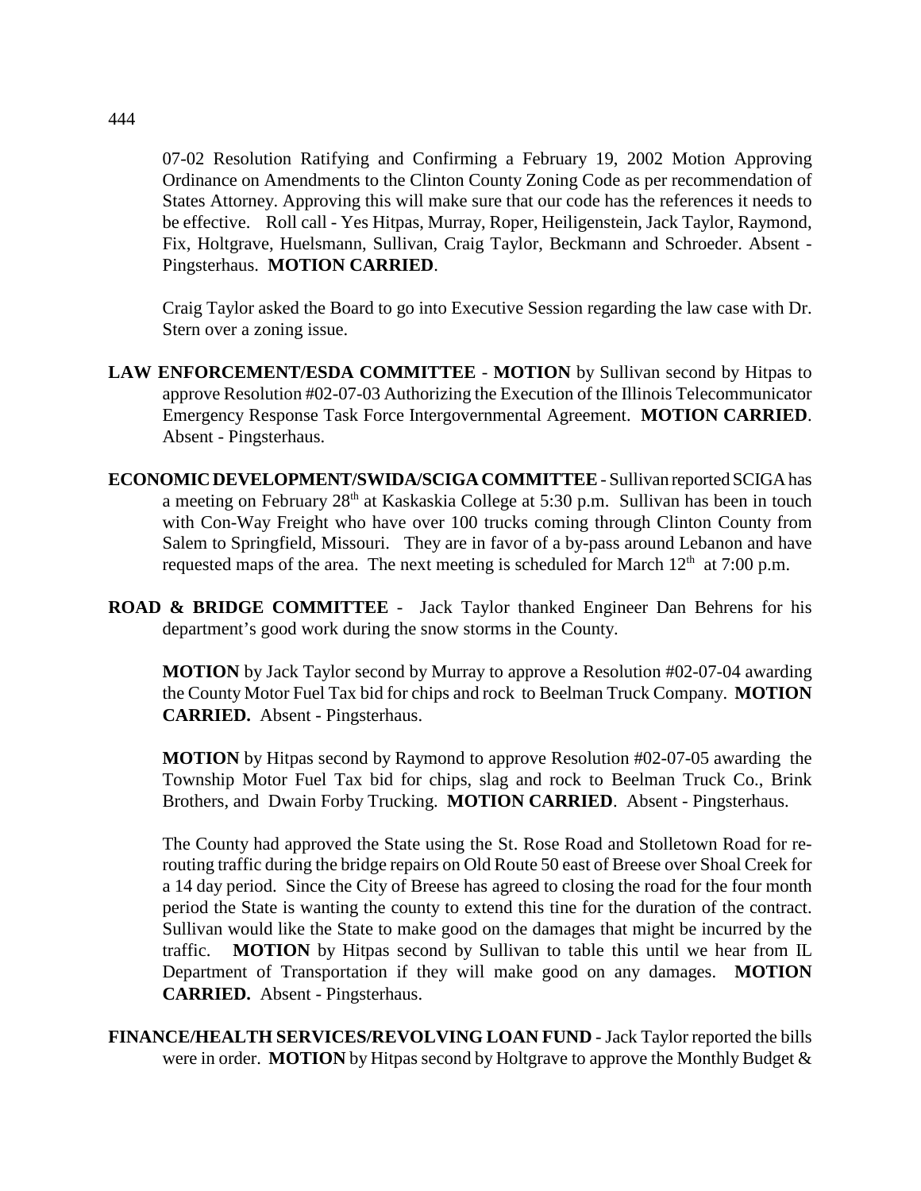07-02 Resolution Ratifying and Confirming a February 19, 2002 Motion Approving Ordinance on Amendments to the Clinton County Zoning Code as per recommendation of States Attorney. Approving this will make sure that our code has the references it needs to be effective. Roll call - Yes Hitpas, Murray, Roper, Heiligenstein, Jack Taylor, Raymond, Fix, Holtgrave, Huelsmann, Sullivan, Craig Taylor, Beckmann and Schroeder. Absent - Pingsterhaus. **MOTION CARRIED**.

Craig Taylor asked the Board to go into Executive Session regarding the law case with Dr. Stern over a zoning issue.

**LAW ENFORCEMENT/ESDA COMMITTEE** - **MOTION** by Sullivan second by Hitpas to approve Resolution #02-07-03 Authorizing the Execution of the Illinois Telecommunicator Emergency Response Task Force Intergovernmental Agreement. **MOTION CARRIED**. Absent - Pingsterhaus.

**ECONOMIC DEVELOPMENT/SWIDA/SCIGA COMMITTEE** - Sullivan reported SCIGA has a meeting on February 28th at Kaskaskia College at 5:30 p.m. Sullivan has been in touch with Con-Way Freight who have over 100 trucks coming through Clinton County from Salem to Springfield, Missouri. They are in favor of a by-pass around Lebanon and have requested maps of the area. The next meeting is scheduled for March 12th at 7:00 p.m.

**ROAD & BRIDGE COMMITTEE** - Jack Taylor thanked Engineer Dan Behrens for his department's good work during the snow storms in the County.

**MOTION** by Jack Taylor second by Murray to approve a Resolution #02-07-04 awarding the County Motor Fuel Tax bid for chips and rock to Beelman Truck Company. **MOTION CARRIED.** Absent - Pingsterhaus.

**MOTION** by Hitpas second by Raymond to approve Resolution #02-07-05 awarding the Township Motor Fuel Tax bid for chips, slag and rock to Beelman Truck Co., Brink Brothers, and Dwain Forby Trucking. **MOTION CARRIED**. Absent - Pingsterhaus.

The County had approved the State using the St. Rose Road and Stolletown Road for re-routing traffic during the bridge repairs on Old Route 50 east of Breese over Shoal Creek for a 14 day period. Since the City of Breese has agreed to closing the road for the four month period the State is wanting the county to extend this tine for the duration of the contract. Sullivan would like the State to make good on the damages that might be incurred by the traffic. **MOTION** by Hitpas second by Sullivan to table this until we hear from IL Department of Transportation if they will make good on any damages. **MOTION CARRIED.** Absent - Pingsterhaus.

**FINANCE/HEALTH SERVICES/REVOLVING LOAN FUND** - Jack Taylor reported the bills were in order. **MOTION** by Hitpas second by Holtgrave to approve the Monthly Budget &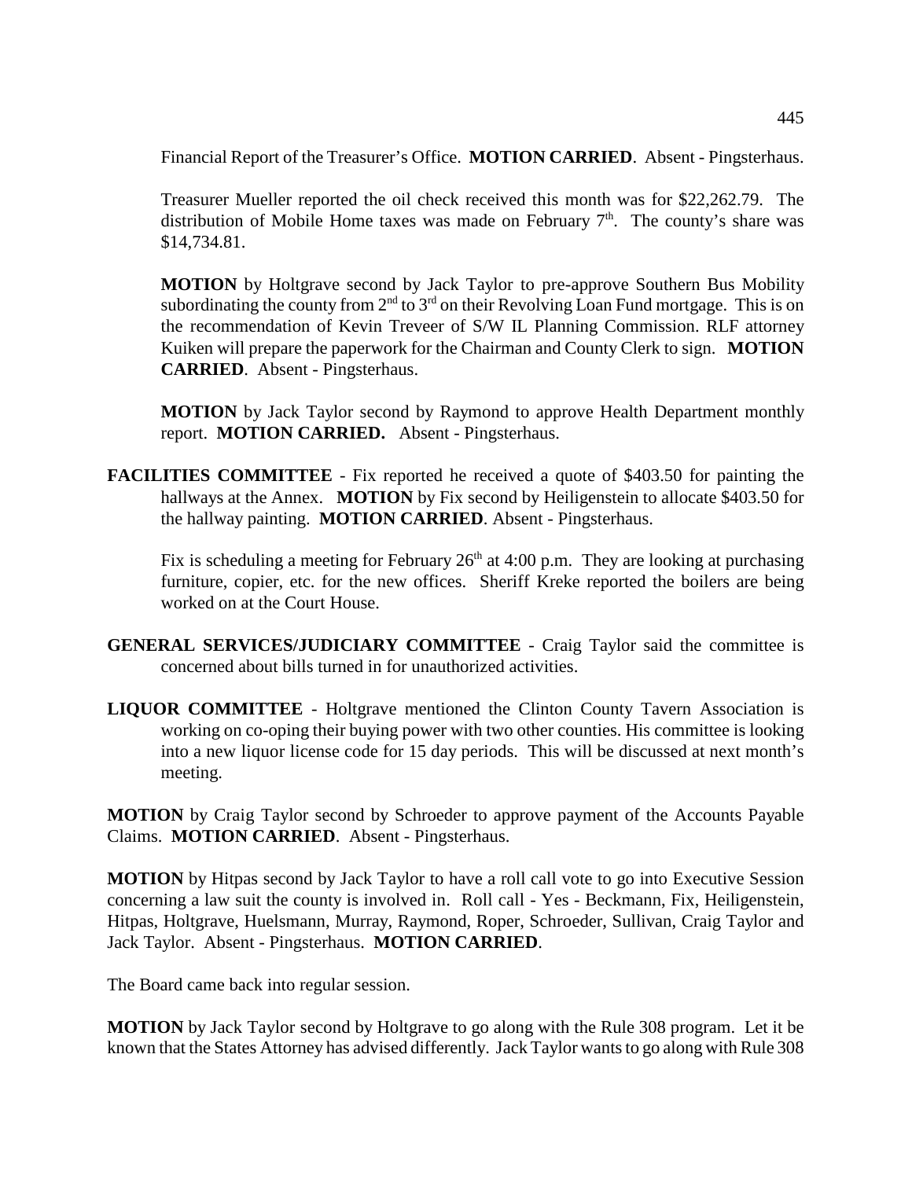Financial Report of the Treasurer's Office. **MOTION CARRIED**. Absent - Pingsterhaus.

Treasurer Mueller reported the oil check received this month was for $22,262.79. The distribution of Mobile Home taxes was made on February 7th. The county's share was $14,734.81.

**MOTION** by Holtgrave second by Jack Taylor to pre-approve Southern Bus Mobility subordinating the county from 2nd to 3rd on their Revolving Loan Fund mortgage. This is on the recommendation of Kevin Treveer of S/W IL Planning Commission. RLF attorney Kuiken will prepare the paperwork for the Chairman and County Clerk to sign. **MOTION CARRIED**. Absent - Pingsterhaus.

**MOTION** by Jack Taylor second by Raymond to approve Health Department monthly report. **MOTION CARRIED.** Absent - Pingsterhaus.

**FACILITIES COMMITTEE** - Fix reported he received a quote of $403.50 for painting the hallways at the Annex. **MOTION** by Fix second by Heiligenstein to allocate $403.50 for the hallway painting. **MOTION CARRIED**. Absent - Pingsterhaus.

Fix is scheduling a meeting for February 26th at 4:00 p.m. They are looking at purchasing furniture, copier, etc. for the new offices. Sheriff Kreke reported the boilers are being worked on at the Court House.

**GENERAL SERVICES/JUDICIARY COMMITTEE** - Craig Taylor said the committee is concerned about bills turned in for unauthorized activities.

**LIQUOR COMMITTEE** - Holtgrave mentioned the Clinton County Tavern Association is working on co-oping their buying power with two other counties. His committee is looking into a new liquor license code for 15 day periods. This will be discussed at next month's meeting.

**MOTION** by Craig Taylor second by Schroeder to approve payment of the Accounts Payable Claims. **MOTION CARRIED**. Absent - Pingsterhaus.

**MOTION** by Hitpas second by Jack Taylor to have a roll call vote to go into Executive Session concerning a law suit the county is involved in. Roll call - Yes - Beckmann, Fix, Heiligenstein, Hitpas, Holtgrave, Huelsmann, Murray, Raymond, Roper, Schroeder, Sullivan, Craig Taylor and Jack Taylor. Absent - Pingsterhaus. **MOTION CARRIED**.

The Board came back into regular session.

**MOTION** by Jack Taylor second by Holtgrave to go along with the Rule 308 program. Let it be known that the States Attorney has advised differently. Jack Taylor wants to go along with Rule 308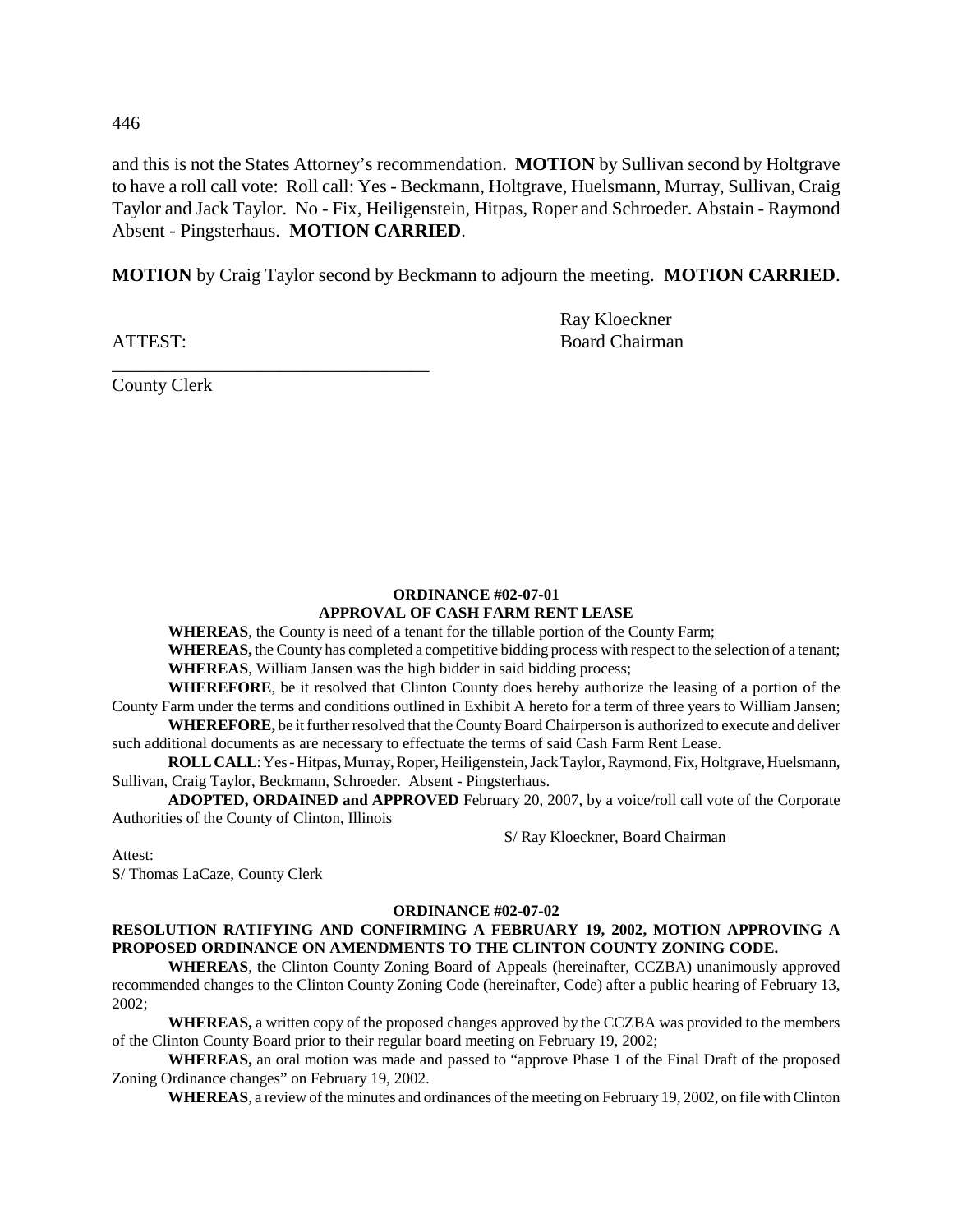and this is not the States Attorney's recommendation. **MOTION** by Sullivan second by Holtgrave to have a roll call vote: Roll call: Yes - Beckmann, Holtgrave, Huelsmann, Murray, Sullivan, Craig Taylor and Jack Taylor. No - Fix, Heiligenstein, Hitpas, Roper and Schroeder. Abstain - Raymond Absent - Pingsterhaus. **MOTION CARRIED**.

**MOTION** by Craig Taylor second by Beckmann to adjourn the meeting. **MOTION CARRIED**.

Ray Kloeckner
Board Chairman

ATTEST:

\_\_\_\_\_\_\_\_\_\_\_\_\_\_\_\_\_\_\_\_\_\_\_\_\_\_\_\_\_\_\_\_\_\_\_
County Clerk

**ORDINANCE #02-07-01**
**APPROVAL OF CASH FARM RENT LEASE**

**WHEREAS**, the County is need of a tenant for the tillable portion of the County Farm;

**WHEREAS,** the County has completed a competitive bidding process with respect to the selection of a tenant;

**WHEREAS**, William Jansen was the high bidder in said bidding process;

**WHEREFORE**, be it resolved that Clinton County does hereby authorize the leasing of a portion of the County Farm under the terms and conditions outlined in Exhibit A hereto for a term of three years to William Jansen;

**WHEREFORE,** be it further resolved that the County Board Chairperson is authorized to execute and deliver such additional documents as are necessary to effectuate the terms of said Cash Farm Rent Lease.

**ROLL CALL**: Yes - Hitpas, Murray, Roper, Heiligenstein, Jack Taylor, Raymond, Fix, Holtgrave, Huelsmann, Sullivan, Craig Taylor, Beckmann, Schroeder. Absent - Pingsterhaus.

**ADOPTED, ORDAINED and APPROVED** February 20, 2007, by a voice/roll call vote of the Corporate Authorities of the County of Clinton, Illinois

S/ Ray Kloeckner, Board Chairman

Attest:
S/ Thomas LaCaze, County Clerk

**ORDINANCE #02-07-02**

**RESOLUTION RATIFYING AND CONFIRMING A FEBRUARY 19, 2002, MOTION APPROVING A PROPOSED ORDINANCE ON AMENDMENTS TO THE CLINTON COUNTY ZONING CODE.**

**WHEREAS**, the Clinton County Zoning Board of Appeals (hereinafter, CCZBA) unanimously approved recommended changes to the Clinton County Zoning Code (hereinafter, Code) after a public hearing of February 13, 2002;

**WHEREAS,** a written copy of the proposed changes approved by the CCZBA was provided to the members of the Clinton County Board prior to their regular board meeting on February 19, 2002;

**WHEREAS,** an oral motion was made and passed to "approve Phase 1 of the Final Draft of the proposed Zoning Ordinance changes" on February 19, 2002.

**WHEREAS**, a review of the minutes and ordinances of the meeting on February 19, 2002, on file with Clinton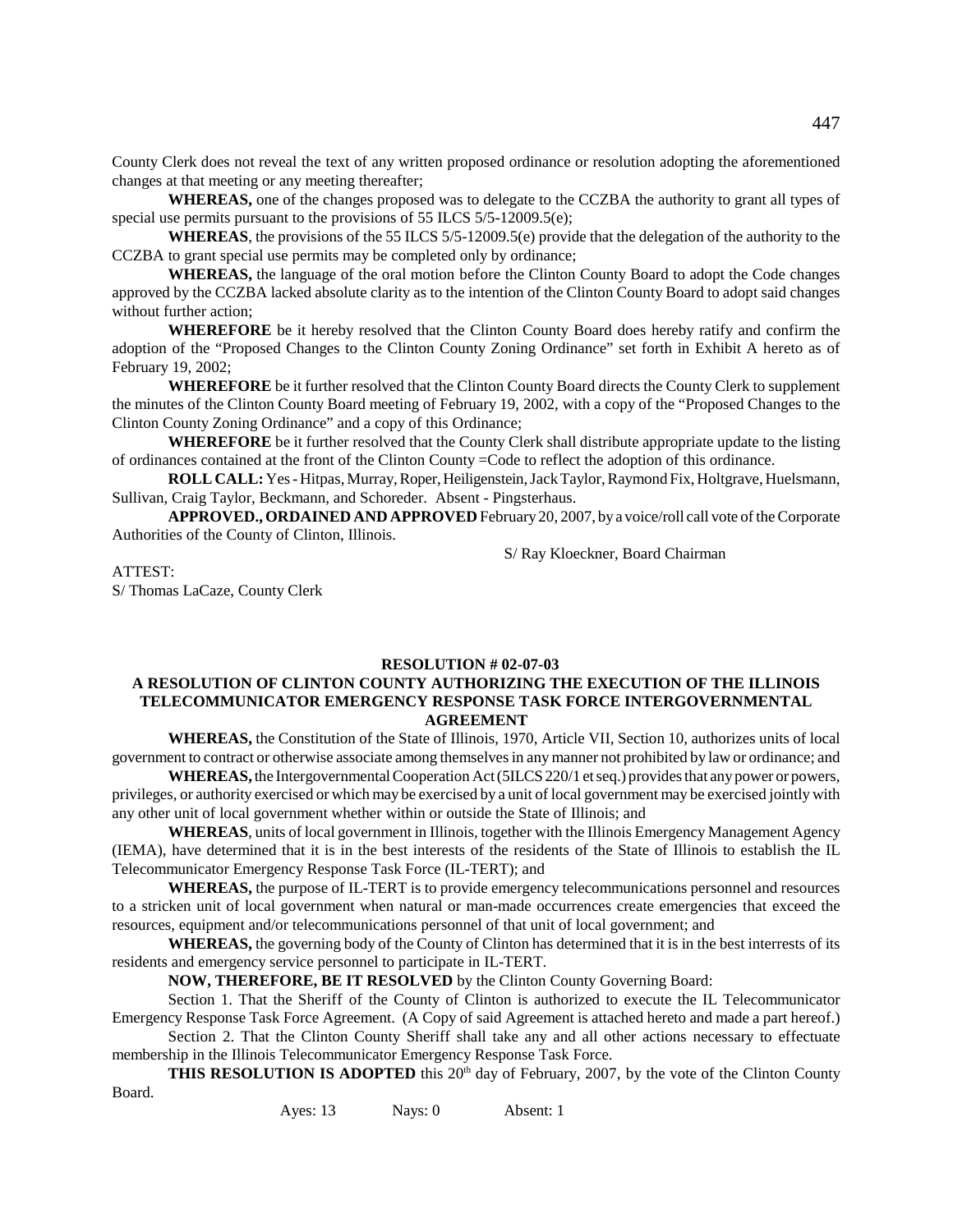County Clerk does not reveal the text of any written proposed ordinance or resolution adopting the aforementioned changes at that meeting or any meeting thereafter;

**WHEREAS,** one of the changes proposed was to delegate to the CCZBA the authority to grant all types of special use permits pursuant to the provisions of 55 ILCS 5/5-12009.5(e);

**WHEREAS**, the provisions of the 55 ILCS 5/5-12009.5(e) provide that the delegation of the authority to the CCZBA to grant special use permits may be completed only by ordinance;

**WHEREAS,** the language of the oral motion before the Clinton County Board to adopt the Code changes approved by the CCZBA lacked absolute clarity as to the intention of the Clinton County Board to adopt said changes without further action;

**WHEREFORE** be it hereby resolved that the Clinton County Board does hereby ratify and confirm the adoption of the "Proposed Changes to the Clinton County Zoning Ordinance" set forth in Exhibit A hereto as of February 19, 2002;

**WHEREFORE** be it further resolved that the Clinton County Board directs the County Clerk to supplement the minutes of the Clinton County Board meeting of February 19, 2002, with a copy of the "Proposed Changes to the Clinton County Zoning Ordinance" and a copy of this Ordinance;

**WHEREFORE** be it further resolved that the County Clerk shall distribute appropriate update to the listing of ordinances contained at the front of the Clinton County =Code to reflect the adoption of this ordinance.

**ROLL CALL:** Yes - Hitpas, Murray, Roper, Heiligenstein, Jack Taylor, Raymond Fix, Holtgrave, Huelsmann, Sullivan, Craig Taylor, Beckmann, and Schoreder. Absent - Pingsterhaus.

**APPROVED., ORDAINED AND APPROVED** February 20, 2007, by a voice/roll call vote of the Corporate Authorities of the County of Clinton, Illinois.

S/ Ray Kloeckner, Board Chairman

ATTEST:
S/ Thomas LaCaze, County Clerk

**RESOLUTION # 02-07-03**

**A RESOLUTION OF CLINTON COUNTY AUTHORIZING THE EXECUTION OF THE ILLINOIS TELECOMMUNICATOR EMERGENCY RESPONSE TASK FORCE INTERGOVERNMENTAL AGREEMENT**

**WHEREAS,** the Constitution of the State of Illinois, 1970, Article VII, Section 10, authorizes units of local government to contract or otherwise associate among themselves in any manner not prohibited by law or ordinance; and

**WHEREAS,** the Intergovernmental Cooperation Act (5ILCS 220/1 et seq.) provides that any power or powers, privileges, or authority exercised or which may be exercised by a unit of local government may be exercised jointly with any other unit of local government whether within or outside the State of Illinois; and

**WHEREAS**, units of local government in Illinois, together with the Illinois Emergency Management Agency (IEMA), have determined that it is in the best interests of the residents of the State of Illinois to establish the IL Telecommunicator Emergency Response Task Force (IL-TERT); and

**WHEREAS,** the purpose of IL-TERT is to provide emergency telecommunications personnel and resources to a stricken unit of local government when natural or man-made occurrences create emergencies that exceed the resources, equipment and/or telecommunications personnel of that unit of local government; and

**WHEREAS,** the governing body of the County of Clinton has determined that it is in the best interrests of its residents and emergency service personnel to participate in IL-TERT.

**NOW, THEREFORE, BE IT RESOLVED** by the Clinton County Governing Board:

Section 1. That the Sheriff of the County of Clinton is authorized to execute the IL Telecommunicator Emergency Response Task Force Agreement. (A Copy of said Agreement is attached hereto and made a part hereof.)

Section 2. That the Clinton County Sheriff shall take any and all other actions necessary to effectuate membership in the Illinois Telecommunicator Emergency Response Task Force.

**THIS RESOLUTION IS ADOPTED** this 20th day of February, 2007, by the vote of the Clinton County Board.

Ayes: 13 Nays: 0 Absent: 1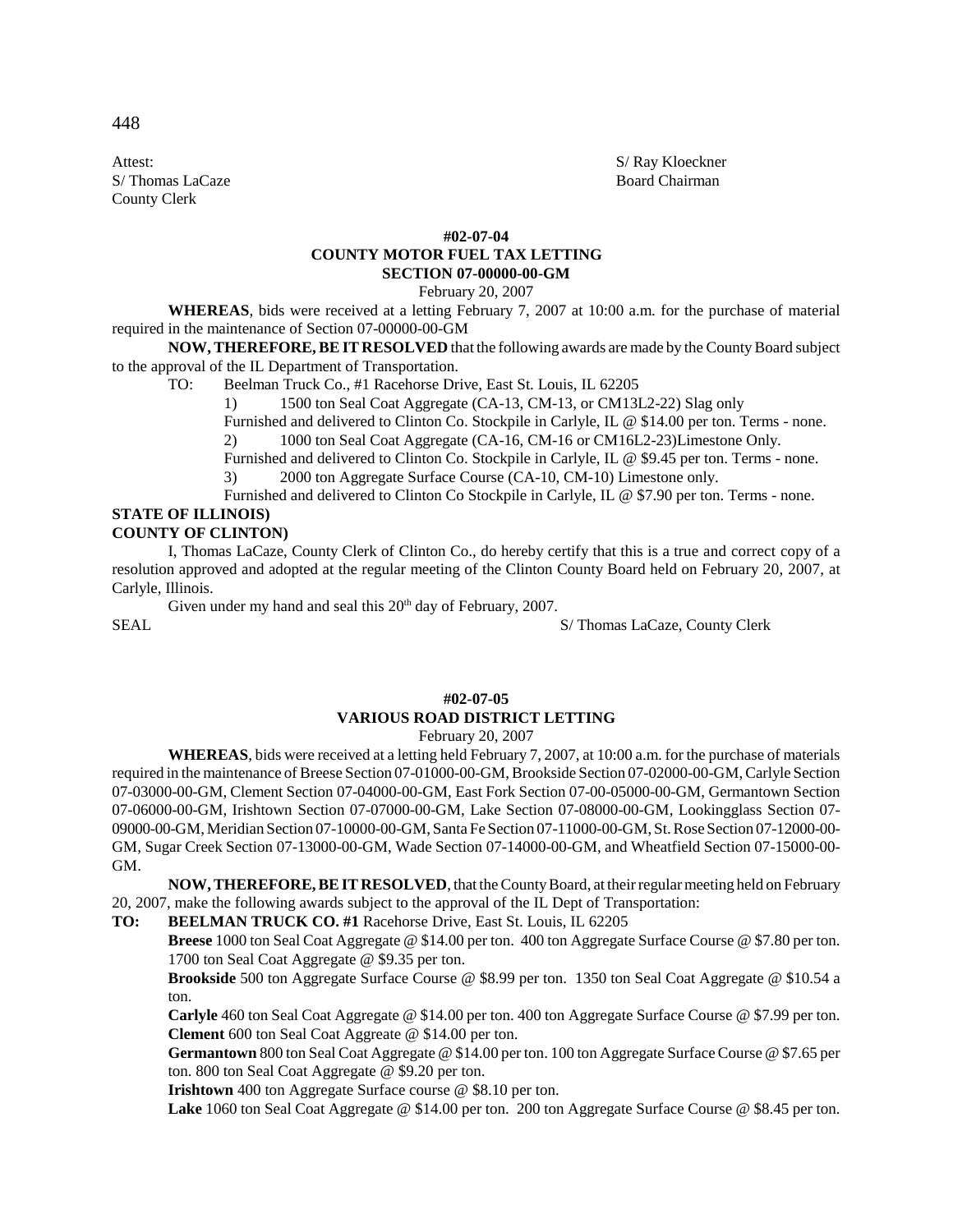Attest: S/ Ray Kloeckner
S/ Thomas LaCaze Board Chairman
County Clerk

**#02-07-04**
**COUNTY MOTOR FUEL TAX LETTING**
**SECTION 07-00000-00-GM**
February 20, 2007

**WHEREAS**, bids were received at a letting February 7, 2007 at 10:00 a.m. for the purchase of material required in the maintenance of Section 07-00000-00-GM

**NOW, THEREFORE, BE IT RESOLVED** that the following awards are made by the County Board subject to the approval of the IL Department of Transportation.

TO: Beelman Truck Co., #1 Racehorse Drive, East St. Louis, IL 62205

1) 1500 ton Seal Coat Aggregate (CA-13, CM-13, or CM13L2-22) Slag only
Furnished and delivered to Clinton Co. Stockpile in Carlyle, IL @ $14.00 per ton. Terms - none.

2) 1000 ton Seal Coat Aggregate (CA-16, CM-16 or CM16L2-23)Limestone Only.
Furnished and delivered to Clinton Co. Stockpile in Carlyle, IL @ $9.45 per ton. Terms - none.

3) 2000 ton Aggregate Surface Course (CA-10, CM-10) Limestone only.
Furnished and delivered to Clinton Co Stockpile in Carlyle, IL @ $7.90 per ton. Terms - none.

**STATE OF ILLINOIS)**
**COUNTY OF CLINTON)**

I, Thomas LaCaze, County Clerk of Clinton Co., do hereby certify that this is a true and correct copy of a resolution approved and adopted at the regular meeting of the Clinton County Board held on February 20, 2007, at Carlyle, Illinois.

Given under my hand and seal this 20th day of February, 2007.

SEAL S/ Thomas LaCaze, County Clerk

**#02-07-05**
**VARIOUS ROAD DISTRICT LETTING**
February 20, 2007

**WHEREAS**, bids were received at a letting held February 7, 2007, at 10:00 a.m. for the purchase of materials required in the maintenance of Breese Section 07-01000-00-GM, Brookside Section 07-02000-00-GM, Carlyle Section 07-03000-00-GM, Clement Section 07-04000-00-GM, East Fork Section 07-00-05000-00-GM, Germantown Section 07-06000-00-GM, Irishtown Section 07-07000-00-GM, Lake Section 07-08000-00-GM, Lookingglass Section 07-09000-00-GM, Meridian Section 07-10000-00-GM, Santa Fe Section 07-11000-00-GM, St. Rose Section 07-12000-00-GM, Sugar Creek Section 07-13000-00-GM, Wade Section 07-14000-00-GM, and Wheatfield Section 07-15000-00-GM.

**NOW, THEREFORE, BE IT RESOLVED**, that the County Board, at their regular meeting held on February 20, 2007, make the following awards subject to the approval of the IL Dept of Transportation:

**TO: BEELMAN TRUCK CO. #1** Racehorse Drive, East St. Louis, IL 62205

**Breese** 1000 ton Seal Coat Aggregate @ $14.00 per ton. 400 ton Aggregate Surface Course @ $7.80 per ton. 1700 ton Seal Coat Aggregate @ $9.35 per ton.

**Brookside** 500 ton Aggregate Surface Course @ $8.99 per ton. 1350 ton Seal Coat Aggregate @ $10.54 a ton.

**Carlyle** 460 ton Seal Coat Aggregate @ $14.00 per ton. 400 ton Aggregate Surface Course @ $7.99 per ton.

**Clement** 600 ton Seal Coat Aggreate @ $14.00 per ton.

**Germantown** 800 ton Seal Coat Aggregate @ $14.00 per ton. 100 ton Aggregate Surface Course @ $7.65 per ton. 800 ton Seal Coat Aggregate @ $9.20 per ton.

**Irishtown** 400 ton Aggregate Surface course @ $8.10 per ton.

**Lake** 1060 ton Seal Coat Aggregate @ $14.00 per ton. 200 ton Aggregate Surface Course @ $8.45 per ton.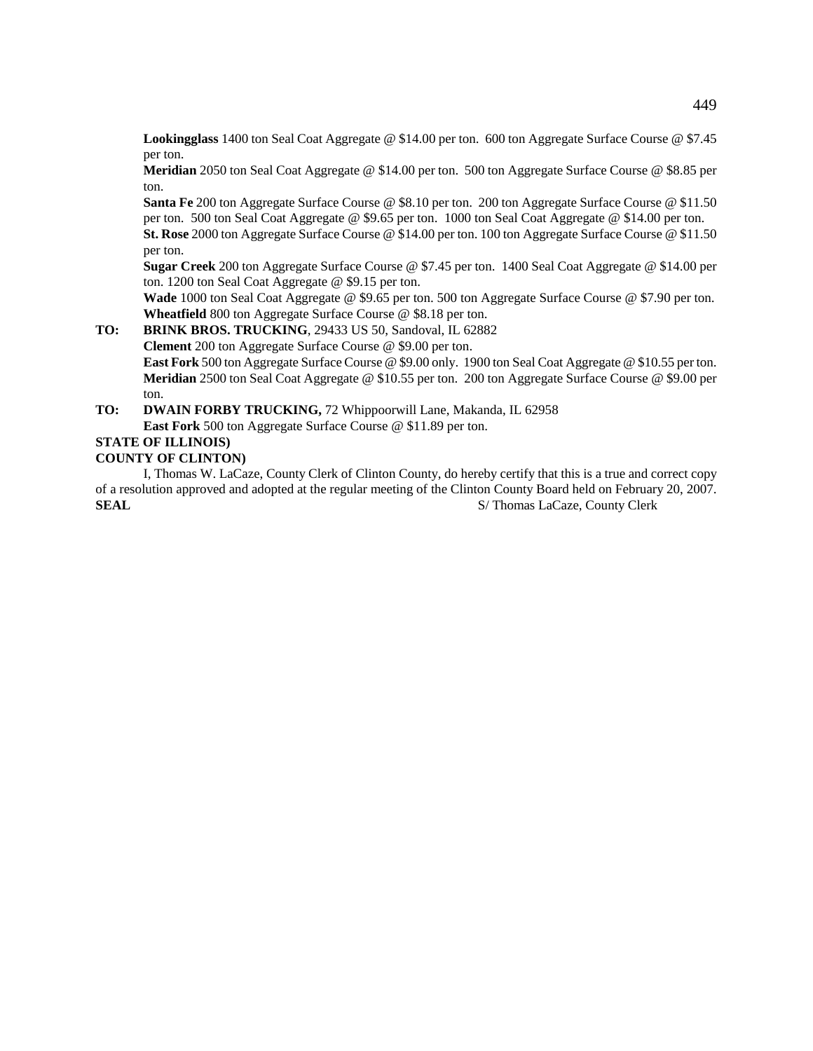**Lookingglass** 1400 ton Seal Coat Aggregate @ $14.00 per ton. 600 ton Aggregate Surface Course @ $7.45 per ton.

**Meridian** 2050 ton Seal Coat Aggregate @ $14.00 per ton. 500 ton Aggregate Surface Course @ $8.85 per ton.

**Santa Fe** 200 ton Aggregate Surface Course @ $8.10 per ton. 200 ton Aggregate Surface Course @ $11.50 per ton. 500 ton Seal Coat Aggregate @ $9.65 per ton. 1000 ton Seal Coat Aggregate @ $14.00 per ton.

**St. Rose** 2000 ton Aggregate Surface Course @ $14.00 per ton. 100 ton Aggregate Surface Course @ $11.50 per ton.

**Sugar Creek** 200 ton Aggregate Surface Course @ $7.45 per ton. 1400 Seal Coat Aggregate @ $14.00 per ton. 1200 ton Seal Coat Aggregate @ $9.15 per ton.

**Wade** 1000 ton Seal Coat Aggregate @ $9.65 per ton. 500 ton Aggregate Surface Course @ $7.90 per ton.

**Wheatfield** 800 ton Aggregate Surface Course @ $8.18 per ton.

**TO:** **BRINK BROS. TRUCKING**, 29433 US 50, Sandoval, IL 62882

**Clement** 200 ton Aggregate Surface Course @ $9.00 per ton.

**East Fork** 500 ton Aggregate Surface Course @ $9.00 only. 1900 ton Seal Coat Aggregate @ $10.55 per ton.

**Meridian** 2500 ton Seal Coat Aggregate @ $10.55 per ton. 200 ton Aggregate Surface Course @ $9.00 per ton.

**TO:** **DWAIN FORBY TRUCKING,** 72 Whippoorwill Lane, Makanda, IL 62958

**East Fork** 500 ton Aggregate Surface Course @ $11.89 per ton.

**STATE OF ILLINOIS)**
**COUNTY OF CLINTON)**

I, Thomas W. LaCaze, County Clerk of Clinton County, do hereby certify that this is a true and correct copy of a resolution approved and adopted at the regular meeting of the Clinton County Board held on February 20, 2007.

**SEAL** S/ Thomas LaCaze, County Clerk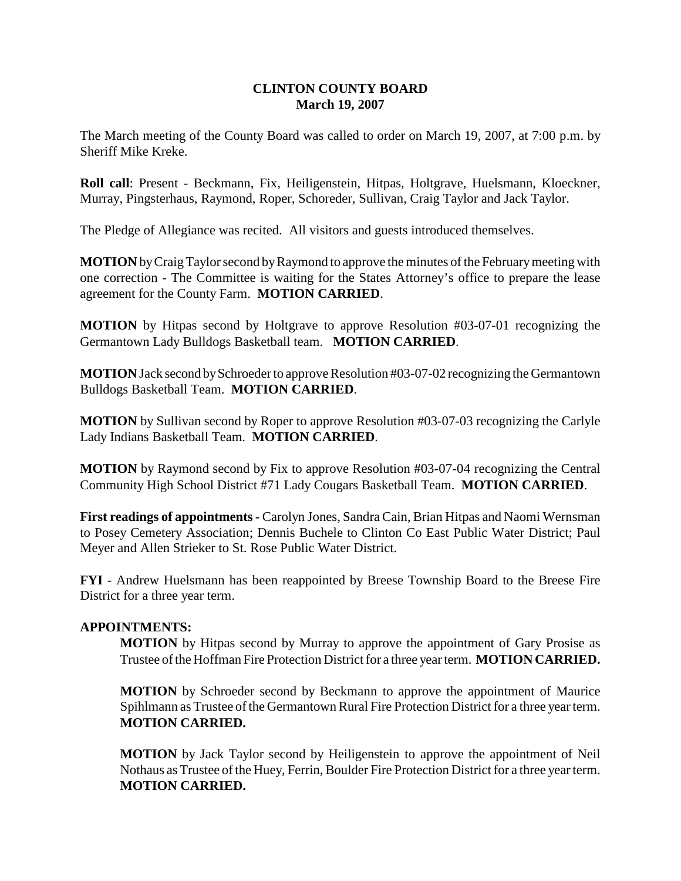# CLINTON COUNTY BOARD
## March 19, 2007

The March meeting of the County Board was called to order on March 19, 2007, at 7:00 p.m. by Sheriff Mike Kreke.

**Roll call**: Present - Beckmann, Fix, Heiligenstein, Hitpas, Holtgrave, Huelsmann, Kloeckner, Murray, Pingsterhaus, Raymond, Roper, Schoreder, Sullivan, Craig Taylor and Jack Taylor.

The Pledge of Allegiance was recited. All visitors and guests introduced themselves.

**MOTION** by Craig Taylor second by Raymond to approve the minutes of the February meeting with one correction - The Committee is waiting for the States Attorney's office to prepare the lease agreement for the County Farm. **MOTION CARRIED**.

**MOTION** by Hitpas second by Holtgrave to approve Resolution #03-07-01 recognizing the Germantown Lady Bulldogs Basketball team. **MOTION CARRIED**.

**MOTION** Jack second by Schroeder to approve Resolution #03-07-02 recognizing the Germantown Bulldogs Basketball Team. **MOTION CARRIED**.

**MOTION** by Sullivan second by Roper to approve Resolution #03-07-03 recognizing the Carlyle Lady Indians Basketball Team. **MOTION CARRIED**.

**MOTION** by Raymond second by Fix to approve Resolution #03-07-04 recognizing the Central Community High School District #71 Lady Cougars Basketball Team. **MOTION CARRIED**.

**First readings of appointments -** Carolyn Jones, Sandra Cain, Brian Hitpas and Naomi Wernsman to Posey Cemetery Association; Dennis Buchele to Clinton Co East Public Water District; Paul Meyer and Allen Strieker to St. Rose Public Water District.

**FYI** - Andrew Huelsmann has been reappointed by Breese Township Board to the Breese Fire District for a three year term.

**APPOINTMENTS:**

**MOTION** by Hitpas second by Murray to approve the appointment of Gary Prosise as Trustee of the Hoffman Fire Protection District for a three year term. **MOTION CARRIED.**

**MOTION** by Schroeder second by Beckmann to approve the appointment of Maurice Spihlmann as Trustee of the Germantown Rural Fire Protection District for a three year term. **MOTION CARRIED.**

**MOTION** by Jack Taylor second by Heiligenstein to approve the appointment of Neil Nothaus as Trustee of the Huey, Ferrin, Boulder Fire Protection District for a three year term. **MOTION CARRIED.**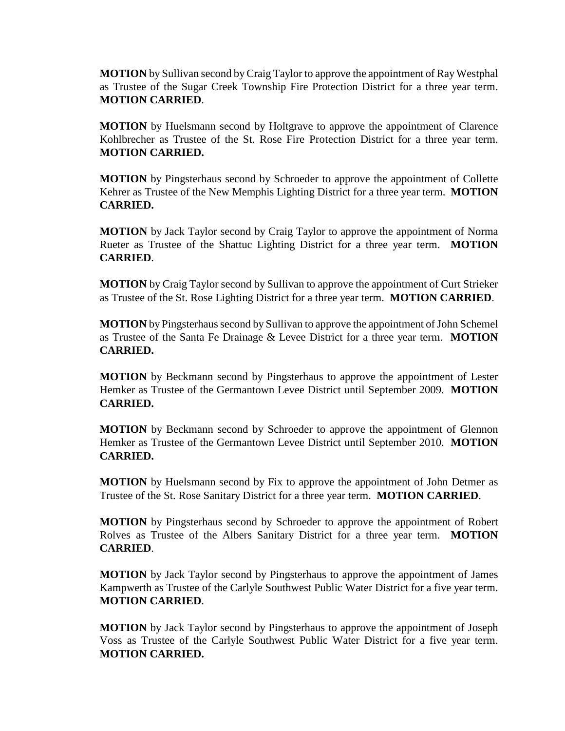**MOTION** by Sullivan second by Craig Taylor to approve the appointment of Ray Westphal as Trustee of the Sugar Creek Township Fire Protection District for a three year term. **MOTION CARRIED**.

**MOTION** by Huelsmann second by Holtgrave to approve the appointment of Clarence Kohlbrecher as Trustee of the St. Rose Fire Protection District for a three year term. **MOTION CARRIED.**

**MOTION** by Pingsterhaus second by Schroeder to approve the appointment of Collette Kehrer as Trustee of the New Memphis Lighting District for a three year term. **MOTION CARRIED.**

**MOTION** by Jack Taylor second by Craig Taylor to approve the appointment of Norma Rueter as Trustee of the Shattuc Lighting District for a three year term. **MOTION CARRIED**.

**MOTION** by Craig Taylor second by Sullivan to approve the appointment of Curt Strieker as Trustee of the St. Rose Lighting District for a three year term. **MOTION CARRIED**.

**MOTION** by Pingsterhaus second by Sullivan to approve the appointment of John Schemel as Trustee of the Santa Fe Drainage & Levee District for a three year term. **MOTION CARRIED.**

**MOTION** by Beckmann second by Pingsterhaus to approve the appointment of Lester Hemker as Trustee of the Germantown Levee District until September 2009. **MOTION CARRIED.**

**MOTION** by Beckmann second by Schroeder to approve the appointment of Glennon Hemker as Trustee of the Germantown Levee District until September 2010. **MOTION CARRIED.**

**MOTION** by Huelsmann second by Fix to approve the appointment of John Detmer as Trustee of the St. Rose Sanitary District for a three year term. **MOTION CARRIED**.

**MOTION** by Pingsterhaus second by Schroeder to approve the appointment of Robert Rolves as Trustee of the Albers Sanitary District for a three year term. **MOTION CARRIED**.

**MOTION** by Jack Taylor second by Pingsterhaus to approve the appointment of James Kampwerth as Trustee of the Carlyle Southwest Public Water District for a five year term. **MOTION CARRIED**.

**MOTION** by Jack Taylor second by Pingsterhaus to approve the appointment of Joseph Voss as Trustee of the Carlyle Southwest Public Water District for a five year term. **MOTION CARRIED.**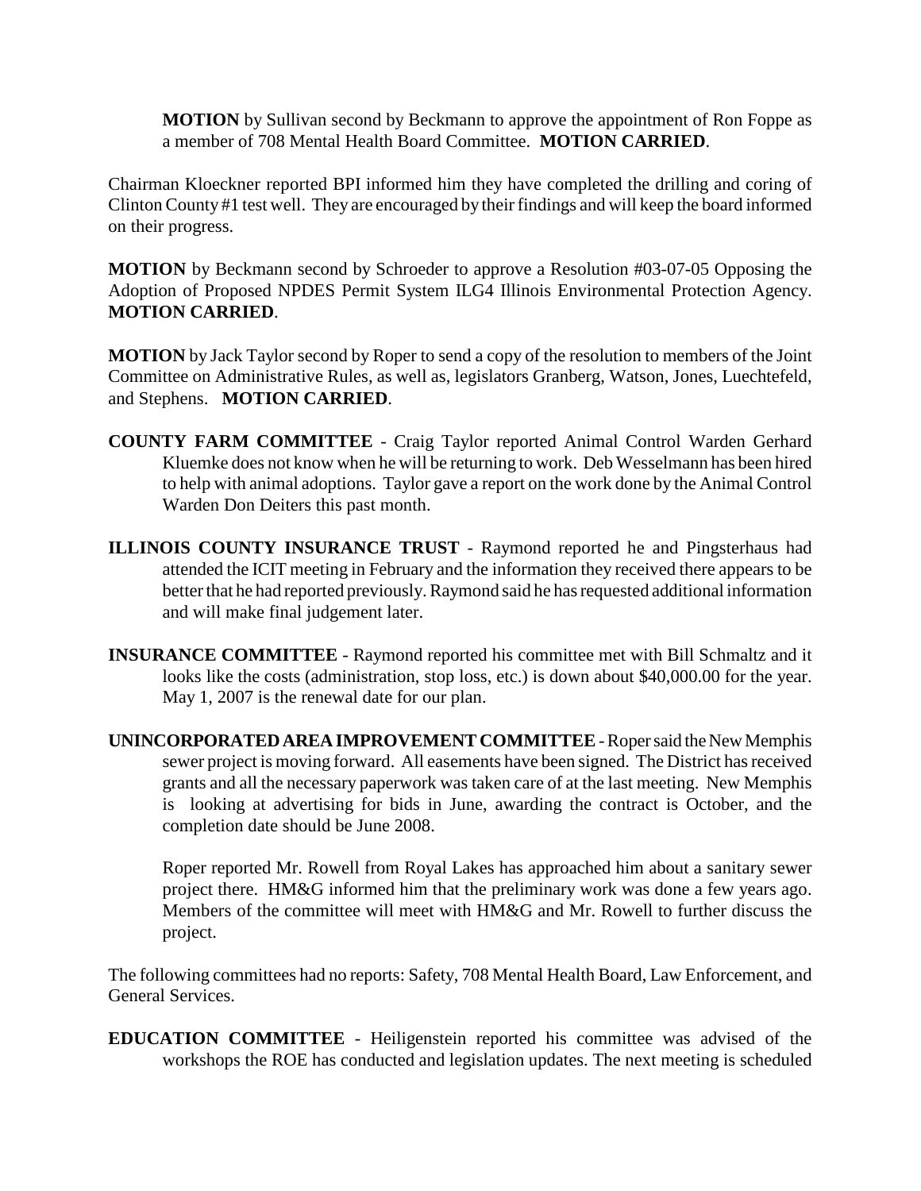**MOTION** by Sullivan second by Beckmann to approve the appointment of Ron Foppe as a member of 708 Mental Health Board Committee. **MOTION CARRIED**.

Chairman Kloeckner reported BPI informed him they have completed the drilling and coring of Clinton County #1 test well. They are encouraged by their findings and will keep the board informed on their progress.

**MOTION** by Beckmann second by Schroeder to approve a Resolution #03-07-05 Opposing the Adoption of Proposed NPDES Permit System ILG4 Illinois Environmental Protection Agency. **MOTION CARRIED**.

**MOTION** by Jack Taylor second by Roper to send a copy of the resolution to members of the Joint Committee on Administrative Rules, as well as, legislators Granberg, Watson, Jones, Luechtefeld, and Stephens. **MOTION CARRIED**.

**COUNTY FARM COMMITTEE** - Craig Taylor reported Animal Control Warden Gerhard Kluemke does not know when he will be returning to work. Deb Wesselmann has been hired to help with animal adoptions. Taylor gave a report on the work done by the Animal Control Warden Don Deiters this past month.

**ILLINOIS COUNTY INSURANCE TRUST** - Raymond reported he and Pingsterhaus had attended the ICIT meeting in February and the information they received there appears to be better that he had reported previously. Raymond said he has requested additional information and will make final judgement later.

**INSURANCE COMMITTEE** - Raymond reported his committee met with Bill Schmaltz and it looks like the costs (administration, stop loss, etc.) is down about $40,000.00 for the year. May 1, 2007 is the renewal date for our plan.

**UNINCORPORATED AREA IMPROVEMENT COMMITTEE** - Roper said the New Memphis sewer project is moving forward. All easements have been signed. The District has received grants and all the necessary paperwork was taken care of at the last meeting. New Memphis is looking at advertising for bids in June, awarding the contract is October, and the completion date should be June 2008.

Roper reported Mr. Rowell from Royal Lakes has approached him about a sanitary sewer project there. HM&G informed him that the preliminary work was done a few years ago. Members of the committee will meet with HM&G and Mr. Rowell to further discuss the project.

The following committees had no reports: Safety, 708 Mental Health Board, Law Enforcement, and General Services.

**EDUCATION COMMITTEE** - Heiligenstein reported his committee was advised of the workshops the ROE has conducted and legislation updates. The next meeting is scheduled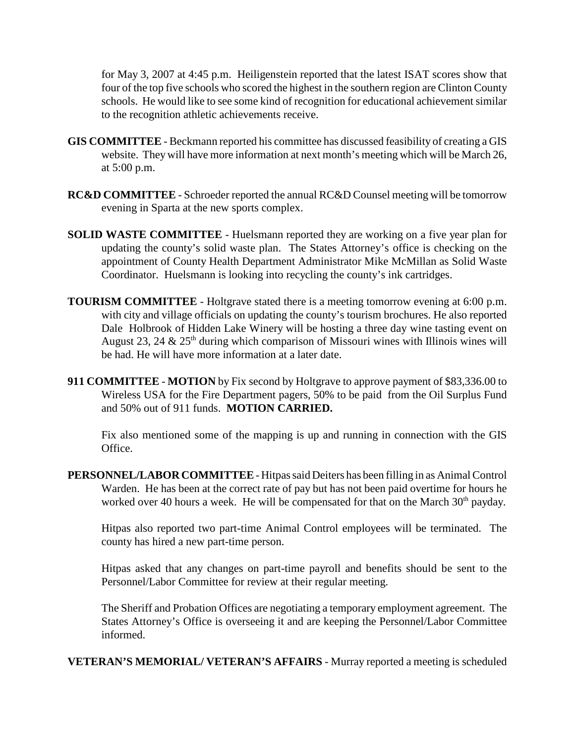for May 3, 2007 at 4:45 p.m. Heiligenstein reported that the latest ISAT scores show that four of the top five schools who scored the highest in the southern region are Clinton County schools. He would like to see some kind of recognition for educational achievement similar to the recognition athletic achievements receive.

**GIS COMMITTEE** - Beckmann reported his committee has discussed feasibility of creating a GIS website. They will have more information at next month's meeting which will be March 26, at 5:00 p.m.

**RC&D COMMITTEE** - Schroeder reported the annual RC&D Counsel meeting will be tomorrow evening in Sparta at the new sports complex.

**SOLID WASTE COMMITTEE** - Huelsmann reported they are working on a five year plan for updating the county's solid waste plan. The States Attorney's office is checking on the appointment of County Health Department Administrator Mike McMillan as Solid Waste Coordinator. Huelsmann is looking into recycling the county's ink cartridges.

**TOURISM COMMITTEE** - Holtgrave stated there is a meeting tomorrow evening at 6:00 p.m. with city and village officials on updating the county's tourism brochures. He also reported Dale Holbrook of Hidden Lake Winery will be hosting a three day wine tasting event on August 23, 24 & 25th during which comparison of Missouri wines with Illinois wines will be had. He will have more information at a later date.

**911 COMMITTEE** - **MOTION** by Fix second by Holtgrave to approve payment of $83,336.00 to Wireless USA for the Fire Department pagers, 50% to be paid from the Oil Surplus Fund and 50% out of 911 funds. **MOTION CARRIED.**

Fix also mentioned some of the mapping is up and running in connection with the GIS Office.

**PERSONNEL/LABOR COMMITTEE** - Hitpas said Deiters has been filling in as Animal Control Warden. He has been at the correct rate of pay but has not been paid overtime for hours he worked over 40 hours a week. He will be compensated for that on the March 30th payday.

Hitpas also reported two part-time Animal Control employees will be terminated. The county has hired a new part-time person.

Hitpas asked that any changes on part-time payroll and benefits should be sent to the Personnel/Labor Committee for review at their regular meeting.

The Sheriff and Probation Offices are negotiating a temporary employment agreement. The States Attorney's Office is overseeing it and are keeping the Personnel/Labor Committee informed.

**VETERAN'S MEMORIAL/ VETERAN'S AFFAIRS** - Murray reported a meeting is scheduled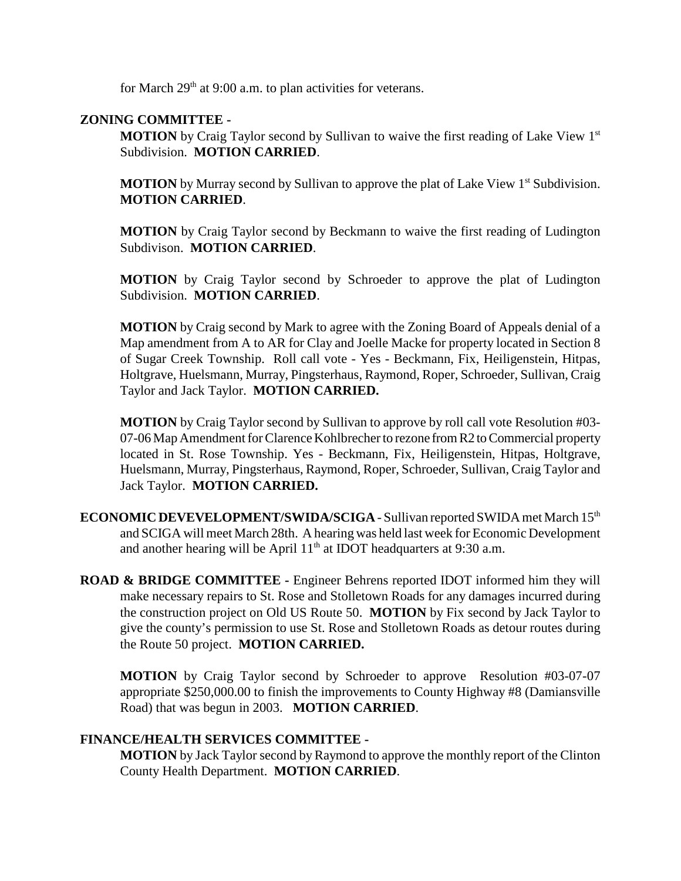for March 29th at 9:00 a.m. to plan activities for veterans.

**ZONING COMMITTEE -**

**MOTION** by Craig Taylor second by Sullivan to waive the first reading of Lake View 1st Subdivision. **MOTION CARRIED**.

**MOTION** by Murray second by Sullivan to approve the plat of Lake View 1st Subdivision. **MOTION CARRIED**.

**MOTION** by Craig Taylor second by Beckmann to waive the first reading of Ludington Subdivison. **MOTION CARRIED**.

**MOTION** by Craig Taylor second by Schroeder to approve the plat of Ludington Subdivision. **MOTION CARRIED**.

**MOTION** by Craig second by Mark to agree with the Zoning Board of Appeals denial of a Map amendment from A to AR for Clay and Joelle Macke for property located in Section 8 of Sugar Creek Township. Roll call vote - Yes - Beckmann, Fix, Heiligenstein, Hitpas, Holtgrave, Huelsmann, Murray, Pingsterhaus, Raymond, Roper, Schroeder, Sullivan, Craig Taylor and Jack Taylor. **MOTION CARRIED.**

**MOTION** by Craig Taylor second by Sullivan to approve by roll call vote Resolution #03-07-06 Map Amendment for Clarence Kohlbrecher to rezone from R2 to Commercial property located in St. Rose Township. Yes - Beckmann, Fix, Heiligenstein, Hitpas, Holtgrave, Huelsmann, Murray, Pingsterhaus, Raymond, Roper, Schroeder, Sullivan, Craig Taylor and Jack Taylor. **MOTION CARRIED.**

**ECONOMIC DEVEVELOPMENT/SWIDA/SCIGA** - Sullivan reported SWIDA met March 15th and SCIGA will meet March 28th. A hearing was held last week for Economic Development and another hearing will be April 11th at IDOT headquarters at 9:30 a.m.

**ROAD & BRIDGE COMMITTEE -** Engineer Behrens reported IDOT informed him they will make necessary repairs to St. Rose and Stolletown Roads for any damages incurred during the construction project on Old US Route 50. **MOTION** by Fix second by Jack Taylor to give the county's permission to use St. Rose and Stolletown Roads as detour routes during the Route 50 project. **MOTION CARRIED.**

**MOTION** by Craig Taylor second by Schroeder to approve Resolution #03-07-07 appropriate $250,000.00 to finish the improvements to County Highway #8 (Damiansville Road) that was begun in 2003. **MOTION CARRIED**.

**FINANCE/HEALTH SERVICES COMMITTEE -**

**MOTION** by Jack Taylor second by Raymond to approve the monthly report of the Clinton County Health Department. **MOTION CARRIED**.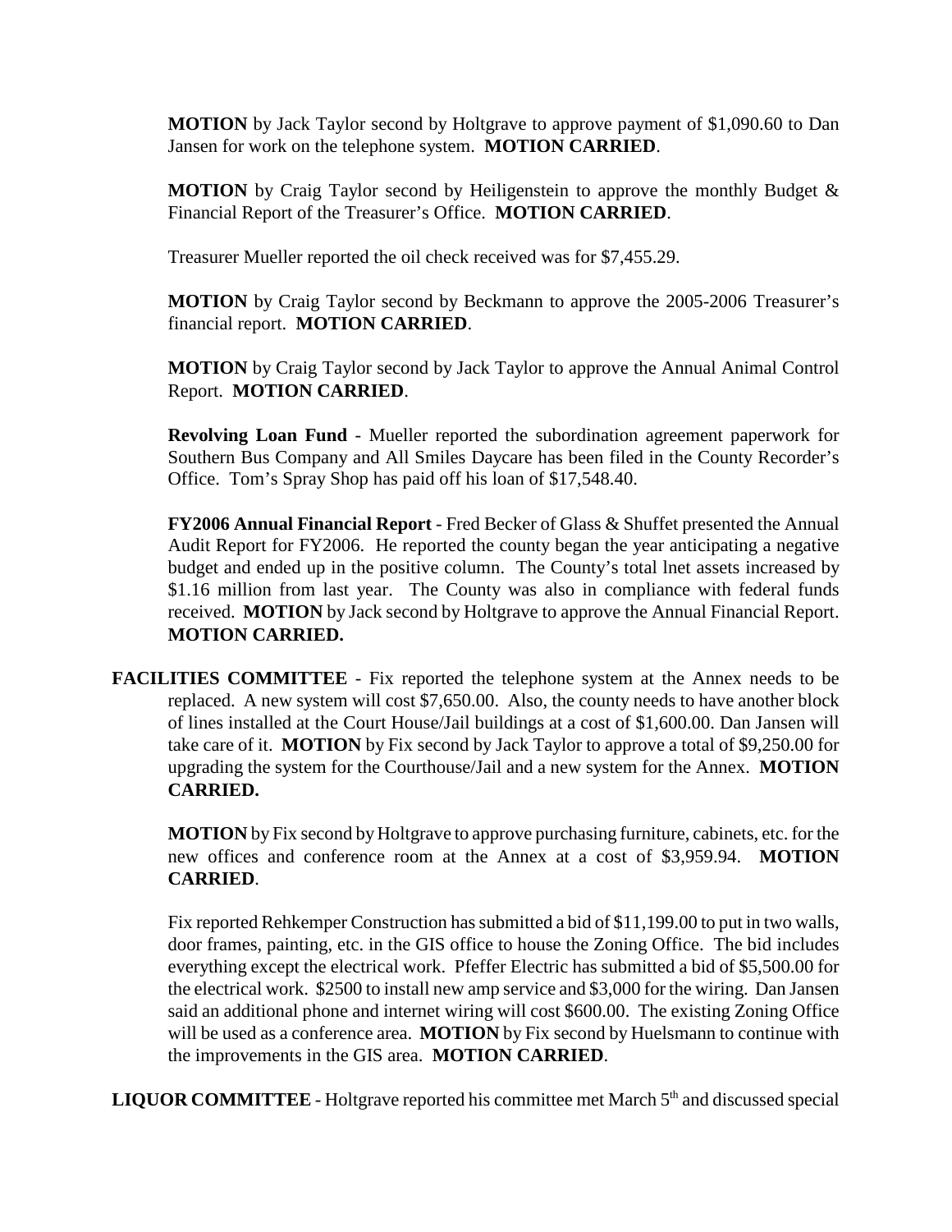**MOTION** by Jack Taylor second by Holtgrave to approve payment of $1,090.60 to Dan Jansen for work on the telephone system. **MOTION CARRIED**.

**MOTION** by Craig Taylor second by Heiligenstein to approve the monthly Budget & Financial Report of the Treasurer's Office. **MOTION CARRIED**.

Treasurer Mueller reported the oil check received was for $7,455.29.

**MOTION** by Craig Taylor second by Beckmann to approve the 2005-2006 Treasurer's financial report. **MOTION CARRIED**.

**MOTION** by Craig Taylor second by Jack Taylor to approve the Annual Animal Control Report. **MOTION CARRIED**.

**Revolving Loan Fund** - Mueller reported the subordination agreement paperwork for Southern Bus Company and All Smiles Daycare has been filed in the County Recorder's Office. Tom's Spray Shop has paid off his loan of $17,548.40.

**FY2006 Annual Financial Report** - Fred Becker of Glass & Shuffet presented the Annual Audit Report for FY2006. He reported the county began the year anticipating a negative budget and ended up in the positive column. The County's total lnet assets increased by $1.16 million from last year. The County was also in compliance with federal funds received. **MOTION** by Jack second by Holtgrave to approve the Annual Financial Report. **MOTION CARRIED.**

**FACILITIES COMMITTEE** - Fix reported the telephone system at the Annex needs to be replaced. A new system will cost $7,650.00. Also, the county needs to have another block of lines installed at the Court House/Jail buildings at a cost of $1,600.00. Dan Jansen will take care of it. **MOTION** by Fix second by Jack Taylor to approve a total of $9,250.00 for upgrading the system for the Courthouse/Jail and a new system for the Annex. **MOTION CARRIED.**

**MOTION** by Fix second by Holtgrave to approve purchasing furniture, cabinets, etc. for the new offices and conference room at the Annex at a cost of $3,959.94. **MOTION CARRIED**.

Fix reported Rehkemper Construction has submitted a bid of $11,199.00 to put in two walls, door frames, painting, etc. in the GIS office to house the Zoning Office. The bid includes everything except the electrical work. Pfeffer Electric has submitted a bid of $5,500.00 for the electrical work. $2500 to install new amp service and $3,000 for the wiring. Dan Jansen said an additional phone and internet wiring will cost $600.00. The existing Zoning Office will be used as a conference area. **MOTION** by Fix second by Huelsmann to continue with the improvements in the GIS area. **MOTION CARRIED**.

**LIQUOR COMMITTEE** - Holtgrave reported his committee met March 5th and discussed special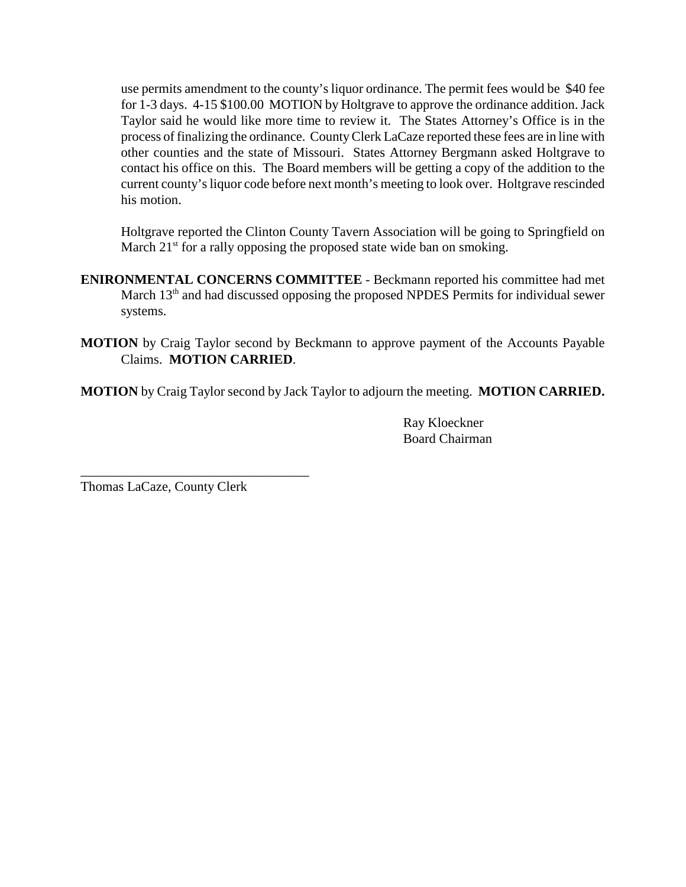use permits amendment to the county's liquor ordinance. The permit fees would be $40 fee for 1-3 days. 4-15 $100.00 MOTION by Holtgrave to approve the ordinance addition. Jack Taylor said he would like more time to review it. The States Attorney's Office is in the process of finalizing the ordinance. County Clerk LaCaze reported these fees are in line with other counties and the state of Missouri. States Attorney Bergmann asked Holtgrave to contact his office on this. The Board members will be getting a copy of the addition to the current county's liquor code before next month's meeting to look over. Holtgrave rescinded his motion.

Holtgrave reported the Clinton County Tavern Association will be going to Springfield on March 21st for a rally opposing the proposed state wide ban on smoking.

**ENIRONMENTAL CONCERNS COMMITTEE** - Beckmann reported his committee had met March 13th and had discussed opposing the proposed NPDES Permits for individual sewer systems.

**MOTION** by Craig Taylor second by Beckmann to approve payment of the Accounts Payable Claims. **MOTION CARRIED**.

**MOTION** by Craig Taylor second by Jack Taylor to adjourn the meeting. **MOTION CARRIED.**

Ray Kloeckner
Board Chairman

___________________________________
Thomas LaCaze, County Clerk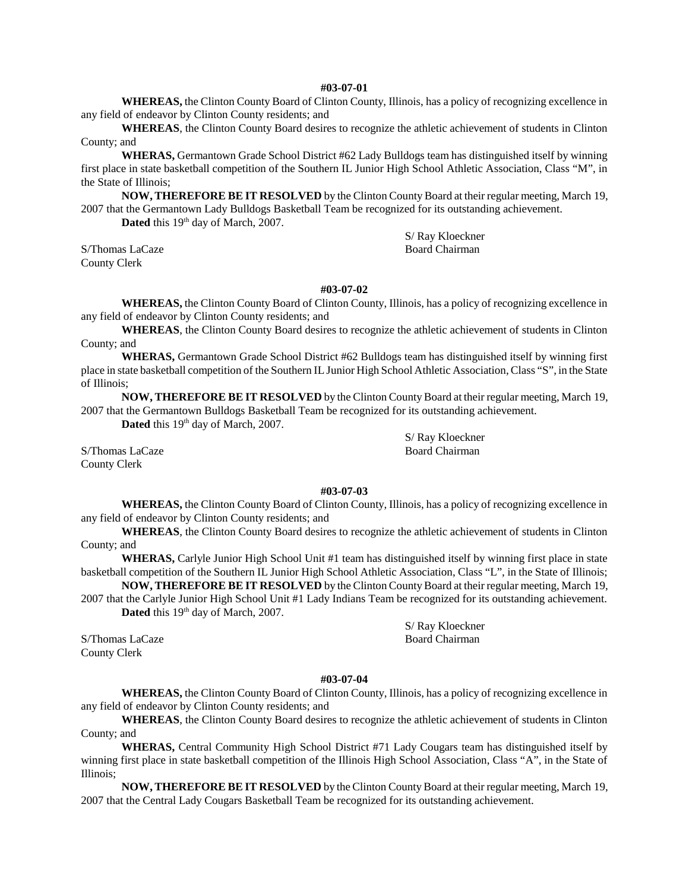**#03-07-01**

**WHEREAS,** the Clinton County Board of Clinton County, Illinois, has a policy of recognizing excellence in any field of endeavor by Clinton County residents; and

**WHEREAS**, the Clinton County Board desires to recognize the athletic achievement of students in Clinton County; and

**WHERAS,** Germantown Grade School District #62 Lady Bulldogs team has distinguished itself by winning first place in state basketball competition of the Southern IL Junior High School Athletic Association, Class "M", in the State of Illinois;

**NOW, THEREFORE BE IT RESOLVED** by the Clinton County Board at their regular meeting, March 19, 2007 that the Germantown Lady Bulldogs Basketball Team be recognized for its outstanding achievement.

**Dated** this 19th day of March, 2007.

S/ Ray Kloeckner
Board Chairman

S/Thomas LaCaze
County Clerk

**#03-07-02**

**WHEREAS,** the Clinton County Board of Clinton County, Illinois, has a policy of recognizing excellence in any field of endeavor by Clinton County residents; and

**WHEREAS**, the Clinton County Board desires to recognize the athletic achievement of students in Clinton County; and

**WHERAS,** Germantown Grade School District #62 Bulldogs team has distinguished itself by winning first place in state basketball competition of the Southern IL Junior High School Athletic Association, Class "S", in the State of Illinois;

**NOW, THEREFORE BE IT RESOLVED** by the Clinton County Board at their regular meeting, March 19, 2007 that the Germantown Bulldogs Basketball Team be recognized for its outstanding achievement.

**Dated** this 19th day of March, 2007.

S/ Ray Kloeckner
Board Chairman

S/Thomas LaCaze
County Clerk

**#03-07-03**

**WHEREAS,** the Clinton County Board of Clinton County, Illinois, has a policy of recognizing excellence in any field of endeavor by Clinton County residents; and

**WHEREAS**, the Clinton County Board desires to recognize the athletic achievement of students in Clinton County; and

**WHERAS,** Carlyle Junior High School Unit #1 team has distinguished itself by winning first place in state basketball competition of the Southern IL Junior High School Athletic Association, Class "L", in the State of Illinois;

**NOW, THEREFORE BE IT RESOLVED** by the Clinton County Board at their regular meeting, March 19, 2007 that the Carlyle Junior High School Unit #1 Lady Indians Team be recognized for its outstanding achievement.

**Dated** this 19th day of March, 2007.

S/ Ray Kloeckner
Board Chairman

S/Thomas LaCaze
County Clerk

**#03-07-04**

**WHEREAS,** the Clinton County Board of Clinton County, Illinois, has a policy of recognizing excellence in any field of endeavor by Clinton County residents; and

**WHEREAS**, the Clinton County Board desires to recognize the athletic achievement of students in Clinton County; and

**WHERAS,** Central Community High School District #71 Lady Cougars team has distinguished itself by winning first place in state basketball competition of the Illinois High School Association, Class "A", in the State of Illinois;

**NOW, THEREFORE BE IT RESOLVED** by the Clinton County Board at their regular meeting, March 19, 2007 that the Central Lady Cougars Basketball Team be recognized for its outstanding achievement.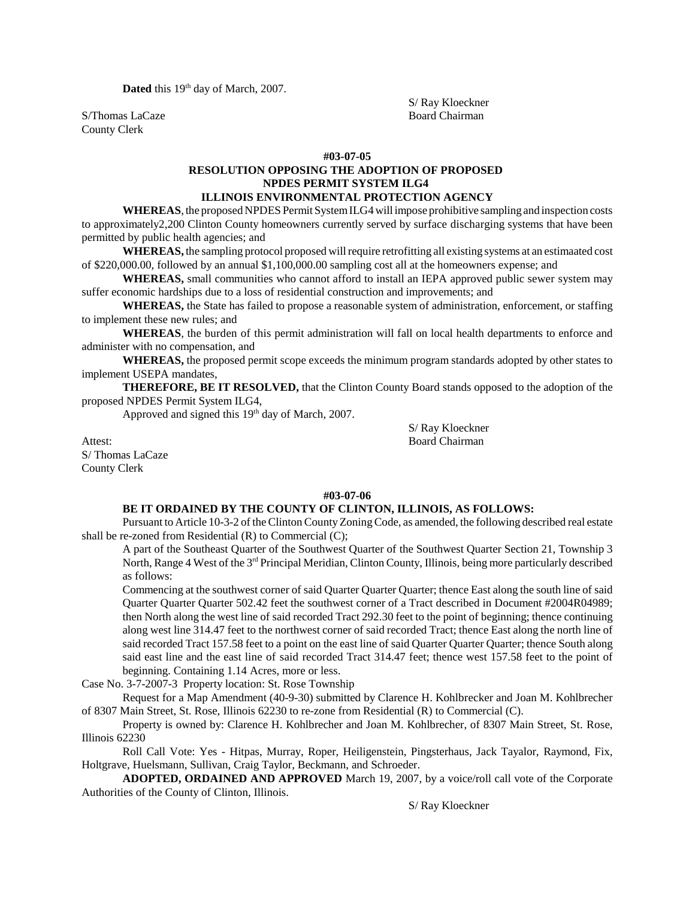**Dated** this 19th day of March, 2007.

S/ Ray Kloeckner
Board Chairman

S/Thomas LaCaze
County Clerk

**#03-07-05**

**RESOLUTION OPPOSING THE ADOPTION OF PROPOSED NPDES PERMIT SYSTEM ILG4 ILLINOIS ENVIRONMENTAL PROTECTION AGENCY**

**WHEREAS**, the proposed NPDES Permit System ILG4 will impose prohibitive sampling and inspection costs to approximately2,200 Clinton County homeowners currently served by surface discharging systems that have been permitted by public health agencies; and

**WHEREAS,** the sampling protocol proposed will require retrofitting all existing systems at an estimaated cost of $220,000.00, followed by an annual $1,100,000.00 sampling cost all at the homeowners expense; and

**WHEREAS,** small communities who cannot afford to install an IEPA approved public sewer system may suffer economic hardships due to a loss of residential construction and improvements; and

**WHEREAS,** the State has failed to propose a reasonable system of administration, enforcement, or staffing to implement these new rules; and

**WHEREAS**, the burden of this permit administration will fall on local health departments to enforce and administer with no compensation, and

**WHEREAS,** the proposed permit scope exceeds the minimum program standards adopted by other states to implement USEPA mandates,

**THEREFORE, BE IT RESOLVED,** that the Clinton County Board stands opposed to the adoption of the proposed NPDES Permit System ILG4,

Approved and signed this 19th day of March, 2007.

S/ Ray Kloeckner
Board Chairman

Attest:
S/ Thomas LaCaze
County Clerk

**#03-07-06**

**BE IT ORDAINED BY THE COUNTY OF CLINTON, ILLINOIS, AS FOLLOWS:**

Pursuant to Article 10-3-2 of the Clinton County Zoning Code, as amended, the following described real estate shall be re-zoned from Residential (R) to Commercial (C);

A part of the Southeast Quarter of the Southwest Quarter of the Southwest Quarter Section 21, Township 3 North, Range 4 West of the 3rd Principal Meridian, Clinton County, Illinois, being more particularly described as follows:

Commencing at the southwest corner of said Quarter Quarter Quarter; thence East along the south line of said Quarter Quarter Quarter 502.42 feet the southwest corner of a Tract described in Document #2004R04989; then North along the west line of said recorded Tract 292.30 feet to the point of beginning; thence continuing along west line 314.47 feet to the northwest corner of said recorded Tract; thence East along the north line of said recorded Tract 157.58 feet to a point on the east line of said Quarter Quarter Quarter; thence South along said east line and the east line of said recorded Tract 314.47 feet; thence west 157.58 feet to the point of beginning. Containing 1.14 Acres, more or less.

Case No. 3-7-2007-3 Property location: St. Rose Township

Request for a Map Amendment (40-9-30) submitted by Clarence H. Kohlbrecker and Joan M. Kohlbrecher of 8307 Main Street, St. Rose, Illinois 62230 to re-zone from Residential (R) to Commercial (C).

Property is owned by: Clarence H. Kohlbrecher and Joan M. Kohlbrecher, of 8307 Main Street, St. Rose, Illinois 62230

Roll Call Vote: Yes - Hitpas, Murray, Roper, Heiligenstein, Pingsterhaus, Jack Tayalor, Raymond, Fix, Holtgrave, Huelsmann, Sullivan, Craig Taylor, Beckmann, and Schroeder.

**ADOPTED, ORDAINED AND APPROVED** March 19, 2007, by a voice/roll call vote of the Corporate Authorities of the County of Clinton, Illinois.

S/ Ray Kloeckner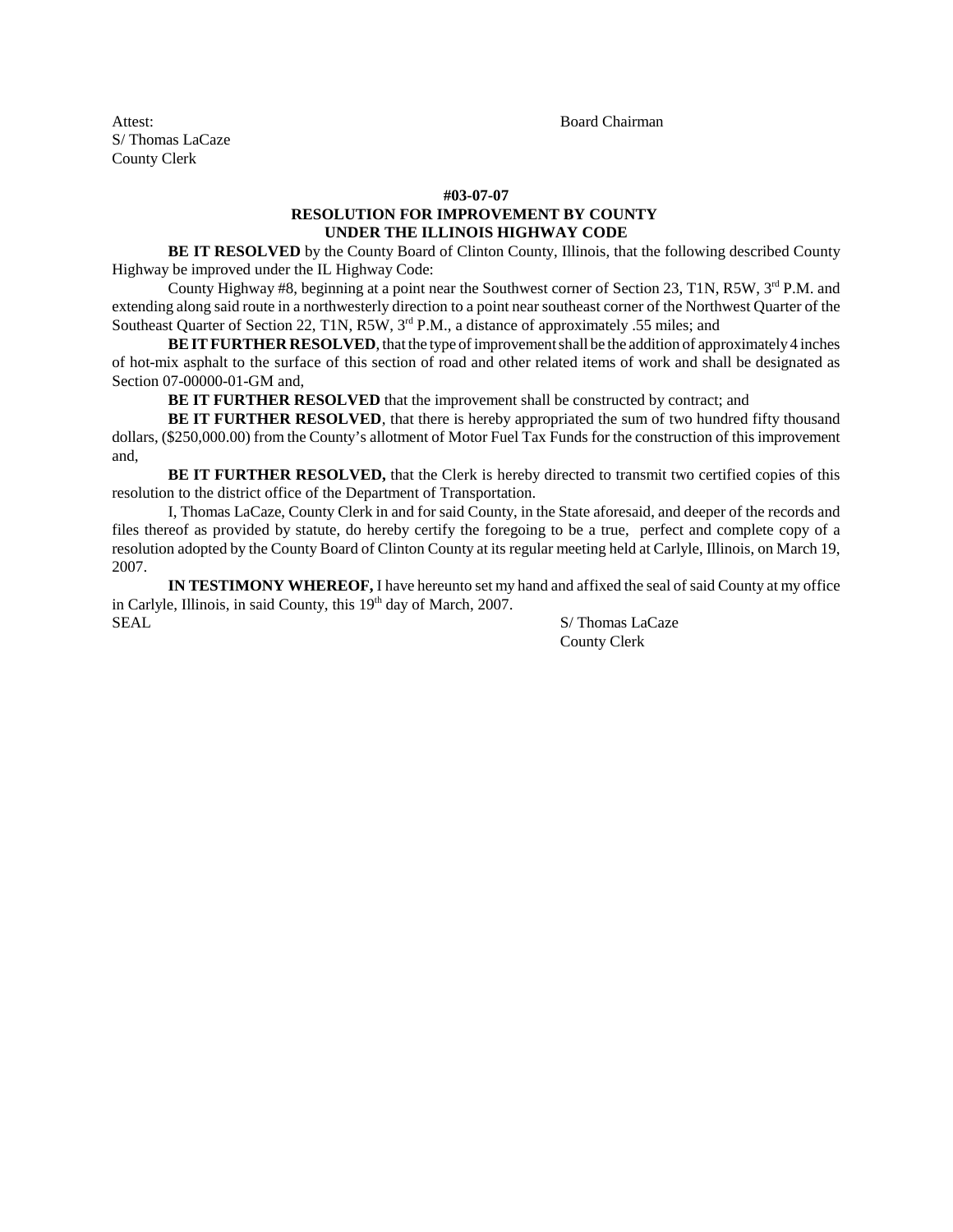Attest: Board Chairman
S/ Thomas LaCaze
County Clerk

**#03-07-07**
**RESOLUTION FOR IMPROVEMENT BY COUNTY UNDER THE ILLINOIS HIGHWAY CODE**

**BE IT RESOLVED** by the County Board of Clinton County, Illinois, that the following described County Highway be improved under the IL Highway Code:

County Highway #8, beginning at a point near the Southwest corner of Section 23, T1N, R5W, 3rd P.M. and extending along said route in a northwesterly direction to a point near southeast corner of the Northwest Quarter of the Southeast Quarter of Section 22, T1N, R5W, 3rd P.M., a distance of approximately .55 miles; and

**BE IT FURTHER RESOLVED**, that the type of improvement shall be the addition of approximately 4 inches of hot-mix asphalt to the surface of this section of road and other related items of work and shall be designated as Section 07-00000-01-GM and,

**BE IT FURTHER RESOLVED** that the improvement shall be constructed by contract; and

**BE IT FURTHER RESOLVED**, that there is hereby appropriated the sum of two hundred fifty thousand dollars, ($250,000.00) from the County's allotment of Motor Fuel Tax Funds for the construction of this improvement and,

**BE IT FURTHER RESOLVED,** that the Clerk is hereby directed to transmit two certified copies of this resolution to the district office of the Department of Transportation.

I, Thomas LaCaze, County Clerk in and for said County, in the State aforesaid, and deeper of the records and files thereof as provided by statute, do hereby certify the foregoing to be a true, perfect and complete copy of a resolution adopted by the County Board of Clinton County at its regular meeting held at Carlyle, Illinois, on March 19, 2007.

**IN TESTIMONY WHEREOF,** I have hereunto set my hand and affixed the seal of said County at my office in Carlyle, Illinois, in said County, this 19th day of March, 2007.

SEAL S/ Thomas LaCaze
County Clerk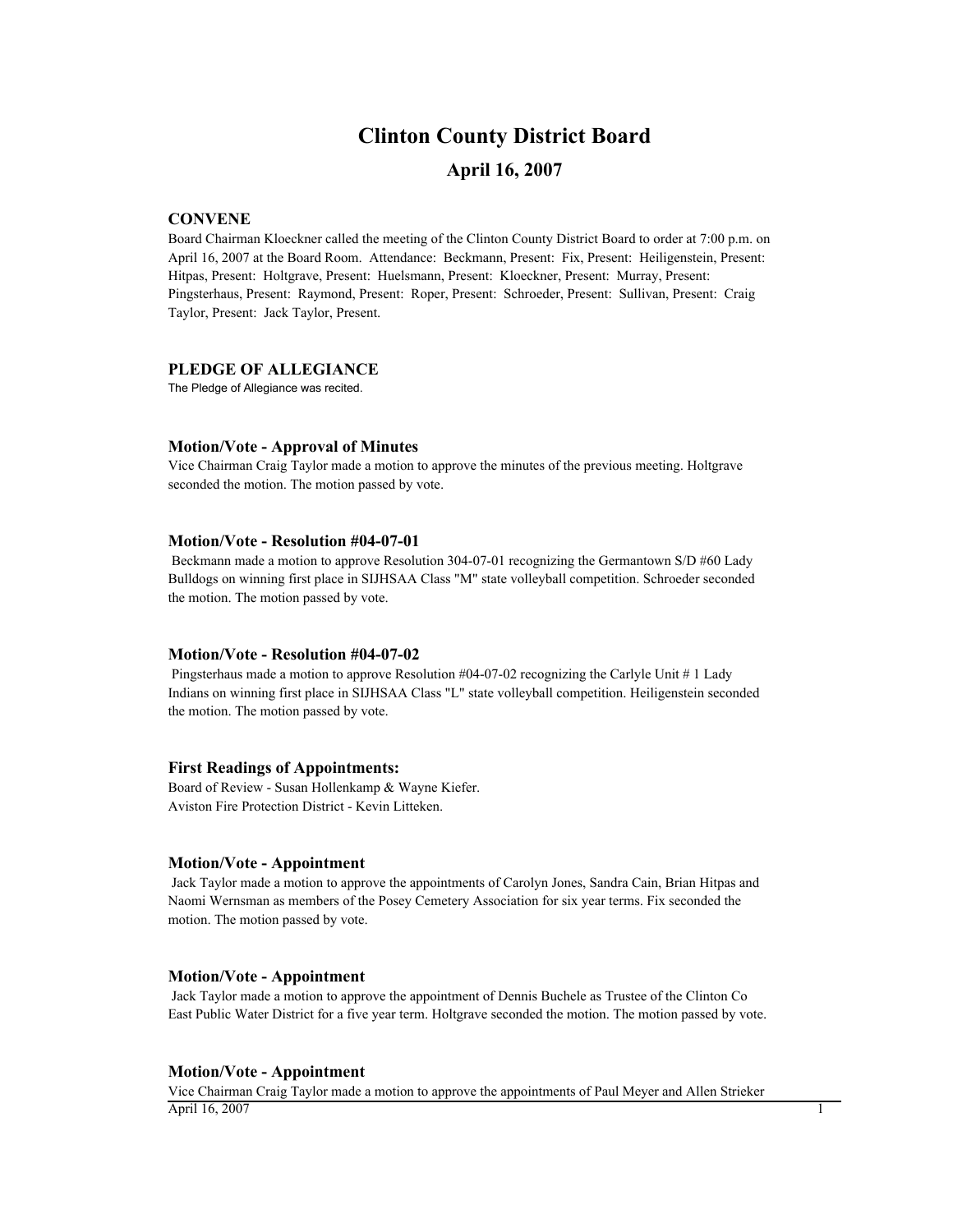# Clinton County District Board

## April 16, 2007

### CONVENE

Board Chairman Kloeckner called the meeting of the Clinton County District Board to order at 7:00 p.m. on April 16, 2007 at the Board Room. Attendance: Beckmann, Present: Fix, Present: Heiligenstein, Present: Hitpas, Present: Holtgrave, Present: Huelsmann, Present: Kloeckner, Present: Murray, Present: Pingsterhaus, Present: Raymond, Present: Roper, Present: Schroeder, Present: Sullivan, Present: Craig Taylor, Present: Jack Taylor, Present.

### PLEDGE OF ALLEGIANCE

The Pledge of Allegiance was recited.

### Motion/Vote - Approval of Minutes

Vice Chairman Craig Taylor made a motion to approve the minutes of the previous meeting. Holtgrave seconded the motion. The motion passed by vote.

### Motion/Vote - Resolution #04-07-01

Beckmann made a motion to approve Resolution 304-07-01 recognizing the Germantown S/D #60 Lady Bulldogs on winning first place in SIJHSAA Class "M" state volleyball competition. Schroeder seconded the motion. The motion passed by vote.

### Motion/Vote - Resolution #04-07-02

Pingsterhaus made a motion to approve Resolution #04-07-02 recognizing the Carlyle Unit # 1 Lady Indians on winning first place in SIJHSAA Class "L" state volleyball competition. Heiligenstein seconded the motion. The motion passed by vote.

### First Readings of Appointments:

Board of Review - Susan Hollenkamp & Wayne Kiefer.
Aviston Fire Protection District - Kevin Litteken.

### Motion/Vote - Appointment

Jack Taylor made a motion to approve the appointments of Carolyn Jones, Sandra Cain, Brian Hitpas and Naomi Wernsman as members of the Posey Cemetery Association for six year terms. Fix seconded the motion. The motion passed by vote.

### Motion/Vote - Appointment

Jack Taylor made a motion to approve the appointment of Dennis Buchele as Trustee of the Clinton Co East Public Water District for a five year term. Holtgrave seconded the motion. The motion passed by vote.

### Motion/Vote - Appointment

Vice Chairman Craig Taylor made a motion to approve the appointments of Paul Meyer and Allen Strieker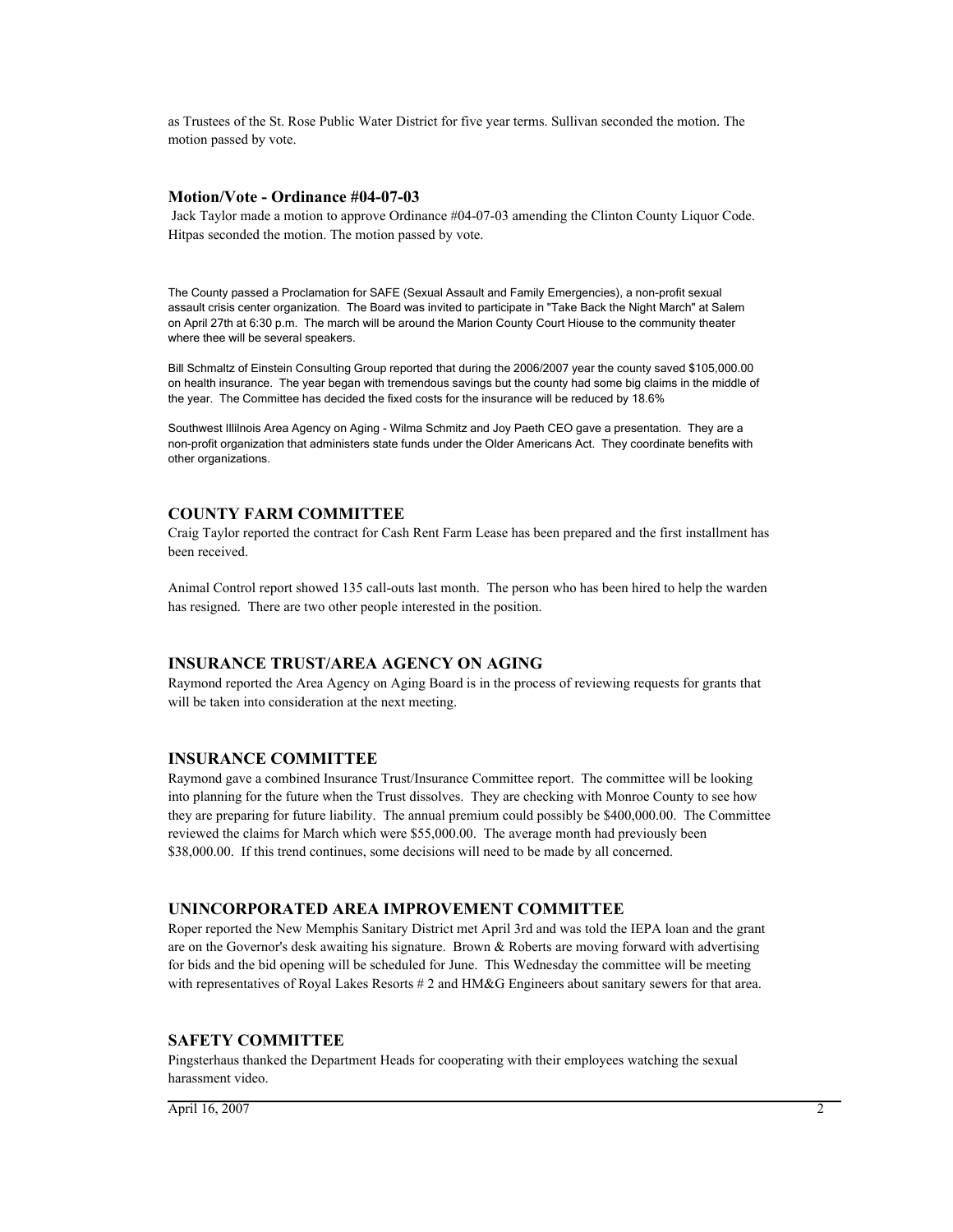as Trustees of the St. Rose Public Water District for five year terms. Sullivan seconded the motion. The motion passed by vote.

### Motion/Vote - Ordinance #04-07-03

Jack Taylor made a motion to approve Ordinance #04-07-03 amending the Clinton County Liquor Code. Hitpas seconded the motion. The motion passed by vote.

The County passed a Proclamation for SAFE (Sexual Assault and Family Emergencies), a non-profit sexual assault crisis center organization. The Board was invited to participate in "Take Back the Night March" at Salem on April 27th at 6:30 p.m. The march will be around the Marion County Court Hiouse to the community theater where thee will be several speakers.

Bill Schmaltz of Einstein Consulting Group reported that during the 2006/2007 year the county saved $105,000.00 on health insurance. The year began with tremendous savings but the county had some big claims in the middle of the year. The Committee has decided the fixed costs for the insurance will be reduced by 18.6%

Southwest Illilnois Area Agency on Aging - Wilma Schmitz and Joy Paeth CEO gave a presentation. They are a non-profit organization that administers state funds under the Older Americans Act. They coordinate benefits with other organizations.

### COUNTY FARM COMMITTEE

Craig Taylor reported the contract for Cash Rent Farm Lease has been prepared and the first installment has been received.

Animal Control report showed 135 call-outs last month. The person who has been hired to help the warden has resigned. There are two other people interested in the position.

### INSURANCE TRUST/AREA AGENCY ON AGING

Raymond reported the Area Agency on Aging Board is in the process of reviewing requests for grants that will be taken into consideration at the next meeting.

### INSURANCE COMMITTEE

Raymond gave a combined Insurance Trust/Insurance Committee report. The committee will be looking into planning for the future when the Trust dissolves. They are checking with Monroe County to see how they are preparing for future liability. The annual premium could possibly be $400,000.00. The Committee reviewed the claims for March which were $55,000.00. The average month had previously been $38,000.00. If this trend continues, some decisions will need to be made by all concerned.

### UNINCORPORATED AREA IMPROVEMENT COMMITTEE

Roper reported the New Memphis Sanitary District met April 3rd and was told the IEPA loan and the grant are on the Governor's desk awaiting his signature. Brown & Roberts are moving forward with advertising for bids and the bid opening will be scheduled for June. This Wednesday the committee will be meeting with representatives of Royal Lakes Resorts # 2 and HM&G Engineers about sanitary sewers for that area.

### SAFETY COMMITTEE

Pingsterhaus thanked the Department Heads for cooperating with their employees watching the sexual harassment video.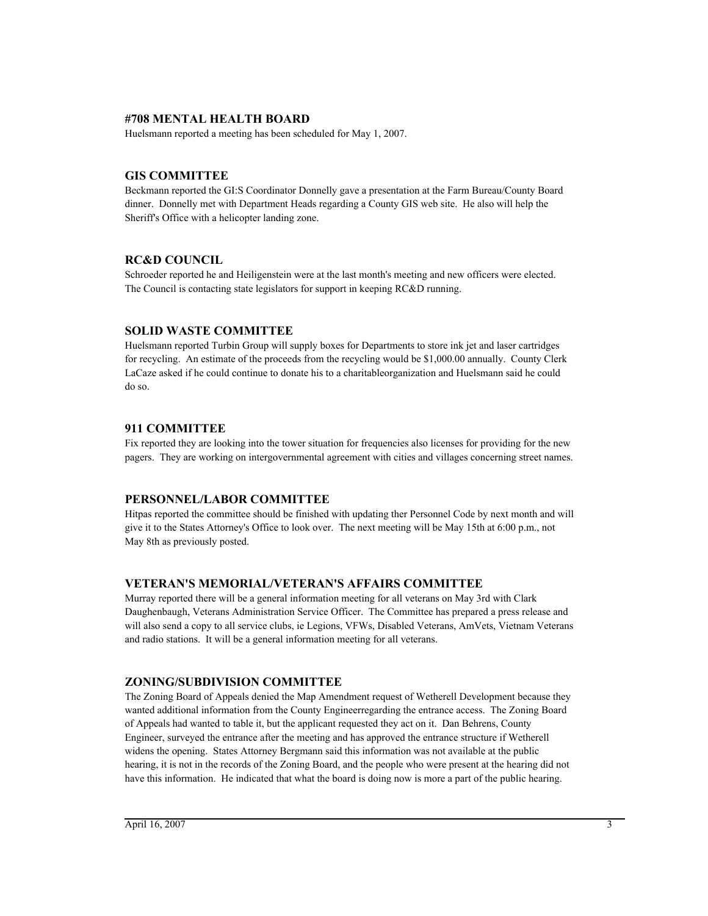### #708 MENTAL HEALTH BOARD

Huelsmann reported a meeting has been scheduled for May 1, 2007.

### GIS COMMITTEE

Beckmann reported the GI:S Coordinator Donnelly gave a presentation at the Farm Bureau/County Board dinner. Donnelly met with Department Heads regarding a County GIS web site. He also will help the Sheriff's Office with a helicopter landing zone.

### RC&D COUNCIL

Schroeder reported he and Heiligenstein were at the last month's meeting and new officers were elected. The Council is contacting state legislators for support in keeping RC&D running.

### SOLID WASTE COMMITTEE

Huelsmann reported Turbin Group will supply boxes for Departments to store ink jet and laser cartridges for recycling. An estimate of the proceeds from the recycling would be $1,000.00 annually. County Clerk LaCaze asked if he could continue to donate his to a charitableorganization and Huelsmann said he could do so.

### 911 COMMITTEE

Fix reported they are looking into the tower situation for frequencies also licenses for providing for the new pagers. They are working on intergovernmental agreement with cities and villages concerning street names.

### PERSONNEL/LABOR COMMITTEE

Hitpas reported the committee should be finished with updating ther Personnel Code by next month and will give it to the States Attorney's Office to look over. The next meeting will be May 15th at 6:00 p.m., not May 8th as previously posted.

### VETERAN'S MEMORIAL/VETERAN'S AFFAIRS COMMITTEE

Murray reported there will be a general information meeting for all veterans on May 3rd with Clark Daughenbaugh, Veterans Administration Service Officer. The Committee has prepared a press release and will also send a copy to all service clubs, ie Legions, VFWs, Disabled Veterans, AmVets, Vietnam Veterans and radio stations. It will be a general information meeting for all veterans.

### ZONING/SUBDIVISION COMMITTEE

The Zoning Board of Appeals denied the Map Amendment request of Wetherell Development because they wanted additional information from the County Engineerregarding the entrance access. The Zoning Board of Appeals had wanted to table it, but the applicant requested they act on it. Dan Behrens, County Engineer, surveyed the entrance after the meeting and has approved the entrance structure if Wetherell widens the opening. States Attorney Bergmann said this information was not available at the public hearing, it is not in the records of the Zoning Board, and the people who were present at the hearing did not have this information. He indicated that what the board is doing now is more a part of the public hearing.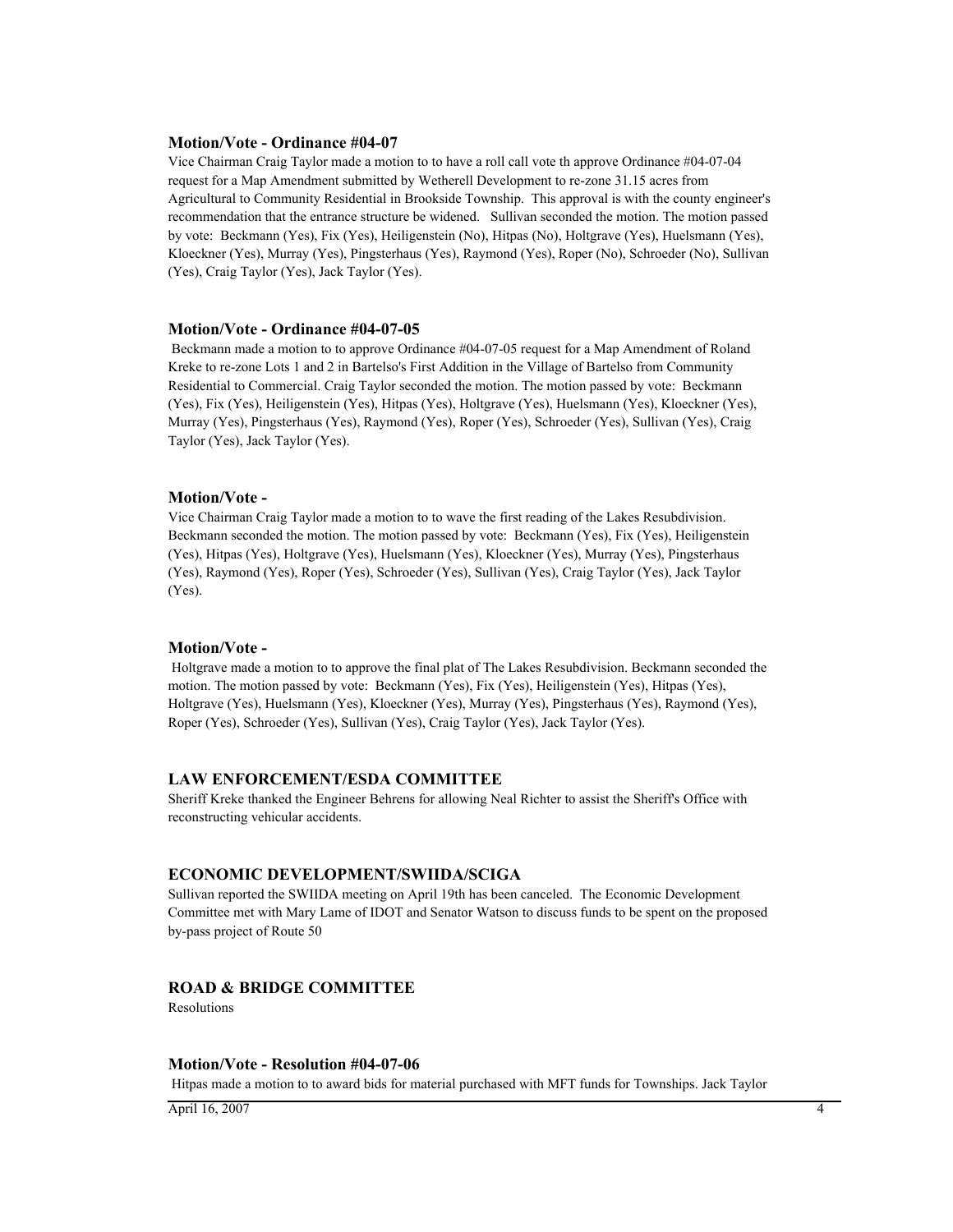### Motion/Vote - Ordinance #04-07

Vice Chairman Craig Taylor made a motion to to have a roll call vote th approve Ordinance #04-07-04 request for a Map Amendment submitted by Wetherell Development to re-zone 31.15 acres from Agricultural to Community Residential in Brookside Township. This approval is with the county engineer's recommendation that the entrance structure be widened. Sullivan seconded the motion. The motion passed by vote: Beckmann (Yes), Fix (Yes), Heiligenstein (No), Hitpas (No), Holtgrave (Yes), Huelsmann (Yes), Kloeckner (Yes), Murray (Yes), Pingsterhaus (Yes), Raymond (Yes), Roper (No), Schroeder (No), Sullivan (Yes), Craig Taylor (Yes), Jack Taylor (Yes).

### Motion/Vote - Ordinance #04-07-05

Beckmann made a motion to to approve Ordinance #04-07-05 request for a Map Amendment of Roland Kreke to re-zone Lots 1 and 2 in Bartelso's First Addition in the Village of Bartelso from Community Residential to Commercial. Craig Taylor seconded the motion. The motion passed by vote: Beckmann (Yes), Fix (Yes), Heiligenstein (Yes), Hitpas (Yes), Holtgrave (Yes), Huelsmann (Yes), Kloeckner (Yes), Murray (Yes), Pingsterhaus (Yes), Raymond (Yes), Roper (Yes), Schroeder (Yes), Sullivan (Yes), Craig Taylor (Yes), Jack Taylor (Yes).

### Motion/Vote -

Vice Chairman Craig Taylor made a motion to to wave the first reading of the Lakes Resubdivision. Beckmann seconded the motion. The motion passed by vote: Beckmann (Yes), Fix (Yes), Heiligenstein (Yes), Hitpas (Yes), Holtgrave (Yes), Huelsmann (Yes), Kloeckner (Yes), Murray (Yes), Pingsterhaus (Yes), Raymond (Yes), Roper (Yes), Schroeder (Yes), Sullivan (Yes), Craig Taylor (Yes), Jack Taylor (Yes).

### Motion/Vote -

Holtgrave made a motion to to approve the final plat of The Lakes Resubdivision. Beckmann seconded the motion. The motion passed by vote: Beckmann (Yes), Fix (Yes), Heiligenstein (Yes), Hitpas (Yes), Holtgrave (Yes), Huelsmann (Yes), Kloeckner (Yes), Murray (Yes), Pingsterhaus (Yes), Raymond (Yes), Roper (Yes), Schroeder (Yes), Sullivan (Yes), Craig Taylor (Yes), Jack Taylor (Yes).

## LAW ENFORCEMENT/ESDA COMMITTEE

Sheriff Kreke thanked the Engineer Behrens for allowing Neal Richter to assist the Sheriff's Office with reconstructing vehicular accidents.

## ECONOMIC DEVELOPMENT/SWIIDA/SCIGA

Sullivan reported the SWIIDA meeting on April 19th has been canceled. The Economic Development Committee met with Mary Lame of IDOT and Senator Watson to discuss funds to be spent on the proposed by-pass project of Route 50

## ROAD & BRIDGE COMMITTEE

Resolutions

### Motion/Vote - Resolution #04-07-06

Hitpas made a motion to to award bids for material purchased with MFT funds for Townships. Jack Taylor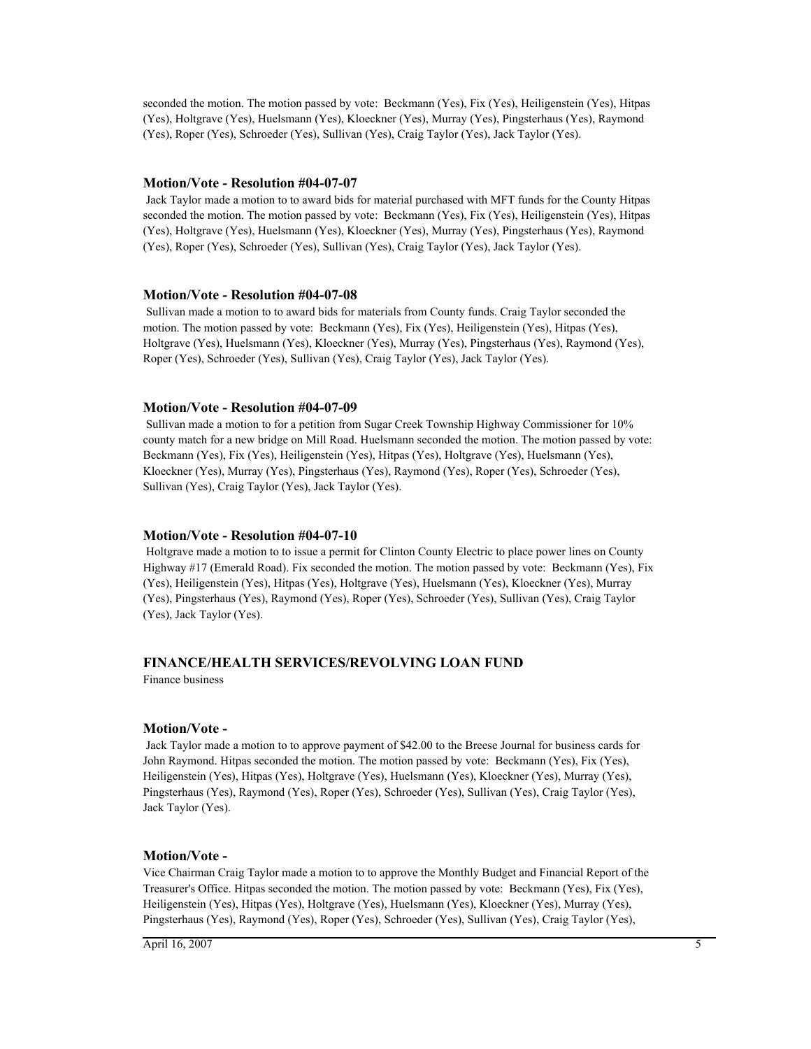seconded the motion. The motion passed by vote: Beckmann (Yes), Fix (Yes), Heiligenstein (Yes), Hitpas (Yes), Holtgrave (Yes), Huelsmann (Yes), Kloeckner (Yes), Murray (Yes), Pingsterhaus (Yes), Raymond (Yes), Roper (Yes), Schroeder (Yes), Sullivan (Yes), Craig Taylor (Yes), Jack Taylor (Yes).

### Motion/Vote - Resolution #04-07-07

Jack Taylor made a motion to to award bids for material purchased with MFT funds for the County Hitpas seconded the motion. The motion passed by vote: Beckmann (Yes), Fix (Yes), Heiligenstein (Yes), Hitpas (Yes), Holtgrave (Yes), Huelsmann (Yes), Kloeckner (Yes), Murray (Yes), Pingsterhaus (Yes), Raymond (Yes), Roper (Yes), Schroeder (Yes), Sullivan (Yes), Craig Taylor (Yes), Jack Taylor (Yes).

### Motion/Vote - Resolution #04-07-08

Sullivan made a motion to to award bids for materials from County funds. Craig Taylor seconded the motion. The motion passed by vote: Beckmann (Yes), Fix (Yes), Heiligenstein (Yes), Hitpas (Yes), Holtgrave (Yes), Huelsmann (Yes), Kloeckner (Yes), Murray (Yes), Pingsterhaus (Yes), Raymond (Yes), Roper (Yes), Schroeder (Yes), Sullivan (Yes), Craig Taylor (Yes), Jack Taylor (Yes).

### Motion/Vote - Resolution #04-07-09

Sullivan made a motion to for a petition from Sugar Creek Township Highway Commissioner for 10% county match for a new bridge on Mill Road. Huelsmann seconded the motion. The motion passed by vote: Beckmann (Yes), Fix (Yes), Heiligenstein (Yes), Hitpas (Yes), Holtgrave (Yes), Huelsmann (Yes), Kloeckner (Yes), Murray (Yes), Pingsterhaus (Yes), Raymond (Yes), Roper (Yes), Schroeder (Yes), Sullivan (Yes), Craig Taylor (Yes), Jack Taylor (Yes).

### Motion/Vote - Resolution #04-07-10

Holtgrave made a motion to to issue a permit for Clinton County Electric to place power lines on County Highway #17 (Emerald Road). Fix seconded the motion. The motion passed by vote: Beckmann (Yes), Fix (Yes), Heiligenstein (Yes), Hitpas (Yes), Holtgrave (Yes), Huelsmann (Yes), Kloeckner (Yes), Murray (Yes), Pingsterhaus (Yes), Raymond (Yes), Roper (Yes), Schroeder (Yes), Sullivan (Yes), Craig Taylor (Yes), Jack Taylor (Yes).

## FINANCE/HEALTH SERVICES/REVOLVING LOAN FUND

Finance business

### Motion/Vote -

Jack Taylor made a motion to to approve payment of $42.00 to the Breese Journal for business cards for John Raymond. Hitpas seconded the motion. The motion passed by vote: Beckmann (Yes), Fix (Yes), Heiligenstein (Yes), Hitpas (Yes), Holtgrave (Yes), Huelsmann (Yes), Kloeckner (Yes), Murray (Yes), Pingsterhaus (Yes), Raymond (Yes), Roper (Yes), Schroeder (Yes), Sullivan (Yes), Craig Taylor (Yes), Jack Taylor (Yes).

### Motion/Vote -

Vice Chairman Craig Taylor made a motion to to approve the Monthly Budget and Financial Report of the Treasurer's Office. Hitpas seconded the motion. The motion passed by vote: Beckmann (Yes), Fix (Yes), Heiligenstein (Yes), Hitpas (Yes), Holtgrave (Yes), Huelsmann (Yes), Kloeckner (Yes), Murray (Yes), Pingsterhaus (Yes), Raymond (Yes), Roper (Yes), Schroeder (Yes), Sullivan (Yes), Craig Taylor (Yes),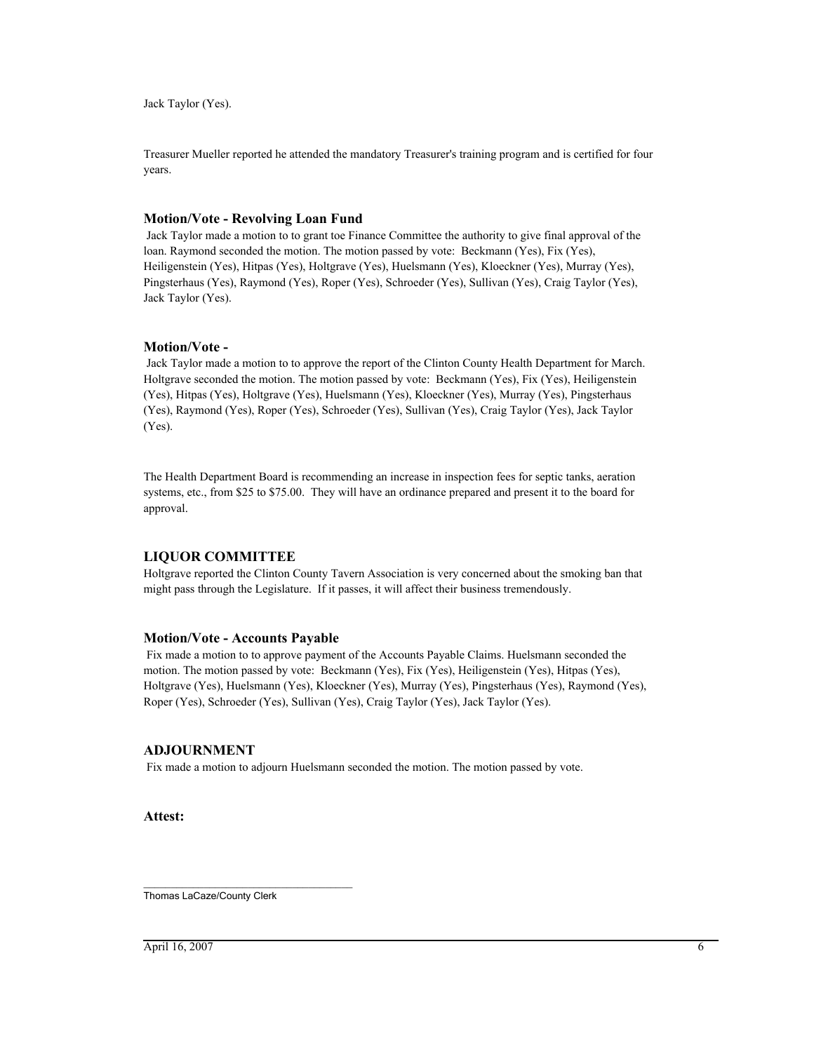Jack Taylor (Yes).

Treasurer Mueller reported he attended the mandatory Treasurer's training program and is certified for four years.

### Motion/Vote - Revolving Loan Fund

Jack Taylor made a motion to to grant toe Finance Committee the authority to give final approval of the loan. Raymond seconded the motion. The motion passed by vote: Beckmann (Yes), Fix (Yes), Heiligenstein (Yes), Hitpas (Yes), Holtgrave (Yes), Huelsmann (Yes), Kloeckner (Yes), Murray (Yes), Pingsterhaus (Yes), Raymond (Yes), Roper (Yes), Schroeder (Yes), Sullivan (Yes), Craig Taylor (Yes), Jack Taylor (Yes).

### Motion/Vote -

Jack Taylor made a motion to to approve the report of the Clinton County Health Department for March. Holtgrave seconded the motion. The motion passed by vote: Beckmann (Yes), Fix (Yes), Heiligenstein (Yes), Hitpas (Yes), Holtgrave (Yes), Huelsmann (Yes), Kloeckner (Yes), Murray (Yes), Pingsterhaus (Yes), Raymond (Yes), Roper (Yes), Schroeder (Yes), Sullivan (Yes), Craig Taylor (Yes), Jack Taylor (Yes).

The Health Department Board is recommending an increase in inspection fees for septic tanks, aeration systems, etc., from $25 to $75.00. They will have an ordinance prepared and present it to the board for approval.

### LIQUOR COMMITTEE

Holtgrave reported the Clinton County Tavern Association is very concerned about the smoking ban that might pass through the Legislature. If it passes, it will affect their business tremendously.

### Motion/Vote - Accounts Payable

Fix made a motion to to approve payment of the Accounts Payable Claims. Huelsmann seconded the motion. The motion passed by vote: Beckmann (Yes), Fix (Yes), Heiligenstein (Yes), Hitpas (Yes), Holtgrave (Yes), Huelsmann (Yes), Kloeckner (Yes), Murray (Yes), Pingsterhaus (Yes), Raymond (Yes), Roper (Yes), Schroeder (Yes), Sullivan (Yes), Craig Taylor (Yes), Jack Taylor (Yes).

### ADJOURNMENT

Fix made a motion to adjourn Huelsmann seconded the motion. The motion passed by vote.

**Attest:**

\_\_\_\_\_\_\_\_\_\_\_\_\_\_\_\_\_\_\_\_\_\_\_\_\_\_\_\_\_\_\_\_\_\_\_\_

Thomas LaCaze/County Clerk

April 16, 2007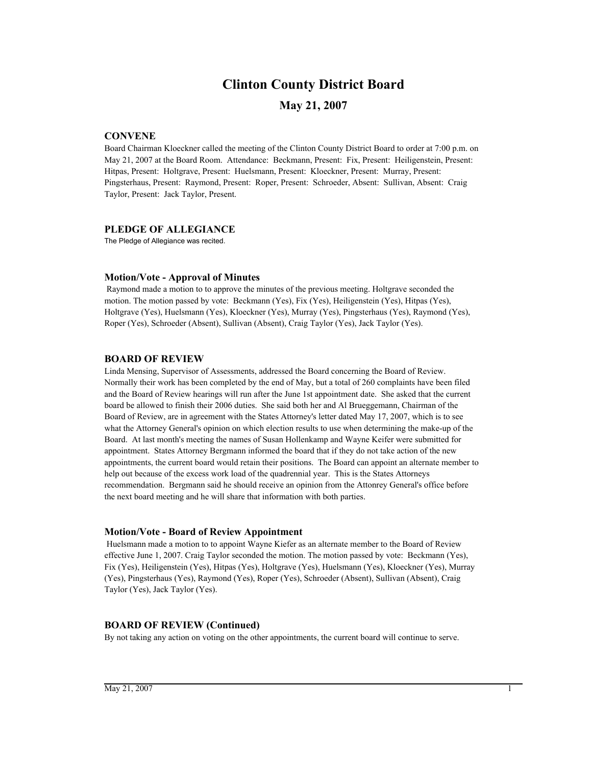# Clinton County District Board

## May 21, 2007

### CONVENE

Board Chairman Kloeckner called the meeting of the Clinton County District Board to order at 7:00 p.m. on May 21, 2007 at the Board Room. Attendance: Beckmann, Present: Fix, Present: Heiligenstein, Present: Hitpas, Present: Holtgrave, Present: Huelsmann, Present: Kloeckner, Present: Murray, Present: Pingsterhaus, Present: Raymond, Present: Roper, Present: Schroeder, Absent: Sullivan, Absent: Craig Taylor, Present: Jack Taylor, Present.

### PLEDGE OF ALLEGIANCE

The Pledge of Allegiance was recited.

### Motion/Vote - Approval of Minutes

Raymond made a motion to to approve the minutes of the previous meeting. Holtgrave seconded the motion. The motion passed by vote: Beckmann (Yes), Fix (Yes), Heiligenstein (Yes), Hitpas (Yes), Holtgrave (Yes), Huelsmann (Yes), Kloeckner (Yes), Murray (Yes), Pingsterhaus (Yes), Raymond (Yes), Roper (Yes), Schroeder (Absent), Sullivan (Absent), Craig Taylor (Yes), Jack Taylor (Yes).

### BOARD OF REVIEW

Linda Mensing, Supervisor of Assessments, addressed the Board concerning the Board of Review. Normally their work has been completed by the end of May, but a total of 260 complaints have been filed and the Board of Review hearings will run after the June 1st appointment date. She asked that the current board be allowed to finish their 2006 duties. She said both her and Al Brueggemann, Chairman of the Board of Review, are in agreement with the States Attorney's letter dated May 17, 2007, which is to see what the Attorney General's opinion on which election results to use when determining the make-up of the Board. At last month's meeting the names of Susan Hollenkamp and Wayne Keifer were submitted for appointment. States Attorney Bergmann informed the board that if they do not take action of the new appointments, the current board would retain their positions. The Board can appoint an alternate member to help out because of the excess work load of the quadrennial year. This is the States Attorneys recommendation. Bergmann said he should receive an opinion from the Attonrey General's office before the next board meeting and he will share that information with both parties.

### Motion/Vote - Board of Review Appointment

Huelsmann made a motion to to appoint Wayne Kiefer as an alternate member to the Board of Review effective June 1, 2007. Craig Taylor seconded the motion. The motion passed by vote: Beckmann (Yes), Fix (Yes), Heiligenstein (Yes), Hitpas (Yes), Holtgrave (Yes), Huelsmann (Yes), Kloeckner (Yes), Murray (Yes), Pingsterhaus (Yes), Raymond (Yes), Roper (Yes), Schroeder (Absent), Sullivan (Absent), Craig Taylor (Yes), Jack Taylor (Yes).

### BOARD OF REVIEW (Continued)

By not taking any action on voting on the other appointments, the current board will continue to serve.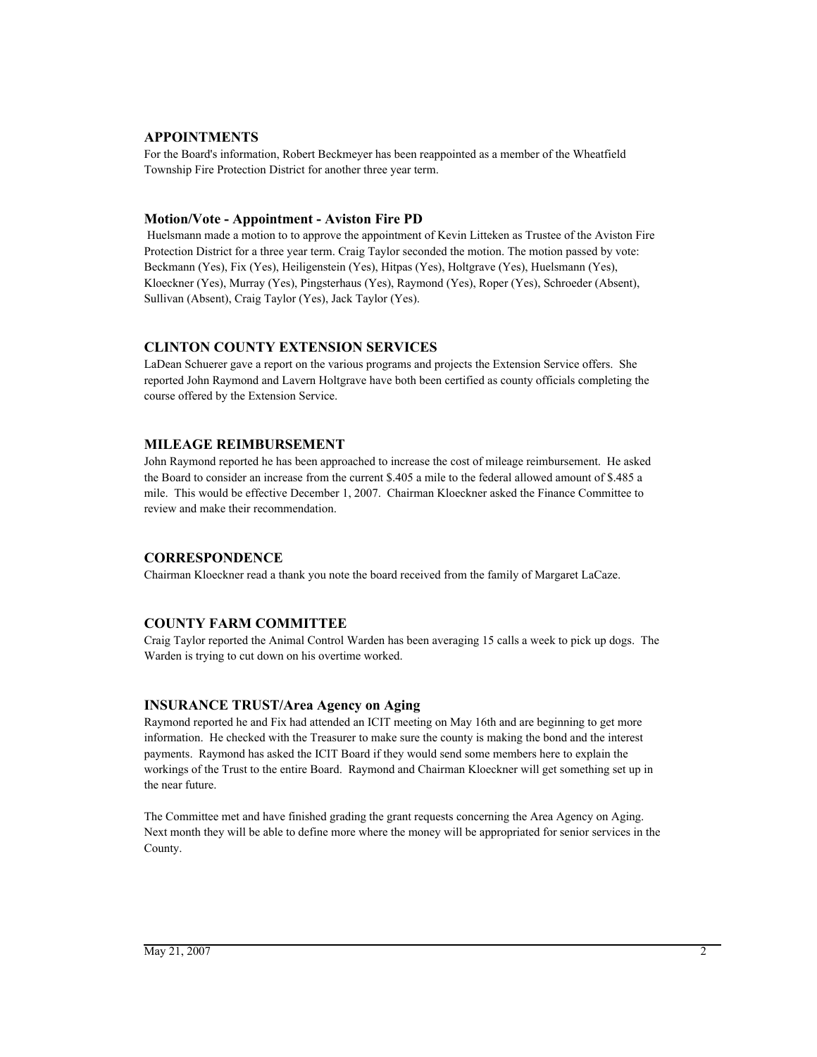## APPOINTMENTS

For the Board's information, Robert Beckmeyer has been reappointed as a member of the Wheatfield Township Fire Protection District for another three year term.

## Motion/Vote - Appointment - Aviston Fire PD

Huelsmann made a motion to to approve the appointment of Kevin Litteken as Trustee of the Aviston Fire Protection District for a three year term. Craig Taylor seconded the motion. The motion passed by vote: Beckmann (Yes), Fix (Yes), Heiligenstein (Yes), Hitpas (Yes), Holtgrave (Yes), Huelsmann (Yes), Kloeckner (Yes), Murray (Yes), Pingsterhaus (Yes), Raymond (Yes), Roper (Yes), Schroeder (Absent), Sullivan (Absent), Craig Taylor (Yes), Jack Taylor (Yes).

## CLINTON COUNTY EXTENSION SERVICES

LaDean Schuerer gave a report on the various programs and projects the Extension Service offers. She reported John Raymond and Lavern Holtgrave have both been certified as county officials completing the course offered by the Extension Service.

## MILEAGE REIMBURSEMENT

John Raymond reported he has been approached to increase the cost of mileage reimbursement. He asked the Board to consider an increase from the current $.405 a mile to the federal allowed amount of $.485 a mile. This would be effective December 1, 2007. Chairman Kloeckner asked the Finance Committee to review and make their recommendation.

## CORRESPONDENCE

Chairman Kloeckner read a thank you note the board received from the family of Margaret LaCaze.

## COUNTY FARM COMMITTEE

Craig Taylor reported the Animal Control Warden has been averaging 15 calls a week to pick up dogs. The Warden is trying to cut down on his overtime worked.

## INSURANCE TRUST/Area Agency on Aging

Raymond reported he and Fix had attended an ICIT meeting on May 16th and are beginning to get more information. He checked with the Treasurer to make sure the county is making the bond and the interest payments. Raymond has asked the ICIT Board if they would send some members here to explain the workings of the Trust to the entire Board. Raymond and Chairman Kloeckner will get something set up in the near future.

The Committee met and have finished grading the grant requests concerning the Area Agency on Aging. Next month they will be able to define more where the money will be appropriated for senior services in the County.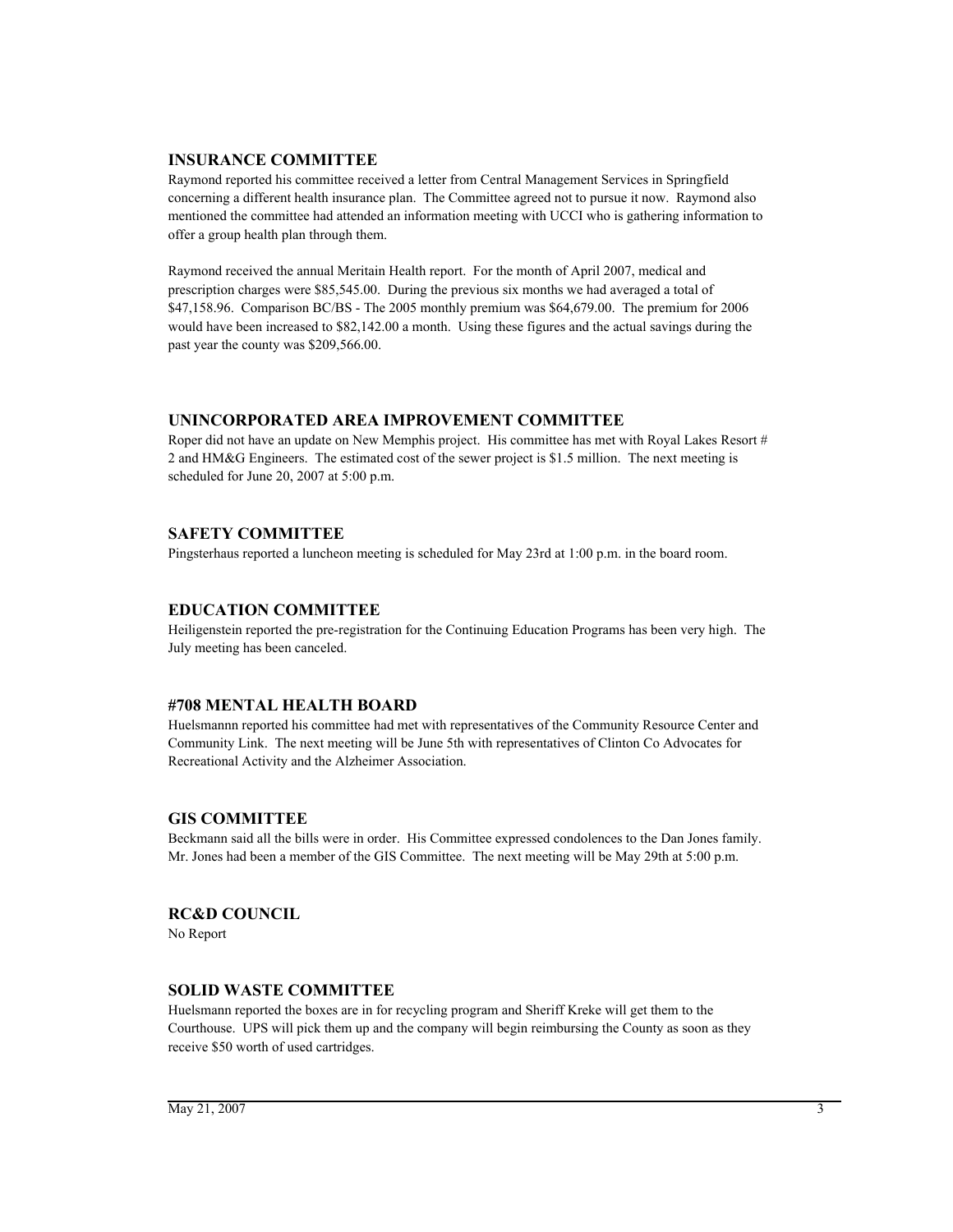## INSURANCE COMMITTEE

Raymond reported his committee received a letter from Central Management Services in Springfield concerning a different health insurance plan. The Committee agreed not to pursue it now. Raymond also mentioned the committee had attended an information meeting with UCCI who is gathering information to offer a group health plan through them.

Raymond received the annual Meritain Health report. For the month of April 2007, medical and prescription charges were $85,545.00. During the previous six months we had averaged a total of $47,158.96. Comparison BC/BS - The 2005 monthly premium was $64,679.00. The premium for 2006 would have been increased to $82,142.00 a month. Using these figures and the actual savings during the past year the county was $209,566.00.

## UNINCORPORATED AREA IMPROVEMENT COMMITTEE

Roper did not have an update on New Memphis project. His committee has met with Royal Lakes Resort # 2 and HM&G Engineers. The estimated cost of the sewer project is $1.5 million. The next meeting is scheduled for June 20, 2007 at 5:00 p.m.

## SAFETY COMMITTEE

Pingsterhaus reported a luncheon meeting is scheduled for May 23rd at 1:00 p.m. in the board room.

## EDUCATION COMMITTEE

Heiligenstein reported the pre-registration for the Continuing Education Programs has been very high. The July meeting has been canceled.

## #708 MENTAL HEALTH BOARD

Huelsmannn reported his committee had met with representatives of the Community Resource Center and Community Link. The next meeting will be June 5th with representatives of Clinton Co Advocates for Recreational Activity and the Alzheimer Association.

## GIS COMMITTEE

Beckmann said all the bills were in order. His Committee expressed condolences to the Dan Jones family. Mr. Jones had been a member of the GIS Committee. The next meeting will be May 29th at 5:00 p.m.

## RC&D COUNCIL

No Report

## SOLID WASTE COMMITTEE

Huelsmann reported the boxes are in for recycling program and Sheriff Kreke will get them to the Courthouse. UPS will pick them up and the company will begin reimbursing the County as soon as they receive $50 worth of used cartridges.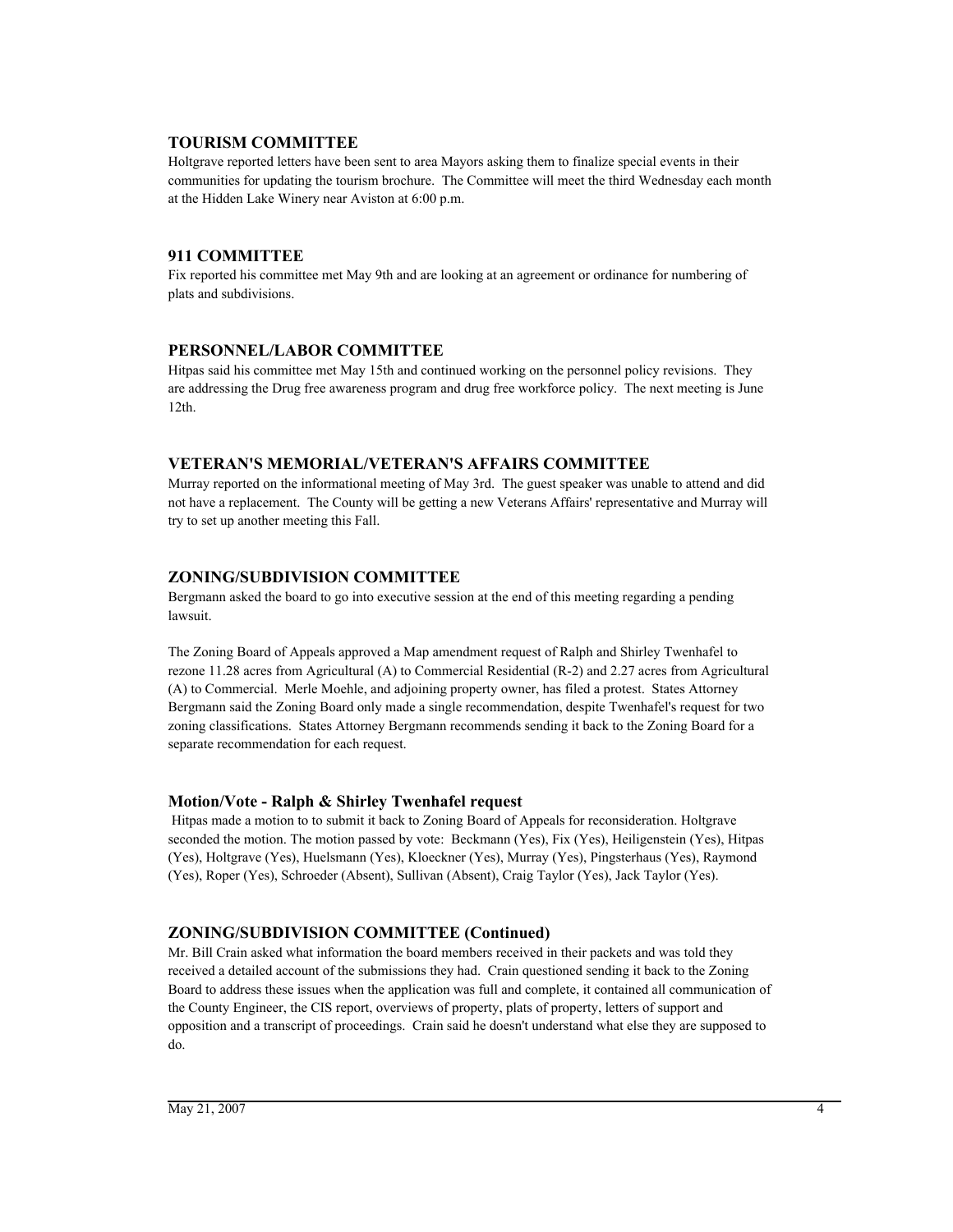### TOURISM COMMITTEE

Holtgrave reported letters have been sent to area Mayors asking them to finalize special events in their communities for updating the tourism brochure. The Committee will meet the third Wednesday each month at the Hidden Lake Winery near Aviston at 6:00 p.m.

### 911 COMMITTEE

Fix reported his committee met May 9th and are looking at an agreement or ordinance for numbering of plats and subdivisions.

### PERSONNEL/LABOR COMMITTEE

Hitpas said his committee met May 15th and continued working on the personnel policy revisions. They are addressing the Drug free awareness program and drug free workforce policy. The next meeting is June 12th.

### VETERAN'S MEMORIAL/VETERAN'S AFFAIRS COMMITTEE

Murray reported on the informational meeting of May 3rd. The guest speaker was unable to attend and did not have a replacement. The County will be getting a new Veterans Affairs' representative and Murray will try to set up another meeting this Fall.

### ZONING/SUBDIVISION COMMITTEE

Bergmann asked the board to go into executive session at the end of this meeting regarding a pending lawsuit.

The Zoning Board of Appeals approved a Map amendment request of Ralph and Shirley Twenhafel to rezone 11.28 acres from Agricultural (A) to Commercial Residential (R-2) and 2.27 acres from Agricultural (A) to Commercial. Merle Moehle, and adjoining property owner, has filed a protest. States Attorney Bergmann said the Zoning Board only made a single recommendation, despite Twenhafel's request for two zoning classifications. States Attorney Bergmann recommends sending it back to the Zoning Board for a separate recommendation for each request.

#### Motion/Vote - Ralph & Shirley Twenhafel request

Hitpas made a motion to to submit it back to Zoning Board of Appeals for reconsideration. Holtgrave seconded the motion. The motion passed by vote: Beckmann (Yes), Fix (Yes), Heiligenstein (Yes), Hitpas (Yes), Holtgrave (Yes), Huelsmann (Yes), Kloeckner (Yes), Murray (Yes), Pingsterhaus (Yes), Raymond (Yes), Roper (Yes), Schroeder (Absent), Sullivan (Absent), Craig Taylor (Yes), Jack Taylor (Yes).

### ZONING/SUBDIVISION COMMITTEE (Continued)

Mr. Bill Crain asked what information the board members received in their packets and was told they received a detailed account of the submissions they had. Crain questioned sending it back to the Zoning Board to address these issues when the application was full and complete, it contained all communication of the County Engineer, the CIS report, overviews of property, plats of property, letters of support and opposition and a transcript of proceedings. Crain said he doesn't understand what else they are supposed to do.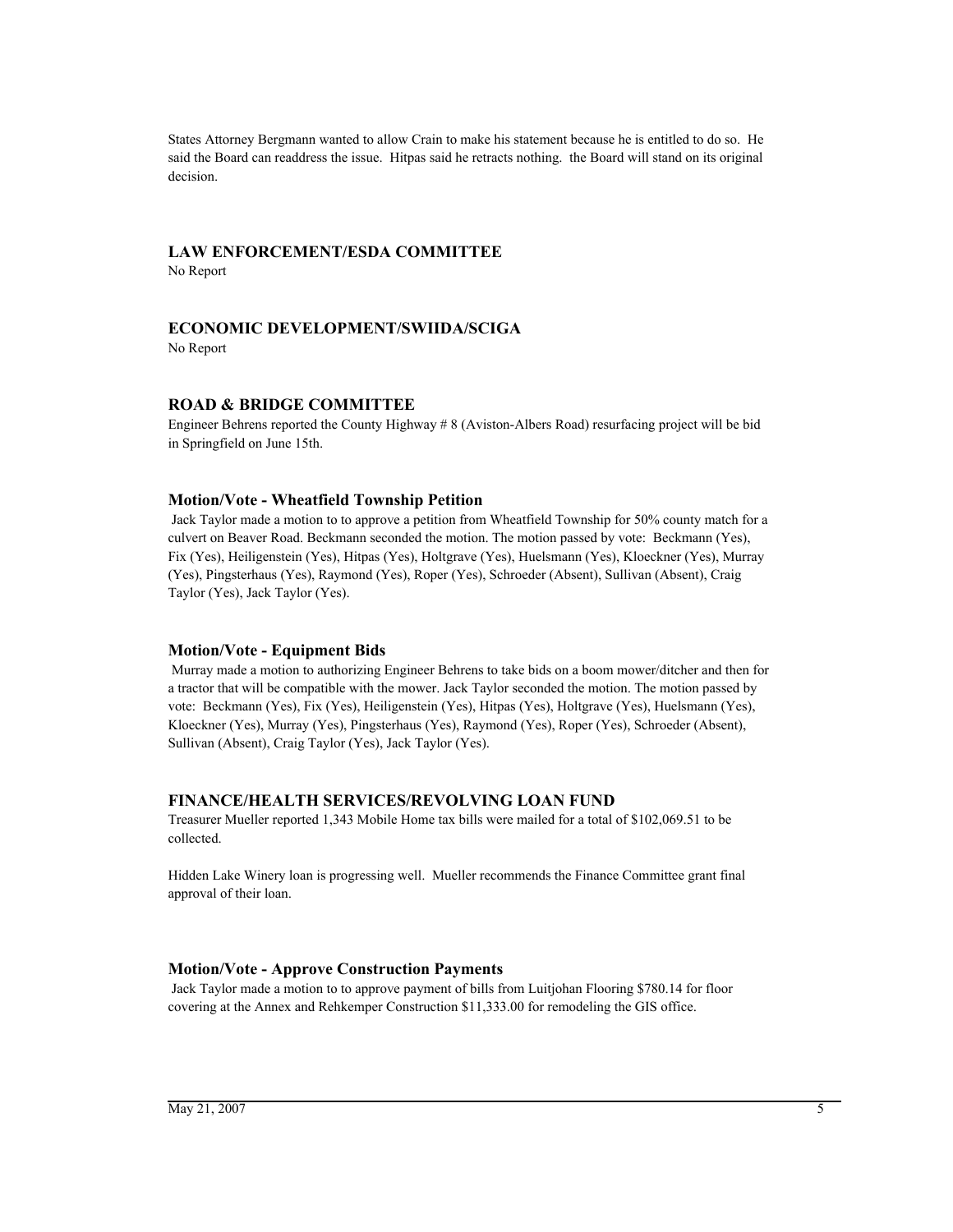States Attorney Bergmann wanted to allow Crain to make his statement because he is entitled to do so. He said the Board can readdress the issue. Hitpas said he retracts nothing. the Board will stand on its original decision.

### LAW ENFORCEMENT/ESDA COMMITTEE

No Report

### ECONOMIC DEVELOPMENT/SWIIDA/SCIGA

No Report

### ROAD & BRIDGE COMMITTEE

Engineer Behrens reported the County Highway # 8 (Aviston-Albers Road) resurfacing project will be bid in Springfield on June 15th.

#### Motion/Vote - Wheatfield Township Petition

Jack Taylor made a motion to to approve a petition from Wheatfield Township for 50% county match for a culvert on Beaver Road. Beckmann seconded the motion. The motion passed by vote: Beckmann (Yes), Fix (Yes), Heiligenstein (Yes), Hitpas (Yes), Holtgrave (Yes), Huelsmann (Yes), Kloeckner (Yes), Murray (Yes), Pingsterhaus (Yes), Raymond (Yes), Roper (Yes), Schroeder (Absent), Sullivan (Absent), Craig Taylor (Yes), Jack Taylor (Yes).

#### Motion/Vote - Equipment Bids

Murray made a motion to authorizing Engineer Behrens to take bids on a boom mower/ditcher and then for a tractor that will be compatible with the mower. Jack Taylor seconded the motion. The motion passed by vote: Beckmann (Yes), Fix (Yes), Heiligenstein (Yes), Hitpas (Yes), Holtgrave (Yes), Huelsmann (Yes), Kloeckner (Yes), Murray (Yes), Pingsterhaus (Yes), Raymond (Yes), Roper (Yes), Schroeder (Absent), Sullivan (Absent), Craig Taylor (Yes), Jack Taylor (Yes).

### FINANCE/HEALTH SERVICES/REVOLVING LOAN FUND

Treasurer Mueller reported 1,343 Mobile Home tax bills were mailed for a total of $102,069.51 to be collected.

Hidden Lake Winery loan is progressing well. Mueller recommends the Finance Committee grant final approval of their loan.

#### Motion/Vote - Approve Construction Payments

Jack Taylor made a motion to to approve payment of bills from Luitjohan Flooring $780.14 for floor covering at the Annex and Rehkemper Construction $11,333.00 for remodeling the GIS office.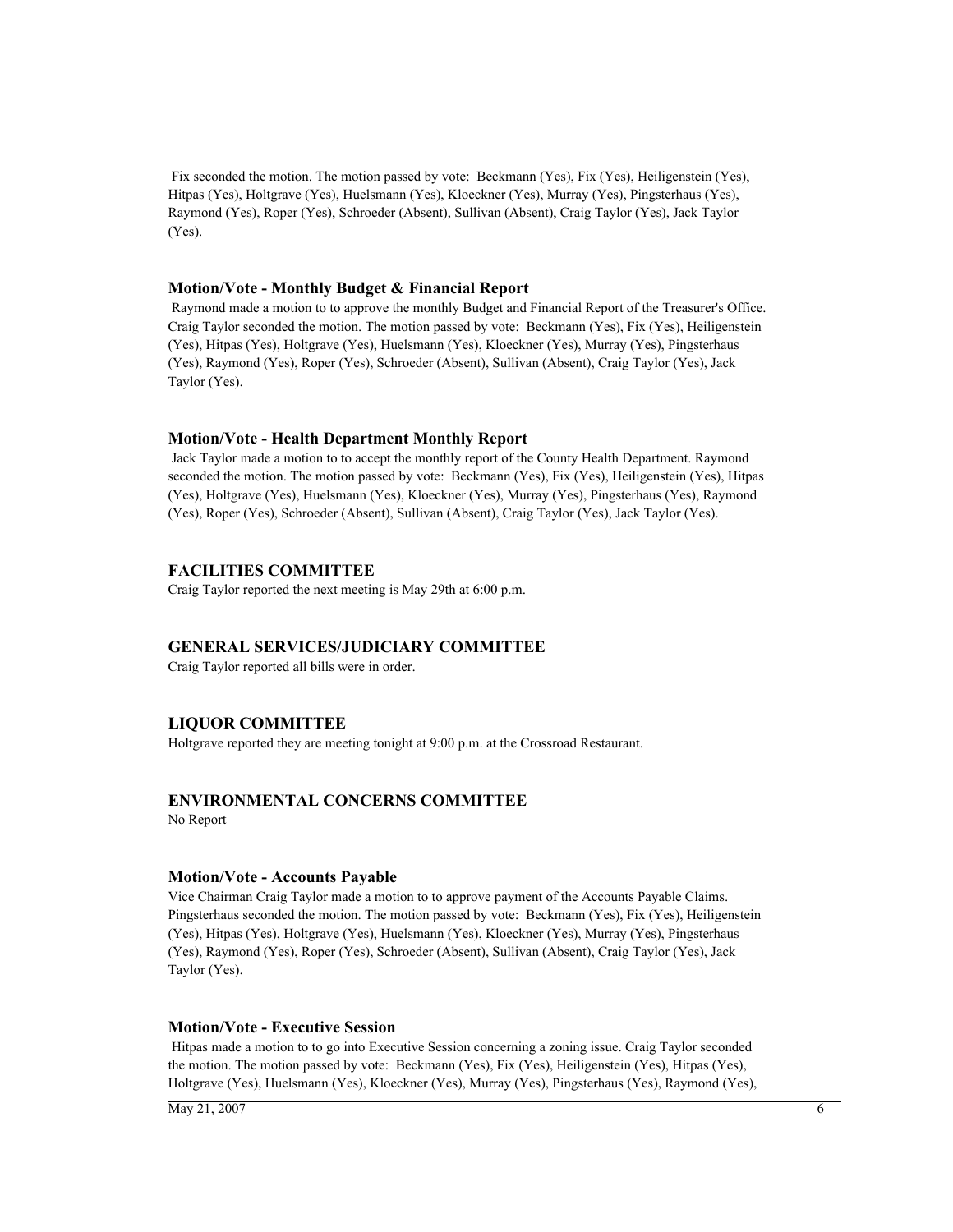Fix seconded the motion. The motion passed by vote: Beckmann (Yes), Fix (Yes), Heiligenstein (Yes), Hitpas (Yes), Holtgrave (Yes), Huelsmann (Yes), Kloeckner (Yes), Murray (Yes), Pingsterhaus (Yes), Raymond (Yes), Roper (Yes), Schroeder (Absent), Sullivan (Absent), Craig Taylor (Yes), Jack Taylor (Yes).

### Motion/Vote - Monthly Budget & Financial Report

Raymond made a motion to to approve the monthly Budget and Financial Report of the Treasurer's Office. Craig Taylor seconded the motion. The motion passed by vote: Beckmann (Yes), Fix (Yes), Heiligenstein (Yes), Hitpas (Yes), Holtgrave (Yes), Huelsmann (Yes), Kloeckner (Yes), Murray (Yes), Pingsterhaus (Yes), Raymond (Yes), Roper (Yes), Schroeder (Absent), Sullivan (Absent), Craig Taylor (Yes), Jack Taylor (Yes).

### Motion/Vote - Health Department Monthly Report

Jack Taylor made a motion to to accept the monthly report of the County Health Department. Raymond seconded the motion. The motion passed by vote: Beckmann (Yes), Fix (Yes), Heiligenstein (Yes), Hitpas (Yes), Holtgrave (Yes), Huelsmann (Yes), Kloeckner (Yes), Murray (Yes), Pingsterhaus (Yes), Raymond (Yes), Roper (Yes), Schroeder (Absent), Sullivan (Absent), Craig Taylor (Yes), Jack Taylor (Yes).

## FACILITIES COMMITTEE

Craig Taylor reported the next meeting is May 29th at 6:00 p.m.

## GENERAL SERVICES/JUDICIARY COMMITTEE

Craig Taylor reported all bills were in order.

## LIQUOR COMMITTEE

Holtgrave reported they are meeting tonight at 9:00 p.m. at the Crossroad Restaurant.

## ENVIRONMENTAL CONCERNS COMMITTEE

No Report

### Motion/Vote - Accounts Payable

Vice Chairman Craig Taylor made a motion to to approve payment of the Accounts Payable Claims. Pingsterhaus seconded the motion. The motion passed by vote: Beckmann (Yes), Fix (Yes), Heiligenstein (Yes), Hitpas (Yes), Holtgrave (Yes), Huelsmann (Yes), Kloeckner (Yes), Murray (Yes), Pingsterhaus (Yes), Raymond (Yes), Roper (Yes), Schroeder (Absent), Sullivan (Absent), Craig Taylor (Yes), Jack Taylor (Yes).

### Motion/Vote - Executive Session

Hitpas made a motion to to go into Executive Session concerning a zoning issue. Craig Taylor seconded the motion. The motion passed by vote: Beckmann (Yes), Fix (Yes), Heiligenstein (Yes), Hitpas (Yes), Holtgrave (Yes), Huelsmann (Yes), Kloeckner (Yes), Murray (Yes), Pingsterhaus (Yes), Raymond (Yes),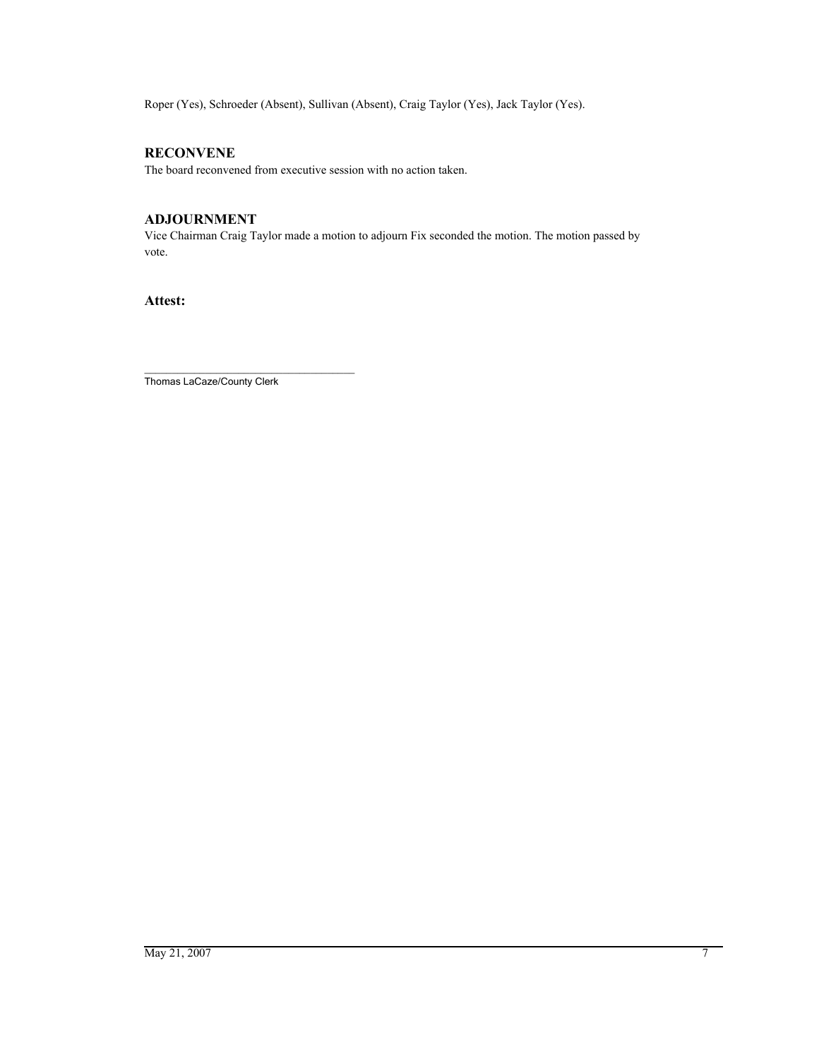Roper (Yes), Schroeder (Absent), Sullivan (Absent), Craig Taylor (Yes), Jack Taylor (Yes).

## RECONVENE

The board reconvened from executive session with no action taken.

## ADJOURNMENT

Vice Chairman Craig Taylor made a motion to adjourn Fix seconded the motion. The motion passed by vote.

### Attest:

\_\_\_\_\_\_\_\_\_\_\_\_\_\_\_\_\_\_\_\_\_\_\_\_\_\_\_\_\_\_\_\_\_\_\_

Thomas LaCaze/County Clerk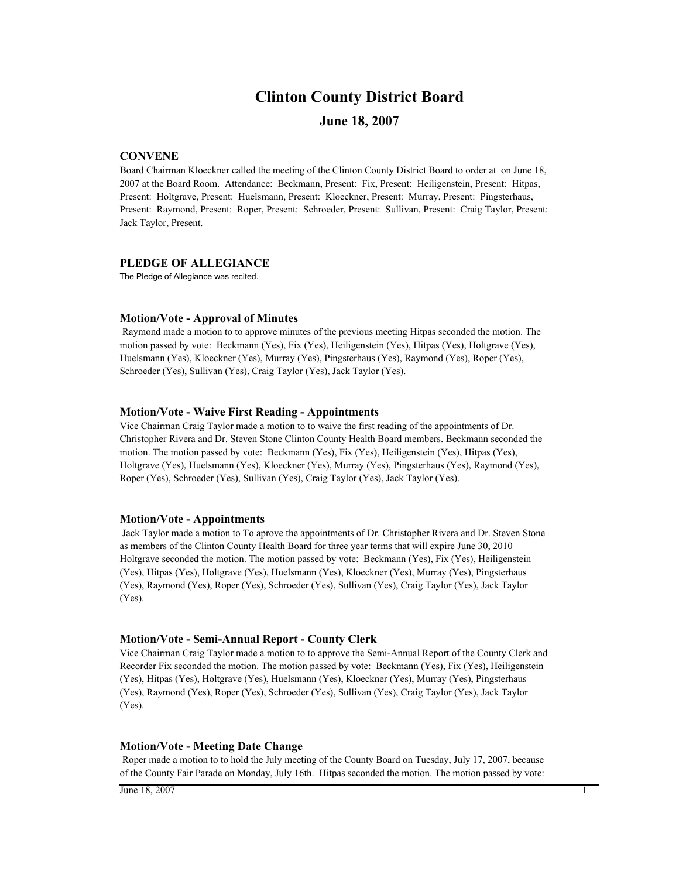# Clinton County District Board

## June 18, 2007

### CONVENE

Board Chairman Kloeckner called the meeting of the Clinton County District Board to order at  on June 18, 2007 at the Board Room.  Attendance:  Beckmann, Present:  Fix, Present:  Heiligenstein, Present:  Hitpas, Present:  Holtgrave, Present:  Huelsmann, Present:  Kloeckner, Present:  Murray, Present:  Pingsterhaus, Present:  Raymond, Present:  Roper, Present:  Schroeder, Present:  Sullivan, Present:  Craig Taylor, Present:  Jack Taylor, Present.

### PLEDGE OF ALLEGIANCE

The Pledge of Allegiance was recited.

### Motion/Vote - Approval of Minutes

Raymond made a motion to to approve minutes of the previous meeting Hitpas seconded the motion. The motion passed by vote:  Beckmann (Yes), Fix (Yes), Heiligenstein (Yes), Hitpas (Yes), Holtgrave (Yes), Huelsmann (Yes), Kloeckner (Yes), Murray (Yes), Pingsterhaus (Yes), Raymond (Yes), Roper (Yes), Schroeder (Yes), Sullivan (Yes), Craig Taylor (Yes), Jack Taylor (Yes).

### Motion/Vote - Waive First Reading - Appointments

Vice Chairman Craig Taylor made a motion to to waive the first reading of the appointments of Dr. Christopher Rivera and Dr. Steven Stone Clinton County Health Board members. Beckmann seconded the motion. The motion passed by vote:  Beckmann (Yes), Fix (Yes), Heiligenstein (Yes), Hitpas (Yes), Holtgrave (Yes), Huelsmann (Yes), Kloeckner (Yes), Murray (Yes), Pingsterhaus (Yes), Raymond (Yes), Roper (Yes), Schroeder (Yes), Sullivan (Yes), Craig Taylor (Yes), Jack Taylor (Yes).

### Motion/Vote - Appointments

Jack Taylor made a motion to To aprove the appointments of Dr. Christopher Rivera and Dr. Steven Stone as members of the Clinton County Health Board for three year terms that will expire June 30, 2010 Holtgrave seconded the motion. The motion passed by vote:  Beckmann (Yes), Fix (Yes), Heiligenstein (Yes), Hitpas (Yes), Holtgrave (Yes), Huelsmann (Yes), Kloeckner (Yes), Murray (Yes), Pingsterhaus (Yes), Raymond (Yes), Roper (Yes), Schroeder (Yes), Sullivan (Yes), Craig Taylor (Yes), Jack Taylor (Yes).

### Motion/Vote - Semi-Annual Report - County Clerk

Vice Chairman Craig Taylor made a motion to to approve the Semi-Annual Report of the County Clerk and Recorder Fix seconded the motion. The motion passed by vote:  Beckmann (Yes), Fix (Yes), Heiligenstein (Yes), Hitpas (Yes), Holtgrave (Yes), Huelsmann (Yes), Kloeckner (Yes), Murray (Yes), Pingsterhaus (Yes), Raymond (Yes), Roper (Yes), Schroeder (Yes), Sullivan (Yes), Craig Taylor (Yes), Jack Taylor (Yes).

### Motion/Vote - Meeting Date Change

Roper made a motion to to hold the July meeting of the County Board on Tuesday, July 17, 2007, because of the County Fair Parade on Monday, July 16th.  Hitpas seconded the motion. The motion passed by vote: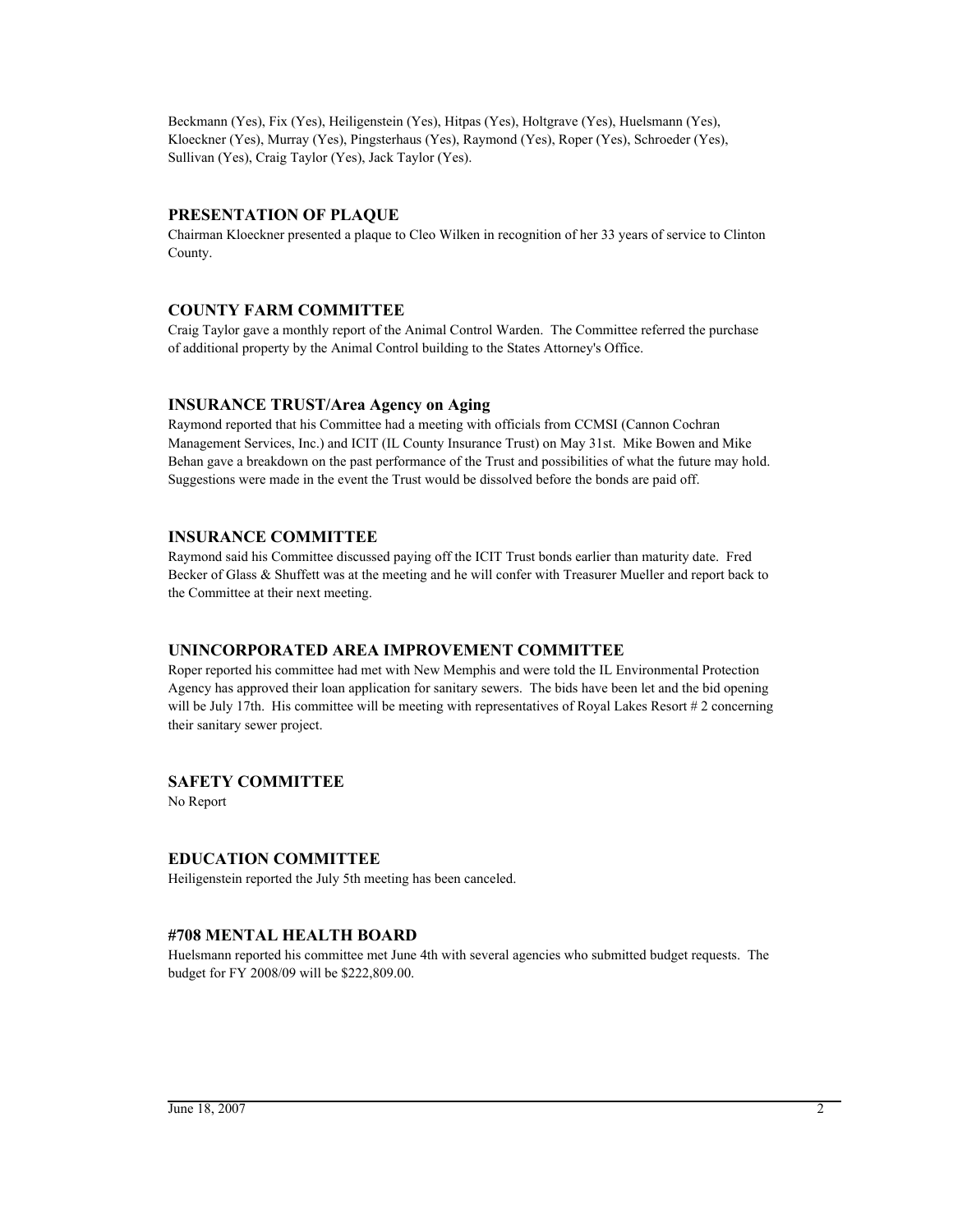Beckmann (Yes), Fix (Yes), Heiligenstein (Yes), Hitpas (Yes), Holtgrave (Yes), Huelsmann (Yes), Kloeckner (Yes), Murray (Yes), Pingsterhaus (Yes), Raymond (Yes), Roper (Yes), Schroeder (Yes), Sullivan (Yes), Craig Taylor (Yes), Jack Taylor (Yes).

### PRESENTATION OF PLAQUE

Chairman Kloeckner presented a plaque to Cleo Wilken in recognition of her 33 years of service to Clinton County.

### COUNTY FARM COMMITTEE

Craig Taylor gave a monthly report of the Animal Control Warden. The Committee referred the purchase of additional property by the Animal Control building to the States Attorney's Office.

### INSURANCE TRUST/Area Agency on Aging

Raymond reported that his Committee had a meeting with officials from CCMSI (Cannon Cochran Management Services, Inc.) and ICIT (IL County Insurance Trust) on May 31st. Mike Bowen and Mike Behan gave a breakdown on the past performance of the Trust and possibilities of what the future may hold. Suggestions were made in the event the Trust would be dissolved before the bonds are paid off.

### INSURANCE COMMITTEE

Raymond said his Committee discussed paying off the ICIT Trust bonds earlier than maturity date. Fred Becker of Glass & Shuffett was at the meeting and he will confer with Treasurer Mueller and report back to the Committee at their next meeting.

### UNINCORPORATED AREA IMPROVEMENT COMMITTEE

Roper reported his committee had met with New Memphis and were told the IL Environmental Protection Agency has approved their loan application for sanitary sewers. The bids have been let and the bid opening will be July 17th. His committee will be meeting with representatives of Royal Lakes Resort # 2 concerning their sanitary sewer project.

### SAFETY COMMITTEE

No Report

### EDUCATION COMMITTEE

Heiligenstein reported the July 5th meeting has been canceled.

### #708 MENTAL HEALTH BOARD

Huelsmann reported his committee met June 4th with several agencies who submitted budget requests. The budget for FY 2008/09 will be $222,809.00.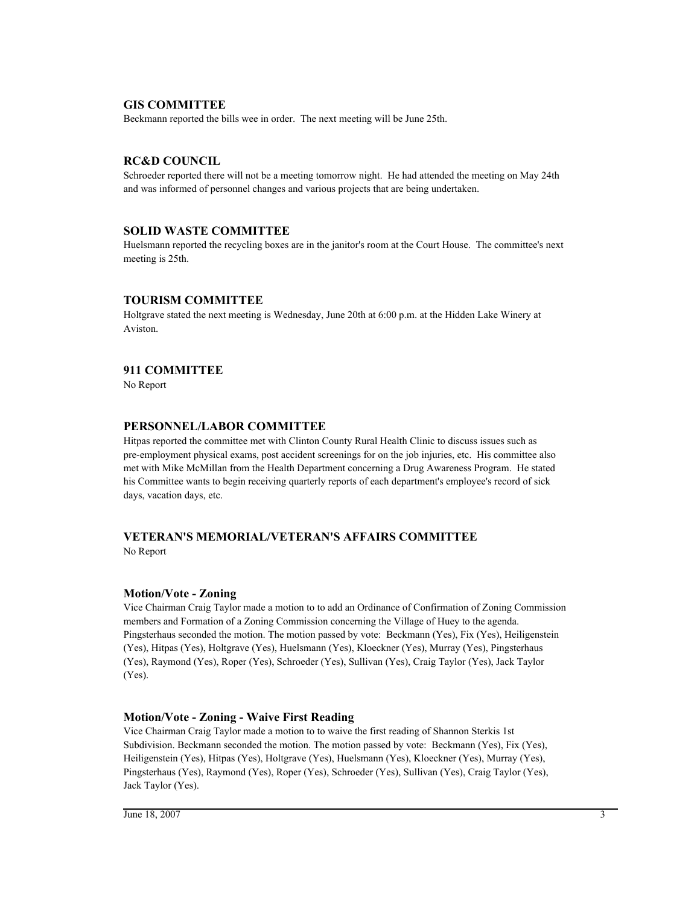### GIS COMMITTEE

Beckmann reported the bills wee in order. The next meeting will be June 25th.

### RC&D COUNCIL

Schroeder reported there will not be a meeting tomorrow night. He had attended the meeting on May 24th and was informed of personnel changes and various projects that are being undertaken.

### SOLID WASTE COMMITTEE

Huelsmann reported the recycling boxes are in the janitor's room at the Court House. The committee's next meeting is 25th.

### TOURISM COMMITTEE

Holtgrave stated the next meeting is Wednesday, June 20th at 6:00 p.m. at the Hidden Lake Winery at Aviston.

### 911 COMMITTEE

No Report

### PERSONNEL/LABOR COMMITTEE

Hitpas reported the committee met with Clinton County Rural Health Clinic to discuss issues such as pre-employment physical exams, post accident screenings for on the job injuries, etc. His committee also met with Mike McMillan from the Health Department concerning a Drug Awareness Program. He stated his Committee wants to begin receiving quarterly reports of each department's employee's record of sick days, vacation days, etc.

### VETERAN'S MEMORIAL/VETERAN'S AFFAIRS COMMITTEE

No Report

### Motion/Vote - Zoning

Vice Chairman Craig Taylor made a motion to to add an Ordinance of Confirmation of Zoning Commission members and Formation of a Zoning Commission concerning the Village of Huey to the agenda. Pingsterhaus seconded the motion. The motion passed by vote: Beckmann (Yes), Fix (Yes), Heiligenstein (Yes), Hitpas (Yes), Holtgrave (Yes), Huelsmann (Yes), Kloeckner (Yes), Murray (Yes), Pingsterhaus (Yes), Raymond (Yes), Roper (Yes), Schroeder (Yes), Sullivan (Yes), Craig Taylor (Yes), Jack Taylor (Yes).

### Motion/Vote - Zoning - Waive First Reading

Vice Chairman Craig Taylor made a motion to to waive the first reading of Shannon Sterkis 1st Subdivision. Beckmann seconded the motion. The motion passed by vote: Beckmann (Yes), Fix (Yes), Heiligenstein (Yes), Hitpas (Yes), Holtgrave (Yes), Huelsmann (Yes), Kloeckner (Yes), Murray (Yes), Pingsterhaus (Yes), Raymond (Yes), Roper (Yes), Schroeder (Yes), Sullivan (Yes), Craig Taylor (Yes), Jack Taylor (Yes).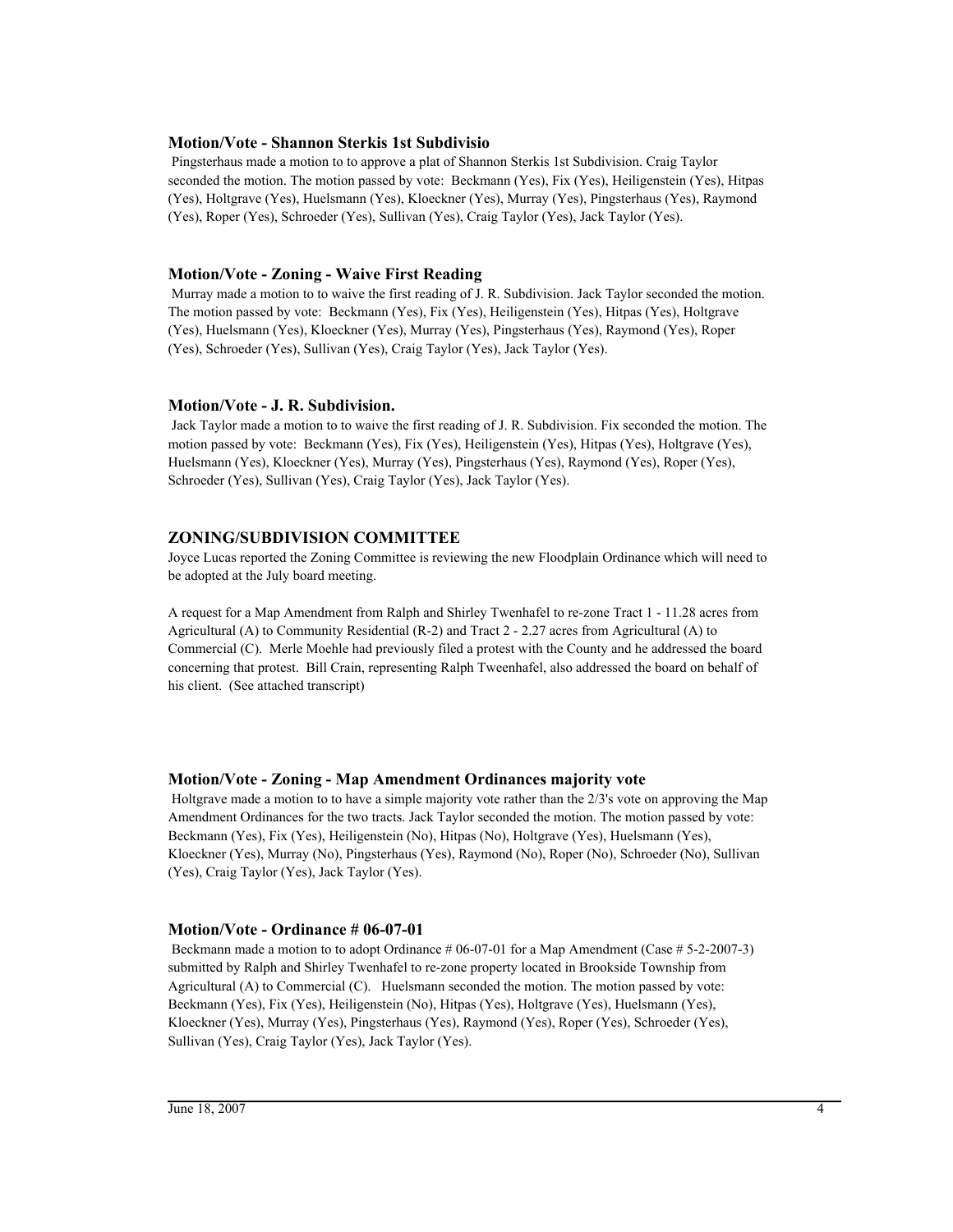### Motion/Vote - Shannon Sterkis 1st Subdivisio

Pingsterhaus made a motion to to approve a plat of Shannon Sterkis 1st Subdivision. Craig Taylor seconded the motion. The motion passed by vote: Beckmann (Yes), Fix (Yes), Heiligenstein (Yes), Hitpas (Yes), Holtgrave (Yes), Huelsmann (Yes), Kloeckner (Yes), Murray (Yes), Pingsterhaus (Yes), Raymond (Yes), Roper (Yes), Schroeder (Yes), Sullivan (Yes), Craig Taylor (Yes), Jack Taylor (Yes).

### Motion/Vote - Zoning - Waive First Reading

Murray made a motion to to waive the first reading of J. R. Subdivision. Jack Taylor seconded the motion. The motion passed by vote: Beckmann (Yes), Fix (Yes), Heiligenstein (Yes), Hitpas (Yes), Holtgrave (Yes), Huelsmann (Yes), Kloeckner (Yes), Murray (Yes), Pingsterhaus (Yes), Raymond (Yes), Roper (Yes), Schroeder (Yes), Sullivan (Yes), Craig Taylor (Yes), Jack Taylor (Yes).

### Motion/Vote - J. R. Subdivision.

Jack Taylor made a motion to to waive the first reading of J. R. Subdivision. Fix seconded the motion. The motion passed by vote: Beckmann (Yes), Fix (Yes), Heiligenstein (Yes), Hitpas (Yes), Holtgrave (Yes), Huelsmann (Yes), Kloeckner (Yes), Murray (Yes), Pingsterhaus (Yes), Raymond (Yes), Roper (Yes), Schroeder (Yes), Sullivan (Yes), Craig Taylor (Yes), Jack Taylor (Yes).

## ZONING/SUBDIVISION COMMITTEE

Joyce Lucas reported the Zoning Committee is reviewing the new Floodplain Ordinance which will need to be adopted at the July board meeting.

A request for a Map Amendment from Ralph and Shirley Twenhafel to re-zone Tract 1 - 11.28 acres from Agricultural (A) to Community Residential (R-2) and Tract 2 - 2.27 acres from Agricultural (A) to Commercial (C). Merle Moehle had previously filed a protest with the County and he addressed the board concerning that protest. Bill Crain, representing Ralph Tweenhafel, also addressed the board on behalf of his client. (See attached transcript)

### Motion/Vote - Zoning - Map Amendment Ordinances majority vote

Holtgrave made a motion to to have a simple majority vote rather than the 2/3's vote on approving the Map Amendment Ordinances for the two tracts. Jack Taylor seconded the motion. The motion passed by vote: Beckmann (Yes), Fix (Yes), Heiligenstein (No), Hitpas (No), Holtgrave (Yes), Huelsmann (Yes), Kloeckner (Yes), Murray (No), Pingsterhaus (Yes), Raymond (No), Roper (No), Schroeder (No), Sullivan (Yes), Craig Taylor (Yes), Jack Taylor (Yes).

### Motion/Vote - Ordinance # 06-07-01

Beckmann made a motion to to adopt Ordinance # 06-07-01 for a Map Amendment (Case # 5-2-2007-3) submitted by Ralph and Shirley Twenhafel to re-zone property located in Brookside Township from Agricultural (A) to Commercial (C). Huelsmann seconded the motion. The motion passed by vote: Beckmann (Yes), Fix (Yes), Heiligenstein (No), Hitpas (Yes), Holtgrave (Yes), Huelsmann (Yes), Kloeckner (Yes), Murray (Yes), Pingsterhaus (Yes), Raymond (Yes), Roper (Yes), Schroeder (Yes), Sullivan (Yes), Craig Taylor (Yes), Jack Taylor (Yes).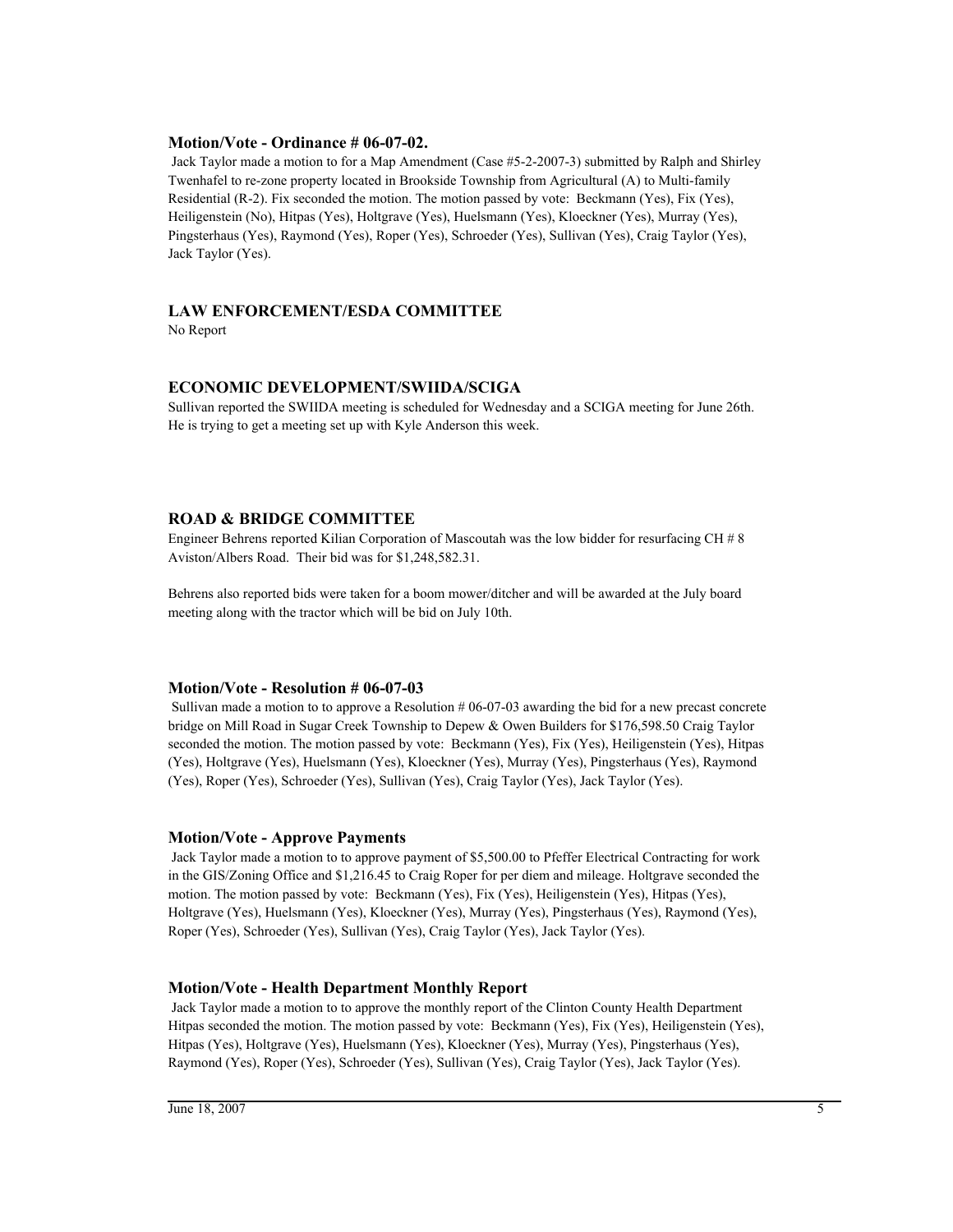### Motion/Vote - Ordinance # 06-07-02.

Jack Taylor made a motion to for a Map Amendment (Case #5-2-2007-3) submitted by Ralph and Shirley Twenhafel to re-zone property located in Brookside Township from Agricultural (A) to Multi-family Residential (R-2). Fix seconded the motion. The motion passed by vote: Beckmann (Yes), Fix (Yes), Heiligenstein (No), Hitpas (Yes), Holtgrave (Yes), Huelsmann (Yes), Kloeckner (Yes), Murray (Yes), Pingsterhaus (Yes), Raymond (Yes), Roper (Yes), Schroeder (Yes), Sullivan (Yes), Craig Taylor (Yes), Jack Taylor (Yes).

### LAW ENFORCEMENT/ESDA COMMITTEE

No Report

### ECONOMIC DEVELOPMENT/SWIIDA/SCIGA

Sullivan reported the SWIIDA meeting is scheduled for Wednesday and a SCIGA meeting for June 26th. He is trying to get a meeting set up with Kyle Anderson this week.

### ROAD & BRIDGE COMMITTEE

Engineer Behrens reported Kilian Corporation of Mascoutah was the low bidder for resurfacing CH # 8 Aviston/Albers Road. Their bid was for $1,248,582.31.

Behrens also reported bids were taken for a boom mower/ditcher and will be awarded at the July board meeting along with the tractor which will be bid on July 10th.

### Motion/Vote - Resolution # 06-07-03

Sullivan made a motion to to approve a Resolution # 06-07-03 awarding the bid for a new precast concrete bridge on Mill Road in Sugar Creek Township to Depew & Owen Builders for $176,598.50 Craig Taylor seconded the motion. The motion passed by vote: Beckmann (Yes), Fix (Yes), Heiligenstein (Yes), Hitpas (Yes), Holtgrave (Yes), Huelsmann (Yes), Kloeckner (Yes), Murray (Yes), Pingsterhaus (Yes), Raymond (Yes), Roper (Yes), Schroeder (Yes), Sullivan (Yes), Craig Taylor (Yes), Jack Taylor (Yes).

### Motion/Vote - Approve Payments

Jack Taylor made a motion to to approve payment of $5,500.00 to Pfeffer Electrical Contracting for work in the GIS/Zoning Office and $1,216.45 to Craig Roper for per diem and mileage. Holtgrave seconded the motion. The motion passed by vote: Beckmann (Yes), Fix (Yes), Heiligenstein (Yes), Hitpas (Yes), Holtgrave (Yes), Huelsmann (Yes), Kloeckner (Yes), Murray (Yes), Pingsterhaus (Yes), Raymond (Yes), Roper (Yes), Schroeder (Yes), Sullivan (Yes), Craig Taylor (Yes), Jack Taylor (Yes).

### Motion/Vote - Health Department Monthly Report

Jack Taylor made a motion to to approve the monthly report of the Clinton County Health Department Hitpas seconded the motion. The motion passed by vote: Beckmann (Yes), Fix (Yes), Heiligenstein (Yes), Hitpas (Yes), Holtgrave (Yes), Huelsmann (Yes), Kloeckner (Yes), Murray (Yes), Pingsterhaus (Yes), Raymond (Yes), Roper (Yes), Schroeder (Yes), Sullivan (Yes), Craig Taylor (Yes), Jack Taylor (Yes).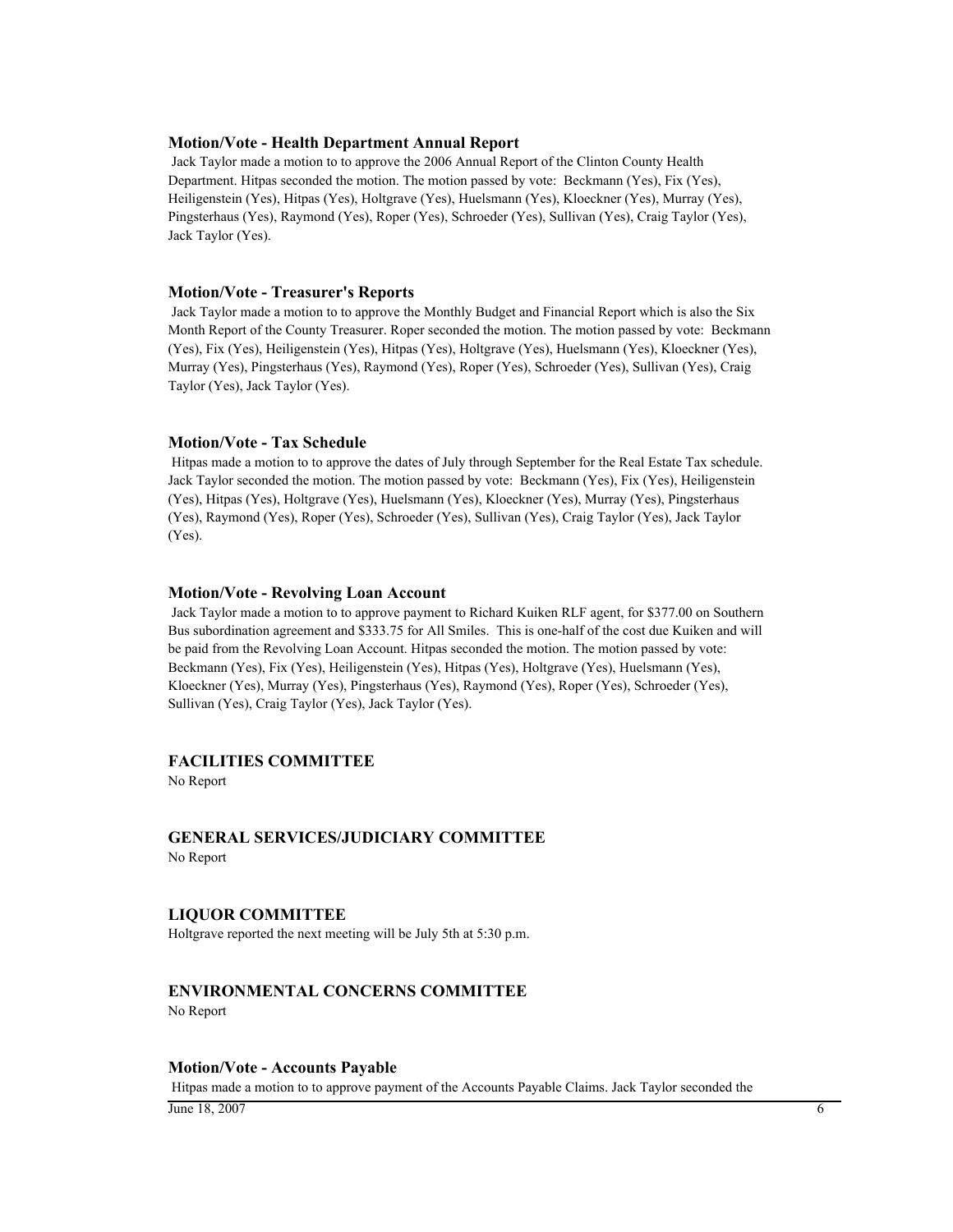### Motion/Vote - Health Department Annual Report

Jack Taylor made a motion to to approve the 2006 Annual Report of the Clinton County Health Department. Hitpas seconded the motion. The motion passed by vote: Beckmann (Yes), Fix (Yes), Heiligenstein (Yes), Hitpas (Yes), Holtgrave (Yes), Huelsmann (Yes), Kloeckner (Yes), Murray (Yes), Pingsterhaus (Yes), Raymond (Yes), Roper (Yes), Schroeder (Yes), Sullivan (Yes), Craig Taylor (Yes), Jack Taylor (Yes).

### Motion/Vote - Treasurer's Reports

Jack Taylor made a motion to to approve the Monthly Budget and Financial Report which is also the Six Month Report of the County Treasurer. Roper seconded the motion. The motion passed by vote: Beckmann (Yes), Fix (Yes), Heiligenstein (Yes), Hitpas (Yes), Holtgrave (Yes), Huelsmann (Yes), Kloeckner (Yes), Murray (Yes), Pingsterhaus (Yes), Raymond (Yes), Roper (Yes), Schroeder (Yes), Sullivan (Yes), Craig Taylor (Yes), Jack Taylor (Yes).

### Motion/Vote - Tax Schedule

Hitpas made a motion to to approve the dates of July through September for the Real Estate Tax schedule. Jack Taylor seconded the motion. The motion passed by vote: Beckmann (Yes), Fix (Yes), Heiligenstein (Yes), Hitpas (Yes), Holtgrave (Yes), Huelsmann (Yes), Kloeckner (Yes), Murray (Yes), Pingsterhaus (Yes), Raymond (Yes), Roper (Yes), Schroeder (Yes), Sullivan (Yes), Craig Taylor (Yes), Jack Taylor (Yes).

### Motion/Vote - Revolving Loan Account

Jack Taylor made a motion to to approve payment to Richard Kuiken RLF agent, for $377.00 on Southern Bus subordination agreement and $333.75 for All Smiles. This is one-half of the cost due Kuiken and will be paid from the Revolving Loan Account. Hitpas seconded the motion. The motion passed by vote: Beckmann (Yes), Fix (Yes), Heiligenstein (Yes), Hitpas (Yes), Holtgrave (Yes), Huelsmann (Yes), Kloeckner (Yes), Murray (Yes), Pingsterhaus (Yes), Raymond (Yes), Roper (Yes), Schroeder (Yes), Sullivan (Yes), Craig Taylor (Yes), Jack Taylor (Yes).

## FACILITIES COMMITTEE

No Report

## GENERAL SERVICES/JUDICIARY COMMITTEE

No Report

## LIQUOR COMMITTEE

Holtgrave reported the next meeting will be July 5th at 5:30 p.m.

## ENVIRONMENTAL CONCERNS COMMITTEE

No Report

### Motion/Vote - Accounts Payable

Hitpas made a motion to to approve payment of the Accounts Payable Claims. Jack Taylor seconded the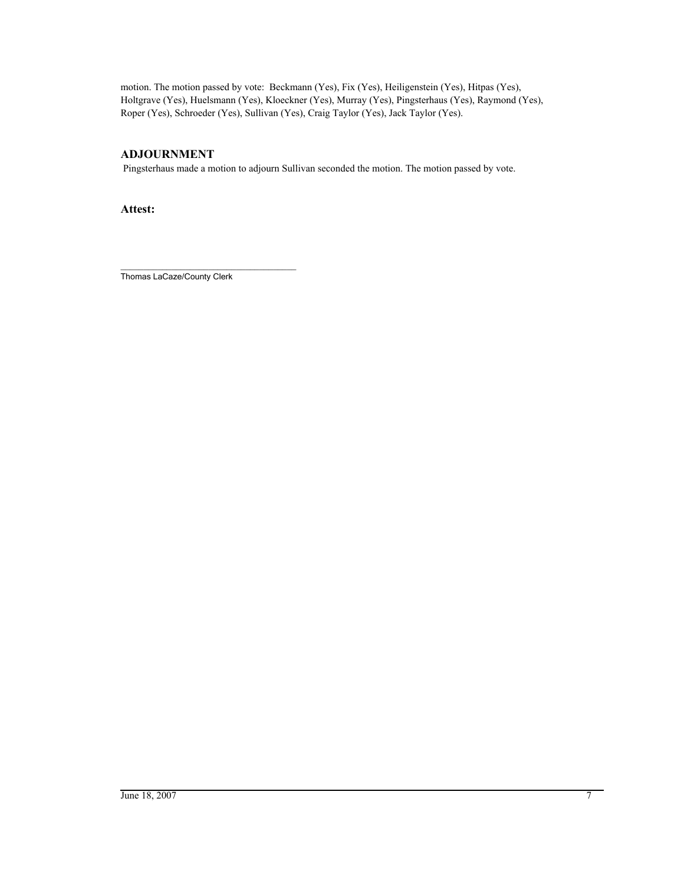motion. The motion passed by vote: Beckmann (Yes), Fix (Yes), Heiligenstein (Yes), Hitpas (Yes), Holtgrave (Yes), Huelsmann (Yes), Kloeckner (Yes), Murray (Yes), Pingsterhaus (Yes), Raymond (Yes), Roper (Yes), Schroeder (Yes), Sullivan (Yes), Craig Taylor (Yes), Jack Taylor (Yes).

## ADJOURNMENT

Pingsterhaus made a motion to adjourn Sullivan seconded the motion. The motion passed by vote.

**Attest:**

\_\_\_\_\_\_\_\_\_\_\_\_\_\_\_\_\_\_\_\_\_\_\_\_\_\_\_\_\_\_\_\_\_\_\_\_

Thomas LaCaze/County Clerk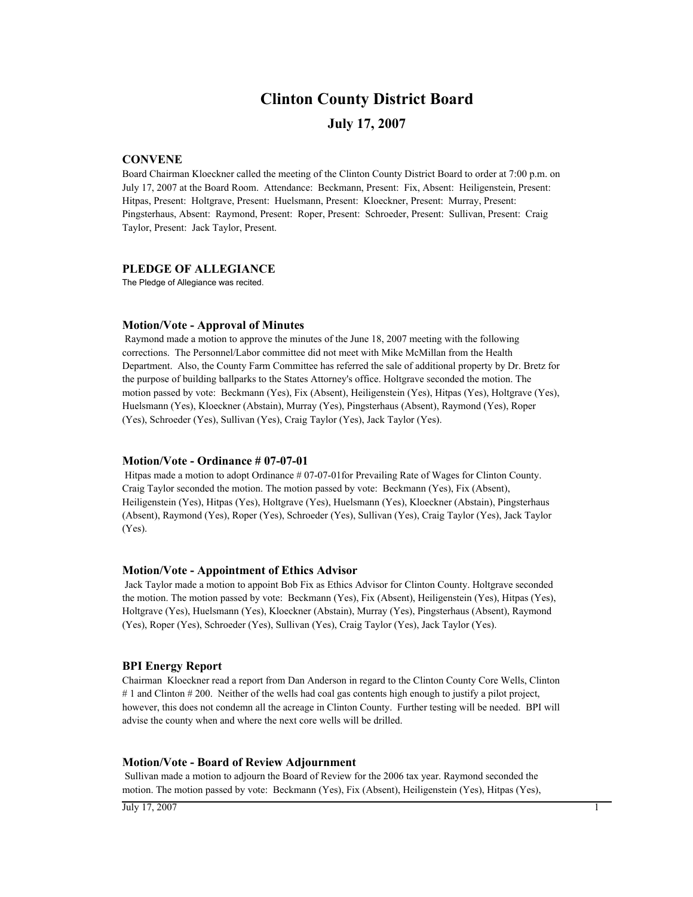# Clinton County District Board

## July 17, 2007

### CONVENE

Board Chairman Kloeckner called the meeting of the Clinton County District Board to order at 7:00 p.m. on July 17, 2007 at the Board Room. Attendance: Beckmann, Present: Fix, Absent: Heiligenstein, Present: Hitpas, Present: Holtgrave, Present: Huelsmann, Present: Kloeckner, Present: Murray, Present: Pingsterhaus, Absent: Raymond, Present: Roper, Present: Schroeder, Present: Sullivan, Present: Craig Taylor, Present: Jack Taylor, Present.

### PLEDGE OF ALLEGIANCE

The Pledge of Allegiance was recited.

### Motion/Vote - Approval of Minutes

Raymond made a motion to approve the minutes of the June 18, 2007 meeting with the following corrections. The Personnel/Labor committee did not meet with Mike McMillan from the Health Department. Also, the County Farm Committee has referred the sale of additional property by Dr. Bretz for the purpose of building ballparks to the States Attorney's office. Holtgrave seconded the motion. The motion passed by vote: Beckmann (Yes), Fix (Absent), Heiligenstein (Yes), Hitpas (Yes), Holtgrave (Yes), Huelsmann (Yes), Kloeckner (Abstain), Murray (Yes), Pingsterhaus (Absent), Raymond (Yes), Roper (Yes), Schroeder (Yes), Sullivan (Yes), Craig Taylor (Yes), Jack Taylor (Yes).

### Motion/Vote - Ordinance # 07-07-01

Hitpas made a motion to adopt Ordinance # 07-07-01for Prevailing Rate of Wages for Clinton County. Craig Taylor seconded the motion. The motion passed by vote: Beckmann (Yes), Fix (Absent), Heiligenstein (Yes), Hitpas (Yes), Holtgrave (Yes), Huelsmann (Yes), Kloeckner (Abstain), Pingsterhaus (Absent), Raymond (Yes), Roper (Yes), Schroeder (Yes), Sullivan (Yes), Craig Taylor (Yes), Jack Taylor (Yes).

### Motion/Vote - Appointment of Ethics Advisor

Jack Taylor made a motion to appoint Bob Fix as Ethics Advisor for Clinton County. Holtgrave seconded the motion. The motion passed by vote: Beckmann (Yes), Fix (Absent), Heiligenstein (Yes), Hitpas (Yes), Holtgrave (Yes), Huelsmann (Yes), Kloeckner (Abstain), Murray (Yes), Pingsterhaus (Absent), Raymond (Yes), Roper (Yes), Schroeder (Yes), Sullivan (Yes), Craig Taylor (Yes), Jack Taylor (Yes).

### BPI Energy Report

Chairman Kloeckner read a report from Dan Anderson in regard to the Clinton County Core Wells, Clinton # 1 and Clinton # 200. Neither of the wells had coal gas contents high enough to justify a pilot project, however, this does not condemn all the acreage in Clinton County. Further testing will be needed. BPI will advise the county when and where the next core wells will be drilled.

### Motion/Vote - Board of Review Adjournment

Sullivan made a motion to adjourn the Board of Review for the 2006 tax year. Raymond seconded the motion. The motion passed by vote: Beckmann (Yes), Fix (Absent), Heiligenstein (Yes), Hitpas (Yes),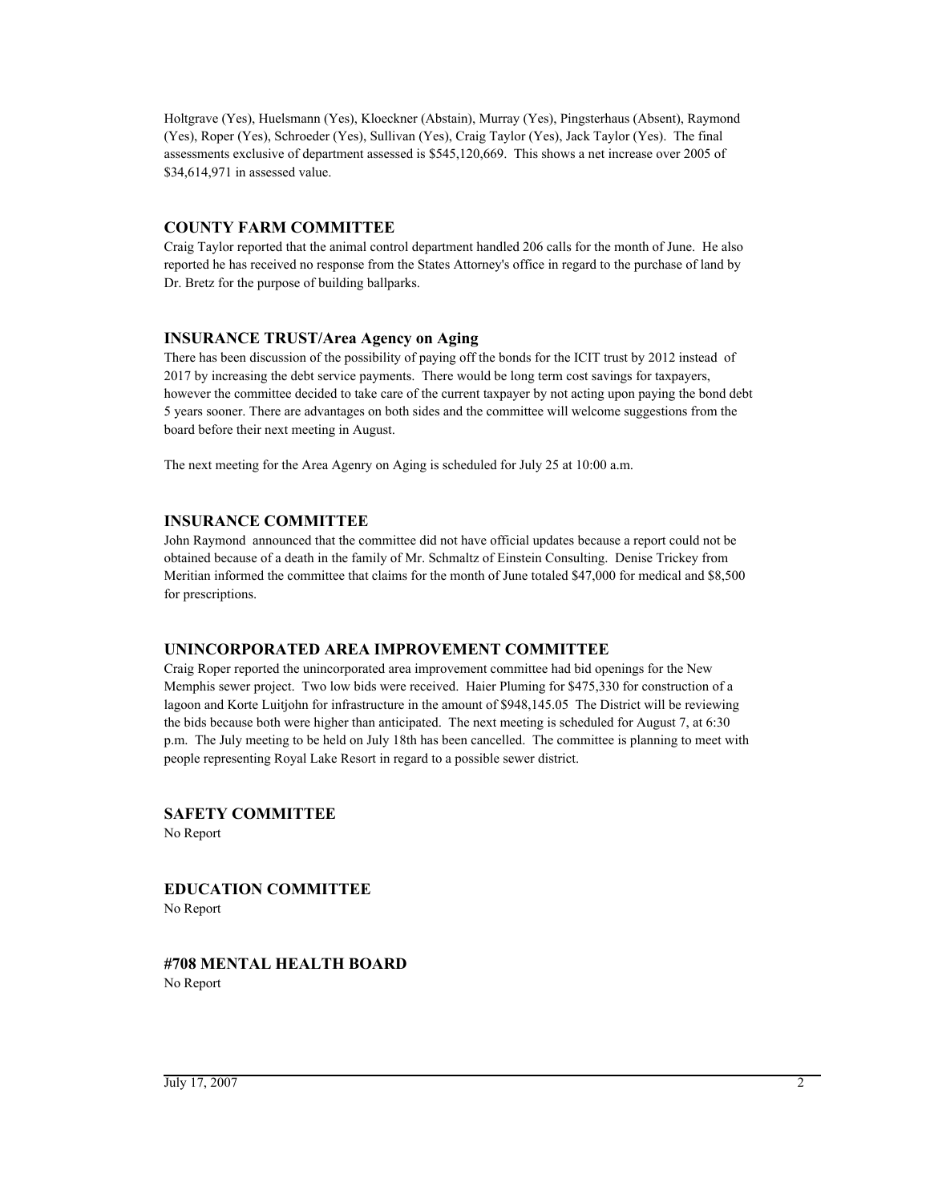Holtgrave (Yes), Huelsmann (Yes), Kloeckner (Abstain), Murray (Yes), Pingsterhaus (Absent), Raymond (Yes), Roper (Yes), Schroeder (Yes), Sullivan (Yes), Craig Taylor (Yes), Jack Taylor (Yes). The final assessments exclusive of department assessed is $545,120,669. This shows a net increase over 2005 of $34,614,971 in assessed value.

## COUNTY FARM COMMITTEE

Craig Taylor reported that the animal control department handled 206 calls for the month of June. He also reported he has received no response from the States Attorney's office in regard to the purchase of land by Dr. Bretz for the purpose of building ballparks.

## INSURANCE TRUST/Area Agency on Aging

There has been discussion of the possibility of paying off the bonds for the ICIT trust by 2012 instead of 2017 by increasing the debt service payments. There would be long term cost savings for taxpayers, however the committee decided to take care of the current taxpayer by not acting upon paying the bond debt 5 years sooner. There are advantages on both sides and the committee will welcome suggestions from the board before their next meeting in August.

The next meeting for the Area Agenry on Aging is scheduled for July 25 at 10:00 a.m.

## INSURANCE COMMITTEE

John Raymond announced that the committee did not have official updates because a report could not be obtained because of a death in the family of Mr. Schmaltz of Einstein Consulting. Denise Trickey from Meritian informed the committee that claims for the month of June totaled $47,000 for medical and $8,500 for prescriptions.

## UNINCORPORATED AREA IMPROVEMENT COMMITTEE

Craig Roper reported the unincorporated area improvement committee had bid openings for the New Memphis sewer project. Two low bids were received. Haier Pluming for $475,330 for construction of a lagoon and Korte Luitjohn for infrastructure in the amount of $948,145.05 The District will be reviewing the bids because both were higher than anticipated. The next meeting is scheduled for August 7, at 6:30 p.m. The July meeting to be held on July 18th has been cancelled. The committee is planning to meet with people representing Royal Lake Resort in regard to a possible sewer district.

## SAFETY COMMITTEE

No Report

## EDUCATION COMMITTEE

No Report

## #708 MENTAL HEALTH BOARD

No Report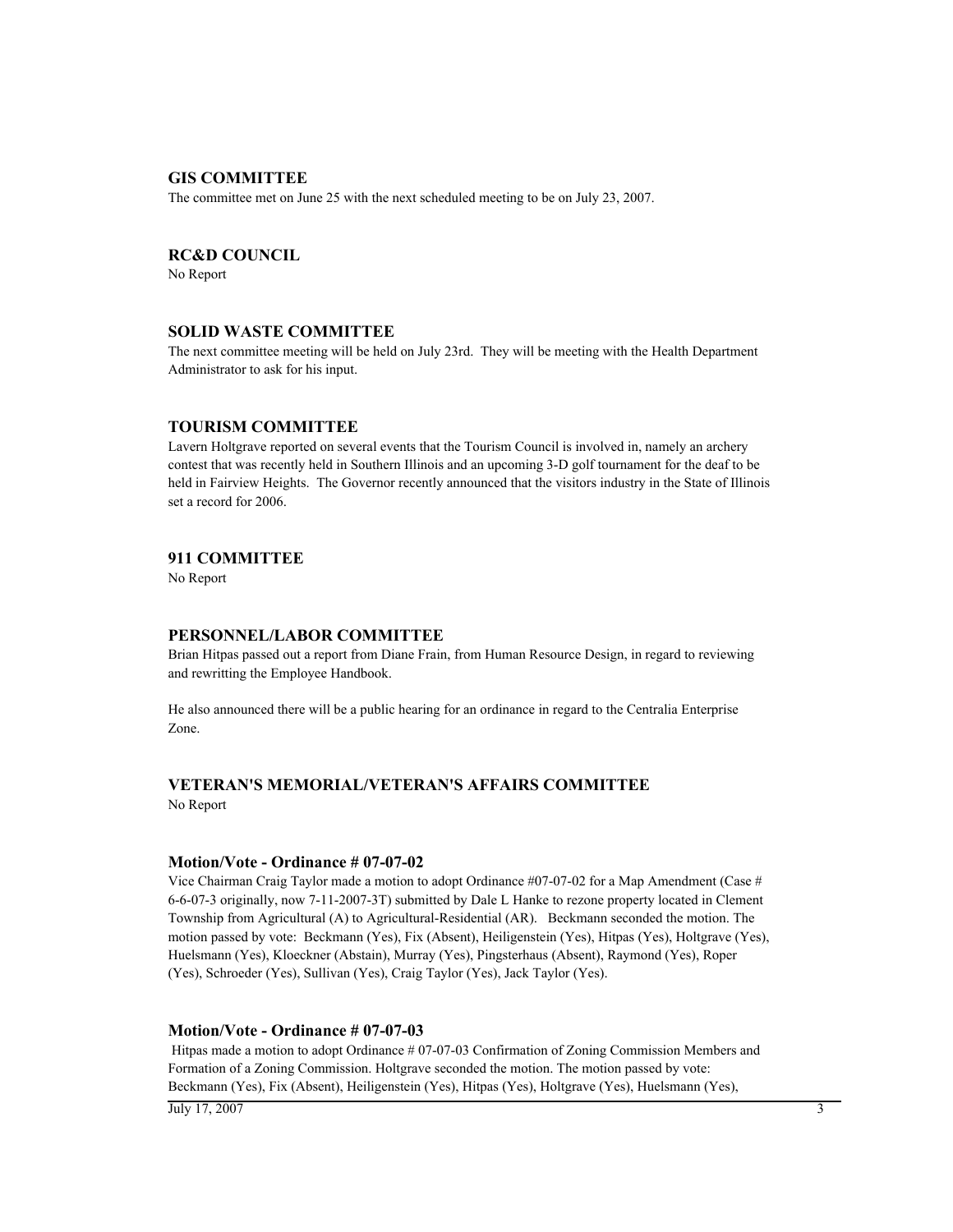### GIS COMMITTEE

The committee met on June 25 with the next scheduled meeting to be on July 23, 2007.

### RC&D COUNCIL

No Report

### SOLID WASTE COMMITTEE

The next committee meeting will be held on July 23rd. They will be meeting with the Health Department Administrator to ask for his input.

### TOURISM COMMITTEE

Lavern Holtgrave reported on several events that the Tourism Council is involved in, namely an archery contest that was recently held in Southern Illinois and an upcoming 3-D golf tournament for the deaf to be held in Fairview Heights. The Governor recently announced that the visitors industry in the State of Illinois set a record for 2006.

### 911 COMMITTEE

No Report

### PERSONNEL/LABOR COMMITTEE

Brian Hitpas passed out a report from Diane Frain, from Human Resource Design, in regard to reviewing and rewritting the Employee Handbook.

He also announced there will be a public hearing for an ordinance in regard to the Centralia Enterprise Zone.

### VETERAN'S MEMORIAL/VETERAN'S AFFAIRS COMMITTEE

No Report

### Motion/Vote - Ordinance # 07-07-02

Vice Chairman Craig Taylor made a motion to adopt Ordinance #07-07-02 for a Map Amendment (Case # 6-6-07-3 originally, now 7-11-2007-3T) submitted by Dale L Hanke to rezone property located in Clement Township from Agricultural (A) to Agricultural-Residential (AR). Beckmann seconded the motion. The motion passed by vote: Beckmann (Yes), Fix (Absent), Heiligenstein (Yes), Hitpas (Yes), Holtgrave (Yes), Huelsmann (Yes), Kloeckner (Abstain), Murray (Yes), Pingsterhaus (Absent), Raymond (Yes), Roper (Yes), Schroeder (Yes), Sullivan (Yes), Craig Taylor (Yes), Jack Taylor (Yes).

### Motion/Vote - Ordinance # 07-07-03

Hitpas made a motion to adopt Ordinance # 07-07-03 Confirmation of Zoning Commission Members and Formation of a Zoning Commission. Holtgrave seconded the motion. The motion passed by vote: Beckmann (Yes), Fix (Absent), Heiligenstein (Yes), Hitpas (Yes), Holtgrave (Yes), Huelsmann (Yes),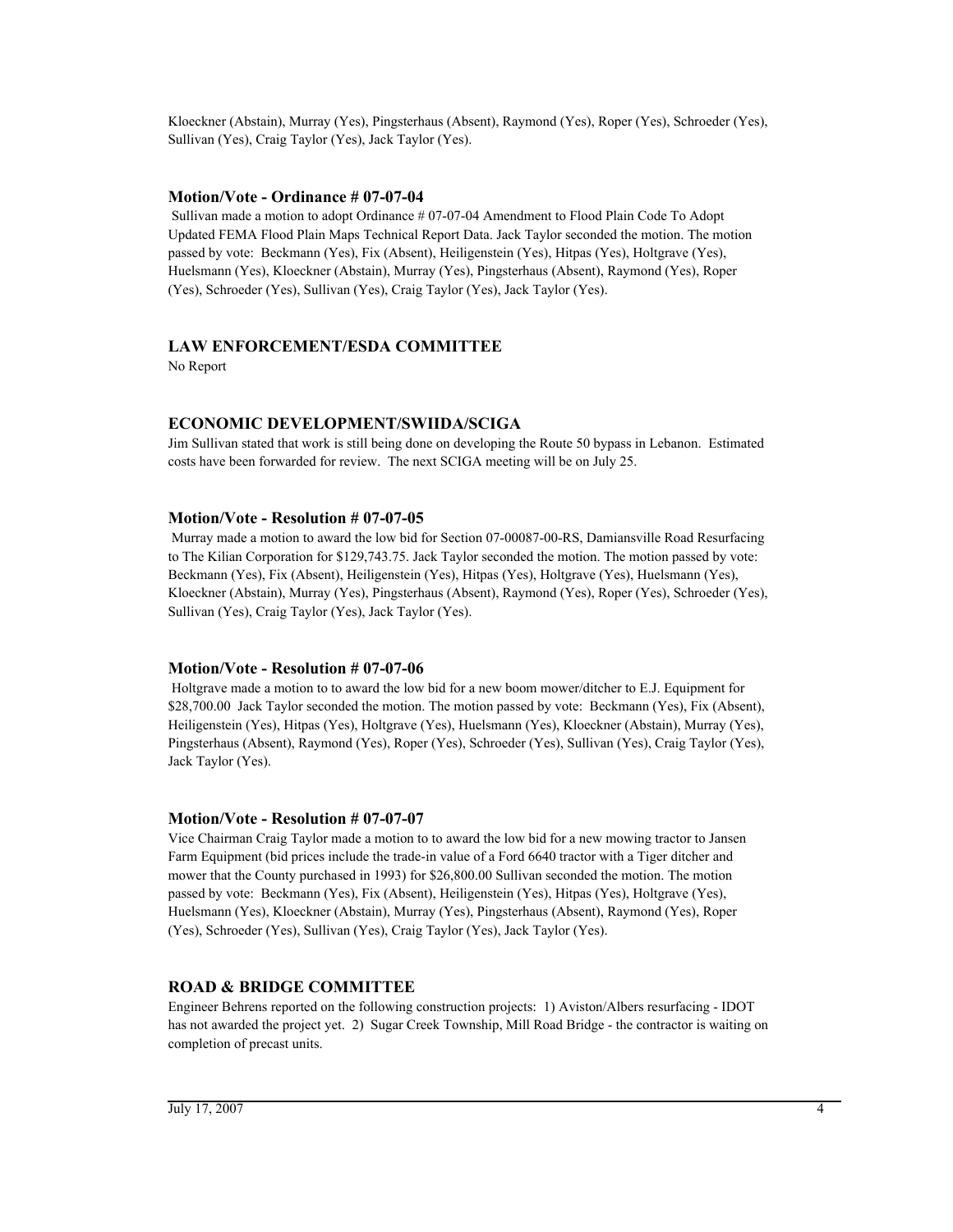Kloeckner (Abstain), Murray (Yes), Pingsterhaus (Absent), Raymond (Yes), Roper (Yes), Schroeder (Yes), Sullivan (Yes), Craig Taylor (Yes), Jack Taylor (Yes).

### Motion/Vote - Ordinance # 07-07-04

Sullivan made a motion to adopt Ordinance # 07-07-04 Amendment to Flood Plain Code To Adopt Updated FEMA Flood Plain Maps Technical Report Data. Jack Taylor seconded the motion. The motion passed by vote: Beckmann (Yes), Fix (Absent), Heiligenstein (Yes), Hitpas (Yes), Holtgrave (Yes), Huelsmann (Yes), Kloeckner (Abstain), Murray (Yes), Pingsterhaus (Absent), Raymond (Yes), Roper (Yes), Schroeder (Yes), Sullivan (Yes), Craig Taylor (Yes), Jack Taylor (Yes).

## LAW ENFORCEMENT/ESDA COMMITTEE

No Report

## ECONOMIC DEVELOPMENT/SWIIDA/SCIGA

Jim Sullivan stated that work is still being done on developing the Route 50 bypass in Lebanon. Estimated costs have been forwarded for review. The next SCIGA meeting will be on July 25.

### Motion/Vote - Resolution # 07-07-05

Murray made a motion to award the low bid for Section 07-00087-00-RS, Damiansville Road Resurfacing to The Kilian Corporation for $129,743.75. Jack Taylor seconded the motion. The motion passed by vote: Beckmann (Yes), Fix (Absent), Heiligenstein (Yes), Hitpas (Yes), Holtgrave (Yes), Huelsmann (Yes), Kloeckner (Abstain), Murray (Yes), Pingsterhaus (Absent), Raymond (Yes), Roper (Yes), Schroeder (Yes), Sullivan (Yes), Craig Taylor (Yes), Jack Taylor (Yes).

### Motion/Vote - Resolution # 07-07-06

Holtgrave made a motion to to award the low bid for a new boom mower/ditcher to E.J. Equipment for $28,700.00 Jack Taylor seconded the motion. The motion passed by vote: Beckmann (Yes), Fix (Absent), Heiligenstein (Yes), Hitpas (Yes), Holtgrave (Yes), Huelsmann (Yes), Kloeckner (Abstain), Murray (Yes), Pingsterhaus (Absent), Raymond (Yes), Roper (Yes), Schroeder (Yes), Sullivan (Yes), Craig Taylor (Yes), Jack Taylor (Yes).

### Motion/Vote - Resolution # 07-07-07

Vice Chairman Craig Taylor made a motion to to award the low bid for a new mowing tractor to Jansen Farm Equipment (bid prices include the trade-in value of a Ford 6640 tractor with a Tiger ditcher and mower that the County purchased in 1993) for $26,800.00 Sullivan seconded the motion. The motion passed by vote: Beckmann (Yes), Fix (Absent), Heiligenstein (Yes), Hitpas (Yes), Holtgrave (Yes), Huelsmann (Yes), Kloeckner (Abstain), Murray (Yes), Pingsterhaus (Absent), Raymond (Yes), Roper (Yes), Schroeder (Yes), Sullivan (Yes), Craig Taylor (Yes), Jack Taylor (Yes).

## ROAD & BRIDGE COMMITTEE

Engineer Behrens reported on the following construction projects: 1) Aviston/Albers resurfacing - IDOT has not awarded the project yet. 2) Sugar Creek Township, Mill Road Bridge - the contractor is waiting on completion of precast units.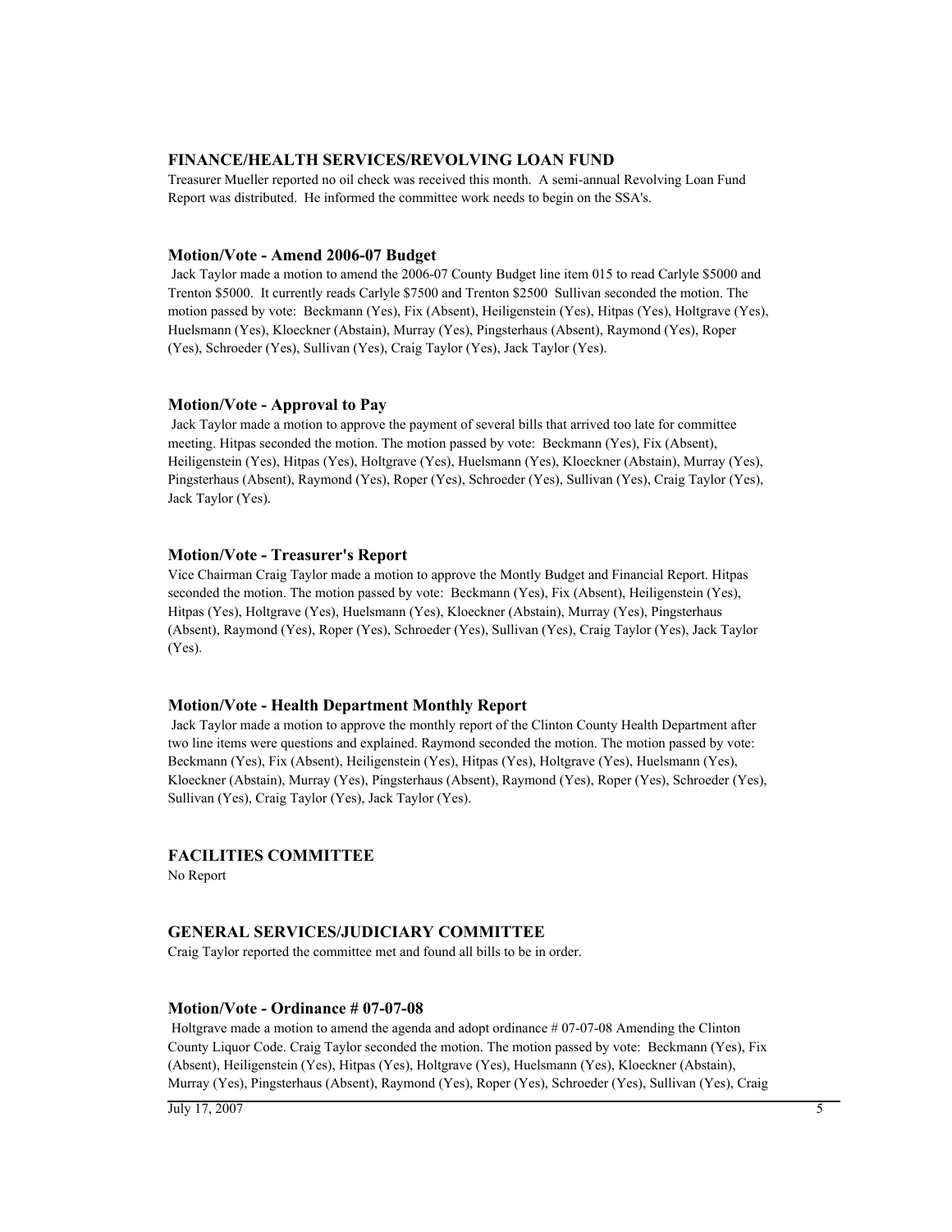## FINANCE/HEALTH SERVICES/REVOLVING LOAN FUND

Treasurer Mueller reported no oil check was received this month. A semi-annual Revolving Loan Fund Report was distributed. He informed the committee work needs to begin on the SSA's.

### Motion/Vote - Amend 2006-07 Budget

Jack Taylor made a motion to amend the 2006-07 County Budget line item 015 to read Carlyle $5000 and Trenton $5000. It currently reads Carlyle $7500 and Trenton $2500 Sullivan seconded the motion. The motion passed by vote: Beckmann (Yes), Fix (Absent), Heiligenstein (Yes), Hitpas (Yes), Holtgrave (Yes), Huelsmann (Yes), Kloeckner (Abstain), Murray (Yes), Pingsterhaus (Absent), Raymond (Yes), Roper (Yes), Schroeder (Yes), Sullivan (Yes), Craig Taylor (Yes), Jack Taylor (Yes).

### Motion/Vote - Approval to Pay

Jack Taylor made a motion to approve the payment of several bills that arrived too late for committee meeting. Hitpas seconded the motion. The motion passed by vote: Beckmann (Yes), Fix (Absent), Heiligenstein (Yes), Hitpas (Yes), Holtgrave (Yes), Huelsmann (Yes), Kloeckner (Abstain), Murray (Yes), Pingsterhaus (Absent), Raymond (Yes), Roper (Yes), Schroeder (Yes), Sullivan (Yes), Craig Taylor (Yes), Jack Taylor (Yes).

### Motion/Vote - Treasurer's Report

Vice Chairman Craig Taylor made a motion to approve the Montly Budget and Financial Report. Hitpas seconded the motion. The motion passed by vote: Beckmann (Yes), Fix (Absent), Heiligenstein (Yes), Hitpas (Yes), Holtgrave (Yes), Huelsmann (Yes), Kloeckner (Abstain), Murray (Yes), Pingsterhaus (Absent), Raymond (Yes), Roper (Yes), Schroeder (Yes), Sullivan (Yes), Craig Taylor (Yes), Jack Taylor (Yes).

### Motion/Vote - Health Department Monthly Report

Jack Taylor made a motion to approve the monthly report of the Clinton County Health Department after two line items were questions and explained. Raymond seconded the motion. The motion passed by vote: Beckmann (Yes), Fix (Absent), Heiligenstein (Yes), Hitpas (Yes), Holtgrave (Yes), Huelsmann (Yes), Kloeckner (Abstain), Murray (Yes), Pingsterhaus (Absent), Raymond (Yes), Roper (Yes), Schroeder (Yes), Sullivan (Yes), Craig Taylor (Yes), Jack Taylor (Yes).

## FACILITIES COMMITTEE

No Report

## GENERAL SERVICES/JUDICIARY COMMITTEE

Craig Taylor reported the committee met and found all bills to be in order.

### Motion/Vote - Ordinance # 07-07-08

Holtgrave made a motion to amend the agenda and adopt ordinance # 07-07-08 Amending the Clinton County Liquor Code. Craig Taylor seconded the motion. The motion passed by vote: Beckmann (Yes), Fix (Absent), Heiligenstein (Yes), Hitpas (Yes), Holtgrave (Yes), Huelsmann (Yes), Kloeckner (Abstain), Murray (Yes), Pingsterhaus (Absent), Raymond (Yes), Roper (Yes), Schroeder (Yes), Sullivan (Yes), Craig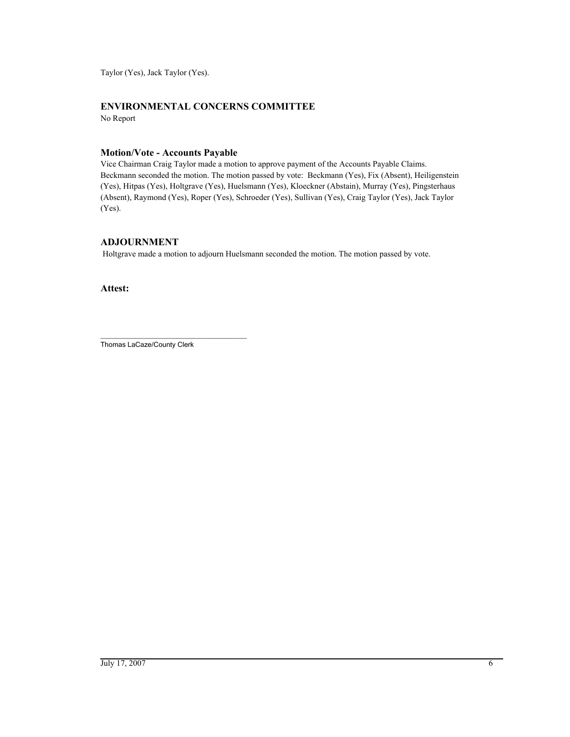Taylor (Yes), Jack Taylor (Yes).

### ENVIRONMENTAL CONCERNS COMMITTEE

No Report

### Motion/Vote - Accounts Payable

Vice Chairman Craig Taylor made a motion to approve payment of the Accounts Payable Claims. Beckmann seconded the motion. The motion passed by vote: Beckmann (Yes), Fix (Absent), Heiligenstein (Yes), Hitpas (Yes), Holtgrave (Yes), Huelsmann (Yes), Kloeckner (Abstain), Murray (Yes), Pingsterhaus (Absent), Raymond (Yes), Roper (Yes), Schroeder (Yes), Sullivan (Yes), Craig Taylor (Yes), Jack Taylor (Yes).

### ADJOURNMENT

Holtgrave made a motion to adjourn Huelsmann seconded the motion. The motion passed by vote.

**Attest:**

\_\_\_\_\_\_\_\_\_\_\_\_\_\_\_\_\_\_\_\_\_\_\_\_\_\_\_\_\_\_\_\_\_\_\_

Thomas LaCaze/County Clerk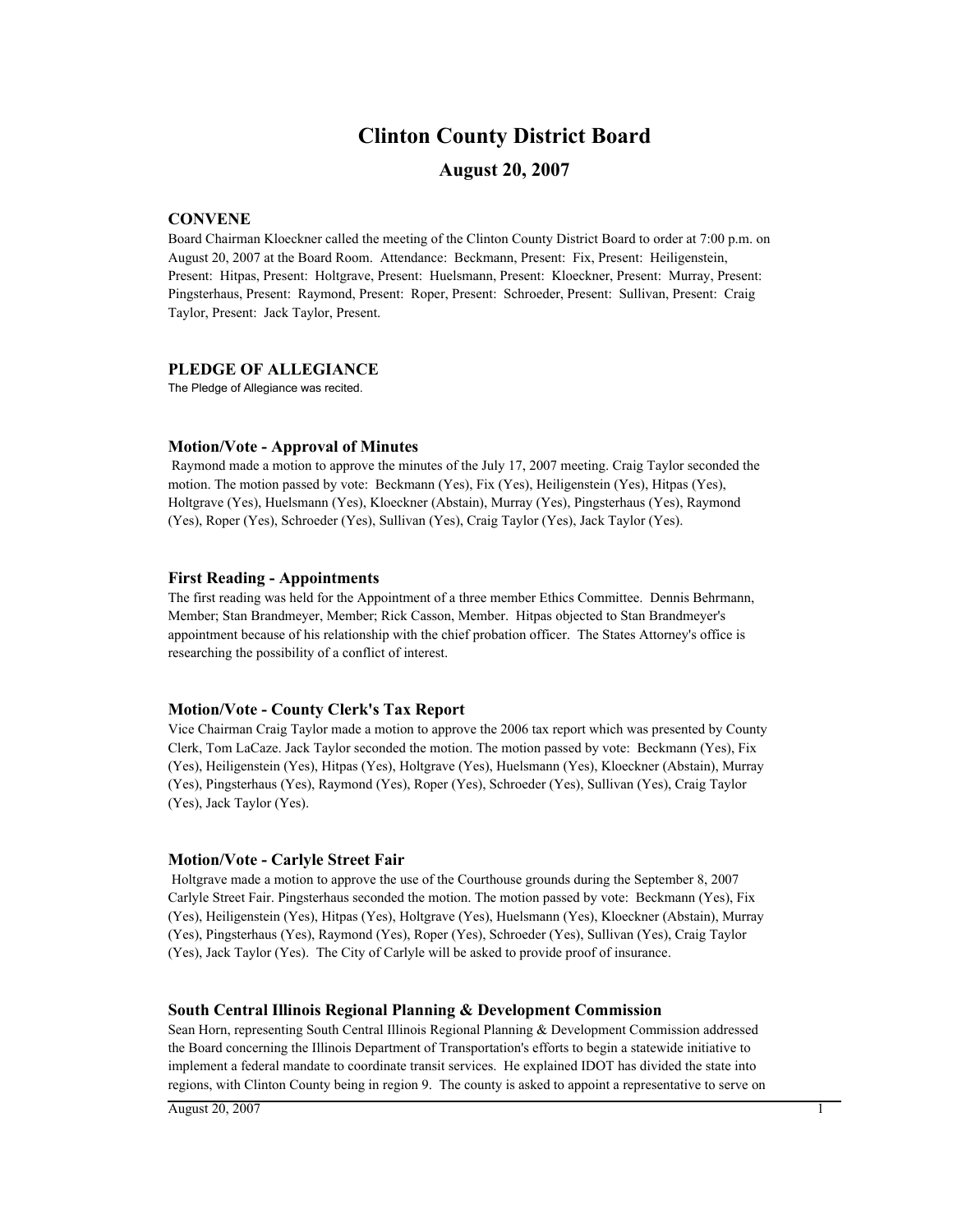# Clinton County District Board

## August 20, 2007

### CONVENE

Board Chairman Kloeckner called the meeting of the Clinton County District Board to order at 7:00 p.m. on August 20, 2007 at the Board Room. Attendance: Beckmann, Present: Fix, Present: Heiligenstein, Present: Hitpas, Present: Holtgrave, Present: Huelsmann, Present: Kloeckner, Present: Murray, Present: Pingsterhaus, Present: Raymond, Present: Roper, Present: Schroeder, Present: Sullivan, Present: Craig Taylor, Present: Jack Taylor, Present.

### PLEDGE OF ALLEGIANCE

The Pledge of Allegiance was recited.

### Motion/Vote - Approval of Minutes

Raymond made a motion to approve the minutes of the July 17, 2007 meeting. Craig Taylor seconded the motion. The motion passed by vote: Beckmann (Yes), Fix (Yes), Heiligenstein (Yes), Hitpas (Yes), Holtgrave (Yes), Huelsmann (Yes), Kloeckner (Abstain), Murray (Yes), Pingsterhaus (Yes), Raymond (Yes), Roper (Yes), Schroeder (Yes), Sullivan (Yes), Craig Taylor (Yes), Jack Taylor (Yes).

### First Reading - Appointments

The first reading was held for the Appointment of a three member Ethics Committee. Dennis Behrmann, Member; Stan Brandmeyer, Member; Rick Casson, Member. Hitpas objected to Stan Brandmeyer's appointment because of his relationship with the chief probation officer. The States Attorney's office is researching the possibility of a conflict of interest.

### Motion/Vote - County Clerk's Tax Report

Vice Chairman Craig Taylor made a motion to approve the 2006 tax report which was presented by County Clerk, Tom LaCaze. Jack Taylor seconded the motion. The motion passed by vote: Beckmann (Yes), Fix (Yes), Heiligenstein (Yes), Hitpas (Yes), Holtgrave (Yes), Huelsmann (Yes), Kloeckner (Abstain), Murray (Yes), Pingsterhaus (Yes), Raymond (Yes), Roper (Yes), Schroeder (Yes), Sullivan (Yes), Craig Taylor (Yes), Jack Taylor (Yes).

### Motion/Vote - Carlyle Street Fair

Holtgrave made a motion to approve the use of the Courthouse grounds during the September 8, 2007 Carlyle Street Fair. Pingsterhaus seconded the motion. The motion passed by vote: Beckmann (Yes), Fix (Yes), Heiligenstein (Yes), Hitpas (Yes), Holtgrave (Yes), Huelsmann (Yes), Kloeckner (Abstain), Murray (Yes), Pingsterhaus (Yes), Raymond (Yes), Roper (Yes), Schroeder (Yes), Sullivan (Yes), Craig Taylor (Yes), Jack Taylor (Yes). The City of Carlyle will be asked to provide proof of insurance.

### South Central Illinois Regional Planning & Development Commission

Sean Horn, representing South Central Illinois Regional Planning & Development Commission addressed the Board concerning the Illinois Department of Transportation's efforts to begin a statewide initiative to implement a federal mandate to coordinate transit services. He explained IDOT has divided the state into regions, with Clinton County being in region 9. The county is asked to appoint a representative to serve on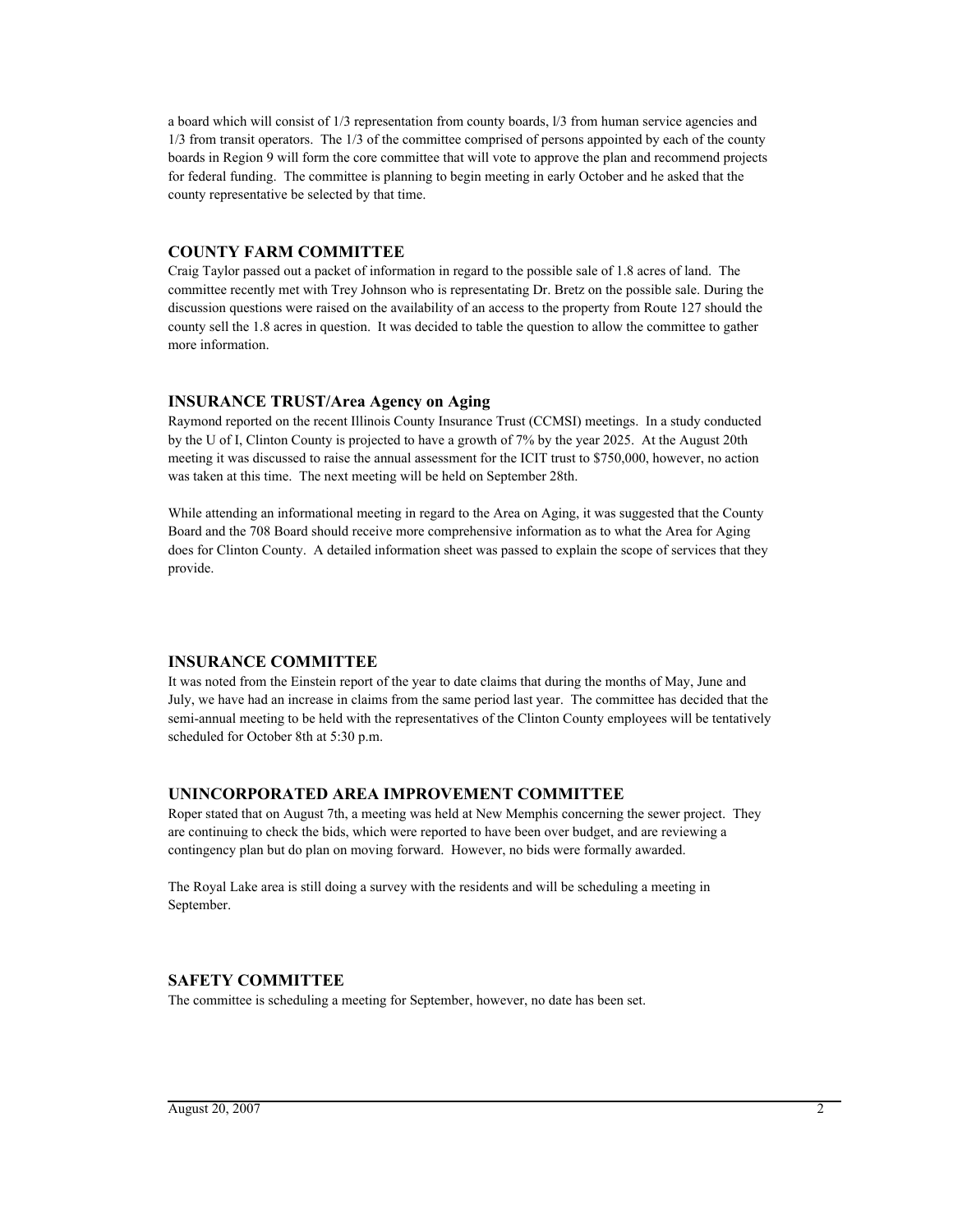a board which will consist of 1/3 representation from county boards, l/3 from human service agencies and 1/3 from transit operators. The 1/3 of the committee comprised of persons appointed by each of the county boards in Region 9 will form the core committee that will vote to approve the plan and recommend projects for federal funding. The committee is planning to begin meeting in early October and he asked that the county representative be selected by that time.

### COUNTY FARM COMMITTEE

Craig Taylor passed out a packet of information in regard to the possible sale of 1.8 acres of land. The committee recently met with Trey Johnson who is representating Dr. Bretz on the possible sale. During the discussion questions were raised on the availability of an access to the property from Route 127 should the county sell the 1.8 acres in question. It was decided to table the question to allow the committee to gather more information.

### INSURANCE TRUST/Area Agency on Aging

Raymond reported on the recent Illinois County Insurance Trust (CCMSI) meetings. In a study conducted by the U of I, Clinton County is projected to have a growth of 7% by the year 2025. At the August 20th meeting it was discussed to raise the annual assessment for the ICIT trust to $750,000, however, no action was taken at this time. The next meeting will be held on September 28th.

While attending an informational meeting in regard to the Area on Aging, it was suggested that the County Board and the 708 Board should receive more comprehensive information as to what the Area for Aging does for Clinton County. A detailed information sheet was passed to explain the scope of services that they provide.

### INSURANCE COMMITTEE

It was noted from the Einstein report of the year to date claims that during the months of May, June and July, we have had an increase in claims from the same period last year. The committee has decided that the semi-annual meeting to be held with the representatives of the Clinton County employees will be tentatively scheduled for October 8th at 5:30 p.m.

### UNINCORPORATED AREA IMPROVEMENT COMMITTEE

Roper stated that on August 7th, a meeting was held at New Memphis concerning the sewer project. They are continuing to check the bids, which were reported to have been over budget, and are reviewing a contingency plan but do plan on moving forward. However, no bids were formally awarded.

The Royal Lake area is still doing a survey with the residents and will be scheduling a meeting in September.

### SAFETY COMMITTEE

The committee is scheduling a meeting for September, however, no date has been set.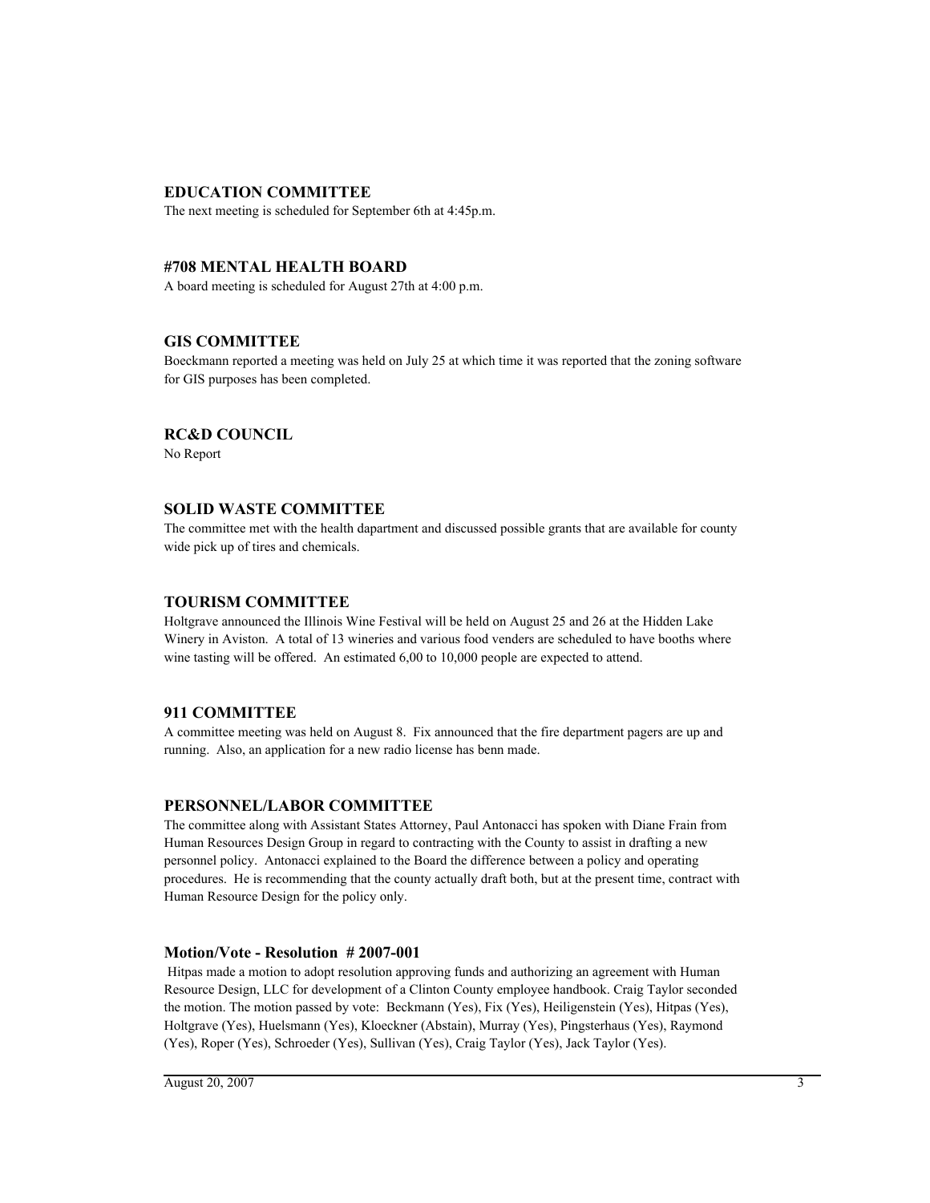### EDUCATION COMMITTEE

The next meeting is scheduled for September 6th at 4:45p.m.

### #708 MENTAL HEALTH BOARD

A board meeting is scheduled for August 27th at 4:00 p.m.

### GIS COMMITTEE

Boeckmann reported a meeting was held on July 25 at which time it was reported that the zoning software for GIS purposes has been completed.

### RC&D COUNCIL

No Report

### SOLID WASTE COMMITTEE

The committee met with the health dapartment and discussed possible grants that are available for county wide pick up of tires and chemicals.

### TOURISM COMMITTEE

Holtgrave announced the Illinois Wine Festival will be held on August 25 and 26 at the Hidden Lake Winery in Aviston. A total of 13 wineries and various food venders are scheduled to have booths where wine tasting will be offered. An estimated 6,00 to 10,000 people are expected to attend.

### 911 COMMITTEE

A committee meeting was held on August 8. Fix announced that the fire department pagers are up and running. Also, an application for a new radio license has benn made.

### PERSONNEL/LABOR COMMITTEE

The committee along with Assistant States Attorney, Paul Antonacci has spoken with Diane Frain from Human Resources Design Group in regard to contracting with the County to assist in drafting a new personnel policy. Antonacci explained to the Board the difference between a policy and operating procedures. He is recommending that the county actually draft both, but at the present time, contract with Human Resource Design for the policy only.

### Motion/Vote - Resolution # 2007-001

Hitpas made a motion to adopt resolution approving funds and authorizing an agreement with Human Resource Design, LLC for development of a Clinton County employee handbook. Craig Taylor seconded the motion. The motion passed by vote: Beckmann (Yes), Fix (Yes), Heiligenstein (Yes), Hitpas (Yes), Holtgrave (Yes), Huelsmann (Yes), Kloeckner (Abstain), Murray (Yes), Pingsterhaus (Yes), Raymond (Yes), Roper (Yes), Schroeder (Yes), Sullivan (Yes), Craig Taylor (Yes), Jack Taylor (Yes).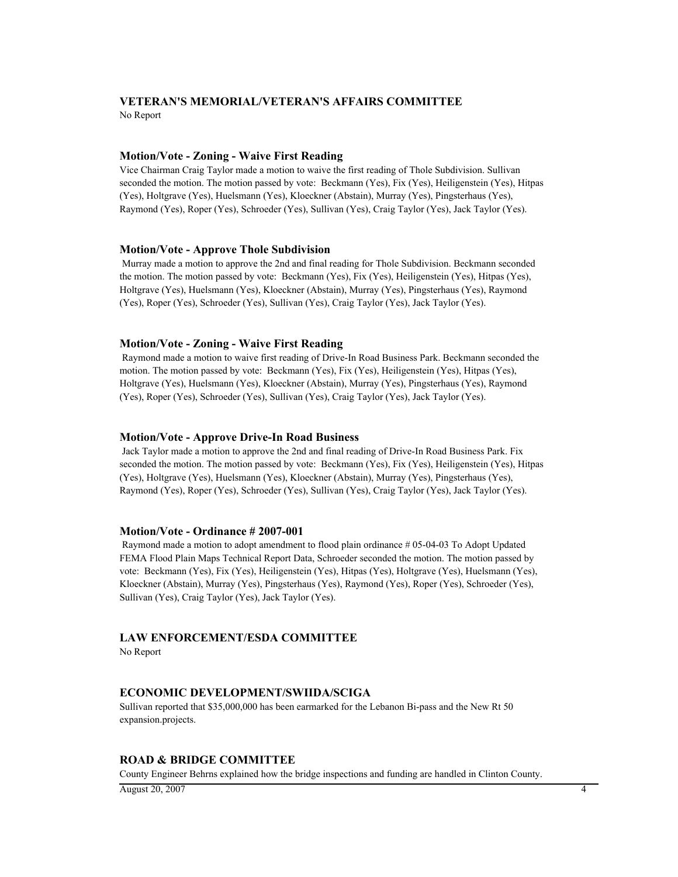### VETERAN'S MEMORIAL/VETERAN'S AFFAIRS COMMITTEE

No Report

#### Motion/Vote - Zoning - Waive First Reading

Vice Chairman Craig Taylor made a motion to waive the first reading of Thole Subdivision. Sullivan seconded the motion. The motion passed by vote: Beckmann (Yes), Fix (Yes), Heiligenstein (Yes), Hitpas (Yes), Holtgrave (Yes), Huelsmann (Yes), Kloeckner (Abstain), Murray (Yes), Pingsterhaus (Yes), Raymond (Yes), Roper (Yes), Schroeder (Yes), Sullivan (Yes), Craig Taylor (Yes), Jack Taylor (Yes).

#### Motion/Vote - Approve Thole Subdivision

Murray made a motion to approve the 2nd and final reading for Thole Subdivision. Beckmann seconded the motion. The motion passed by vote: Beckmann (Yes), Fix (Yes), Heiligenstein (Yes), Hitpas (Yes), Holtgrave (Yes), Huelsmann (Yes), Kloeckner (Abstain), Murray (Yes), Pingsterhaus (Yes), Raymond (Yes), Roper (Yes), Schroeder (Yes), Sullivan (Yes), Craig Taylor (Yes), Jack Taylor (Yes).

#### Motion/Vote - Zoning - Waive First Reading

Raymond made a motion to waive first reading of Drive-In Road Business Park. Beckmann seconded the motion. The motion passed by vote: Beckmann (Yes), Fix (Yes), Heiligenstein (Yes), Hitpas (Yes), Holtgrave (Yes), Huelsmann (Yes), Kloeckner (Abstain), Murray (Yes), Pingsterhaus (Yes), Raymond (Yes), Roper (Yes), Schroeder (Yes), Sullivan (Yes), Craig Taylor (Yes), Jack Taylor (Yes).

#### Motion/Vote - Approve Drive-In Road Business

Jack Taylor made a motion to approve the 2nd and final reading of Drive-In Road Business Park. Fix seconded the motion. The motion passed by vote: Beckmann (Yes), Fix (Yes), Heiligenstein (Yes), Hitpas (Yes), Holtgrave (Yes), Huelsmann (Yes), Kloeckner (Abstain), Murray (Yes), Pingsterhaus (Yes), Raymond (Yes), Roper (Yes), Schroeder (Yes), Sullivan (Yes), Craig Taylor (Yes), Jack Taylor (Yes).

#### Motion/Vote - Ordinance # 2007-001

Raymond made a motion to adopt amendment to flood plain ordinance # 05-04-03 To Adopt Updated FEMA Flood Plain Maps Technical Report Data, Schroeder seconded the motion. The motion passed by vote: Beckmann (Yes), Fix (Yes), Heiligenstein (Yes), Hitpas (Yes), Holtgrave (Yes), Huelsmann (Yes), Kloeckner (Abstain), Murray (Yes), Pingsterhaus (Yes), Raymond (Yes), Roper (Yes), Schroeder (Yes), Sullivan (Yes), Craig Taylor (Yes), Jack Taylor (Yes).

### LAW ENFORCEMENT/ESDA COMMITTEE

No Report

### ECONOMIC DEVELOPMENT/SWIIDA/SCIGA

Sullivan reported that $35,000,000 has been earmarked for the Lebanon Bi-pass and the New Rt 50 expansion.projects.

### ROAD & BRIDGE COMMITTEE

County Engineer Behrns explained how the bridge inspections and funding are handled in Clinton County.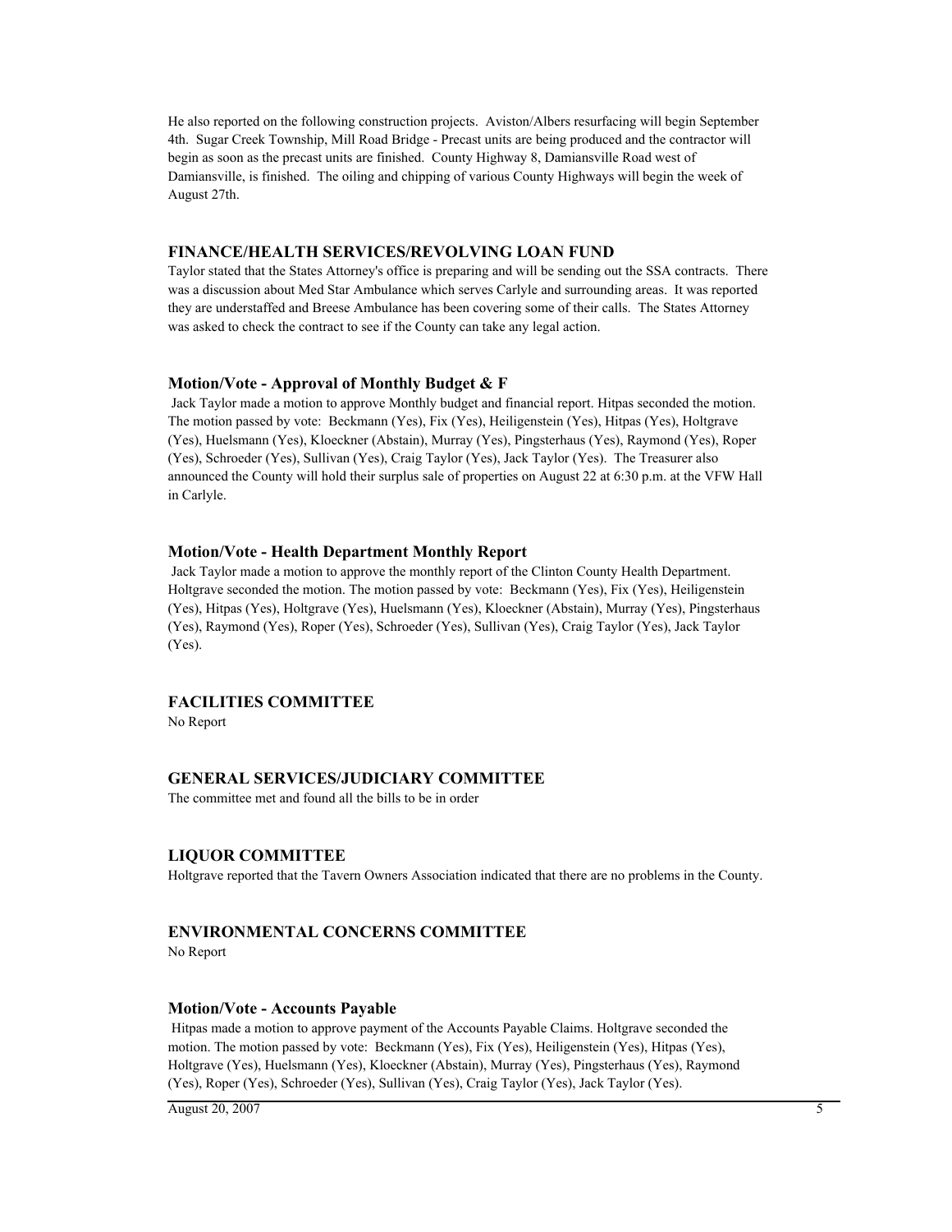He also reported on the following construction projects. Aviston/Albers resurfacing will begin September 4th. Sugar Creek Township, Mill Road Bridge - Precast units are being produced and the contractor will begin as soon as the precast units are finished. County Highway 8, Damiansville Road west of Damiansville, is finished. The oiling and chipping of various County Highways will begin the week of August 27th.

## FINANCE/HEALTH SERVICES/REVOLVING LOAN FUND

Taylor stated that the States Attorney's office is preparing and will be sending out the SSA contracts. There was a discussion about Med Star Ambulance which serves Carlyle and surrounding areas. It was reported they are understaffed and Breese Ambulance has been covering some of their calls. The States Attorney was asked to check the contract to see if the County can take any legal action.

### Motion/Vote - Approval of Monthly Budget & F

Jack Taylor made a motion to approve Monthly budget and financial report. Hitpas seconded the motion. The motion passed by vote: Beckmann (Yes), Fix (Yes), Heiligenstein (Yes), Hitpas (Yes), Holtgrave (Yes), Huelsmann (Yes), Kloeckner (Abstain), Murray (Yes), Pingsterhaus (Yes), Raymond (Yes), Roper (Yes), Schroeder (Yes), Sullivan (Yes), Craig Taylor (Yes), Jack Taylor (Yes). The Treasurer also announced the County will hold their surplus sale of properties on August 22 at 6:30 p.m. at the VFW Hall in Carlyle.

### Motion/Vote - Health Department Monthly Report

Jack Taylor made a motion to approve the monthly report of the Clinton County Health Department. Holtgrave seconded the motion. The motion passed by vote: Beckmann (Yes), Fix (Yes), Heiligenstein (Yes), Hitpas (Yes), Holtgrave (Yes), Huelsmann (Yes), Kloeckner (Abstain), Murray (Yes), Pingsterhaus (Yes), Raymond (Yes), Roper (Yes), Schroeder (Yes), Sullivan (Yes), Craig Taylor (Yes), Jack Taylor (Yes).

## FACILITIES COMMITTEE

No Report

## GENERAL SERVICES/JUDICIARY COMMITTEE

The committee met and found all the bills to be in order

## LIQUOR COMMITTEE

Holtgrave reported that the Tavern Owners Association indicated that there are no problems in the County.

## ENVIRONMENTAL CONCERNS COMMITTEE

No Report

### Motion/Vote - Accounts Payable

Hitpas made a motion to approve payment of the Accounts Payable Claims. Holtgrave seconded the motion. The motion passed by vote: Beckmann (Yes), Fix (Yes), Heiligenstein (Yes), Hitpas (Yes), Holtgrave (Yes), Huelsmann (Yes), Kloeckner (Abstain), Murray (Yes), Pingsterhaus (Yes), Raymond (Yes), Roper (Yes), Schroeder (Yes), Sullivan (Yes), Craig Taylor (Yes), Jack Taylor (Yes).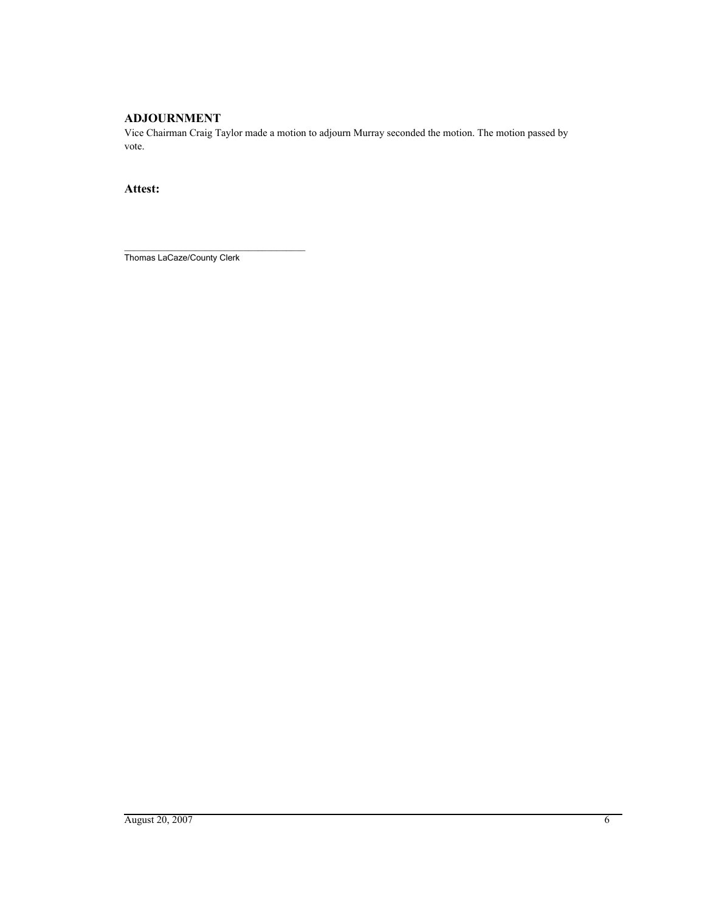## ADJOURNMENT

Vice Chairman Craig Taylor made a motion to adjourn Murray seconded the motion. The motion passed by vote.

### Attest:

\_\_\_\_\_\_\_\_\_\_\_\_\_\_\_\_\_\_\_\_\_\_\_\_\_\_\_\_\_\_\_\_\_\_\_\_

Thomas LaCaze/County Clerk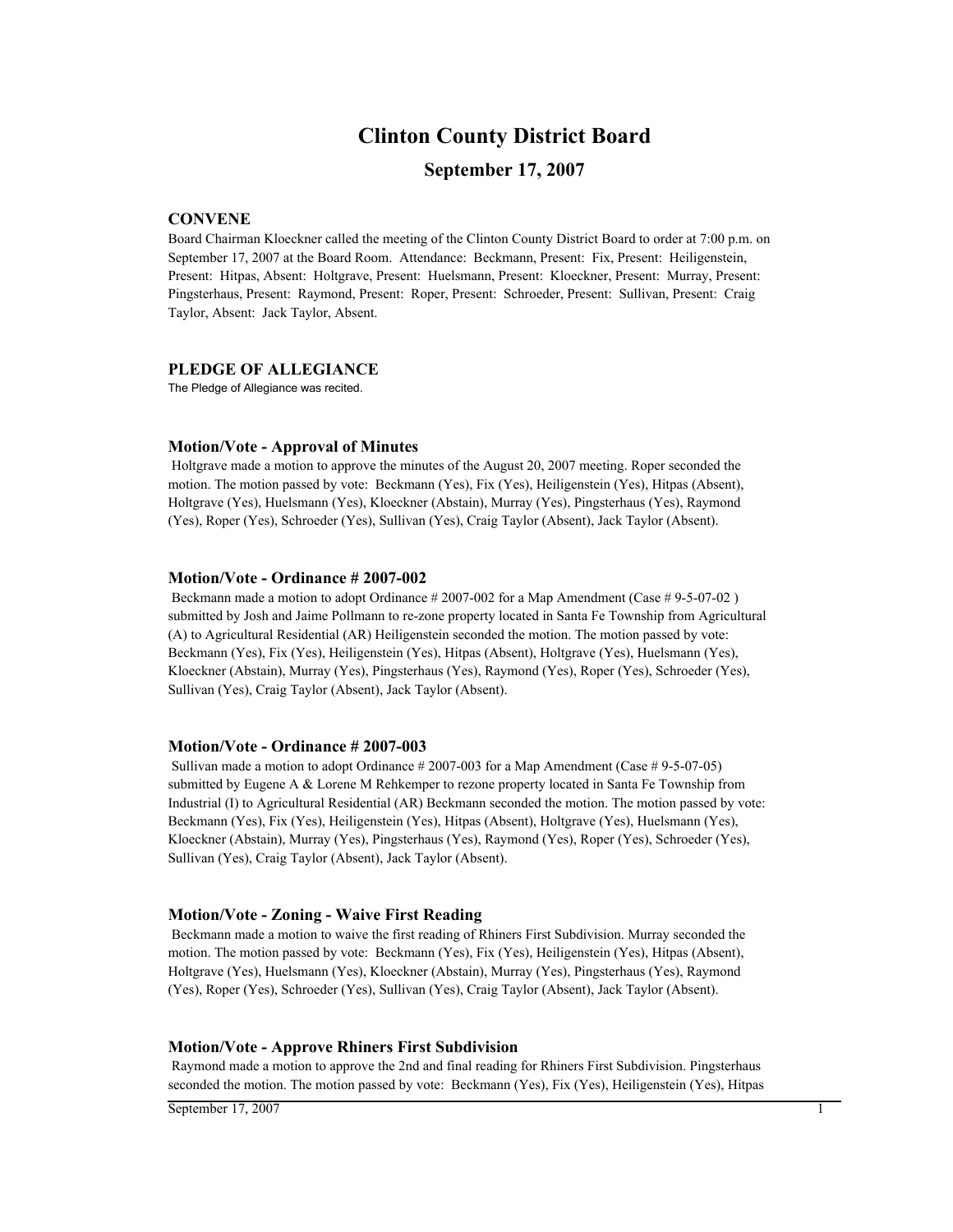# Clinton County District Board

## September 17, 2007

### CONVENE

Board Chairman Kloeckner called the meeting of the Clinton County District Board to order at 7:00 p.m. on September 17, 2007 at the Board Room. Attendance: Beckmann, Present: Fix, Present: Heiligenstein, Present: Hitpas, Absent: Holtgrave, Present: Huelsmann, Present: Kloeckner, Present: Murray, Present: Pingsterhaus, Present: Raymond, Present: Roper, Present: Schroeder, Present: Sullivan, Present: Craig Taylor, Absent: Jack Taylor, Absent.

### PLEDGE OF ALLEGIANCE

The Pledge of Allegiance was recited.

#### Motion/Vote - Approval of Minutes

Holtgrave made a motion to approve the minutes of the August 20, 2007 meeting. Roper seconded the motion. The motion passed by vote: Beckmann (Yes), Fix (Yes), Heiligenstein (Yes), Hitpas (Absent), Holtgrave (Yes), Huelsmann (Yes), Kloeckner (Abstain), Murray (Yes), Pingsterhaus (Yes), Raymond (Yes), Roper (Yes), Schroeder (Yes), Sullivan (Yes), Craig Taylor (Absent), Jack Taylor (Absent).

#### Motion/Vote - Ordinance # 2007-002

Beckmann made a motion to adopt Ordinance # 2007-002 for a Map Amendment (Case # 9-5-07-02 ) submitted by Josh and Jaime Pollmann to re-zone property located in Santa Fe Township from Agricultural (A) to Agricultural Residential (AR) Heiligenstein seconded the motion. The motion passed by vote: Beckmann (Yes), Fix (Yes), Heiligenstein (Yes), Hitpas (Absent), Holtgrave (Yes), Huelsmann (Yes), Kloeckner (Abstain), Murray (Yes), Pingsterhaus (Yes), Raymond (Yes), Roper (Yes), Schroeder (Yes), Sullivan (Yes), Craig Taylor (Absent), Jack Taylor (Absent).

#### Motion/Vote - Ordinance # 2007-003

Sullivan made a motion to adopt Ordinance # 2007-003 for a Map Amendment (Case # 9-5-07-05) submitted by Eugene A & Lorene M Rehkemper to rezone property located in Santa Fe Township from Industrial (I) to Agricultural Residential (AR) Beckmann seconded the motion. The motion passed by vote: Beckmann (Yes), Fix (Yes), Heiligenstein (Yes), Hitpas (Absent), Holtgrave (Yes), Huelsmann (Yes), Kloeckner (Abstain), Murray (Yes), Pingsterhaus (Yes), Raymond (Yes), Roper (Yes), Schroeder (Yes), Sullivan (Yes), Craig Taylor (Absent), Jack Taylor (Absent).

#### Motion/Vote - Zoning - Waive First Reading

Beckmann made a motion to waive the first reading of Rhiners First Subdivision. Murray seconded the motion. The motion passed by vote: Beckmann (Yes), Fix (Yes), Heiligenstein (Yes), Hitpas (Absent), Holtgrave (Yes), Huelsmann (Yes), Kloeckner (Abstain), Murray (Yes), Pingsterhaus (Yes), Raymond (Yes), Roper (Yes), Schroeder (Yes), Sullivan (Yes), Craig Taylor (Absent), Jack Taylor (Absent).

#### Motion/Vote - Approve Rhiners First Subdivision

Raymond made a motion to approve the 2nd and final reading for Rhiners First Subdivision. Pingsterhaus seconded the motion. The motion passed by vote: Beckmann (Yes), Fix (Yes), Heiligenstein (Yes), Hitpas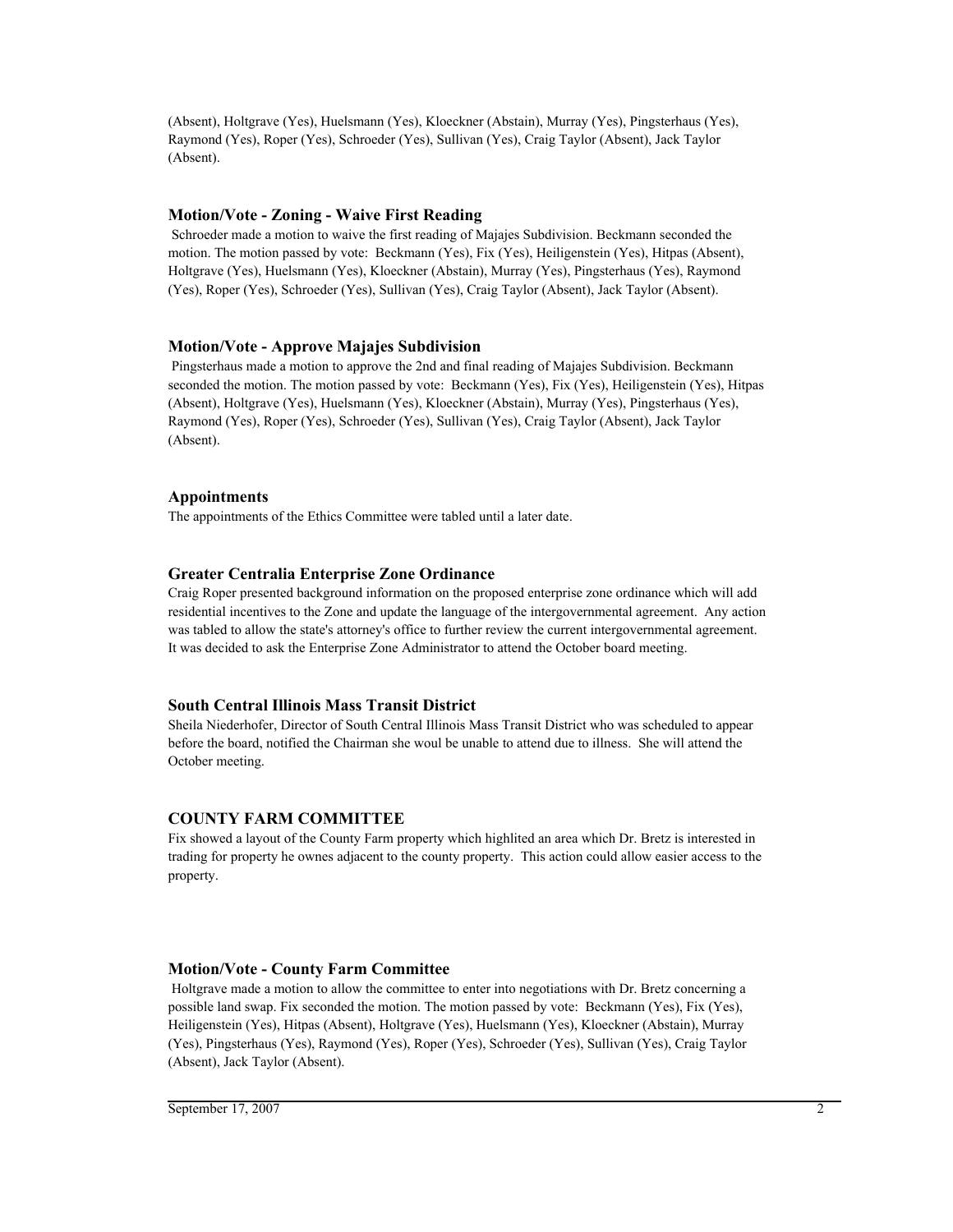(Absent), Holtgrave (Yes), Huelsmann (Yes), Kloeckner (Abstain), Murray (Yes), Pingsterhaus (Yes), Raymond (Yes), Roper (Yes), Schroeder (Yes), Sullivan (Yes), Craig Taylor (Absent), Jack Taylor (Absent).

### Motion/Vote - Zoning - Waive First Reading

Schroeder made a motion to waive the first reading of Majajes Subdivision. Beckmann seconded the motion. The motion passed by vote: Beckmann (Yes), Fix (Yes), Heiligenstein (Yes), Hitpas (Absent), Holtgrave (Yes), Huelsmann (Yes), Kloeckner (Abstain), Murray (Yes), Pingsterhaus (Yes), Raymond (Yes), Roper (Yes), Schroeder (Yes), Sullivan (Yes), Craig Taylor (Absent), Jack Taylor (Absent).

### Motion/Vote - Approve Majajes Subdivision

Pingsterhaus made a motion to approve the 2nd and final reading of Majajes Subdivision. Beckmann seconded the motion. The motion passed by vote: Beckmann (Yes), Fix (Yes), Heiligenstein (Yes), Hitpas (Absent), Holtgrave (Yes), Huelsmann (Yes), Kloeckner (Abstain), Murray (Yes), Pingsterhaus (Yes), Raymond (Yes), Roper (Yes), Schroeder (Yes), Sullivan (Yes), Craig Taylor (Absent), Jack Taylor (Absent).

### Appointments

The appointments of the Ethics Committee were tabled until a later date.

### Greater Centralia Enterprise Zone Ordinance

Craig Roper presented background information on the proposed enterprise zone ordinance which will add residential incentives to the Zone and update the language of the intergovernmental agreement. Any action was tabled to allow the state's attorney's office to further review the current intergovernmental agreement. It was decided to ask the Enterprise Zone Administrator to attend the October board meeting.

### South Central Illinois Mass Transit District

Sheila Niederhofer, Director of South Central Illinois Mass Transit District who was scheduled to appear before the board, notified the Chairman she woul be unable to attend due to illness. She will attend the October meeting.

### COUNTY FARM COMMITTEE

Fix showed a layout of the County Farm property which highlited an area which Dr. Bretz is interested in trading for property he ownes adjacent to the county property. This action could allow easier access to the property.

### Motion/Vote - County Farm Committee

Holtgrave made a motion to allow the committee to enter into negotiations with Dr. Bretz concerning a possible land swap. Fix seconded the motion. The motion passed by vote: Beckmann (Yes), Fix (Yes), Heiligenstein (Yes), Hitpas (Absent), Holtgrave (Yes), Huelsmann (Yes), Kloeckner (Abstain), Murray (Yes), Pingsterhaus (Yes), Raymond (Yes), Roper (Yes), Schroeder (Yes), Sullivan (Yes), Craig Taylor (Absent), Jack Taylor (Absent).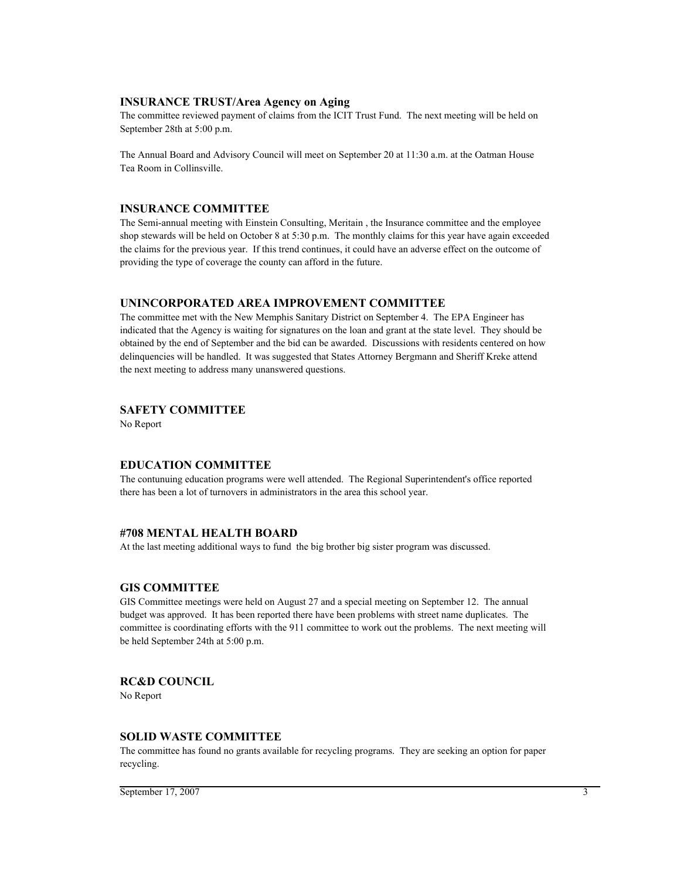## INSURANCE TRUST/Area Agency on Aging

The committee reviewed payment of claims from the ICIT Trust Fund. The next meeting will be held on September 28th at 5:00 p.m.

The Annual Board and Advisory Council will meet on September 20 at 11:30 a.m. at the Oatman House Tea Room in Collinsville.

## INSURANCE COMMITTEE

The Semi-annual meeting with Einstein Consulting, Meritain , the Insurance committee and the employee shop stewards will be held on October 8 at 5:30 p.m. The monthly claims for this year have again exceeded the claims for the previous year. If this trend continues, it could have an adverse effect on the outcome of providing the type of coverage the county can afford in the future.

## UNINCORPORATED AREA IMPROVEMENT COMMITTEE

The committee met with the New Memphis Sanitary District on September 4. The EPA Engineer has indicated that the Agency is waiting for signatures on the loan and grant at the state level. They should be obtained by the end of September and the bid can be awarded. Discussions with residents centered on how delinquencies will be handled. It was suggested that States Attorney Bergmann and Sheriff Kreke attend the next meeting to address many unanswered questions.

## SAFETY COMMITTEE

No Report

## EDUCATION COMMITTEE

The contunuing education programs were well attended. The Regional Superintendent's office reported there has been a lot of turnovers in administrators in the area this school year.

## #708 MENTAL HEALTH BOARD

At the last meeting additional ways to fund the big brother big sister program was discussed.

## GIS COMMITTEE

GIS Committee meetings were held on August 27 and a special meeting on September 12. The annual budget was approved. It has been reported there have been problems with street name duplicates. The committee is coordinating efforts with the 911 committee to work out the problems. The next meeting will be held September 24th at 5:00 p.m.

## RC&D COUNCIL

No Report

## SOLID WASTE COMMITTEE

The committee has found no grants available for recycling programs. They are seeking an option for paper recycling.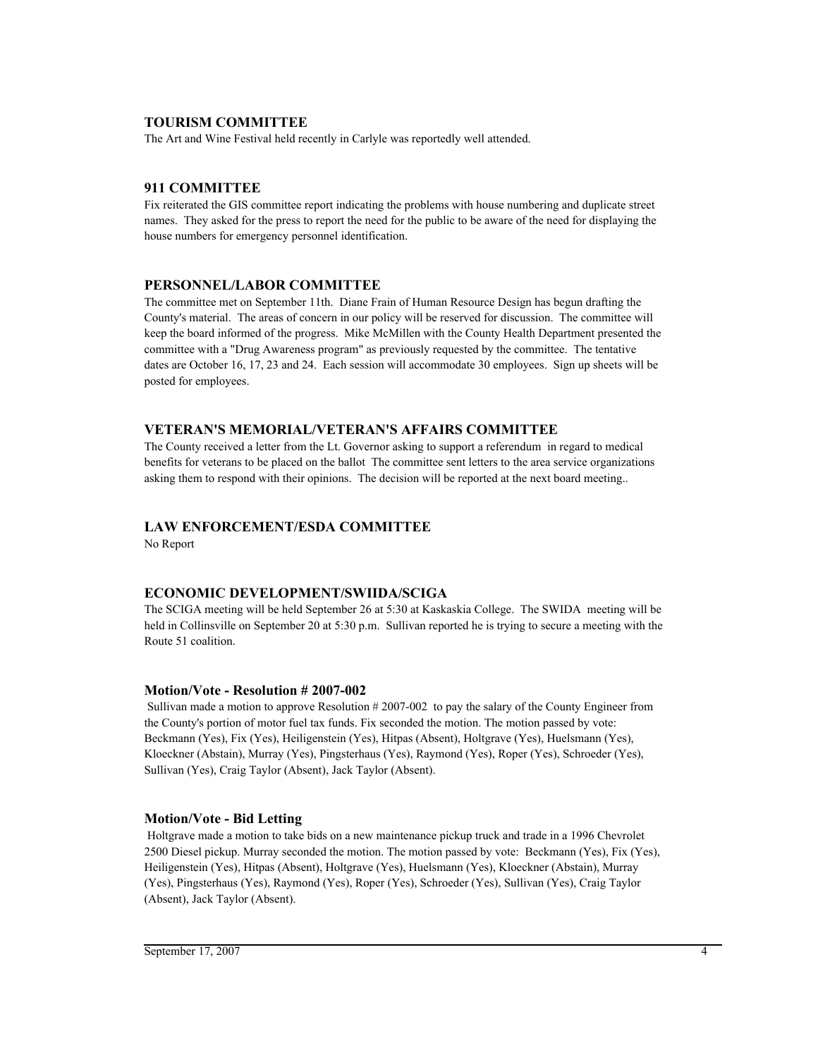### TOURISM COMMITTEE

The Art and Wine Festival held recently in Carlyle was reportedly well attended.

### 911 COMMITTEE

Fix reiterated the GIS committee report indicating the problems with house numbering and duplicate street names. They asked for the press to report the need for the public to be aware of the need for displaying the house numbers for emergency personnel identification.

### PERSONNEL/LABOR COMMITTEE

The committee met on September 11th. Diane Frain of Human Resource Design has begun drafting the County's material. The areas of concern in our policy will be reserved for discussion. The committee will keep the board informed of the progress. Mike McMillen with the County Health Department presented the committee with a "Drug Awareness program" as previously requested by the committee. The tentative dates are October 16, 17, 23 and 24. Each session will accommodate 30 employees. Sign up sheets will be posted for employees.

### VETERAN'S MEMORIAL/VETERAN'S AFFAIRS COMMITTEE

The County received a letter from the Lt. Governor asking to support a referendum in regard to medical benefits for veterans to be placed on the ballot The committee sent letters to the area service organizations asking them to respond with their opinions. The decision will be reported at the next board meeting..

### LAW ENFORCEMENT/ESDA COMMITTEE

No Report

### ECONOMIC DEVELOPMENT/SWIIDA/SCIGA

The SCIGA meeting will be held September 26 at 5:30 at Kaskaskia College. The SWIDA meeting will be held in Collinsville on September 20 at 5:30 p.m. Sullivan reported he is trying to secure a meeting with the Route 51 coalition.

### Motion/Vote - Resolution # 2007-002

Sullivan made a motion to approve Resolution # 2007-002 to pay the salary of the County Engineer from the County's portion of motor fuel tax funds. Fix seconded the motion. The motion passed by vote: Beckmann (Yes), Fix (Yes), Heiligenstein (Yes), Hitpas (Absent), Holtgrave (Yes), Huelsmann (Yes), Kloeckner (Abstain), Murray (Yes), Pingsterhaus (Yes), Raymond (Yes), Roper (Yes), Schroeder (Yes), Sullivan (Yes), Craig Taylor (Absent), Jack Taylor (Absent).

### Motion/Vote - Bid Letting

Holtgrave made a motion to take bids on a new maintenance pickup truck and trade in a 1996 Chevrolet 2500 Diesel pickup. Murray seconded the motion. The motion passed by vote: Beckmann (Yes), Fix (Yes), Heiligenstein (Yes), Hitpas (Absent), Holtgrave (Yes), Huelsmann (Yes), Kloeckner (Abstain), Murray (Yes), Pingsterhaus (Yes), Raymond (Yes), Roper (Yes), Schroeder (Yes), Sullivan (Yes), Craig Taylor (Absent), Jack Taylor (Absent).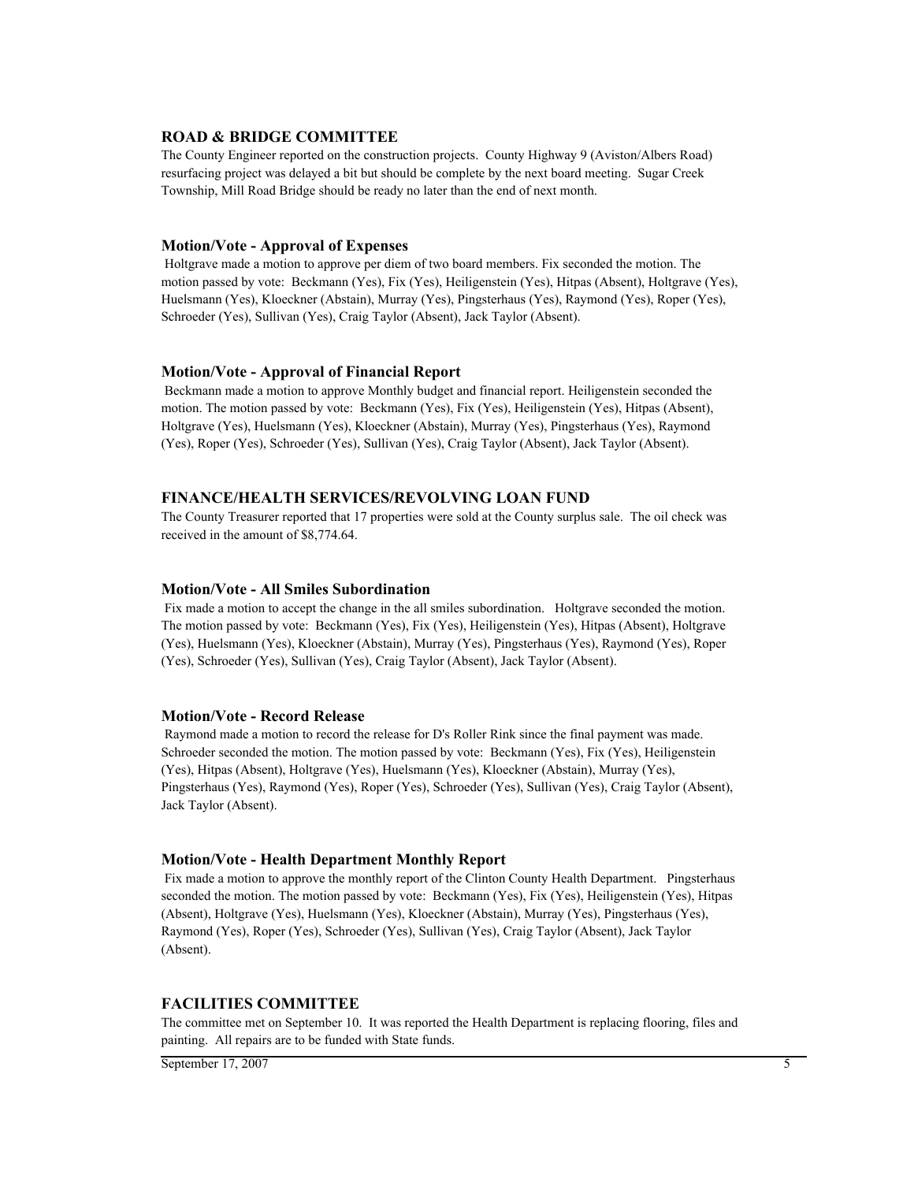## ROAD & BRIDGE COMMITTEE

The County Engineer reported on the construction projects. County Highway 9 (Aviston/Albers Road) resurfacing project was delayed a bit but should be complete by the next board meeting. Sugar Creek Township, Mill Road Bridge should be ready no later than the end of next month.

### Motion/Vote - Approval of Expenses

Holtgrave made a motion to approve per diem of two board members. Fix seconded the motion. The motion passed by vote: Beckmann (Yes), Fix (Yes), Heiligenstein (Yes), Hitpas (Absent), Holtgrave (Yes), Huelsmann (Yes), Kloeckner (Abstain), Murray (Yes), Pingsterhaus (Yes), Raymond (Yes), Roper (Yes), Schroeder (Yes), Sullivan (Yes), Craig Taylor (Absent), Jack Taylor (Absent).

### Motion/Vote - Approval of Financial Report

Beckmann made a motion to approve Monthly budget and financial report. Heiligenstein seconded the motion. The motion passed by vote: Beckmann (Yes), Fix (Yes), Heiligenstein (Yes), Hitpas (Absent), Holtgrave (Yes), Huelsmann (Yes), Kloeckner (Abstain), Murray (Yes), Pingsterhaus (Yes), Raymond (Yes), Roper (Yes), Schroeder (Yes), Sullivan (Yes), Craig Taylor (Absent), Jack Taylor (Absent).

## FINANCE/HEALTH SERVICES/REVOLVING LOAN FUND

The County Treasurer reported that 17 properties were sold at the County surplus sale. The oil check was received in the amount of $8,774.64.

### Motion/Vote - All Smiles Subordination

Fix made a motion to accept the change in the all smiles subordination. Holtgrave seconded the motion. The motion passed by vote: Beckmann (Yes), Fix (Yes), Heiligenstein (Yes), Hitpas (Absent), Holtgrave (Yes), Huelsmann (Yes), Kloeckner (Abstain), Murray (Yes), Pingsterhaus (Yes), Raymond (Yes), Roper (Yes), Schroeder (Yes), Sullivan (Yes), Craig Taylor (Absent), Jack Taylor (Absent).

### Motion/Vote - Record Release

Raymond made a motion to record the release for D's Roller Rink since the final payment was made. Schroeder seconded the motion. The motion passed by vote: Beckmann (Yes), Fix (Yes), Heiligenstein (Yes), Hitpas (Absent), Holtgrave (Yes), Huelsmann (Yes), Kloeckner (Abstain), Murray (Yes), Pingsterhaus (Yes), Raymond (Yes), Roper (Yes), Schroeder (Yes), Sullivan (Yes), Craig Taylor (Absent), Jack Taylor (Absent).

### Motion/Vote - Health Department Monthly Report

Fix made a motion to approve the monthly report of the Clinton County Health Department. Pingsterhaus seconded the motion. The motion passed by vote: Beckmann (Yes), Fix (Yes), Heiligenstein (Yes), Hitpas (Absent), Holtgrave (Yes), Huelsmann (Yes), Kloeckner (Abstain), Murray (Yes), Pingsterhaus (Yes), Raymond (Yes), Roper (Yes), Schroeder (Yes), Sullivan (Yes), Craig Taylor (Absent), Jack Taylor (Absent).

## FACILITIES COMMITTEE

The committee met on September 10. It was reported the Health Department is replacing flooring, files and painting. All repairs are to be funded with State funds.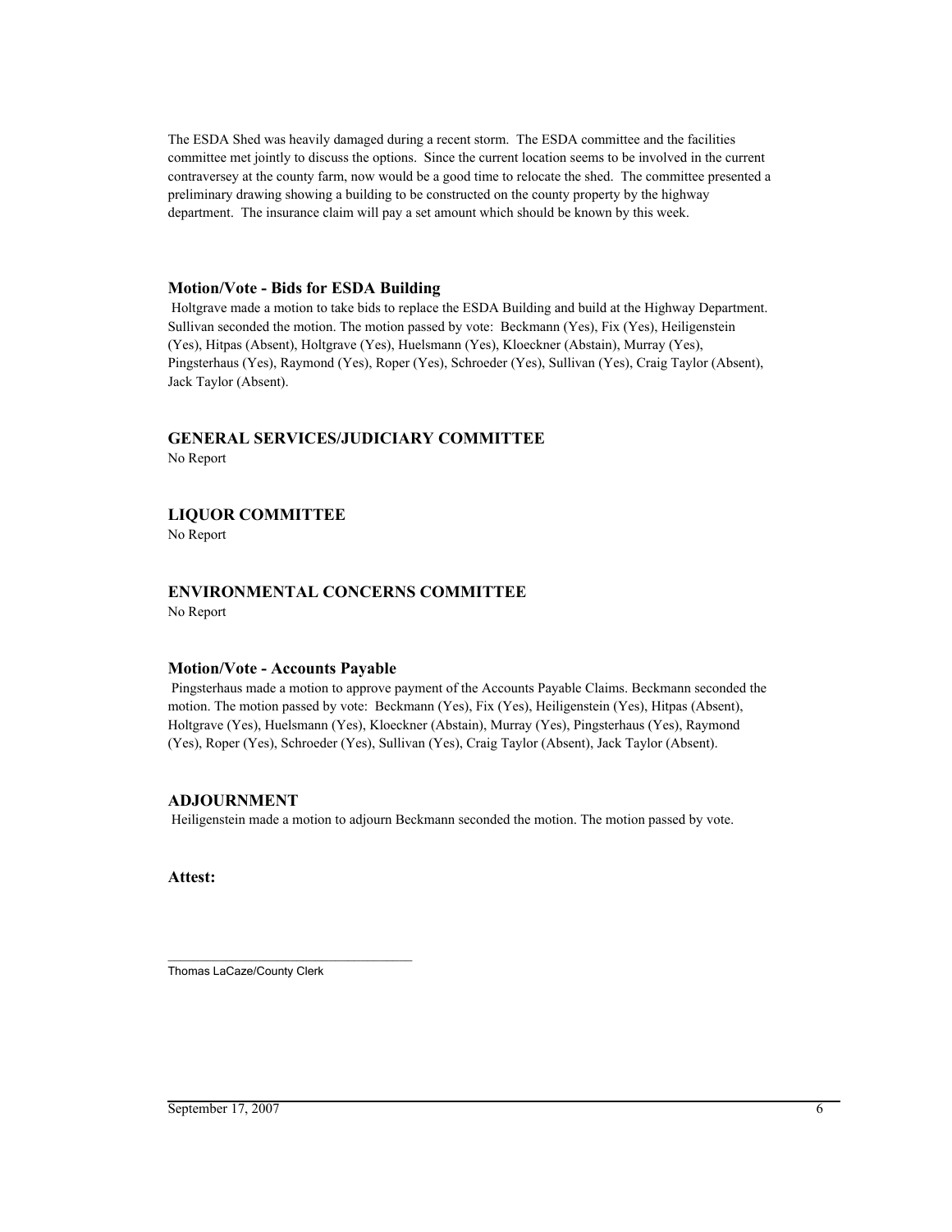The ESDA Shed was heavily damaged during a recent storm. The ESDA committee and the facilities committee met jointly to discuss the options. Since the current location seems to be involved in the current contraversey at the county farm, now would be a good time to relocate the shed. The committee presented a preliminary drawing showing a building to be constructed on the county property by the highway department. The insurance claim will pay a set amount which should be known by this week.

### Motion/Vote - Bids for ESDA Building

Holtgrave made a motion to take bids to replace the ESDA Building and build at the Highway Department. Sullivan seconded the motion. The motion passed by vote: Beckmann (Yes), Fix (Yes), Heiligenstein (Yes), Hitpas (Absent), Holtgrave (Yes), Huelsmann (Yes), Kloeckner (Abstain), Murray (Yes), Pingsterhaus (Yes), Raymond (Yes), Roper (Yes), Schroeder (Yes), Sullivan (Yes), Craig Taylor (Absent), Jack Taylor (Absent).

## GENERAL SERVICES/JUDICIARY COMMITTEE

No Report

## LIQUOR COMMITTEE

No Report

## ENVIRONMENTAL CONCERNS COMMITTEE

No Report

### Motion/Vote - Accounts Payable

Pingsterhaus made a motion to approve payment of the Accounts Payable Claims. Beckmann seconded the motion. The motion passed by vote: Beckmann (Yes), Fix (Yes), Heiligenstein (Yes), Hitpas (Absent), Holtgrave (Yes), Huelsmann (Yes), Kloeckner (Abstain), Murray (Yes), Pingsterhaus (Yes), Raymond (Yes), Roper (Yes), Schroeder (Yes), Sullivan (Yes), Craig Taylor (Absent), Jack Taylor (Absent).

## ADJOURNMENT

Heiligenstein made a motion to adjourn Beckmann seconded the motion. The motion passed by vote.

**Attest:**

\_\_\_\_\_\_\_\_\_\_\_\_\_\_\_\_\_\_\_\_\_\_\_\_\_\_\_\_\_\_\_\_\_\_\_\_

Thomas LaCaze/County Clerk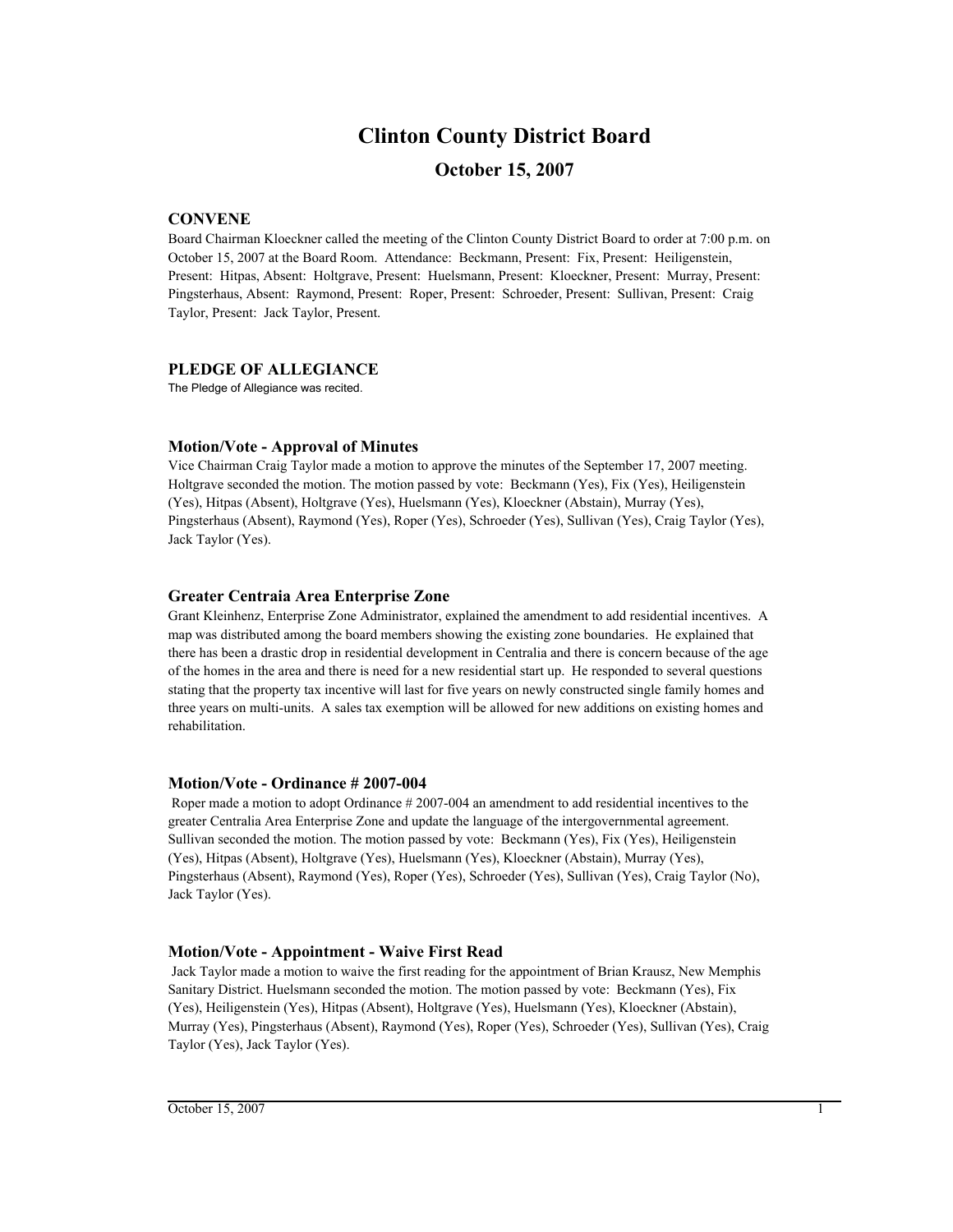# Clinton County District Board

## October 15, 2007

### CONVENE

Board Chairman Kloeckner called the meeting of the Clinton County District Board to order at 7:00 p.m. on October 15, 2007 at the Board Room. Attendance: Beckmann, Present: Fix, Present: Heiligenstein, Present: Hitpas, Absent: Holtgrave, Present: Huelsmann, Present: Kloeckner, Present: Murray, Present: Pingsterhaus, Absent: Raymond, Present: Roper, Present: Schroeder, Present: Sullivan, Present: Craig Taylor, Present: Jack Taylor, Present.

### PLEDGE OF ALLEGIANCE

The Pledge of Allegiance was recited.

### Motion/Vote - Approval of Minutes

Vice Chairman Craig Taylor made a motion to approve the minutes of the September 17, 2007 meeting. Holtgrave seconded the motion. The motion passed by vote: Beckmann (Yes), Fix (Yes), Heiligenstein (Yes), Hitpas (Absent), Holtgrave (Yes), Huelsmann (Yes), Kloeckner (Abstain), Murray (Yes), Pingsterhaus (Absent), Raymond (Yes), Roper (Yes), Schroeder (Yes), Sullivan (Yes), Craig Taylor (Yes), Jack Taylor (Yes).

### Greater Centraia Area Enterprise Zone

Grant Kleinhenz, Enterprise Zone Administrator, explained the amendment to add residential incentives. A map was distributed among the board members showing the existing zone boundaries. He explained that there has been a drastic drop in residential development in Centralia and there is concern because of the age of the homes in the area and there is need for a new residential start up. He responded to several questions stating that the property tax incentive will last for five years on newly constructed single family homes and three years on multi-units. A sales tax exemption will be allowed for new additions on existing homes and rehabilitation.

### Motion/Vote - Ordinance # 2007-004

Roper made a motion to adopt Ordinance # 2007-004 an amendment to add residential incentives to the greater Centralia Area Enterprise Zone and update the language of the intergovernmental agreement. Sullivan seconded the motion. The motion passed by vote: Beckmann (Yes), Fix (Yes), Heiligenstein (Yes), Hitpas (Absent), Holtgrave (Yes), Huelsmann (Yes), Kloeckner (Abstain), Murray (Yes), Pingsterhaus (Absent), Raymond (Yes), Roper (Yes), Schroeder (Yes), Sullivan (Yes), Craig Taylor (No), Jack Taylor (Yes).

### Motion/Vote - Appointment - Waive First Read

Jack Taylor made a motion to waive the first reading for the appointment of Brian Krausz, New Memphis Sanitary District. Huelsmann seconded the motion. The motion passed by vote: Beckmann (Yes), Fix (Yes), Heiligenstein (Yes), Hitpas (Absent), Holtgrave (Yes), Huelsmann (Yes), Kloeckner (Abstain), Murray (Yes), Pingsterhaus (Absent), Raymond (Yes), Roper (Yes), Schroeder (Yes), Sullivan (Yes), Craig Taylor (Yes), Jack Taylor (Yes).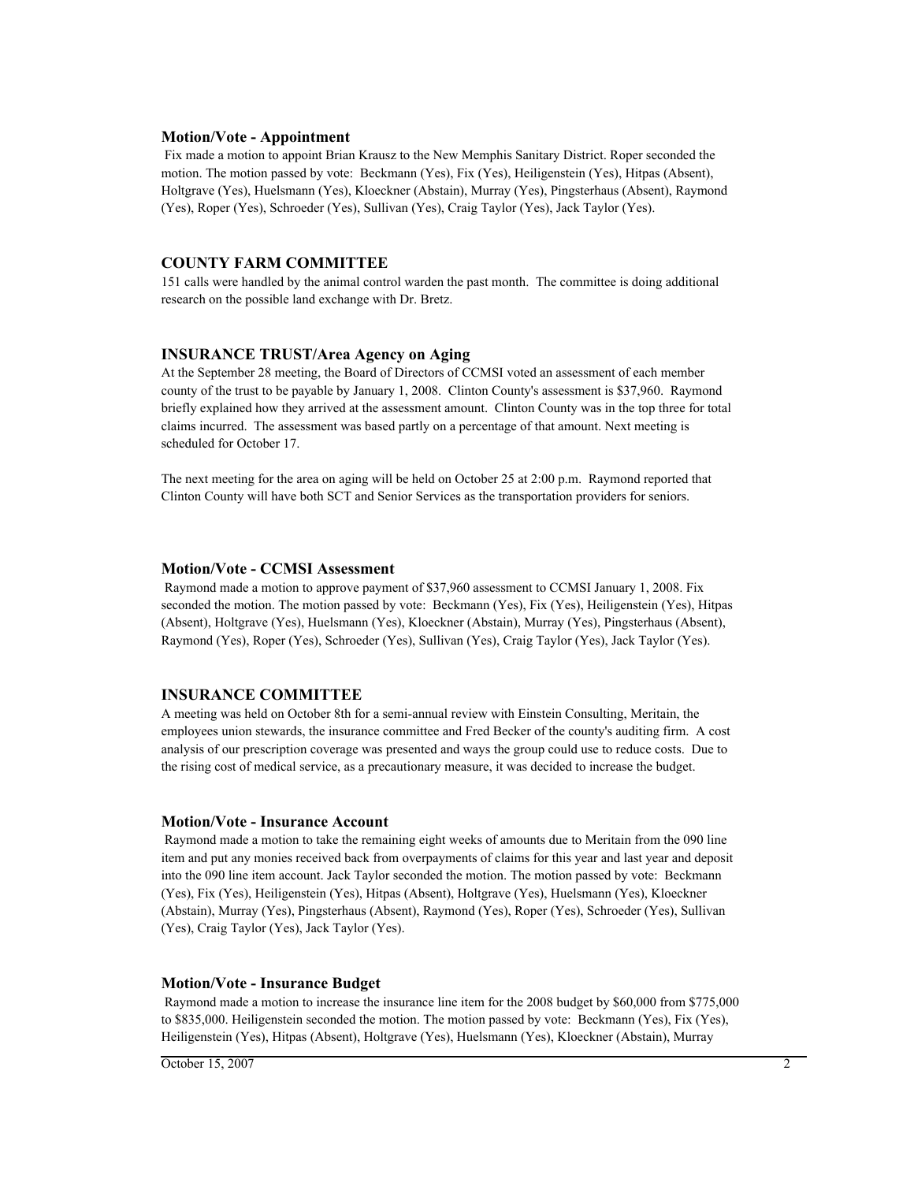**Motion/Vote - Appointment**

Fix made a motion to appoint Brian Krausz to the New Memphis Sanitary District. Roper seconded the motion. The motion passed by vote: Beckmann (Yes), Fix (Yes), Heiligenstein (Yes), Hitpas (Absent), Holtgrave (Yes), Huelsmann (Yes), Kloeckner (Abstain), Murray (Yes), Pingsterhaus (Absent), Raymond (Yes), Roper (Yes), Schroeder (Yes), Sullivan (Yes), Craig Taylor (Yes), Jack Taylor (Yes).

## COUNTY FARM COMMITTEE

151 calls were handled by the animal control warden the past month. The committee is doing additional research on the possible land exchange with Dr. Bretz.

## INSURANCE TRUST/Area Agency on Aging

At the September 28 meeting, the Board of Directors of CCMSI voted an assessment of each member county of the trust to be payable by January 1, 2008. Clinton County's assessment is $37,960. Raymond briefly explained how they arrived at the assessment amount. Clinton County was in the top three for total claims incurred. The assessment was based partly on a percentage of that amount. Next meeting is scheduled for October 17.

The next meeting for the area on aging will be held on October 25 at 2:00 p.m. Raymond reported that Clinton County will have both SCT and Senior Services as the transportation providers for seniors.

**Motion/Vote - CCMSI Assessment**

Raymond made a motion to approve payment of $37,960 assessment to CCMSI January 1, 2008. Fix seconded the motion. The motion passed by vote: Beckmann (Yes), Fix (Yes), Heiligenstein (Yes), Hitpas (Absent), Holtgrave (Yes), Huelsmann (Yes), Kloeckner (Abstain), Murray (Yes), Pingsterhaus (Absent), Raymond (Yes), Roper (Yes), Schroeder (Yes), Sullivan (Yes), Craig Taylor (Yes), Jack Taylor (Yes).

## INSURANCE COMMITTEE

A meeting was held on October 8th for a semi-annual review with Einstein Consulting, Meritain, the employees union stewards, the insurance committee and Fred Becker of the county's auditing firm. A cost analysis of our prescription coverage was presented and ways the group could use to reduce costs. Due to the rising cost of medical service, as a precautionary measure, it was decided to increase the budget.

**Motion/Vote - Insurance Account**

Raymond made a motion to take the remaining eight weeks of amounts due to Meritain from the 090 line item and put any monies received back from overpayments of claims for this year and last year and deposit into the 090 line item account. Jack Taylor seconded the motion. The motion passed by vote: Beckmann (Yes), Fix (Yes), Heiligenstein (Yes), Hitpas (Absent), Holtgrave (Yes), Huelsmann (Yes), Kloeckner (Abstain), Murray (Yes), Pingsterhaus (Absent), Raymond (Yes), Roper (Yes), Schroeder (Yes), Sullivan (Yes), Craig Taylor (Yes), Jack Taylor (Yes).

**Motion/Vote - Insurance Budget**

Raymond made a motion to increase the insurance line item for the 2008 budget by $60,000 from $775,000 to $835,000. Heiligenstein seconded the motion. The motion passed by vote: Beckmann (Yes), Fix (Yes), Heiligenstein (Yes), Hitpas (Absent), Holtgrave (Yes), Huelsmann (Yes), Kloeckner (Abstain), Murray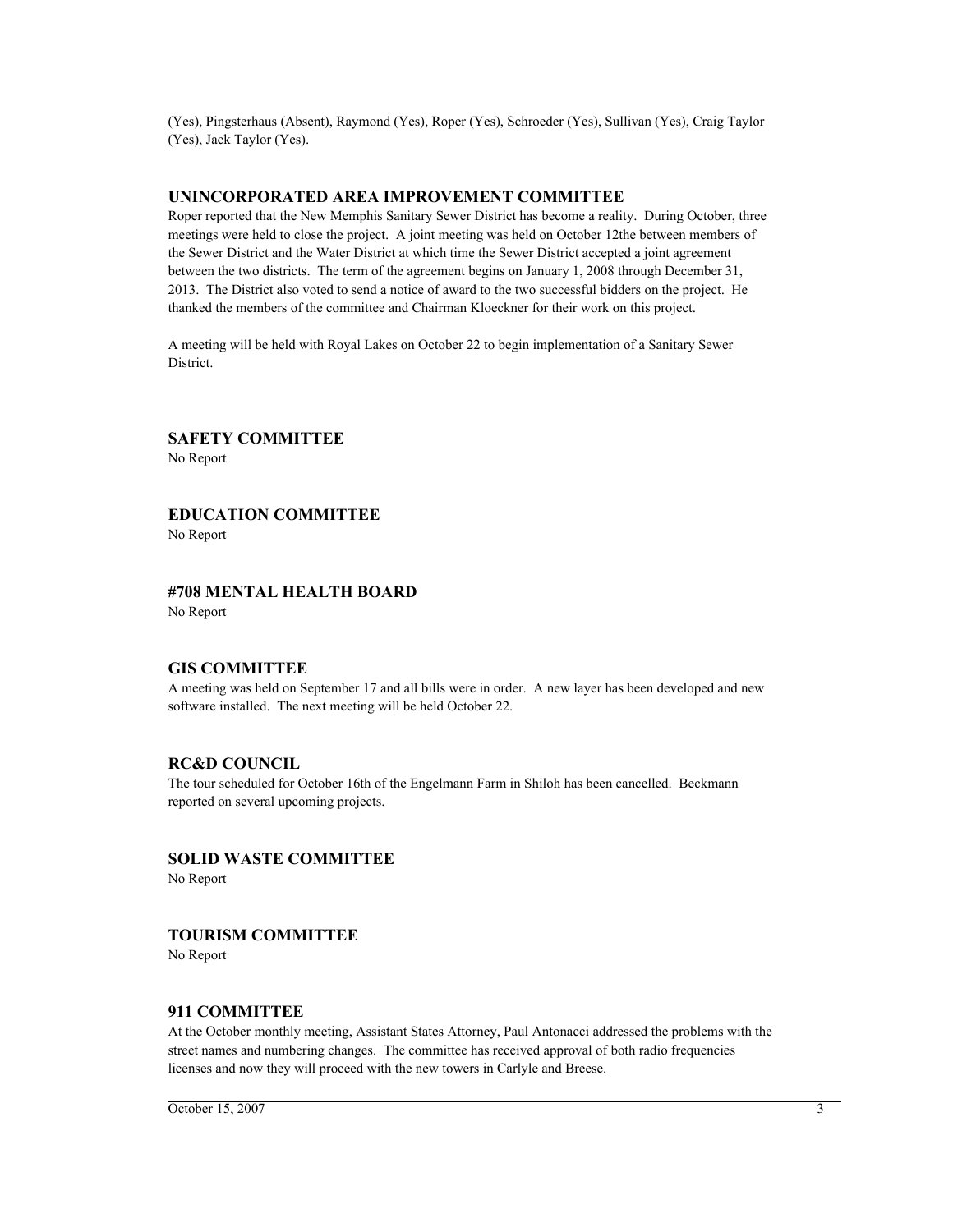(Yes), Pingsterhaus (Absent), Raymond (Yes), Roper (Yes), Schroeder (Yes), Sullivan (Yes), Craig Taylor (Yes), Jack Taylor (Yes).

## UNINCORPORATED AREA IMPROVEMENT COMMITTEE

Roper reported that the New Memphis Sanitary Sewer District has become a reality. During October, three meetings were held to close the project. A joint meeting was held on October 12the between members of the Sewer District and the Water District at which time the Sewer District accepted a joint agreement between the two districts. The term of the agreement begins on January 1, 2008 through December 31, 2013. The District also voted to send a notice of award to the two successful bidders on the project. He thanked the members of the committee and Chairman Kloeckner for their work on this project.

A meeting will be held with Royal Lakes on October 22 to begin implementation of a Sanitary Sewer District.

## SAFETY COMMITTEE

No Report

## EDUCATION COMMITTEE

No Report

## #708 MENTAL HEALTH BOARD

No Report

## GIS COMMITTEE

A meeting was held on September 17 and all bills were in order. A new layer has been developed and new software installed. The next meeting will be held October 22.

## RC&D COUNCIL

The tour scheduled for October 16th of the Engelmann Farm in Shiloh has been cancelled. Beckmann reported on several upcoming projects.

## SOLID WASTE COMMITTEE

No Report

## TOURISM COMMITTEE

No Report

## 911 COMMITTEE

At the October monthly meeting, Assistant States Attorney, Paul Antonacci addressed the problems with the street names and numbering changes. The committee has received approval of both radio frequencies licenses and now they will proceed with the new towers in Carlyle and Breese.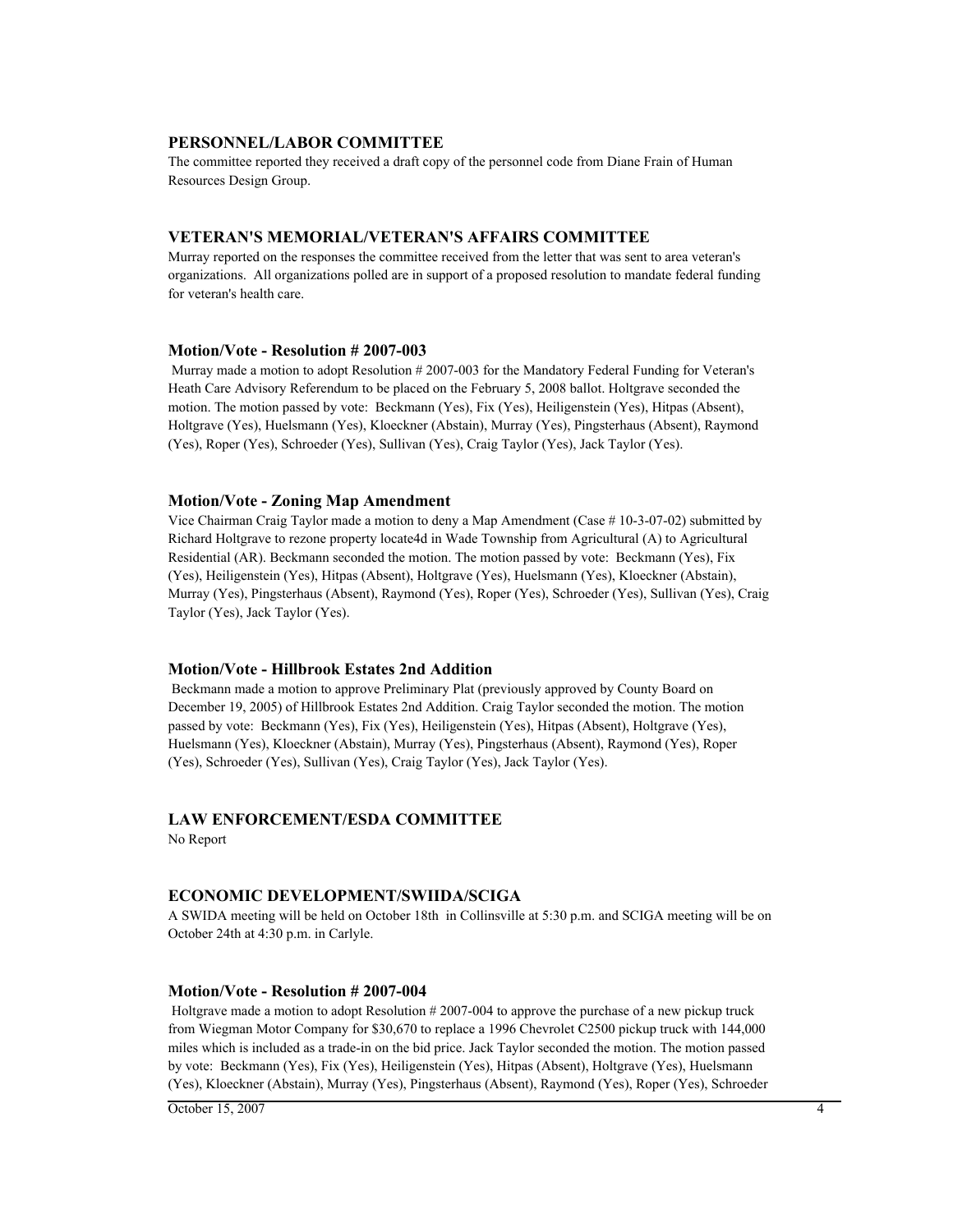## PERSONNEL/LABOR COMMITTEE

The committee reported they received a draft copy of the personnel code from Diane Frain of Human Resources Design Group.

## VETERAN'S MEMORIAL/VETERAN'S AFFAIRS COMMITTEE

Murray reported on the responses the committee received from the letter that was sent to area veteran's organizations. All organizations polled are in support of a proposed resolution to mandate federal funding for veteran's health care.

### Motion/Vote - Resolution # 2007-003

Murray made a motion to adopt Resolution # 2007-003 for the Mandatory Federal Funding for Veteran's Heath Care Advisory Referendum to be placed on the February 5, 2008 ballot. Holtgrave seconded the motion. The motion passed by vote: Beckmann (Yes), Fix (Yes), Heiligenstein (Yes), Hitpas (Absent), Holtgrave (Yes), Huelsmann (Yes), Kloeckner (Abstain), Murray (Yes), Pingsterhaus (Absent), Raymond (Yes), Roper (Yes), Schroeder (Yes), Sullivan (Yes), Craig Taylor (Yes), Jack Taylor (Yes).

### Motion/Vote - Zoning Map Amendment

Vice Chairman Craig Taylor made a motion to deny a Map Amendment (Case # 10-3-07-02) submitted by Richard Holtgrave to rezone property locate4d in Wade Township from Agricultural (A) to Agricultural Residential (AR). Beckmann seconded the motion. The motion passed by vote: Beckmann (Yes), Fix (Yes), Heiligenstein (Yes), Hitpas (Absent), Holtgrave (Yes), Huelsmann (Yes), Kloeckner (Abstain), Murray (Yes), Pingsterhaus (Absent), Raymond (Yes), Roper (Yes), Schroeder (Yes), Sullivan (Yes), Craig Taylor (Yes), Jack Taylor (Yes).

### Motion/Vote - Hillbrook Estates 2nd Addition

Beckmann made a motion to approve Preliminary Plat (previously approved by County Board on December 19, 2005) of Hillbrook Estates 2nd Addition. Craig Taylor seconded the motion. The motion passed by vote: Beckmann (Yes), Fix (Yes), Heiligenstein (Yes), Hitpas (Absent), Holtgrave (Yes), Huelsmann (Yes), Kloeckner (Abstain), Murray (Yes), Pingsterhaus (Absent), Raymond (Yes), Roper (Yes), Schroeder (Yes), Sullivan (Yes), Craig Taylor (Yes), Jack Taylor (Yes).

## LAW ENFORCEMENT/ESDA COMMITTEE

No Report

## ECONOMIC DEVELOPMENT/SWIIDA/SCIGA

A SWIDA meeting will be held on October 18th in Collinsville at 5:30 p.m. and SCIGA meeting will be on October 24th at 4:30 p.m. in Carlyle.

### Motion/Vote - Resolution # 2007-004

Holtgrave made a motion to adopt Resolution # 2007-004 to approve the purchase of a new pickup truck from Wiegman Motor Company for $30,670 to replace a 1996 Chevrolet C2500 pickup truck with 144,000 miles which is included as a trade-in on the bid price. Jack Taylor seconded the motion. The motion passed by vote: Beckmann (Yes), Fix (Yes), Heiligenstein (Yes), Hitpas (Absent), Holtgrave (Yes), Huelsmann (Yes), Kloeckner (Abstain), Murray (Yes), Pingsterhaus (Absent), Raymond (Yes), Roper (Yes), Schroeder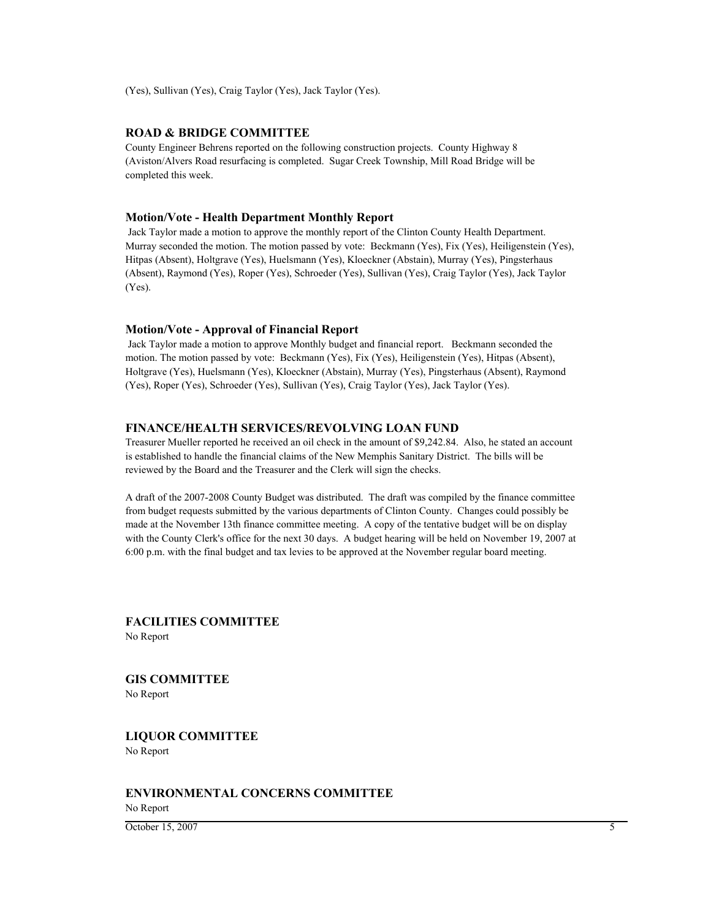(Yes), Sullivan (Yes), Craig Taylor (Yes), Jack Taylor (Yes).

### ROAD & BRIDGE COMMITTEE

County Engineer Behrens reported on the following construction projects. County Highway 8 (Aviston/Alvers Road resurfacing is completed. Sugar Creek Township, Mill Road Bridge will be completed this week.

### Motion/Vote - Health Department Monthly Report

Jack Taylor made a motion to approve the monthly report of the Clinton County Health Department. Murray seconded the motion. The motion passed by vote: Beckmann (Yes), Fix (Yes), Heiligenstein (Yes), Hitpas (Absent), Holtgrave (Yes), Huelsmann (Yes), Kloeckner (Abstain), Murray (Yes), Pingsterhaus (Absent), Raymond (Yes), Roper (Yes), Schroeder (Yes), Sullivan (Yes), Craig Taylor (Yes), Jack Taylor (Yes).

### Motion/Vote - Approval of Financial Report

Jack Taylor made a motion to approve Monthly budget and financial report. Beckmann seconded the motion. The motion passed by vote: Beckmann (Yes), Fix (Yes), Heiligenstein (Yes), Hitpas (Absent), Holtgrave (Yes), Huelsmann (Yes), Kloeckner (Abstain), Murray (Yes), Pingsterhaus (Absent), Raymond (Yes), Roper (Yes), Schroeder (Yes), Sullivan (Yes), Craig Taylor (Yes), Jack Taylor (Yes).

### FINANCE/HEALTH SERVICES/REVOLVING LOAN FUND

Treasurer Mueller reported he received an oil check in the amount of $9,242.84. Also, he stated an account is established to handle the financial claims of the New Memphis Sanitary District. The bills will be reviewed by the Board and the Treasurer and the Clerk will sign the checks.

A draft of the 2007-2008 County Budget was distributed. The draft was compiled by the finance committee from budget requests submitted by the various departments of Clinton County. Changes could possibly be made at the November 13th finance committee meeting. A copy of the tentative budget will be on display with the County Clerk's office for the next 30 days. A budget hearing will be held on November 19, 2007 at 6:00 p.m. with the final budget and tax levies to be approved at the November regular board meeting.

### FACILITIES COMMITTEE

No Report

### GIS COMMITTEE

No Report

### LIQUOR COMMITTEE

No Report

### ENVIRONMENTAL CONCERNS COMMITTEE

No Report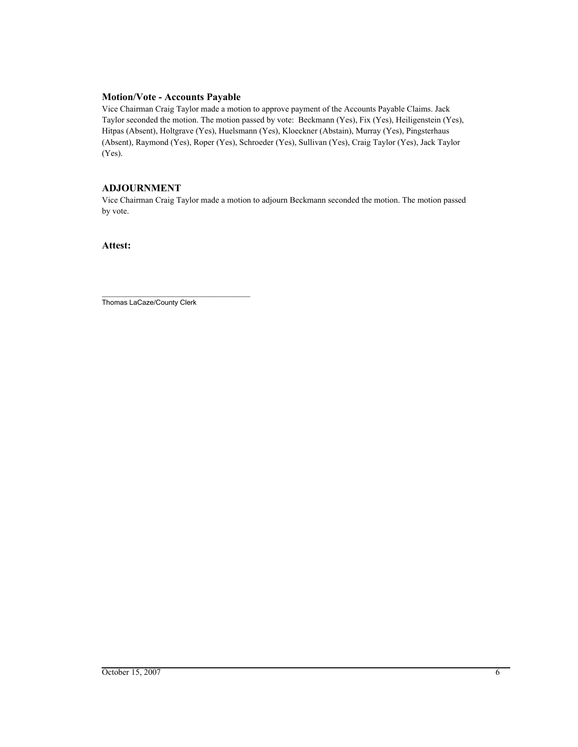### Motion/Vote - Accounts Payable

Vice Chairman Craig Taylor made a motion to approve payment of the Accounts Payable Claims. Jack Taylor seconded the motion. The motion passed by vote: Beckmann (Yes), Fix (Yes), Heiligenstein (Yes), Hitpas (Absent), Holtgrave (Yes), Huelsmann (Yes), Kloeckner (Abstain), Murray (Yes), Pingsterhaus (Absent), Raymond (Yes), Roper (Yes), Schroeder (Yes), Sullivan (Yes), Craig Taylor (Yes), Jack Taylor (Yes).

## ADJOURNMENT

Vice Chairman Craig Taylor made a motion to adjourn Beckmann seconded the motion. The motion passed by vote.

### Attest:

\_\_\_\_\_\_\_\_\_\_\_\_\_\_\_\_\_\_\_\_\_\_\_\_\_\_\_\_\_\_\_\_\_\_\_\_

Thomas LaCaze/County Clerk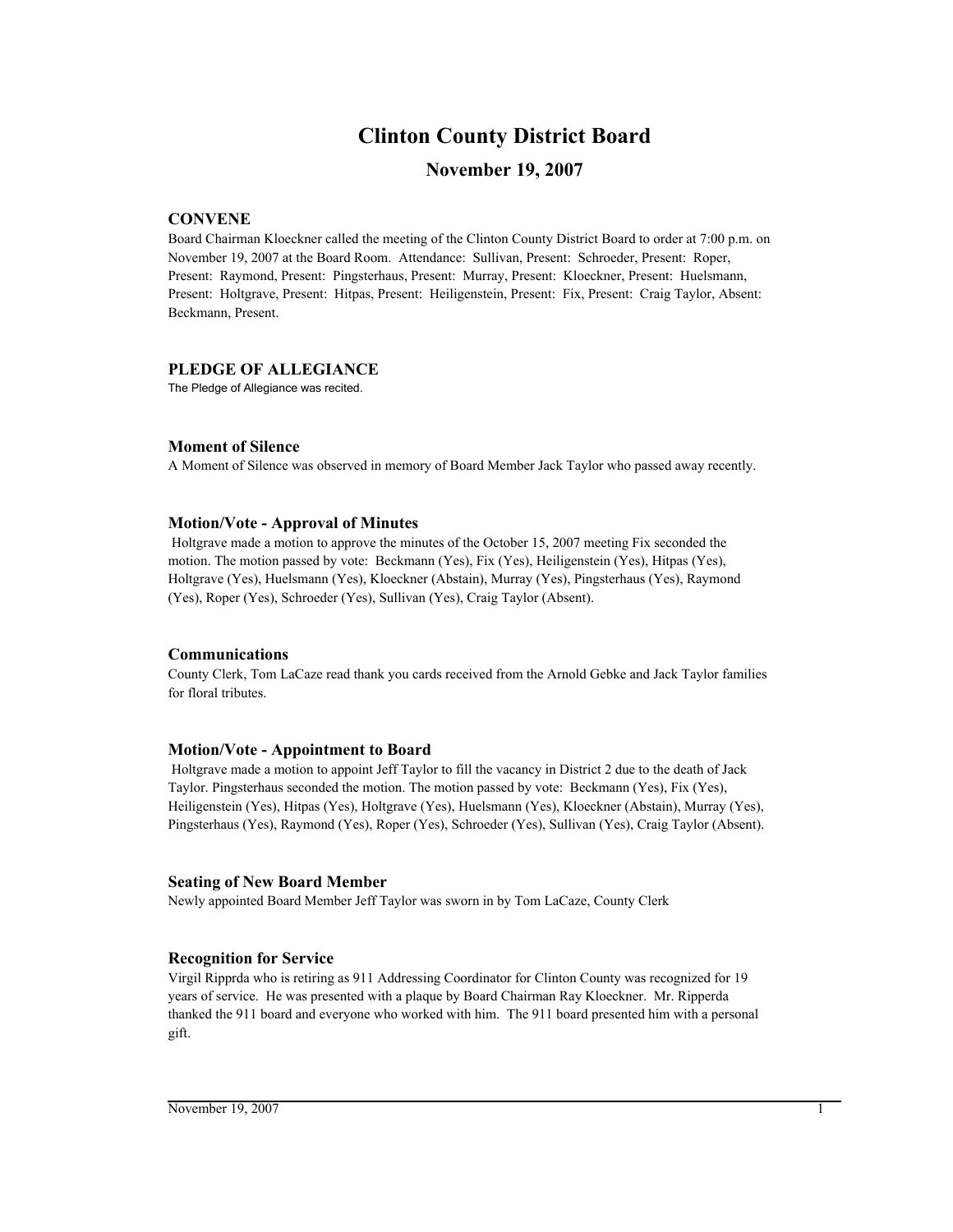# Clinton County District Board

## November 19, 2007

### CONVENE

Board Chairman Kloeckner called the meeting of the Clinton County District Board to order at 7:00 p.m. on November 19, 2007 at the Board Room. Attendance: Sullivan, Present: Schroeder, Present: Roper, Present: Raymond, Present: Pingsterhaus, Present: Murray, Present: Kloeckner, Present: Huelsmann, Present: Holtgrave, Present: Hitpas, Present: Heiligenstein, Present: Fix, Present: Craig Taylor, Absent: Beckmann, Present.

### PLEDGE OF ALLEGIANCE

The Pledge of Allegiance was recited.

### Moment of Silence

A Moment of Silence was observed in memory of Board Member Jack Taylor who passed away recently.

### Motion/Vote - Approval of Minutes

Holtgrave made a motion to approve the minutes of the October 15, 2007 meeting Fix seconded the motion. The motion passed by vote: Beckmann (Yes), Fix (Yes), Heiligenstein (Yes), Hitpas (Yes), Holtgrave (Yes), Huelsmann (Yes), Kloeckner (Abstain), Murray (Yes), Pingsterhaus (Yes), Raymond (Yes), Roper (Yes), Schroeder (Yes), Sullivan (Yes), Craig Taylor (Absent).

### Communications

County Clerk, Tom LaCaze read thank you cards received from the Arnold Gebke and Jack Taylor families for floral tributes.

### Motion/Vote - Appointment to Board

Holtgrave made a motion to appoint Jeff Taylor to fill the vacancy in District 2 due to the death of Jack Taylor. Pingsterhaus seconded the motion. The motion passed by vote: Beckmann (Yes), Fix (Yes), Heiligenstein (Yes), Hitpas (Yes), Holtgrave (Yes), Huelsmann (Yes), Kloeckner (Abstain), Murray (Yes), Pingsterhaus (Yes), Raymond (Yes), Roper (Yes), Schroeder (Yes), Sullivan (Yes), Craig Taylor (Absent).

### Seating of New Board Member

Newly appointed Board Member Jeff Taylor was sworn in by Tom LaCaze, County Clerk

### Recognition for Service

Virgil Ripprda who is retiring as 911 Addressing Coordinator for Clinton County was recognized for 19 years of service. He was presented with a plaque by Board Chairman Ray Kloeckner. Mr. Ripperda thanked the 911 board and everyone who worked with him. The 911 board presented him with a personal gift.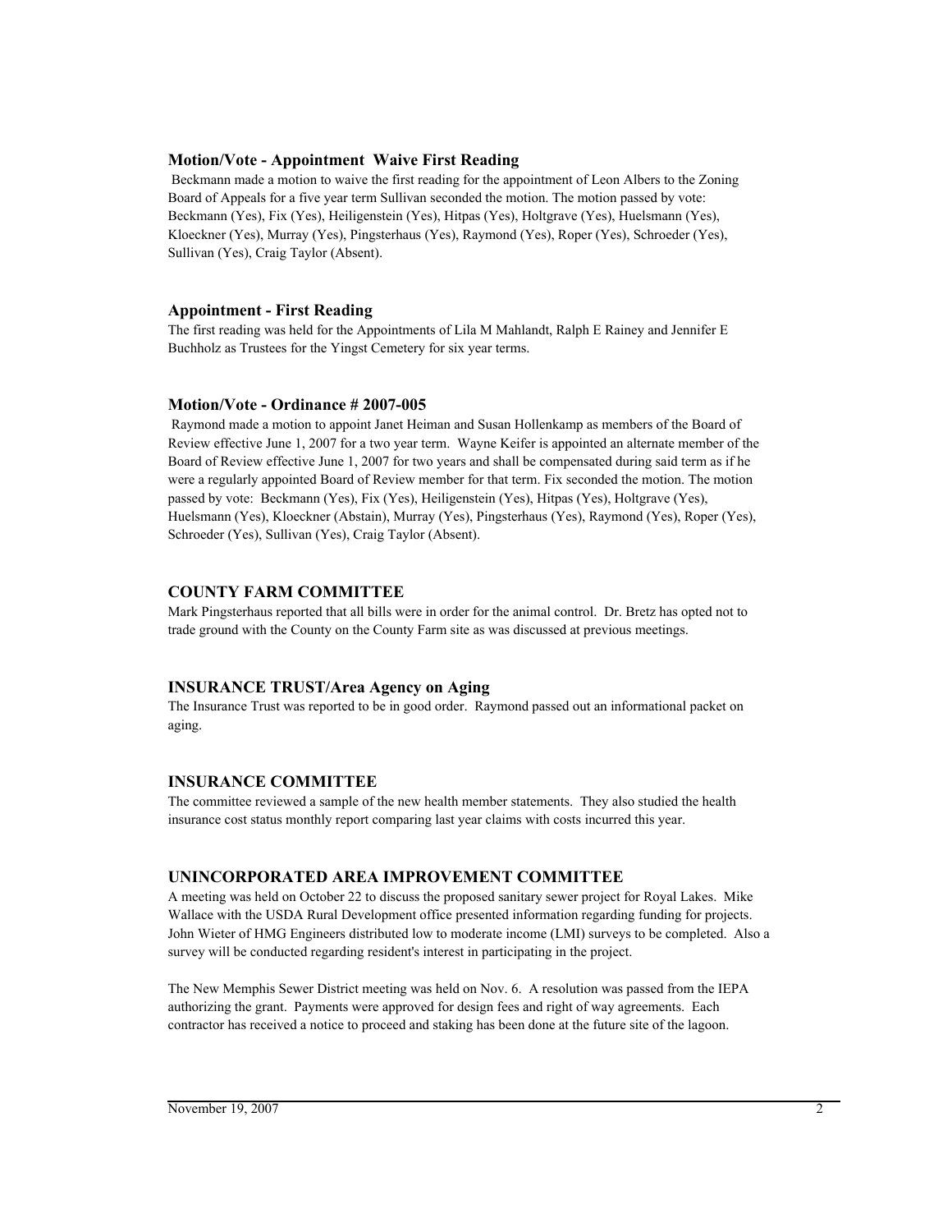### Motion/Vote - Appointment Waive First Reading

Beckmann made a motion to waive the first reading for the appointment of Leon Albers to the Zoning Board of Appeals for a five year term Sullivan seconded the motion. The motion passed by vote: Beckmann (Yes), Fix (Yes), Heiligenstein (Yes), Hitpas (Yes), Holtgrave (Yes), Huelsmann (Yes), Kloeckner (Yes), Murray (Yes), Pingsterhaus (Yes), Raymond (Yes), Roper (Yes), Schroeder (Yes), Sullivan (Yes), Craig Taylor (Absent).

### Appointment - First Reading

The first reading was held for the Appointments of Lila M Mahlandt, Ralph E Rainey and Jennifer E Buchholz as Trustees for the Yingst Cemetery for six year terms.

### Motion/Vote - Ordinance # 2007-005

Raymond made a motion to appoint Janet Heiman and Susan Hollenkamp as members of the Board of Review effective June 1, 2007 for a two year term. Wayne Keifer is appointed an alternate member of the Board of Review effective June 1, 2007 for two years and shall be compensated during said term as if he were a regularly appointed Board of Review member for that term. Fix seconded the motion. The motion passed by vote: Beckmann (Yes), Fix (Yes), Heiligenstein (Yes), Hitpas (Yes), Holtgrave (Yes), Huelsmann (Yes), Kloeckner (Abstain), Murray (Yes), Pingsterhaus (Yes), Raymond (Yes), Roper (Yes), Schroeder (Yes), Sullivan (Yes), Craig Taylor (Absent).

## COUNTY FARM COMMITTEE

Mark Pingsterhaus reported that all bills were in order for the animal control. Dr. Bretz has opted not to trade ground with the County on the County Farm site as was discussed at previous meetings.

## INSURANCE TRUST/Area Agency on Aging

The Insurance Trust was reported to be in good order. Raymond passed out an informational packet on aging.

## INSURANCE COMMITTEE

The committee reviewed a sample of the new health member statements. They also studied the health insurance cost status monthly report comparing last year claims with costs incurred this year.

## UNINCORPORATED AREA IMPROVEMENT COMMITTEE

A meeting was held on October 22 to discuss the proposed sanitary sewer project for Royal Lakes. Mike Wallace with the USDA Rural Development office presented information regarding funding for projects. John Wieter of HMG Engineers distributed low to moderate income (LMI) surveys to be completed. Also a survey will be conducted regarding resident's interest in participating in the project.

The New Memphis Sewer District meeting was held on Nov. 6. A resolution was passed from the IEPA authorizing the grant. Payments were approved for design fees and right of way agreements. Each contractor has received a notice to proceed and staking has been done at the future site of the lagoon.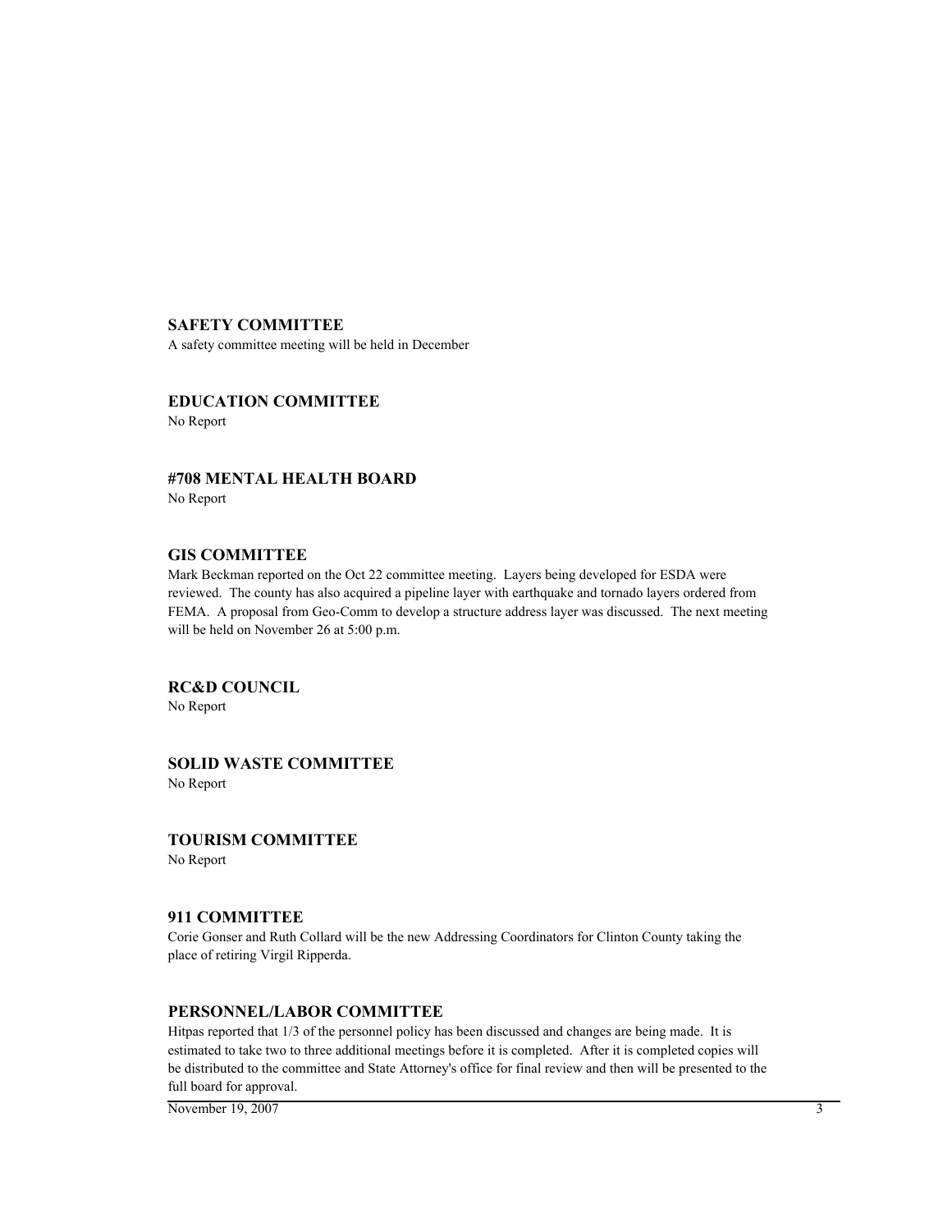## SAFETY COMMITTEE

A safety committee meeting will be held in December

## EDUCATION COMMITTEE

No Report

## #708 MENTAL HEALTH BOARD

No Report

## GIS COMMITTEE

Mark Beckman reported on the Oct 22 committee meeting. Layers being developed for ESDA were reviewed. The county has also acquired a pipeline layer with earthquake and tornado layers ordered from FEMA. A proposal from Geo-Comm to develop a structure address layer was discussed. The next meeting will be held on November 26 at 5:00 p.m.

## RC&D COUNCIL

No Report

## SOLID WASTE COMMITTEE

No Report

## TOURISM COMMITTEE

No Report

## 911 COMMITTEE

Corie Gonser and Ruth Collard will be the new Addressing Coordinators for Clinton County taking the place of retiring Virgil Ripperda.

## PERSONNEL/LABOR COMMITTEE

Hitpas reported that 1/3 of the personnel policy has been discussed and changes are being made. It is estimated to take two to three additional meetings before it is completed. After it is completed copies will be distributed to the committee and State Attorney's office for final review and then will be presented to the full board for approval.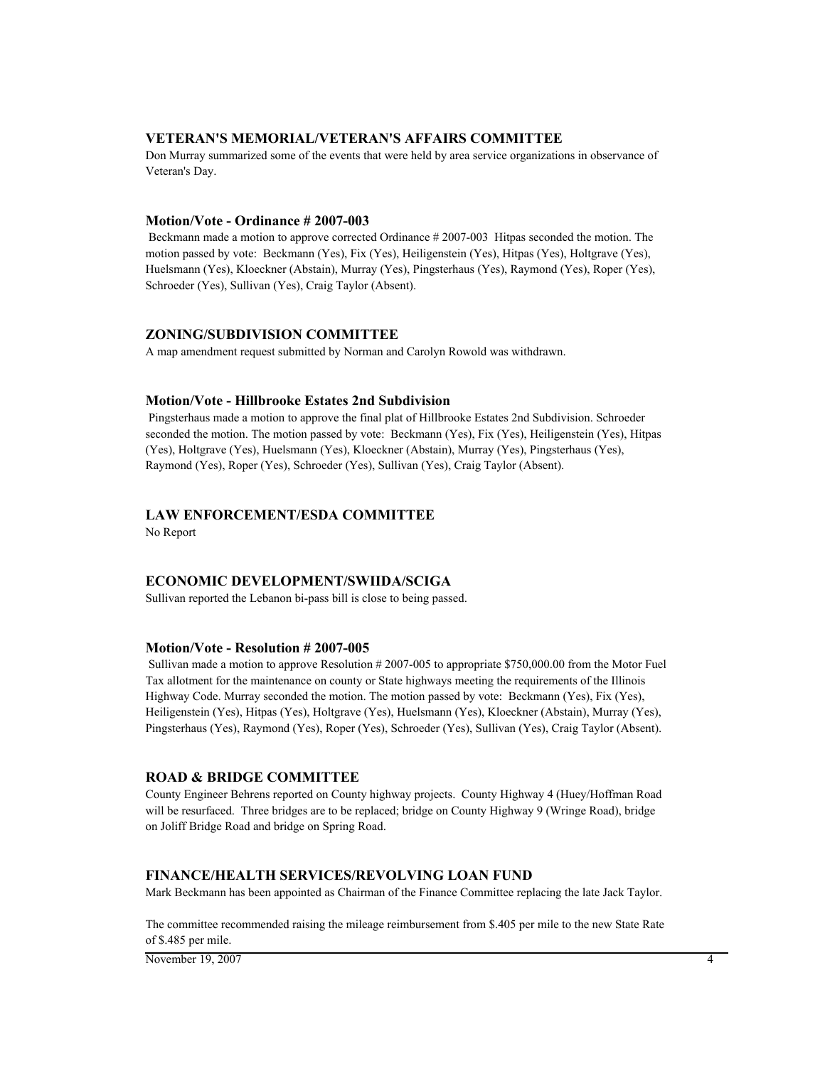## VETERAN'S MEMORIAL/VETERAN'S AFFAIRS COMMITTEE

Don Murray summarized some of the events that were held by area service organizations in observance of Veteran's Day.

### Motion/Vote - Ordinance # 2007-003

Beckmann made a motion to approve corrected Ordinance # 2007-003 Hitpas seconded the motion. The motion passed by vote: Beckmann (Yes), Fix (Yes), Heiligenstein (Yes), Hitpas (Yes), Holtgrave (Yes), Huelsmann (Yes), Kloeckner (Abstain), Murray (Yes), Pingsterhaus (Yes), Raymond (Yes), Roper (Yes), Schroeder (Yes), Sullivan (Yes), Craig Taylor (Absent).

## ZONING/SUBDIVISION COMMITTEE

A map amendment request submitted by Norman and Carolyn Rowold was withdrawn.

### Motion/Vote - Hillbrooke Estates 2nd Subdivision

Pingsterhaus made a motion to approve the final plat of Hillbrooke Estates 2nd Subdivision. Schroeder seconded the motion. The motion passed by vote: Beckmann (Yes), Fix (Yes), Heiligenstein (Yes), Hitpas (Yes), Holtgrave (Yes), Huelsmann (Yes), Kloeckner (Abstain), Murray (Yes), Pingsterhaus (Yes), Raymond (Yes), Roper (Yes), Schroeder (Yes), Sullivan (Yes), Craig Taylor (Absent).

## LAW ENFORCEMENT/ESDA COMMITTEE

No Report

## ECONOMIC DEVELOPMENT/SWIIDA/SCIGA

Sullivan reported the Lebanon bi-pass bill is close to being passed.

### Motion/Vote - Resolution # 2007-005

Sullivan made a motion to approve Resolution # 2007-005 to appropriate $750,000.00 from the Motor Fuel Tax allotment for the maintenance on county or State highways meeting the requirements of the Illinois Highway Code. Murray seconded the motion. The motion passed by vote: Beckmann (Yes), Fix (Yes), Heiligenstein (Yes), Hitpas (Yes), Holtgrave (Yes), Huelsmann (Yes), Kloeckner (Abstain), Murray (Yes), Pingsterhaus (Yes), Raymond (Yes), Roper (Yes), Schroeder (Yes), Sullivan (Yes), Craig Taylor (Absent).

## ROAD & BRIDGE COMMITTEE

County Engineer Behrens reported on County highway projects. County Highway 4 (Huey/Hoffman Road will be resurfaced. Three bridges are to be replaced; bridge on County Highway 9 (Wringe Road), bridge on Joliff Bridge Road and bridge on Spring Road.

## FINANCE/HEALTH SERVICES/REVOLVING LOAN FUND

Mark Beckmann has been appointed as Chairman of the Finance Committee replacing the late Jack Taylor.

The committee recommended raising the mileage reimbursement from $.405 per mile to the new State Rate of $.485 per mile.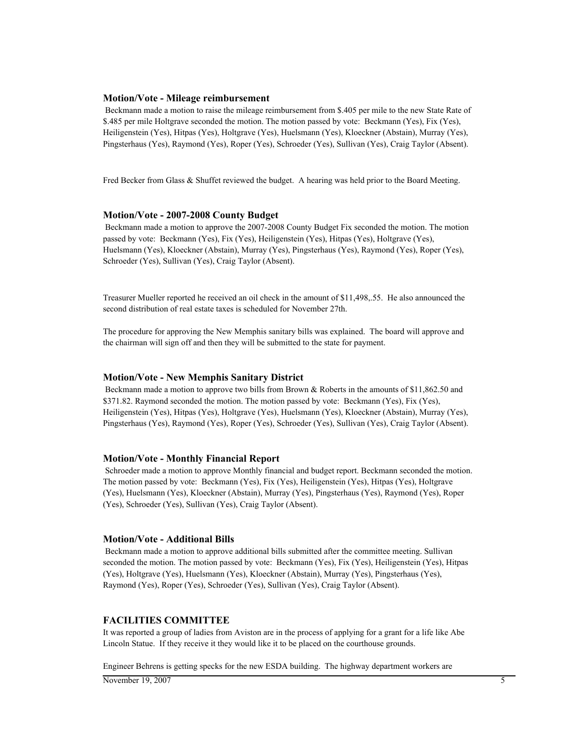### Motion/Vote - Mileage reimbursement

Beckmann made a motion to raise the mileage reimbursement from $.405 per mile to the new State Rate of $.485 per mile Holtgrave seconded the motion. The motion passed by vote: Beckmann (Yes), Fix (Yes), Heiligenstein (Yes), Hitpas (Yes), Holtgrave (Yes), Huelsmann (Yes), Kloeckner (Abstain), Murray (Yes), Pingsterhaus (Yes), Raymond (Yes), Roper (Yes), Schroeder (Yes), Sullivan (Yes), Craig Taylor (Absent).

Fred Becker from Glass & Shuffet reviewed the budget. A hearing was held prior to the Board Meeting.

### Motion/Vote - 2007-2008 County Budget

Beckmann made a motion to approve the 2007-2008 County Budget Fix seconded the motion. The motion passed by vote: Beckmann (Yes), Fix (Yes), Heiligenstein (Yes), Hitpas (Yes), Holtgrave (Yes), Huelsmann (Yes), Kloeckner (Abstain), Murray (Yes), Pingsterhaus (Yes), Raymond (Yes), Roper (Yes), Schroeder (Yes), Sullivan (Yes), Craig Taylor (Absent).

Treasurer Mueller reported he received an oil check in the amount of $11,498,.55. He also announced the second distribution of real estate taxes is scheduled for November 27th.

The procedure for approving the New Memphis sanitary bills was explained. The board will approve and the chairman will sign off and then they will be submitted to the state for payment.

### Motion/Vote - New Memphis Sanitary District

Beckmann made a motion to approve two bills from Brown & Roberts in the amounts of $11,862.50 and $371.82. Raymond seconded the motion. The motion passed by vote: Beckmann (Yes), Fix (Yes), Heiligenstein (Yes), Hitpas (Yes), Holtgrave (Yes), Huelsmann (Yes), Kloeckner (Abstain), Murray (Yes), Pingsterhaus (Yes), Raymond (Yes), Roper (Yes), Schroeder (Yes), Sullivan (Yes), Craig Taylor (Absent).

### Motion/Vote - Monthly Financial Report

Schroeder made a motion to approve Monthly financial and budget report. Beckmann seconded the motion. The motion passed by vote: Beckmann (Yes), Fix (Yes), Heiligenstein (Yes), Hitpas (Yes), Holtgrave (Yes), Huelsmann (Yes), Kloeckner (Abstain), Murray (Yes), Pingsterhaus (Yes), Raymond (Yes), Roper (Yes), Schroeder (Yes), Sullivan (Yes), Craig Taylor (Absent).

### Motion/Vote - Additional Bills

Beckmann made a motion to approve additional bills submitted after the committee meeting. Sullivan seconded the motion. The motion passed by vote: Beckmann (Yes), Fix (Yes), Heiligenstein (Yes), Hitpas (Yes), Holtgrave (Yes), Huelsmann (Yes), Kloeckner (Abstain), Murray (Yes), Pingsterhaus (Yes), Raymond (Yes), Roper (Yes), Schroeder (Yes), Sullivan (Yes), Craig Taylor (Absent).

## FACILITIES COMMITTEE

It was reported a group of ladies from Aviston are in the process of applying for a grant for a life like Abe Lincoln Statue. If they receive it they would like it to be placed on the courthouse grounds.

Engineer Behrens is getting specks for the new ESDA building. The highway department workers are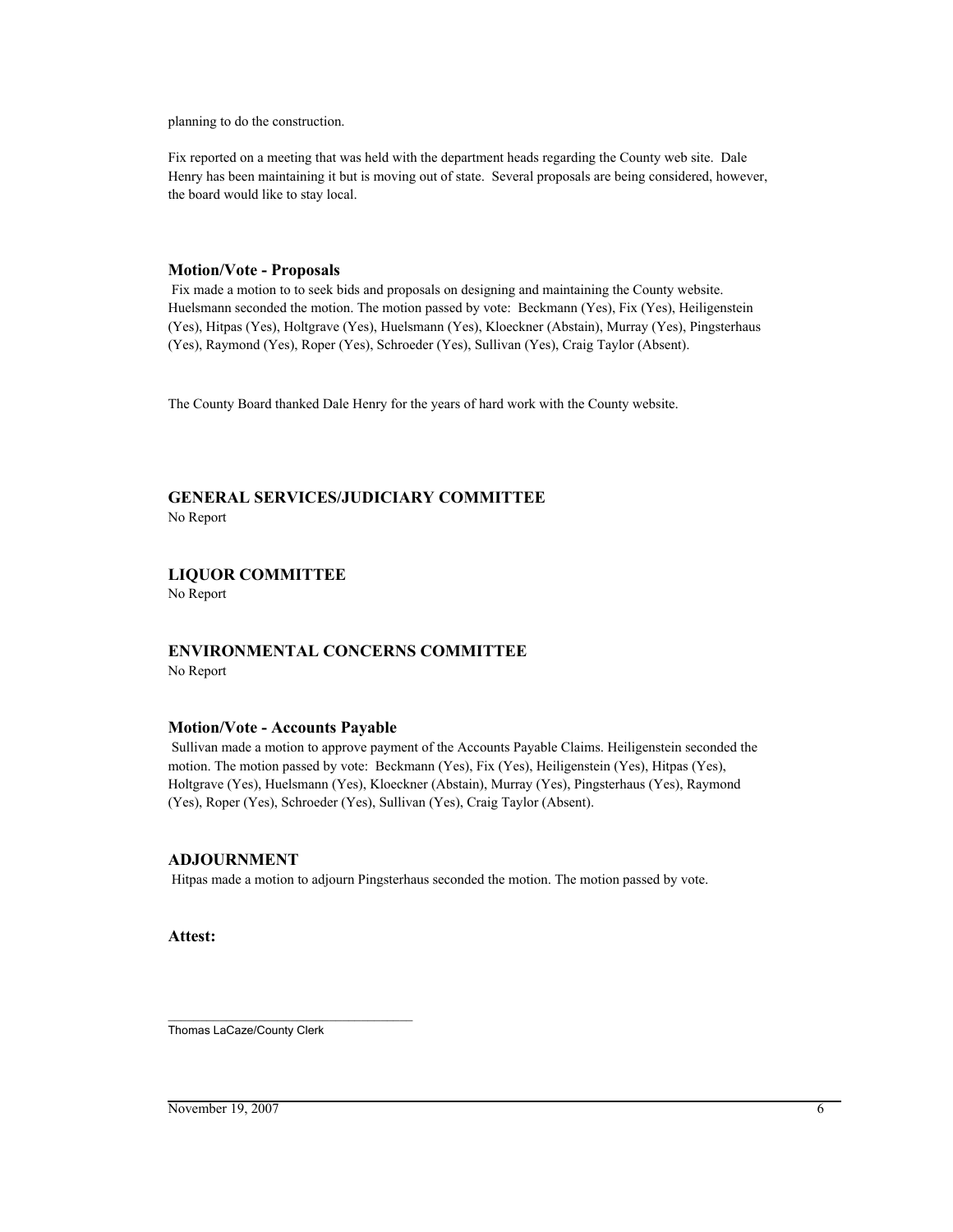planning to do the construction.

Fix reported on a meeting that was held with the department heads regarding the County web site. Dale Henry has been maintaining it but is moving out of state. Several proposals are being considered, however, the board would like to stay local.

### Motion/Vote - Proposals

Fix made a motion to to seek bids and proposals on designing and maintaining the County website. Huelsmann seconded the motion. The motion passed by vote: Beckmann (Yes), Fix (Yes), Heiligenstein (Yes), Hitpas (Yes), Holtgrave (Yes), Huelsmann (Yes), Kloeckner (Abstain), Murray (Yes), Pingsterhaus (Yes), Raymond (Yes), Roper (Yes), Schroeder (Yes), Sullivan (Yes), Craig Taylor (Absent).

The County Board thanked Dale Henry for the years of hard work with the County website.

## GENERAL SERVICES/JUDICIARY COMMITTEE

No Report

## LIQUOR COMMITTEE

No Report

## ENVIRONMENTAL CONCERNS COMMITTEE

No Report

### Motion/Vote - Accounts Payable

Sullivan made a motion to approve payment of the Accounts Payable Claims. Heiligenstein seconded the motion. The motion passed by vote: Beckmann (Yes), Fix (Yes), Heiligenstein (Yes), Hitpas (Yes), Holtgrave (Yes), Huelsmann (Yes), Kloeckner (Abstain), Murray (Yes), Pingsterhaus (Yes), Raymond (Yes), Roper (Yes), Schroeder (Yes), Sullivan (Yes), Craig Taylor (Absent).

## ADJOURNMENT

Hitpas made a motion to adjourn Pingsterhaus seconded the motion. The motion passed by vote.

**Attest:**

\_\_\_\_\_\_\_\_\_\_\_\_\_\_\_\_\_\_\_\_\_\_\_\_\_\_\_\_\_\_\_\_\_\_\_

Thomas LaCaze/County Clerk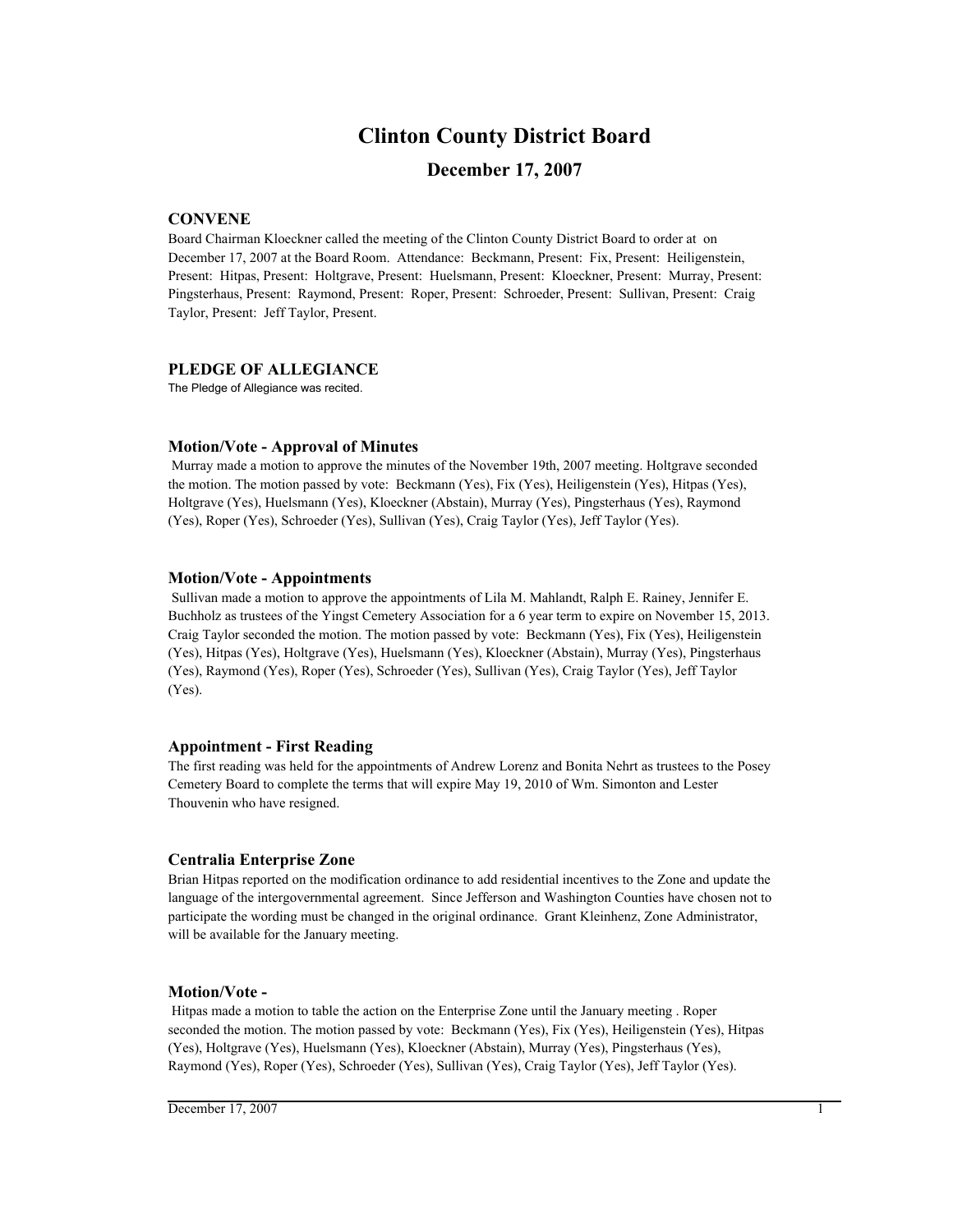# Clinton County District Board

## December 17, 2007

### CONVENE

Board Chairman Kloeckner called the meeting of the Clinton County District Board to order at on December 17, 2007 at the Board Room. Attendance: Beckmann, Present: Fix, Present: Heiligenstein, Present: Hitpas, Present: Holtgrave, Present: Huelsmann, Present: Kloeckner, Present: Murray, Present: Pingsterhaus, Present: Raymond, Present: Roper, Present: Schroeder, Present: Sullivan, Present: Craig Taylor, Present: Jeff Taylor, Present.

### PLEDGE OF ALLEGIANCE

The Pledge of Allegiance was recited.

### Motion/Vote - Approval of Minutes

Murray made a motion to approve the minutes of the November 19th, 2007 meeting. Holtgrave seconded the motion. The motion passed by vote: Beckmann (Yes), Fix (Yes), Heiligenstein (Yes), Hitpas (Yes), Holtgrave (Yes), Huelsmann (Yes), Kloeckner (Abstain), Murray (Yes), Pingsterhaus (Yes), Raymond (Yes), Roper (Yes), Schroeder (Yes), Sullivan (Yes), Craig Taylor (Yes), Jeff Taylor (Yes).

### Motion/Vote - Appointments

Sullivan made a motion to approve the appointments of Lila M. Mahlandt, Ralph E. Rainey, Jennifer E. Buchholz as trustees of the Yingst Cemetery Association for a 6 year term to expire on November 15, 2013. Craig Taylor seconded the motion. The motion passed by vote: Beckmann (Yes), Fix (Yes), Heiligenstein (Yes), Hitpas (Yes), Holtgrave (Yes), Huelsmann (Yes), Kloeckner (Abstain), Murray (Yes), Pingsterhaus (Yes), Raymond (Yes), Roper (Yes), Schroeder (Yes), Sullivan (Yes), Craig Taylor (Yes), Jeff Taylor (Yes).

### Appointment - First Reading

The first reading was held for the appointments of Andrew Lorenz and Bonita Nehrt as trustees to the Posey Cemetery Board to complete the terms that will expire May 19, 2010 of Wm. Simonton and Lester Thouvenin who have resigned.

### Centralia Enterprise Zone

Brian Hitpas reported on the modification ordinance to add residential incentives to the Zone and update the language of the intergovernmental agreement. Since Jefferson and Washington Counties have chosen not to participate the wording must be changed in the original ordinance. Grant Kleinhenz, Zone Administrator, will be available for the January meeting.

### Motion/Vote -

Hitpas made a motion to table the action on the Enterprise Zone until the January meeting . Roper seconded the motion. The motion passed by vote: Beckmann (Yes), Fix (Yes), Heiligenstein (Yes), Hitpas (Yes), Holtgrave (Yes), Huelsmann (Yes), Kloeckner (Abstain), Murray (Yes), Pingsterhaus (Yes), Raymond (Yes), Roper (Yes), Schroeder (Yes), Sullivan (Yes), Craig Taylor (Yes), Jeff Taylor (Yes).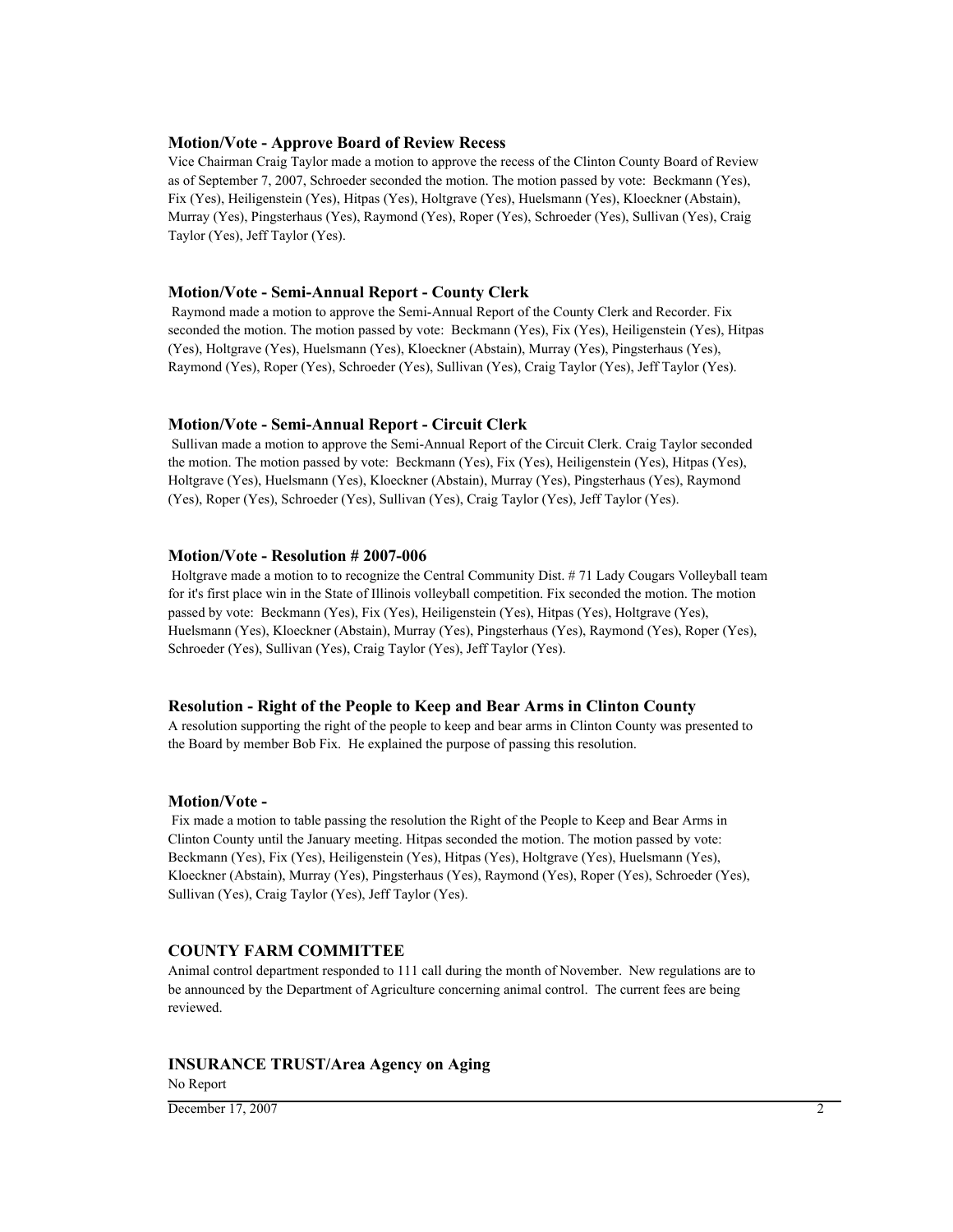### Motion/Vote - Approve Board of Review Recess

Vice Chairman Craig Taylor made a motion to approve the recess of the Clinton County Board of Review as of September 7, 2007, Schroeder seconded the motion. The motion passed by vote: Beckmann (Yes), Fix (Yes), Heiligenstein (Yes), Hitpas (Yes), Holtgrave (Yes), Huelsmann (Yes), Kloeckner (Abstain), Murray (Yes), Pingsterhaus (Yes), Raymond (Yes), Roper (Yes), Schroeder (Yes), Sullivan (Yes), Craig Taylor (Yes), Jeff Taylor (Yes).

### Motion/Vote - Semi-Annual Report - County Clerk

Raymond made a motion to approve the Semi-Annual Report of the County Clerk and Recorder. Fix seconded the motion. The motion passed by vote: Beckmann (Yes), Fix (Yes), Heiligenstein (Yes), Hitpas (Yes), Holtgrave (Yes), Huelsmann (Yes), Kloeckner (Abstain), Murray (Yes), Pingsterhaus (Yes), Raymond (Yes), Roper (Yes), Schroeder (Yes), Sullivan (Yes), Craig Taylor (Yes), Jeff Taylor (Yes).

### Motion/Vote - Semi-Annual Report - Circuit Clerk

Sullivan made a motion to approve the Semi-Annual Report of the Circuit Clerk. Craig Taylor seconded the motion. The motion passed by vote: Beckmann (Yes), Fix (Yes), Heiligenstein (Yes), Hitpas (Yes), Holtgrave (Yes), Huelsmann (Yes), Kloeckner (Abstain), Murray (Yes), Pingsterhaus (Yes), Raymond (Yes), Roper (Yes), Schroeder (Yes), Sullivan (Yes), Craig Taylor (Yes), Jeff Taylor (Yes).

### Motion/Vote - Resolution # 2007-006

Holtgrave made a motion to to recognize the Central Community Dist. # 71 Lady Cougars Volleyball team for it's first place win in the State of Illinois volleyball competition. Fix seconded the motion. The motion passed by vote: Beckmann (Yes), Fix (Yes), Heiligenstein (Yes), Hitpas (Yes), Holtgrave (Yes), Huelsmann (Yes), Kloeckner (Abstain), Murray (Yes), Pingsterhaus (Yes), Raymond (Yes), Roper (Yes), Schroeder (Yes), Sullivan (Yes), Craig Taylor (Yes), Jeff Taylor (Yes).

### Resolution - Right of the People to Keep and Bear Arms in Clinton County

A resolution supporting the right of the people to keep and bear arms in Clinton County was presented to the Board by member Bob Fix. He explained the purpose of passing this resolution.

### Motion/Vote -

Fix made a motion to table passing the resolution the Right of the People to Keep and Bear Arms in Clinton County until the January meeting. Hitpas seconded the motion. The motion passed by vote: Beckmann (Yes), Fix (Yes), Heiligenstein (Yes), Hitpas (Yes), Holtgrave (Yes), Huelsmann (Yes), Kloeckner (Abstain), Murray (Yes), Pingsterhaus (Yes), Raymond (Yes), Roper (Yes), Schroeder (Yes), Sullivan (Yes), Craig Taylor (Yes), Jeff Taylor (Yes).

### COUNTY FARM COMMITTEE

Animal control department responded to 111 call during the month of November. New regulations are to be announced by the Department of Agriculture concerning animal control. The current fees are being reviewed.

### INSURANCE TRUST/Area Agency on Aging

No Report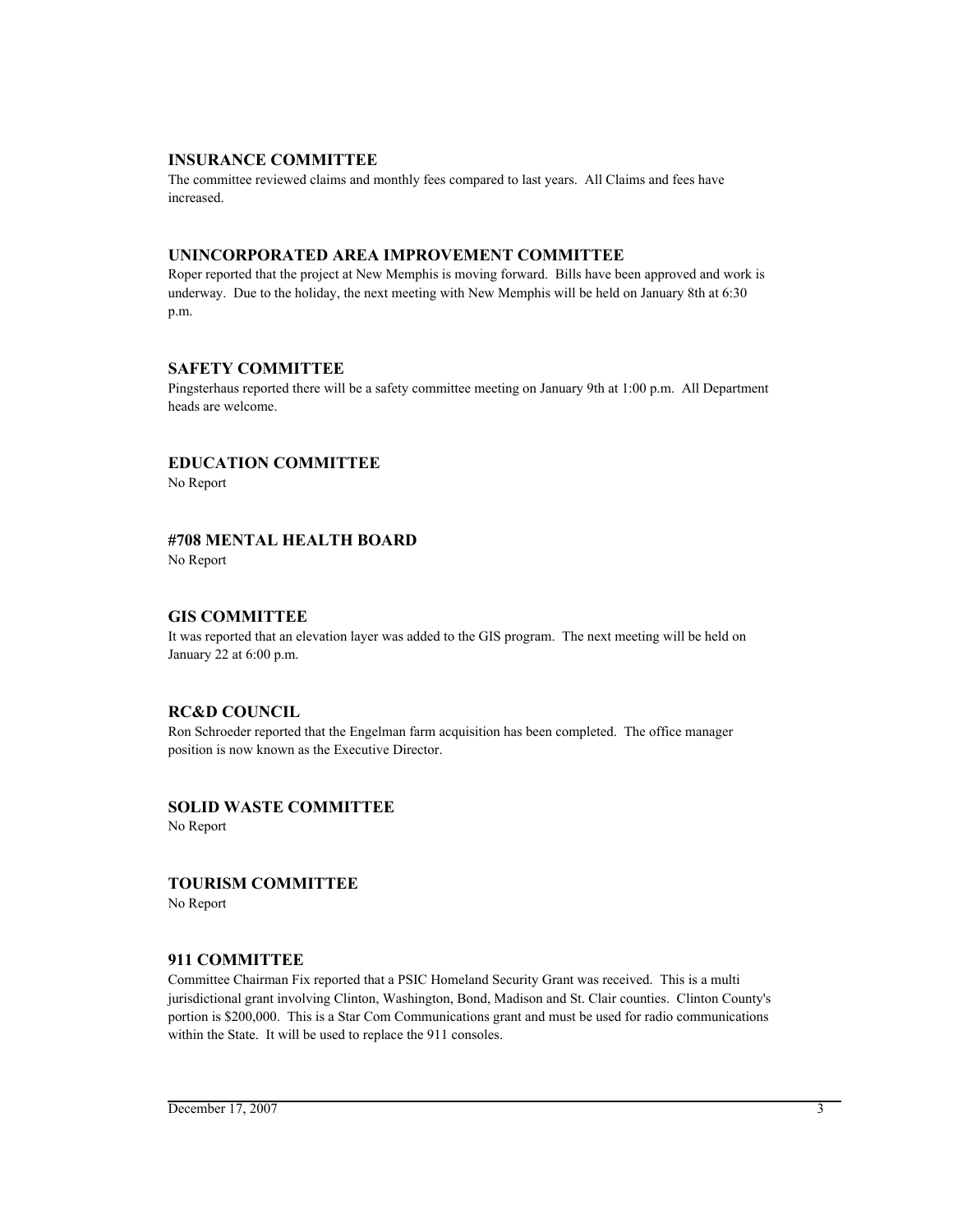## INSURANCE COMMITTEE

The committee reviewed claims and monthly fees compared to last years. All Claims and fees have increased.

## UNINCORPORATED AREA IMPROVEMENT COMMITTEE

Roper reported that the project at New Memphis is moving forward. Bills have been approved and work is underway. Due to the holiday, the next meeting with New Memphis will be held on January 8th at 6:30 p.m.

## SAFETY COMMITTEE

Pingsterhaus reported there will be a safety committee meeting on January 9th at 1:00 p.m. All Department heads are welcome.

## EDUCATION COMMITTEE

No Report

## #708 MENTAL HEALTH BOARD

No Report

## GIS COMMITTEE

It was reported that an elevation layer was added to the GIS program. The next meeting will be held on January 22 at 6:00 p.m.

## RC&D COUNCIL

Ron Schroeder reported that the Engelman farm acquisition has been completed. The office manager position is now known as the Executive Director.

## SOLID WASTE COMMITTEE

No Report

## TOURISM COMMITTEE

No Report

## 911 COMMITTEE

Committee Chairman Fix reported that a PSIC Homeland Security Grant was received. This is a multi jurisdictional grant involving Clinton, Washington, Bond, Madison and St. Clair counties. Clinton County's portion is $200,000. This is a Star Com Communications grant and must be used for radio communications within the State. It will be used to replace the 911 consoles.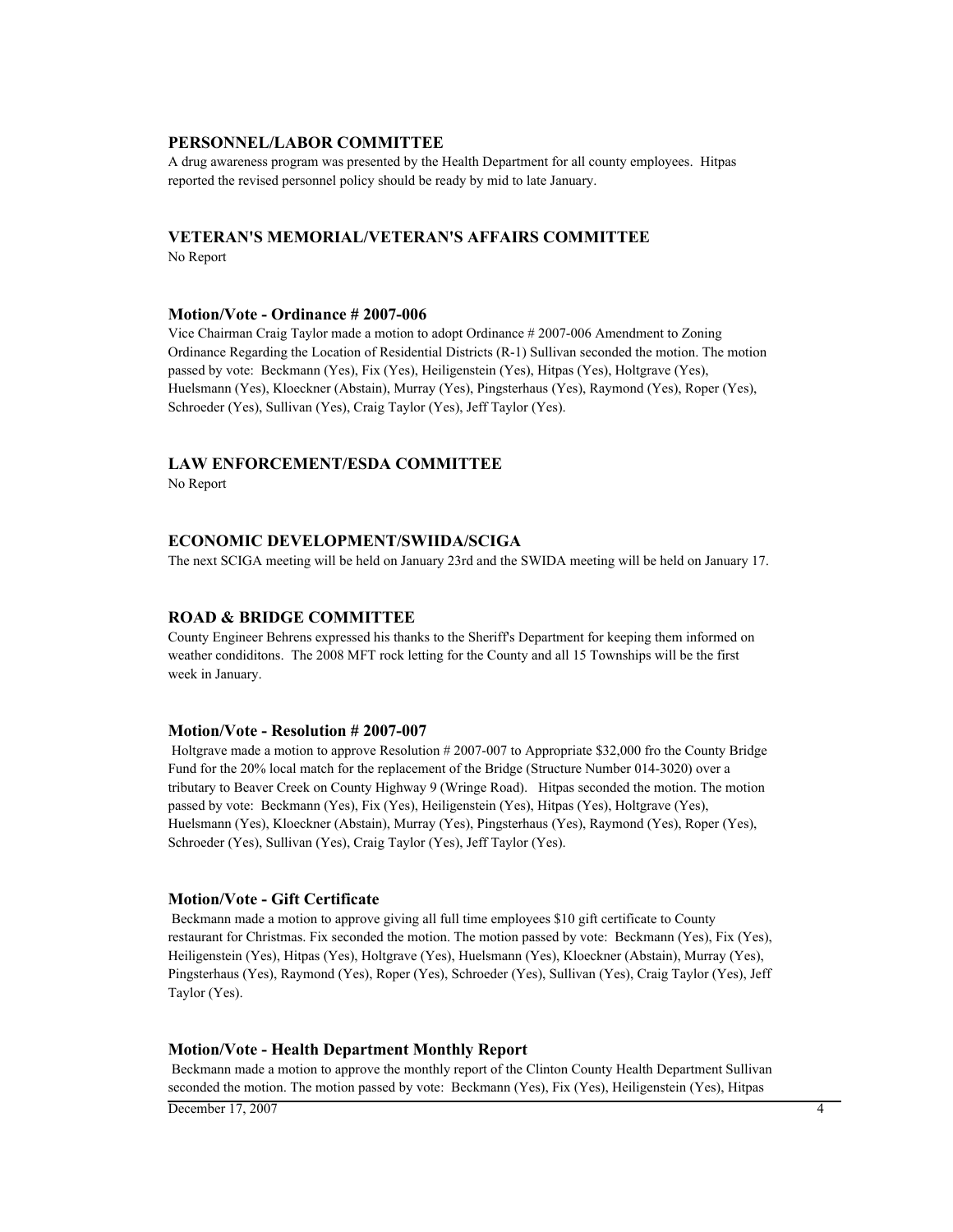## PERSONNEL/LABOR COMMITTEE

A drug awareness program was presented by the Health Department for all county employees. Hitpas reported the revised personnel policy should be ready by mid to late January.

## VETERAN'S MEMORIAL/VETERAN'S AFFAIRS COMMITTEE

No Report

### Motion/Vote - Ordinance # 2007-006

Vice Chairman Craig Taylor made a motion to adopt Ordinance # 2007-006 Amendment to Zoning Ordinance Regarding the Location of Residential Districts (R-1) Sullivan seconded the motion. The motion passed by vote: Beckmann (Yes), Fix (Yes), Heiligenstein (Yes), Hitpas (Yes), Holtgrave (Yes), Huelsmann (Yes), Kloeckner (Abstain), Murray (Yes), Pingsterhaus (Yes), Raymond (Yes), Roper (Yes), Schroeder (Yes), Sullivan (Yes), Craig Taylor (Yes), Jeff Taylor (Yes).

## LAW ENFORCEMENT/ESDA COMMITTEE

No Report

## ECONOMIC DEVELOPMENT/SWIIDA/SCIGA

The next SCIGA meeting will be held on January 23rd and the SWIDA meeting will be held on January 17.

## ROAD & BRIDGE COMMITTEE

County Engineer Behrens expressed his thanks to the Sheriff's Department for keeping them informed on weather condiditons. The 2008 MFT rock letting for the County and all 15 Townships will be the first week in January.

### Motion/Vote - Resolution # 2007-007

Holtgrave made a motion to approve Resolution # 2007-007 to Appropriate $32,000 fro the County Bridge Fund for the 20% local match for the replacement of the Bridge (Structure Number 014-3020) over a tributary to Beaver Creek on County Highway 9 (Wringe Road). Hitpas seconded the motion. The motion passed by vote: Beckmann (Yes), Fix (Yes), Heiligenstein (Yes), Hitpas (Yes), Holtgrave (Yes), Huelsmann (Yes), Kloeckner (Abstain), Murray (Yes), Pingsterhaus (Yes), Raymond (Yes), Roper (Yes), Schroeder (Yes), Sullivan (Yes), Craig Taylor (Yes), Jeff Taylor (Yes).

### Motion/Vote - Gift Certificate

Beckmann made a motion to approve giving all full time employees $10 gift certificate to County restaurant for Christmas. Fix seconded the motion. The motion passed by vote: Beckmann (Yes), Fix (Yes), Heiligenstein (Yes), Hitpas (Yes), Holtgrave (Yes), Huelsmann (Yes), Kloeckner (Abstain), Murray (Yes), Pingsterhaus (Yes), Raymond (Yes), Roper (Yes), Schroeder (Yes), Sullivan (Yes), Craig Taylor (Yes), Jeff Taylor (Yes).

### Motion/Vote - Health Department Monthly Report

Beckmann made a motion to approve the monthly report of the Clinton County Health Department Sullivan seconded the motion. The motion passed by vote: Beckmann (Yes), Fix (Yes), Heiligenstein (Yes), Hitpas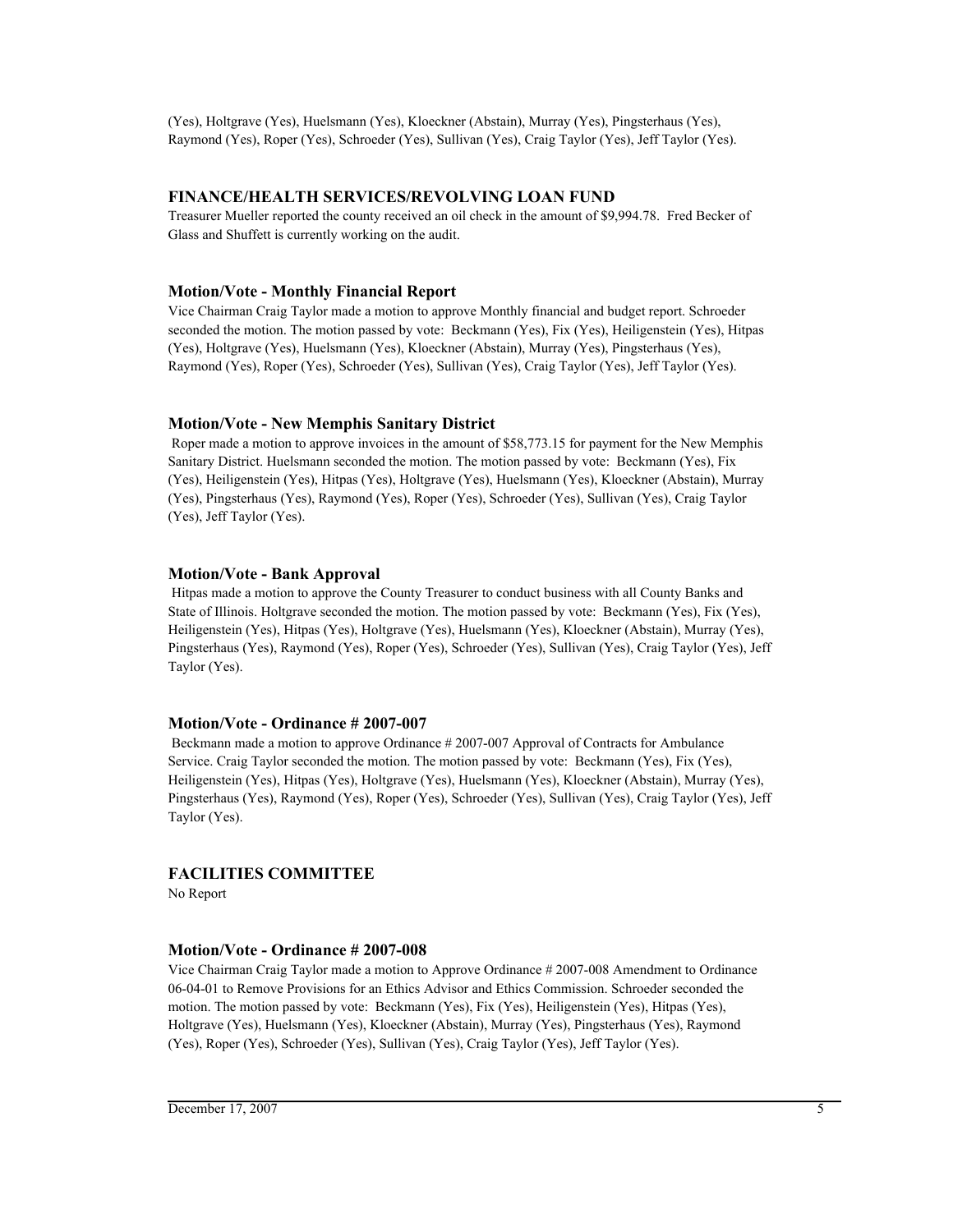(Yes), Holtgrave (Yes), Huelsmann (Yes), Kloeckner (Abstain), Murray (Yes), Pingsterhaus (Yes), Raymond (Yes), Roper (Yes), Schroeder (Yes), Sullivan (Yes), Craig Taylor (Yes), Jeff Taylor (Yes).

## FINANCE/HEALTH SERVICES/REVOLVING LOAN FUND

Treasurer Mueller reported the county received an oil check in the amount of $9,994.78. Fred Becker of Glass and Shuffett is currently working on the audit.

### Motion/Vote - Monthly Financial Report

Vice Chairman Craig Taylor made a motion to approve Monthly financial and budget report. Schroeder seconded the motion. The motion passed by vote: Beckmann (Yes), Fix (Yes), Heiligenstein (Yes), Hitpas (Yes), Holtgrave (Yes), Huelsmann (Yes), Kloeckner (Abstain), Murray (Yes), Pingsterhaus (Yes), Raymond (Yes), Roper (Yes), Schroeder (Yes), Sullivan (Yes), Craig Taylor (Yes), Jeff Taylor (Yes).

### Motion/Vote - New Memphis Sanitary District

Roper made a motion to approve invoices in the amount of $58,773.15 for payment for the New Memphis Sanitary District. Huelsmann seconded the motion. The motion passed by vote: Beckmann (Yes), Fix (Yes), Heiligenstein (Yes), Hitpas (Yes), Holtgrave (Yes), Huelsmann (Yes), Kloeckner (Abstain), Murray (Yes), Pingsterhaus (Yes), Raymond (Yes), Roper (Yes), Schroeder (Yes), Sullivan (Yes), Craig Taylor (Yes), Jeff Taylor (Yes).

### Motion/Vote - Bank Approval

Hitpas made a motion to approve the County Treasurer to conduct business with all County Banks and State of Illinois. Holtgrave seconded the motion. The motion passed by vote: Beckmann (Yes), Fix (Yes), Heiligenstein (Yes), Hitpas (Yes), Holtgrave (Yes), Huelsmann (Yes), Kloeckner (Abstain), Murray (Yes), Pingsterhaus (Yes), Raymond (Yes), Roper (Yes), Schroeder (Yes), Sullivan (Yes), Craig Taylor (Yes), Jeff Taylor (Yes).

### Motion/Vote - Ordinance # 2007-007

Beckmann made a motion to approve Ordinance # 2007-007 Approval of Contracts for Ambulance Service. Craig Taylor seconded the motion. The motion passed by vote: Beckmann (Yes), Fix (Yes), Heiligenstein (Yes), Hitpas (Yes), Holtgrave (Yes), Huelsmann (Yes), Kloeckner (Abstain), Murray (Yes), Pingsterhaus (Yes), Raymond (Yes), Roper (Yes), Schroeder (Yes), Sullivan (Yes), Craig Taylor (Yes), Jeff Taylor (Yes).

## FACILITIES COMMITTEE

No Report

### Motion/Vote - Ordinance # 2007-008

Vice Chairman Craig Taylor made a motion to Approve Ordinance # 2007-008 Amendment to Ordinance 06-04-01 to Remove Provisions for an Ethics Advisor and Ethics Commission. Schroeder seconded the motion. The motion passed by vote: Beckmann (Yes), Fix (Yes), Heiligenstein (Yes), Hitpas (Yes), Holtgrave (Yes), Huelsmann (Yes), Kloeckner (Abstain), Murray (Yes), Pingsterhaus (Yes), Raymond (Yes), Roper (Yes), Schroeder (Yes), Sullivan (Yes), Craig Taylor (Yes), Jeff Taylor (Yes).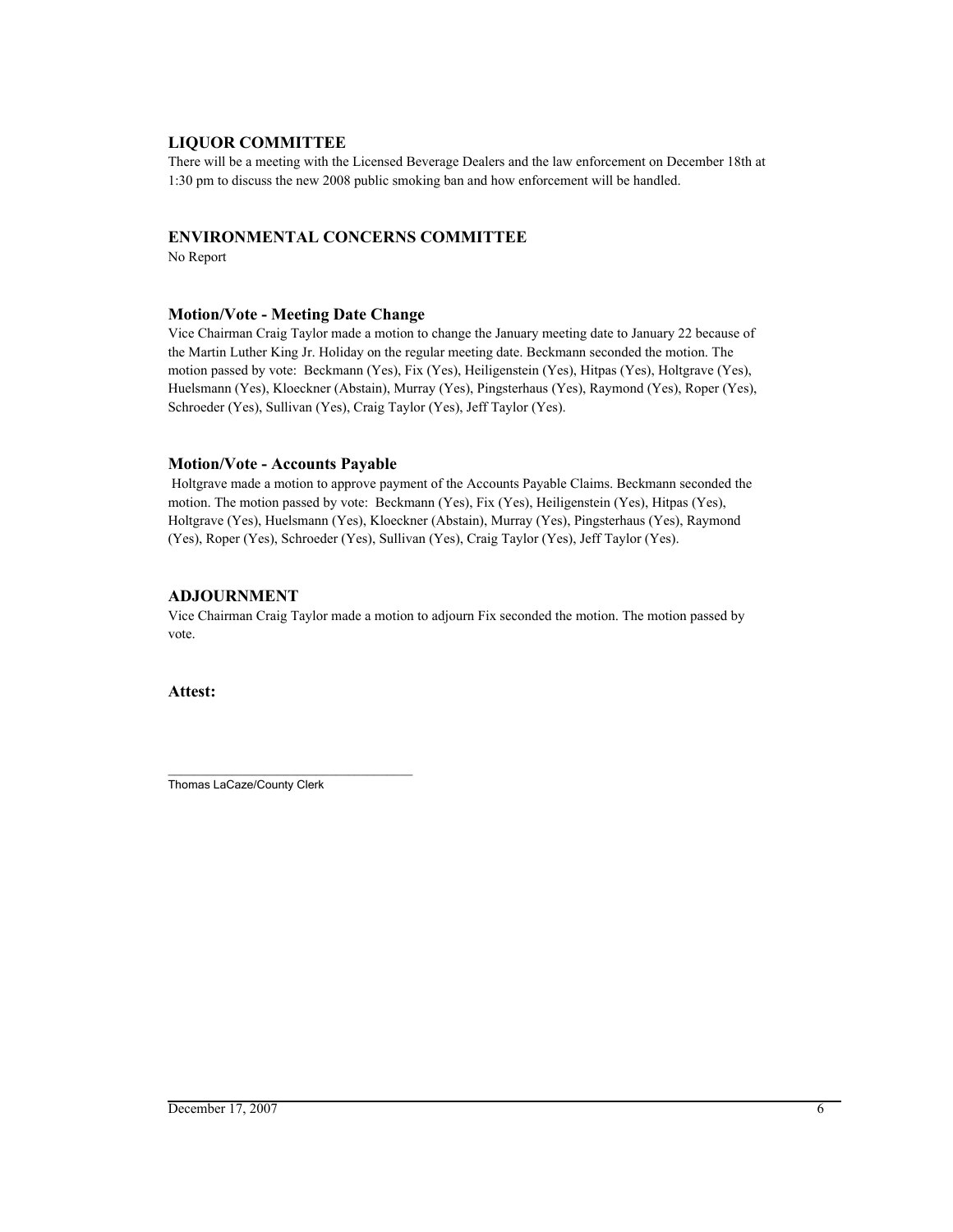## LIQUOR COMMITTEE

There will be a meeting with the Licensed Beverage Dealers and the law enforcement on December 18th at 1:30 pm to discuss the new 2008 public smoking ban and how enforcement will be handled.

## ENVIRONMENTAL CONCERNS COMMITTEE

No Report

### Motion/Vote - Meeting Date Change

Vice Chairman Craig Taylor made a motion to change the January meeting date to January 22 because of the Martin Luther King Jr. Holiday on the regular meeting date. Beckmann seconded the motion. The motion passed by vote: Beckmann (Yes), Fix (Yes), Heiligenstein (Yes), Hitpas (Yes), Holtgrave (Yes), Huelsmann (Yes), Kloeckner (Abstain), Murray (Yes), Pingsterhaus (Yes), Raymond (Yes), Roper (Yes), Schroeder (Yes), Sullivan (Yes), Craig Taylor (Yes), Jeff Taylor (Yes).

### Motion/Vote - Accounts Payable

Holtgrave made a motion to approve payment of the Accounts Payable Claims. Beckmann seconded the motion. The motion passed by vote: Beckmann (Yes), Fix (Yes), Heiligenstein (Yes), Hitpas (Yes), Holtgrave (Yes), Huelsmann (Yes), Kloeckner (Abstain), Murray (Yes), Pingsterhaus (Yes), Raymond (Yes), Roper (Yes), Schroeder (Yes), Sullivan (Yes), Craig Taylor (Yes), Jeff Taylor (Yes).

## ADJOURNMENT

Vice Chairman Craig Taylor made a motion to adjourn Fix seconded the motion. The motion passed by vote.

**Attest:**

\_\_\_\_\_\_\_\_\_\_\_\_\_\_\_\_\_\_\_\_\_\_\_\_\_\_\_\_\_\_\_\_\_\_\_\_

Thomas LaCaze/County Clerk